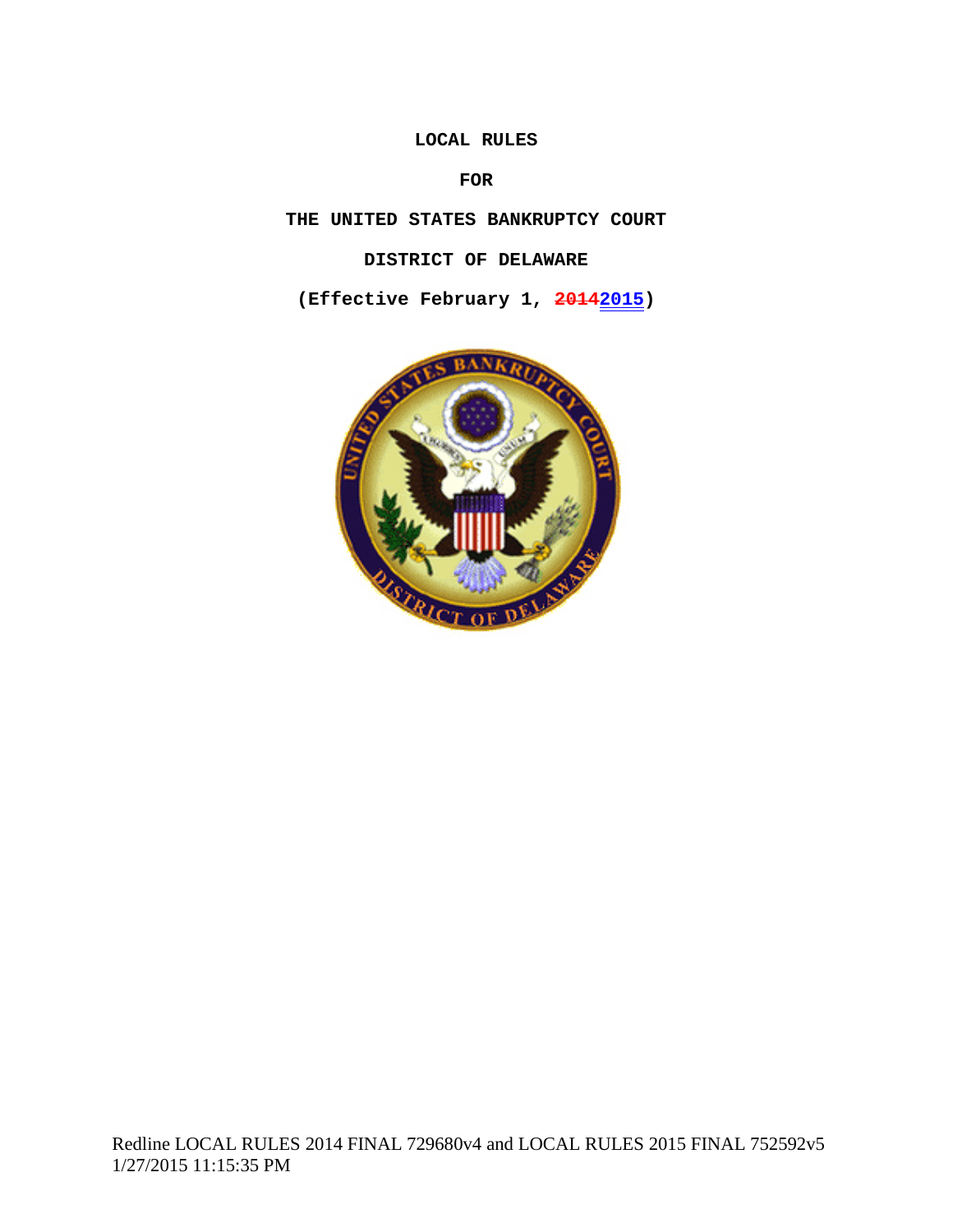**LOCAL RULES**

**FOR**

**THE UNITED STATES BANKRUPTCY COURT**

**DISTRICT OF DELAWARE**

**(Effective February 1, ~~2014~~2015)**

Redline LOCAL RULES 2014 FINAL 729680v4 and LOCAL RULES 2015 FINAL 752592v5
1/27/2015 11:15:35 PM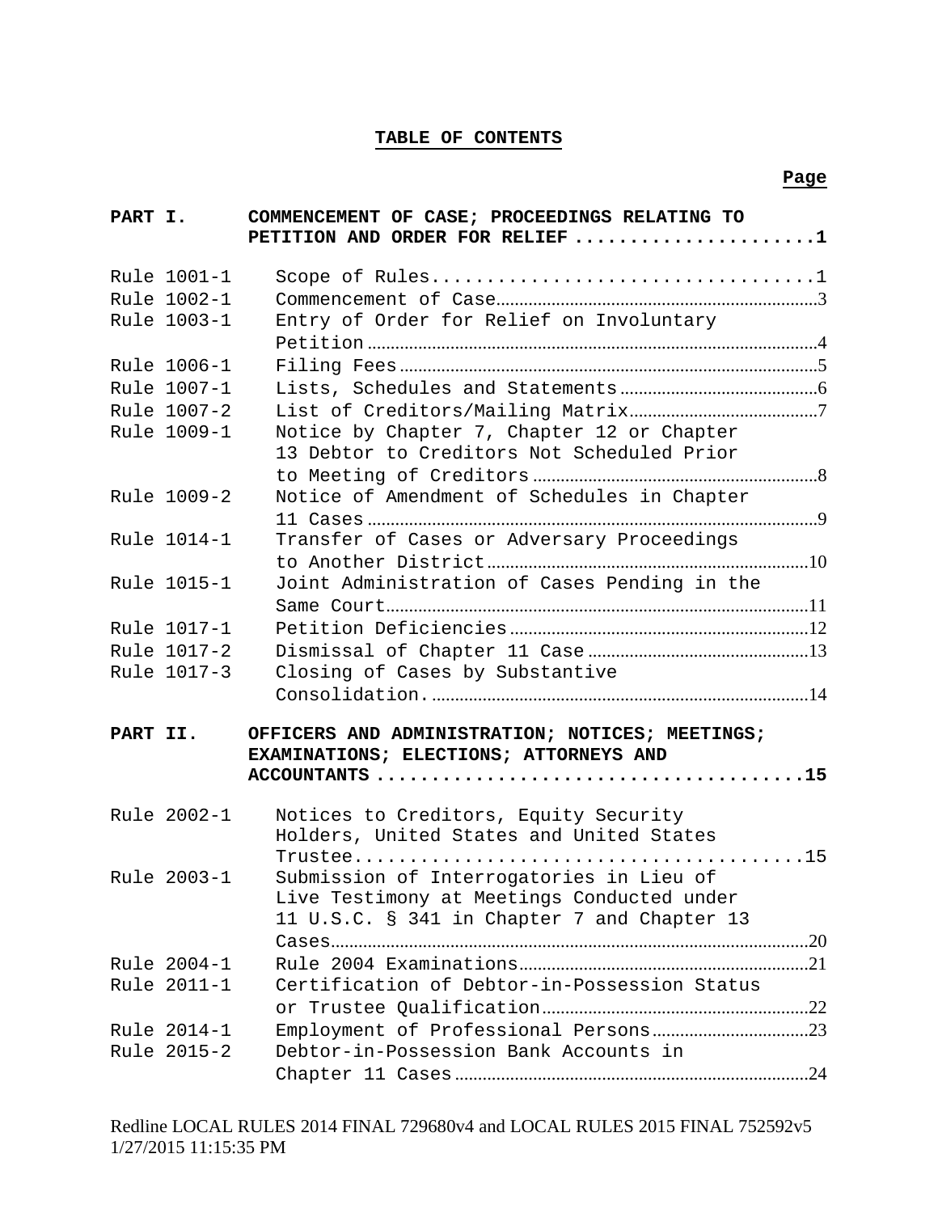# TABLE OF CONTENTS

| | | Page |
|---|---|---|
| **PART I.** | **COMMENCEMENT OF CASE; PROCEEDINGS RELATING TO PETITION AND ORDER FOR RELIEF** | **1** |
| Rule 1001-1 | Scope of Rules | 1 |
| Rule 1002-1 | Commencement of Case | 3 |
| Rule 1003-1 | Entry of Order for Relief on Involuntary Petition | 4 |
| Rule 1006-1 | Filing Fees | 5 |
| Rule 1007-1 | Lists, Schedules and Statements | 6 |
| Rule 1007-2 | List of Creditors/Mailing Matrix | 7 |
| Rule 1009-1 | Notice by Chapter 7, Chapter 12 or Chapter 13 Debtor to Creditors Not Scheduled Prior to Meeting of Creditors | 8 |
| Rule 1009-2 | Notice of Amendment of Schedules in Chapter 11 Cases | 9 |
| Rule 1014-1 | Transfer of Cases or Adversary Proceedings to Another District | 10 |
| Rule 1015-1 | Joint Administration of Cases Pending in the Same Court | 11 |
| Rule 1017-1 | Petition Deficiencies | 12 |
| Rule 1017-2 | Dismissal of Chapter 11 Case | 13 |
| Rule 1017-3 | Closing of Cases by Substantive Consolidation. | 14 |
| **PART II.** | **OFFICERS AND ADMINISTRATION; NOTICES; MEETINGS; EXAMINATIONS; ELECTIONS; ATTORNEYS AND ACCOUNTANTS** | **15** |
| Rule 2002-1 | Notices to Creditors, Equity Security Holders, United States and United States Trustee | 15 |
| Rule 2003-1 | Submission of Interrogatories in Lieu of Live Testimony at Meetings Conducted under 11 U.S.C. § 341 in Chapter 7 and Chapter 13 Cases | 20 |
| Rule 2004-1 | Rule 2004 Examinations | 21 |
| Rule 2011-1 | Certification of Debtor-in-Possession Status or Trustee Qualification | 22 |
| Rule 2014-1 | Employment of Professional Persons | 23 |
| Rule 2015-2 | Debtor-in-Possession Bank Accounts in Chapter 11 Cases | 24 |

Redline LOCAL RULES 2014 FINAL 729680v4 and LOCAL RULES 2015 FINAL 752592v5
1/27/2015 11:15:35 PM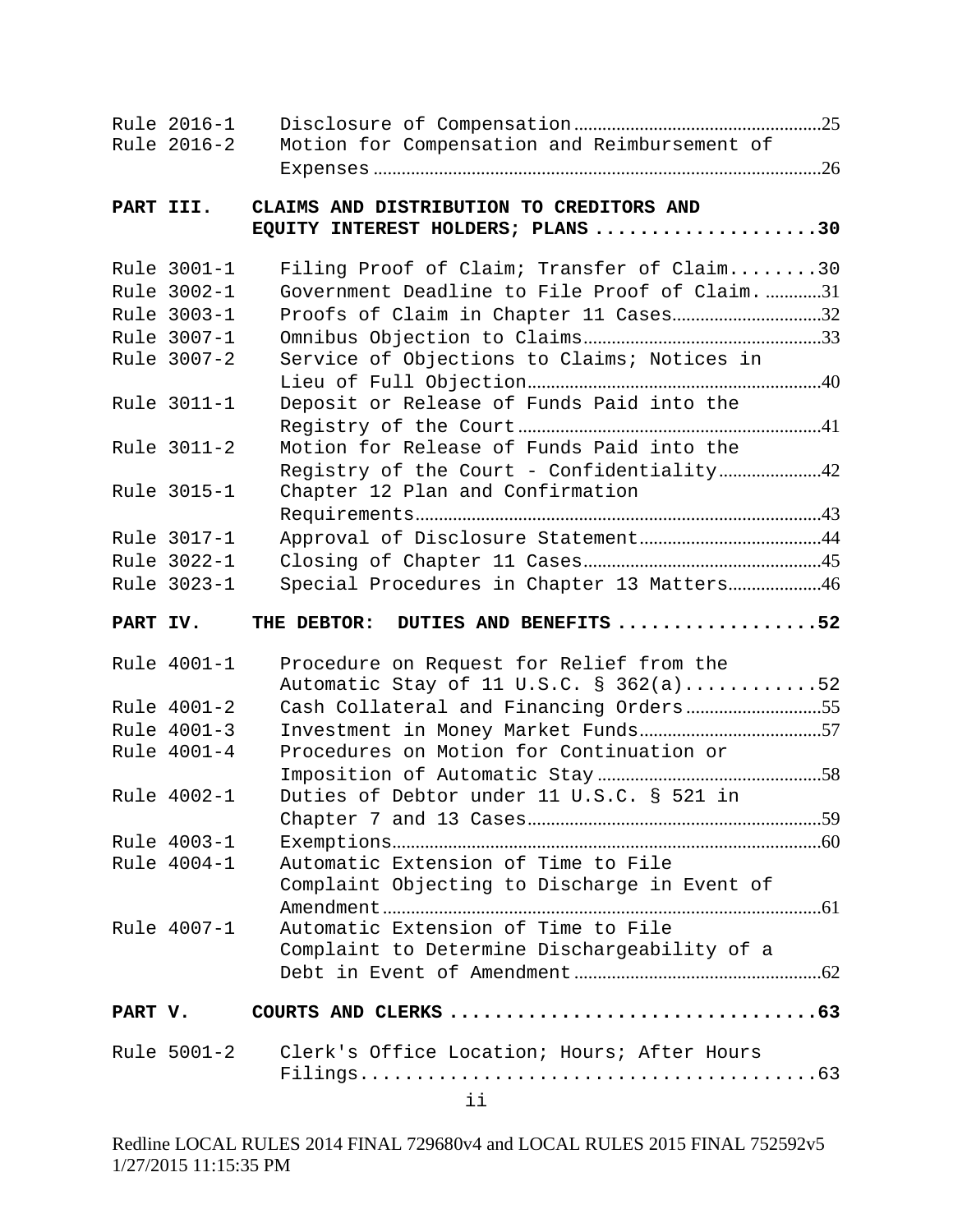| | | |
|---|---|---|
| Rule 2016-1 | Disclosure of Compensation | 25 |
| Rule 2016-2 | Motion for Compensation and Reimbursement of Expenses | 26 |
| **PART III.** | **CLAIMS AND DISTRIBUTION TO CREDITORS AND EQUITY INTEREST HOLDERS; PLANS** | **30** |
| Rule 3001-1 | Filing Proof of Claim; Transfer of Claim | 30 |
| Rule 3002-1 | Government Deadline to File Proof of Claim. | 31 |
| Rule 3003-1 | Proofs of Claim in Chapter 11 Cases | 32 |
| Rule 3007-1 | Omnibus Objection to Claims | 33 |
| Rule 3007-2 | Service of Objections to Claims; Notices in Lieu of Full Objection | 40 |
| Rule 3011-1 | Deposit or Release of Funds Paid into the Registry of the Court | 41 |
| Rule 3011-2 | Motion for Release of Funds Paid into the Registry of the Court - Confidentiality | 42 |
| Rule 3015-1 | Chapter 12 Plan and Confirmation Requirements | 43 |
| Rule 3017-1 | Approval of Disclosure Statement | 44 |
| Rule 3022-1 | Closing of Chapter 11 Cases | 45 |
| Rule 3023-1 | Special Procedures in Chapter 13 Matters | 46 |
| **PART IV.** | **THE DEBTOR: DUTIES AND BENEFITS** | **52** |
| Rule 4001-1 | Procedure on Request for Relief from the Automatic Stay of 11 U.S.C. § 362(a) | 52 |
| Rule 4001-2 | Cash Collateral and Financing Orders | 55 |
| Rule 4001-3 | Investment in Money Market Funds | 57 |
| Rule 4001-4 | Procedures on Motion for Continuation or Imposition of Automatic Stay | 58 |
| Rule 4002-1 | Duties of Debtor under 11 U.S.C. § 521 in Chapter 7 and 13 Cases | 59 |
| Rule 4003-1 | Exemptions | 60 |
| Rule 4004-1 | Automatic Extension of Time to File Complaint Objecting to Discharge in Event of Amendment | 61 |
| Rule 4007-1 | Automatic Extension of Time to File Complaint to Determine Dischargeability of a Debt in Event of Amendment | 62 |
| **PART V.** | **COURTS AND CLERKS** | **63** |
| Rule 5001-2 | Clerk's Office Location; Hours; After Hours Filings | 63 |

Redline LOCAL RULES 2014 FINAL 729680v4 and LOCAL RULES 2015 FINAL 752592v5 1/27/2015 11:15:35 PM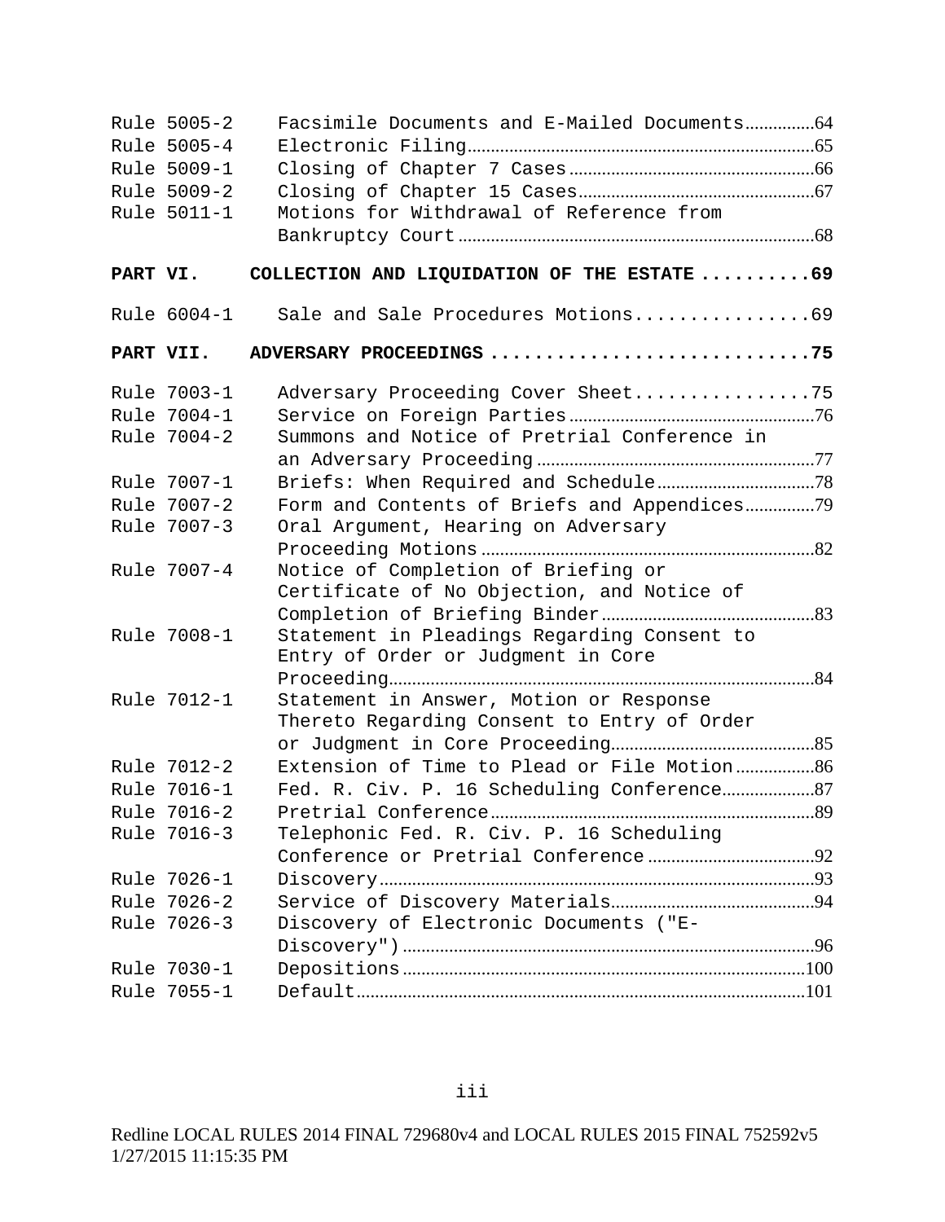| | | |
|---|---|---|
| Rule 5005-2 | Facsimile Documents and E-Mailed Documents | 64 |
| Rule 5005-4 | Electronic Filing | 65 |
| Rule 5009-1 | Closing of Chapter 7 Cases | 66 |
| Rule 5009-2 | Closing of Chapter 15 Cases | 67 |
| Rule 5011-1 | Motions for Withdrawal of Reference from Bankruptcy Court | 68 |
| **PART VI.** | **COLLECTION AND LIQUIDATION OF THE ESTATE** | **69** |
| Rule 6004-1 | Sale and Sale Procedures Motions | 69 |
| **PART VII.** | **ADVERSARY PROCEEDINGS** | **75** |
| Rule 7003-1 | Adversary Proceeding Cover Sheet | 75 |
| Rule 7004-1 | Service on Foreign Parties | 76 |
| Rule 7004-2 | Summons and Notice of Pretrial Conference in an Adversary Proceeding | 77 |
| Rule 7007-1 | Briefs: When Required and Schedule | 78 |
| Rule 7007-2 | Form and Contents of Briefs and Appendices | 79 |
| Rule 7007-3 | Oral Argument, Hearing on Adversary Proceeding Motions | 82 |
| Rule 7007-4 | Notice of Completion of Briefing or Certificate of No Objection, and Notice of Completion of Briefing Binder | 83 |
| Rule 7008-1 | Statement in Pleadings Regarding Consent to Entry of Order or Judgment in Core Proceeding | 84 |
| Rule 7012-1 | Statement in Answer, Motion or Response Thereto Regarding Consent to Entry of Order or Judgment in Core Proceeding | 85 |
| Rule 7012-2 | Extension of Time to Plead or File Motion | 86 |
| Rule 7016-1 | Fed. R. Civ. P. 16 Scheduling Conference | 87 |
| Rule 7016-2 | Pretrial Conference | 89 |
| Rule 7016-3 | Telephonic Fed. R. Civ. P. 16 Scheduling Conference or Pretrial Conference | 92 |
| Rule 7026-1 | Discovery | 93 |
| Rule 7026-2 | Service of Discovery Materials | 94 |
| Rule 7026-3 | Discovery of Electronic Documents ("E-Discovery") | 96 |
| Rule 7030-1 | Depositions | 100 |
| Rule 7055-1 | Default | 101 |

Redline LOCAL RULES 2014 FINAL 729680v4 and LOCAL RULES 2015 FINAL 752592v5
1/27/2015 11:15:35 PM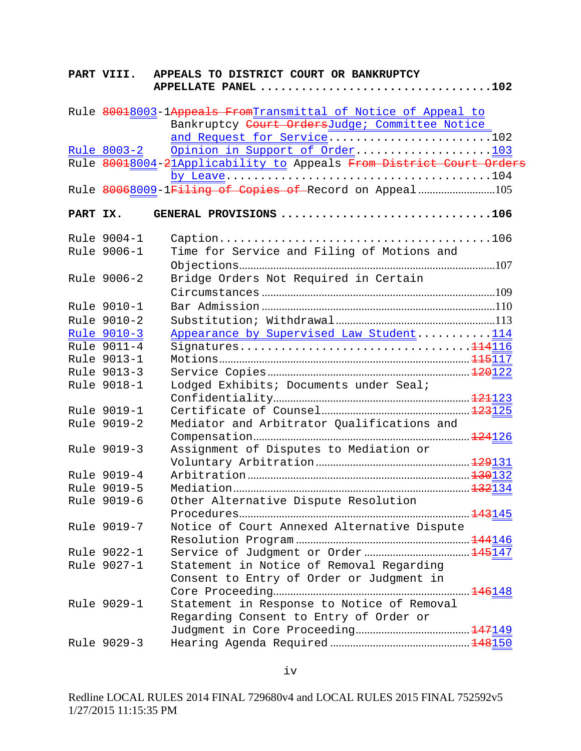**PART VIII. APPEALS TO DISTRICT COURT OR BANKRUPTCY APPELLATE PANEL** .................................102

| | | |
|---|---|---|
| Rule ~~8001~~8003-1 | ~~Appeals From~~Transmittal of Notice of Appeal to Bankruptcy ~~Court Orders~~Judge; Committee Notice and Request for Service | 102 |
| Rule 8003-2 | Opinion in Support of Order | 103 |
| Rule ~~8001~~8004-~~2~~1 | Applicability to Appeals ~~From District Court Orders~~ by Leave | 104 |
| Rule ~~8006~~8009-1 | ~~Filing of Copies of~~ Record on Appeal | 105 |

**PART IX. GENERAL PROVISIONS** .................................106

| | | |
|---|---|---|
| Rule 9004-1 | Caption | 106 |
| Rule 9006-1 | Time for Service and Filing of Motions and Objections | 107 |
| Rule 9006-2 | Bridge Orders Not Required in Certain Circumstances | 109 |
| Rule 9010-1 | Bar Admission | 110 |
| Rule 9010-2 | Substitution; Withdrawal | 113 |
| Rule 9010-3 | Appearance by Supervised Law Student | 114 |
| Rule 9011-4 | Signatures | ~~114~~116 |
| Rule 9013-1 | Motions | ~~115~~117 |
| Rule 9013-3 | Service Copies | ~~120~~122 |
| Rule 9018-1 | Lodged Exhibits; Documents under Seal; Confidentiality | ~~121~~123 |
| Rule 9019-1 | Certificate of Counsel | ~~123~~125 |
| Rule 9019-2 | Mediator and Arbitrator Qualifications and Compensation | ~~124~~126 |
| Rule 9019-3 | Assignment of Disputes to Mediation or Voluntary Arbitration | ~~129~~131 |
| Rule 9019-4 | Arbitration | ~~130~~132 |
| Rule 9019-5 | Mediation | ~~132~~134 |
| Rule 9019-6 | Other Alternative Dispute Resolution Procedures | ~~143~~145 |
| Rule 9019-7 | Notice of Court Annexed Alternative Dispute Resolution Program | ~~144~~146 |
| Rule 9022-1 | Service of Judgment or Order | ~~145~~147 |
| Rule 9027-1 | Statement in Notice of Removal Regarding Consent to Entry of Order or Judgment in Core Proceeding | ~~146~~148 |
| Rule 9029-1 | Statement in Response to Notice of Removal Regarding Consent to Entry of Order or Judgment in Core Proceeding | ~~147~~149 |
| Rule 9029-3 | Hearing Agenda Required | ~~148~~150 |

Redline LOCAL RULES 2014 FINAL 729680v4 and LOCAL RULES 2015 FINAL 752592v5
1/27/2015 11:15:35 PM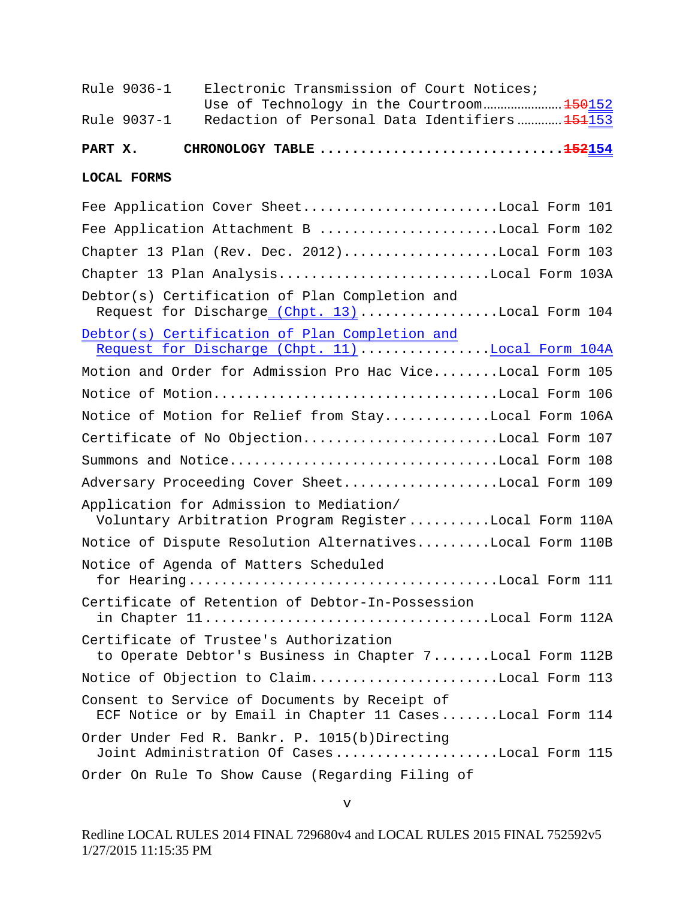| | | |
|---|---|---|
| Rule 9036-1 | Electronic Transmission of Court Notices; Use of Technology in the Courtroom | ~~150~~152 |
| Rule 9037-1 | Redaction of Personal Data Identifiers | ~~151~~153 |

**PART X. CHRONOLOGY TABLE** .............................. **~~152~~154**

**LOCAL FORMS**

Fee Application Cover Sheet........................Local Form 101

Fee Application Attachment B .....................Local Form 102

Chapter 13 Plan (Rev. Dec. 2012)..................Local Form 103

Chapter 13 Plan Analysis..........................Local Form 103A

Debtor(s) Certification of Plan Completion and Request for Discharge (Chpt. 13)................Local Form 104

Debtor(s) Certification of Plan Completion and Request for Discharge (Chpt. 11)................Local Form 104A

Motion and Order for Admission Pro Hac Vice........Local Form 105

Notice of Motion.................................Local Form 106

Notice of Motion for Relief from Stay............Local Form 106A

Certificate of No Objection.......................Local Form 107

Summons and Notice...............................Local Form 108

Adversary Proceeding Cover Sheet..................Local Form 109

Application for Admission to Mediation/ Voluntary Arbitration Program Register..........Local Form 110A

Notice of Dispute Resolution Alternatives.........Local Form 110B

Notice of Agenda of Matters Scheduled for Hearing....................................Local Form 111

Certificate of Retention of Debtor-In-Possession in Chapter 11..................................Local Form 112A

Certificate of Trustee's Authorization to Operate Debtor's Business in Chapter 7.......Local Form 112B

Notice of Objection to Claim......................Local Form 113

Consent to Service of Documents by Receipt of ECF Notice or by Email in Chapter 11 Cases.......Local Form 114

Order Under Fed R. Bankr. P. 1015(b)Directing Joint Administration Of Cases....................Local Form 115

Order On Rule To Show Cause (Regarding Filing of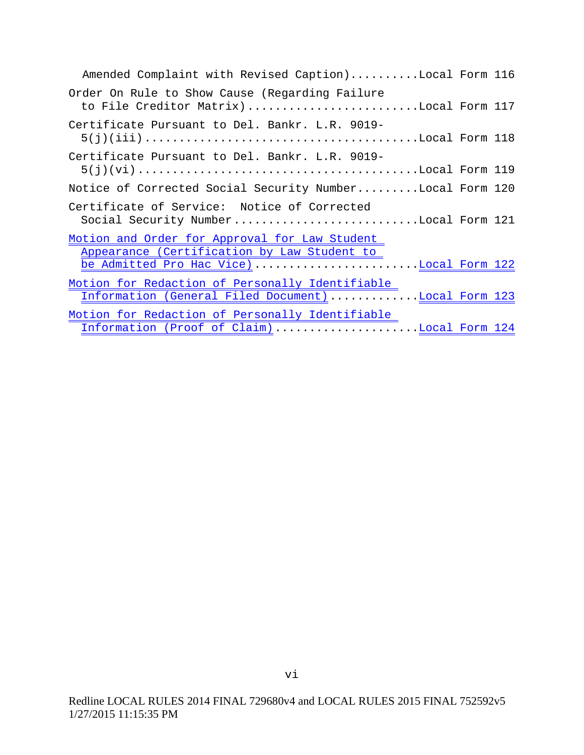Amended Complaint with Revised Caption)..........Local Form 116

Order On Rule to Show Cause (Regarding Failure to File Creditor Matrix)........................Local Form 117

Certificate Pursuant to Del. Bankr. L.R. 9019-5(j)(iii).......................................Local Form 118

Certificate Pursuant to Del. Bankr. L.R. 9019-5(j)(vi)........................................Local Form 119

Notice of Corrected Social Security Number.........Local Form 120

Certificate of Service: Notice of Corrected Social Security Number..........................Local Form 121

Motion and Order for Approval for Law Student Appearance (Certification by Law Student to be Admitted Pro Hac Vice).......................Local Form 122

Motion for Redaction of Personally Identifiable Information (General Filed Document)............Local Form 123

Motion for Redaction of Personally Identifiable Information (Proof of Claim)....................Local Form 124

Redline LOCAL RULES 2014 FINAL 729680v4 and LOCAL RULES 2015 FINAL 752592v5
1/27/2015 11:15:35 PM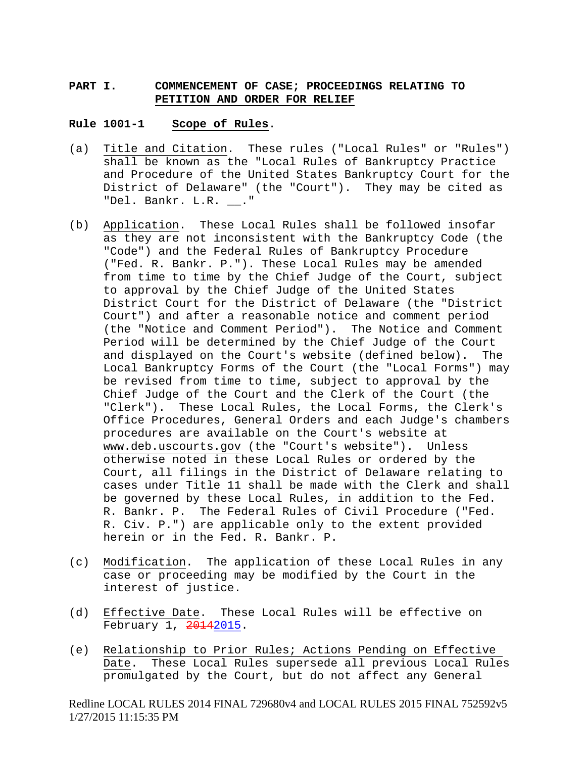**PART I. COMMENCEMENT OF CASE; PROCEEDINGS RELATING TO PETITION AND ORDER FOR RELIEF**

**Rule 1001-1 Scope of Rules.**

(a) Title and Citation. These rules ("Local Rules" or "Rules") shall be known as the "Local Rules of Bankruptcy Practice and Procedure of the United States Bankruptcy Court for the District of Delaware" (the "Court"). They may be cited as "Del. Bankr. L.R. __."

(b) Application. These Local Rules shall be followed insofar as they are not inconsistent with the Bankruptcy Code (the "Code") and the Federal Rules of Bankruptcy Procedure ("Fed. R. Bankr. P."). These Local Rules may be amended from time to time by the Chief Judge of the Court, subject to approval by the Chief Judge of the United States District Court for the District of Delaware (the "District Court") and after a reasonable notice and comment period (the "Notice and Comment Period"). The Notice and Comment Period will be determined by the Chief Judge of the Court and displayed on the Court's website (defined below). The Local Bankruptcy Forms of the Court (the "Local Forms") may be revised from time to time, subject to approval by the Chief Judge of the Court and the Clerk of the Court (the "Clerk"). These Local Rules, the Local Forms, the Clerk's Office Procedures, General Orders and each Judge's chambers procedures are available on the Court's website at www.deb.uscourts.gov (the "Court's website"). Unless otherwise noted in these Local Rules or ordered by the Court, all filings in the District of Delaware relating to cases under Title 11 shall be made with the Clerk and shall be governed by these Local Rules, in addition to the Fed. R. Bankr. P. The Federal Rules of Civil Procedure ("Fed. R. Civ. P.") are applicable only to the extent provided herein or in the Fed. R. Bankr. P.

(c) Modification. The application of these Local Rules in any case or proceeding may be modified by the Court in the interest of justice.

(d) Effective Date. These Local Rules will be effective on February 1, ~~2014~~2015.

(e) Relationship to Prior Rules; Actions Pending on Effective Date. These Local Rules supersede all previous Local Rules promulgated by the Court, but do not affect any General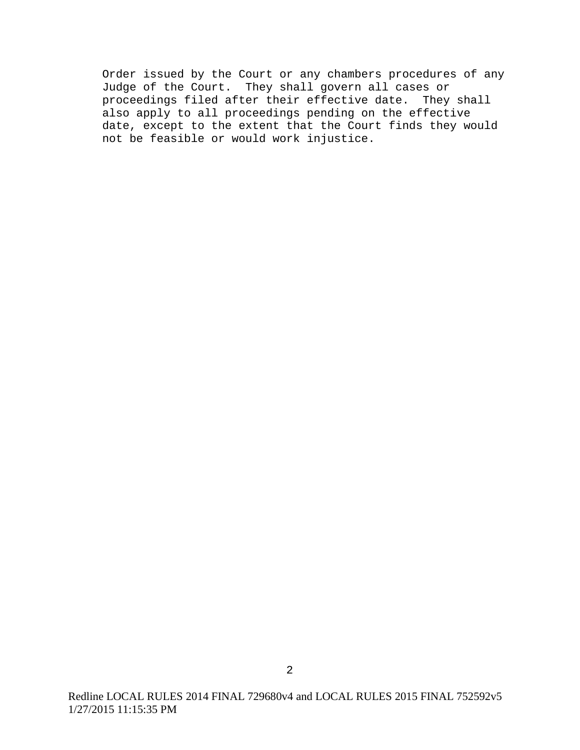Order issued by the Court or any chambers procedures of any Judge of the Court. They shall govern all cases or proceedings filed after their effective date. They shall also apply to all proceedings pending on the effective date, except to the extent that the Court finds they would not be feasible or would work injustice.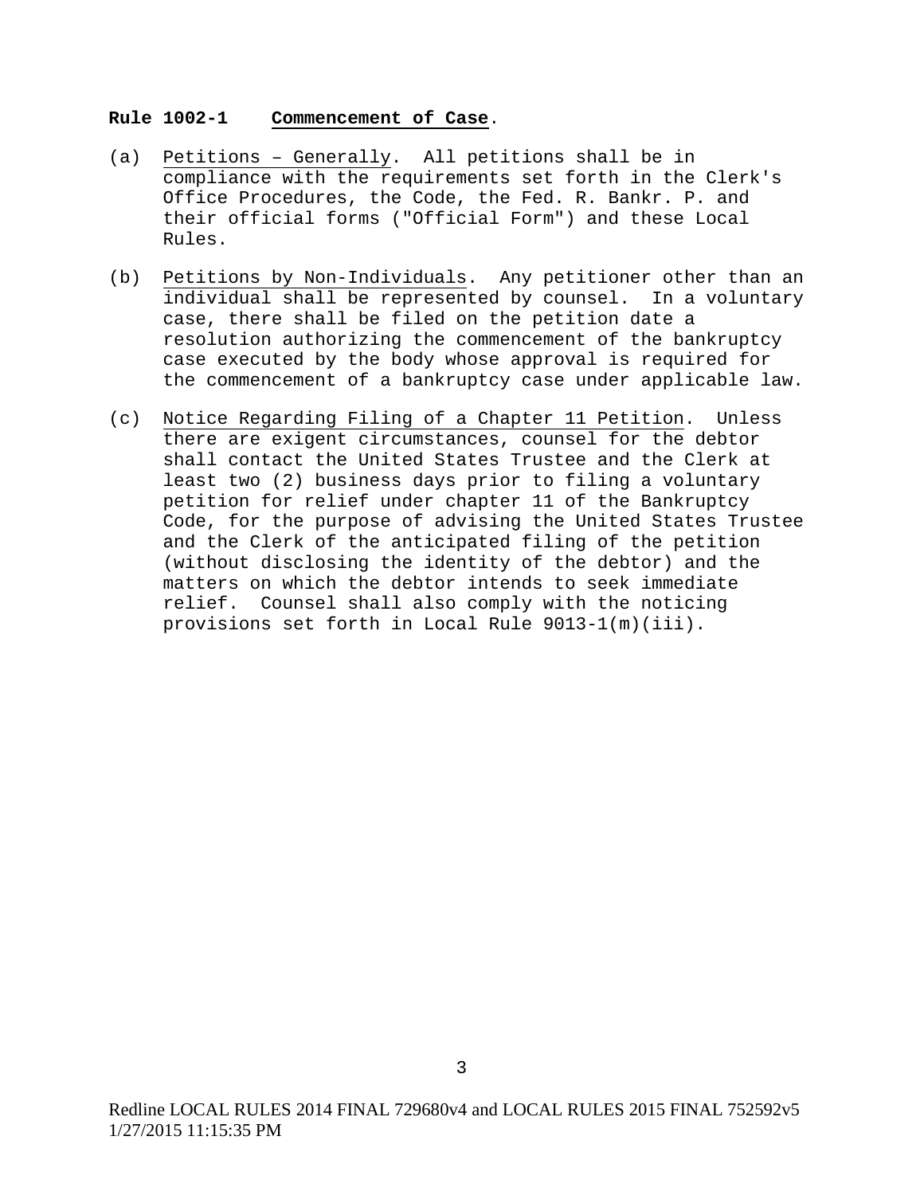**Rule 1002-1 Commencement of Case.**

(a) Petitions – Generally. All petitions shall be in compliance with the requirements set forth in the Clerk's Office Procedures, the Code, the Fed. R. Bankr. P. and their official forms ("Official Form") and these Local Rules.

(b) Petitions by Non-Individuals. Any petitioner other than an individual shall be represented by counsel. In a voluntary case, there shall be filed on the petition date a resolution authorizing the commencement of the bankruptcy case executed by the body whose approval is required for the commencement of a bankruptcy case under applicable law.

(c) Notice Regarding Filing of a Chapter 11 Petition. Unless there are exigent circumstances, counsel for the debtor shall contact the United States Trustee and the Clerk at least two (2) business days prior to filing a voluntary petition for relief under chapter 11 of the Bankruptcy Code, for the purpose of advising the United States Trustee and the Clerk of the anticipated filing of the petition (without disclosing the identity of the debtor) and the matters on which the debtor intends to seek immediate relief. Counsel shall also comply with the noticing provisions set forth in Local Rule 9013-1(m)(iii).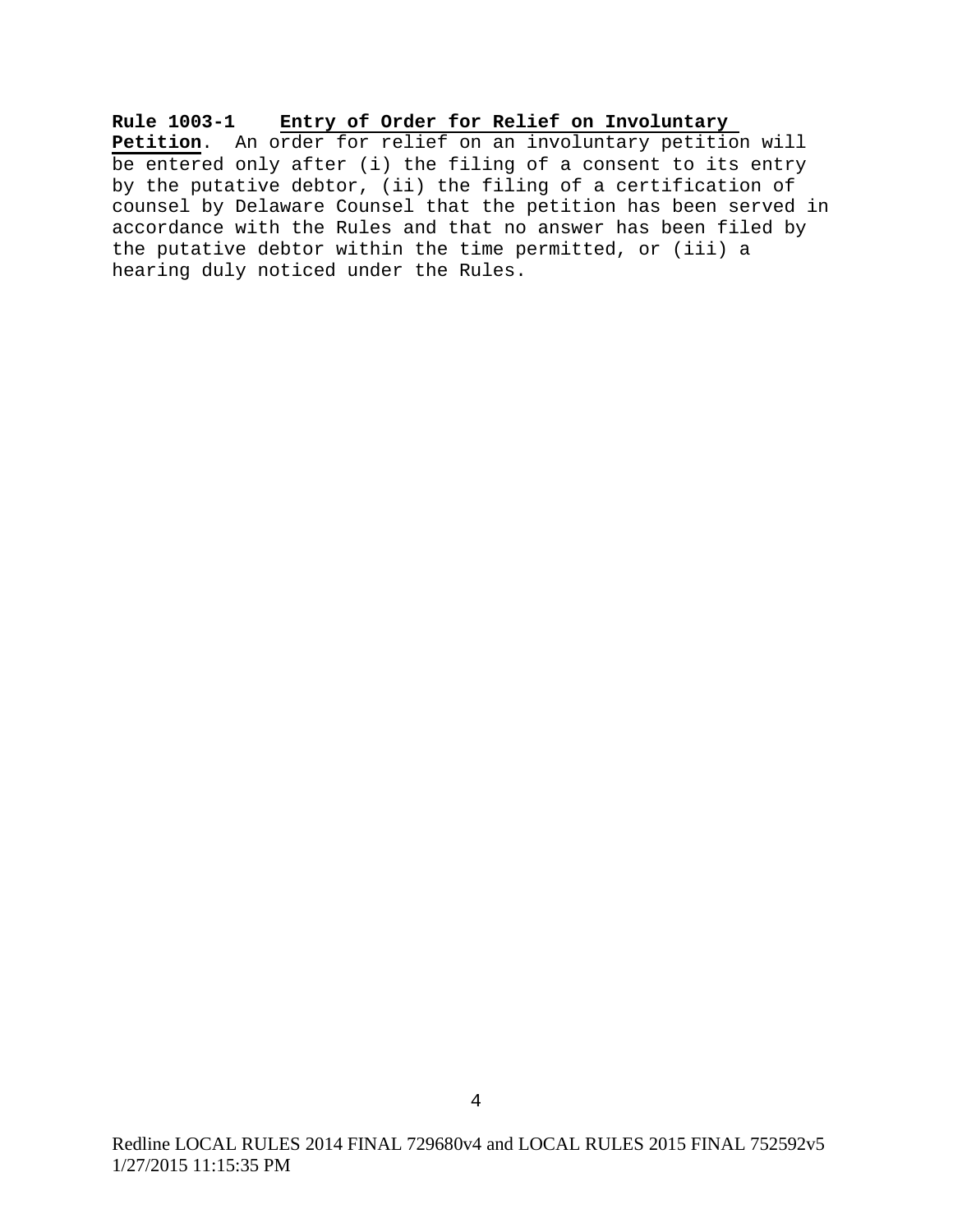**Rule 1003-1** **Entry of Order for Relief on Involuntary Petition**. An order for relief on an involuntary petition will be entered only after (i) the filing of a consent to its entry by the putative debtor, (ii) the filing of a certification of counsel by Delaware Counsel that the petition has been served in accordance with the Rules and that no answer has been filed by the putative debtor within the time permitted, or (iii) a hearing duly noticed under the Rules.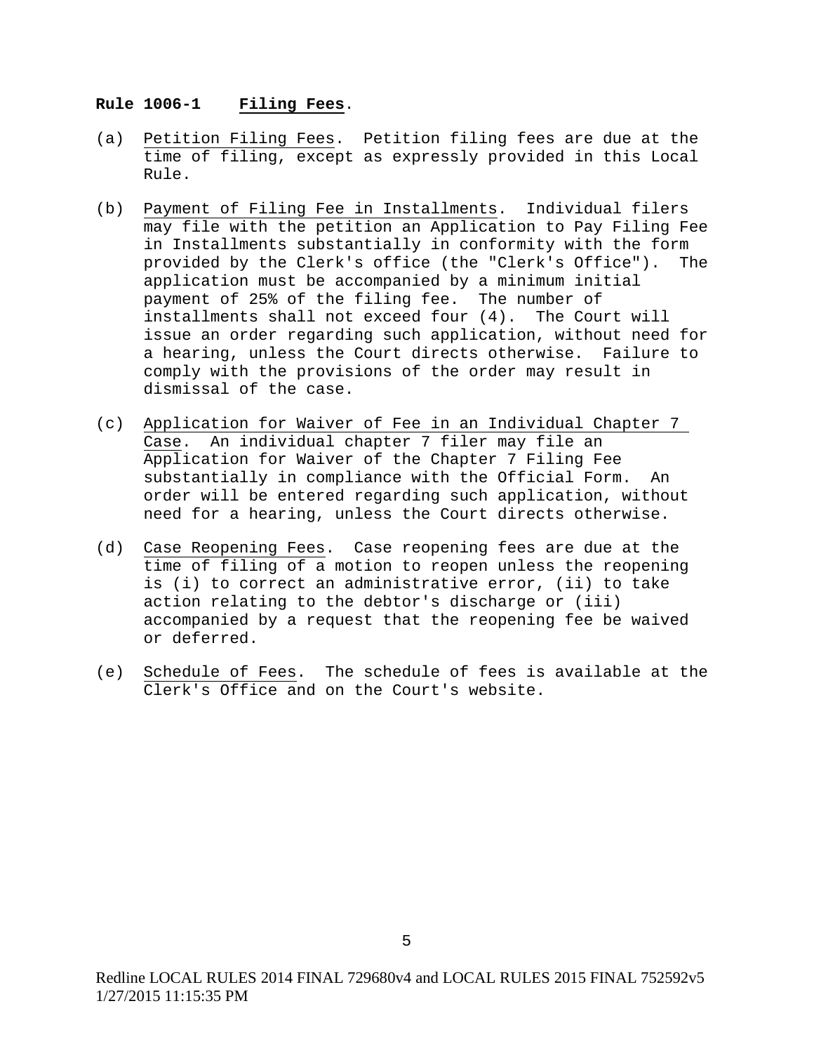**Rule 1006-1 Filing Fees.**

(a) Petition Filing Fees. Petition filing fees are due at the time of filing, except as expressly provided in this Local Rule.

(b) Payment of Filing Fee in Installments. Individual filers may file with the petition an Application to Pay Filing Fee in Installments substantially in conformity with the form provided by the Clerk's office (the "Clerk's Office"). The application must be accompanied by a minimum initial payment of 25% of the filing fee. The number of installments shall not exceed four (4). The Court will issue an order regarding such application, without need for a hearing, unless the Court directs otherwise. Failure to comply with the provisions of the order may result in dismissal of the case.

(c) Application for Waiver of Fee in an Individual Chapter 7 Case. An individual chapter 7 filer may file an Application for Waiver of the Chapter 7 Filing Fee substantially in compliance with the Official Form. An order will be entered regarding such application, without need for a hearing, unless the Court directs otherwise.

(d) Case Reopening Fees. Case reopening fees are due at the time of filing of a motion to reopen unless the reopening is (i) to correct an administrative error, (ii) to take action relating to the debtor's discharge or (iii) accompanied by a request that the reopening fee be waived or deferred.

(e) Schedule of Fees. The schedule of fees is available at the Clerk's Office and on the Court's website.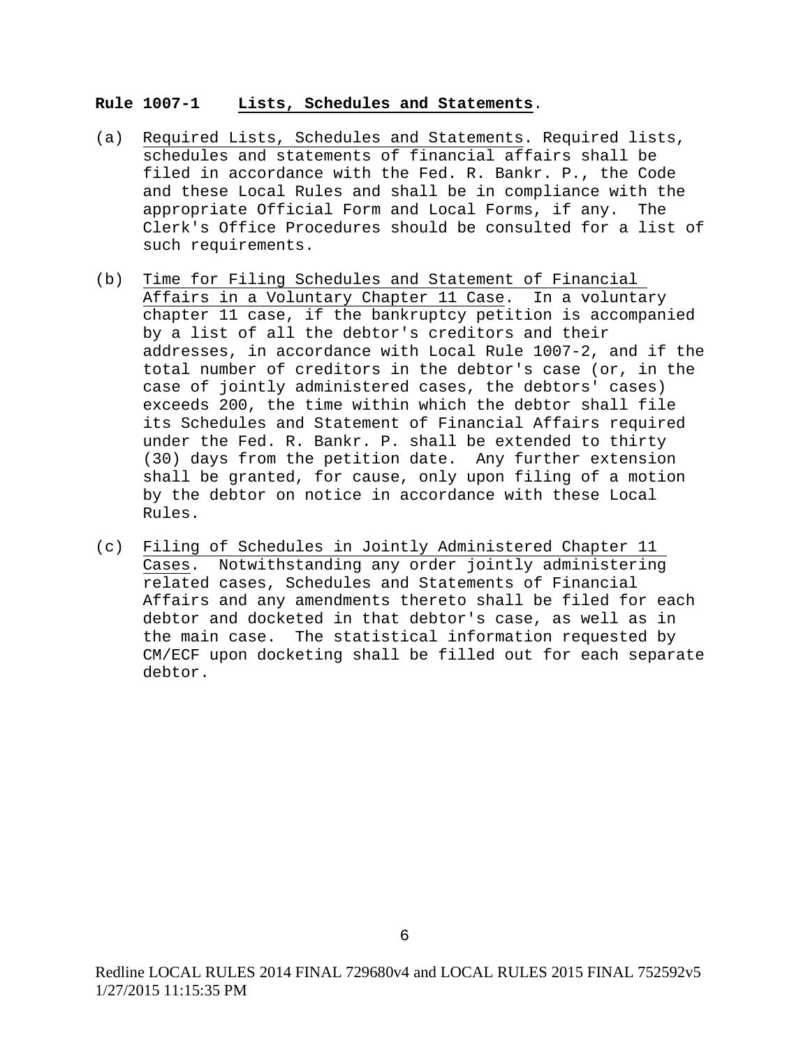**Rule 1007-1 Lists, Schedules and Statements.**

(a) Required Lists, Schedules and Statements. Required lists, schedules and statements of financial affairs shall be filed in accordance with the Fed. R. Bankr. P., the Code and these Local Rules and shall be in compliance with the appropriate Official Form and Local Forms, if any. The Clerk's Office Procedures should be consulted for a list of such requirements.

(b) Time for Filing Schedules and Statement of Financial Affairs in a Voluntary Chapter 11 Case. In a voluntary chapter 11 case, if the bankruptcy petition is accompanied by a list of all the debtor's creditors and their addresses, in accordance with Local Rule 1007-2, and if the total number of creditors in the debtor's case (or, in the case of jointly administered cases, the debtors' cases) exceeds 200, the time within which the debtor shall file its Schedules and Statement of Financial Affairs required under the Fed. R. Bankr. P. shall be extended to thirty (30) days from the petition date. Any further extension shall be granted, for cause, only upon filing of a motion by the debtor on notice in accordance with these Local Rules.

(c) Filing of Schedules in Jointly Administered Chapter 11 Cases. Notwithstanding any order jointly administering related cases, Schedules and Statements of Financial Affairs and any amendments thereto shall be filed for each debtor and docketed in that debtor's case, as well as in the main case. The statistical information requested by CM/ECF upon docketing shall be filled out for each separate debtor.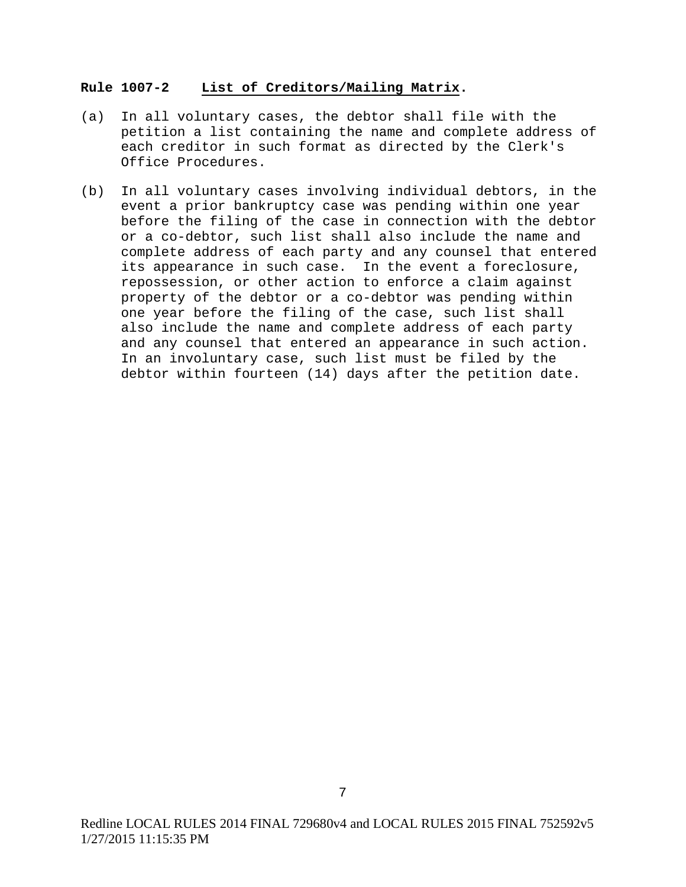**Rule 1007-2 List of Creditors/Mailing Matrix.**

(a) In all voluntary cases, the debtor shall file with the petition a list containing the name and complete address of each creditor in such format as directed by the Clerk's Office Procedures.

(b) In all voluntary cases involving individual debtors, in the event a prior bankruptcy case was pending within one year before the filing of the case in connection with the debtor or a co-debtor, such list shall also include the name and complete address of each party and any counsel that entered its appearance in such case. In the event a foreclosure, repossession, or other action to enforce a claim against property of the debtor or a co-debtor was pending within one year before the filing of the case, such list shall also include the name and complete address of each party and any counsel that entered an appearance in such action. In an involuntary case, such list must be filed by the debtor within fourteen (14) days after the petition date.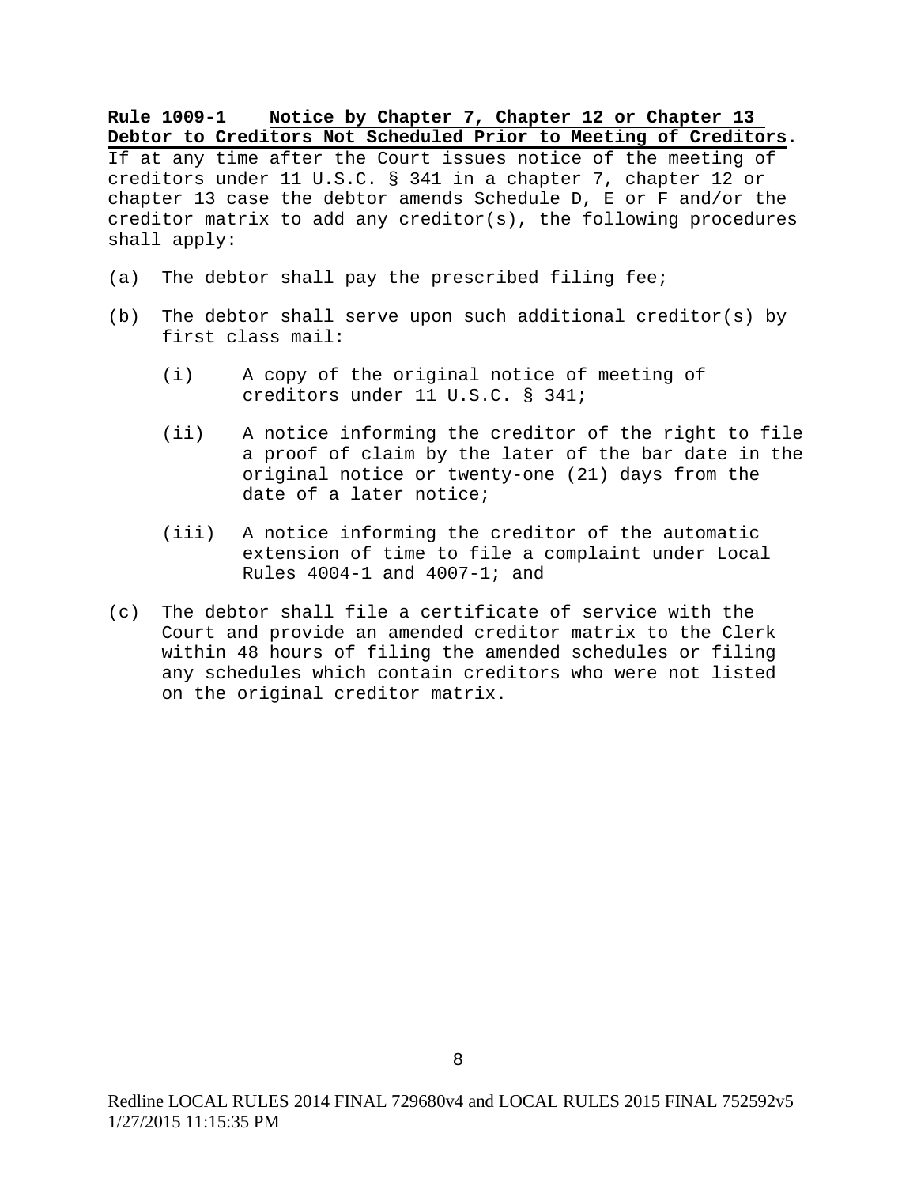**Rule 1009-1 Notice by Chapter 7, Chapter 12 or Chapter 13 Debtor to Creditors Not Scheduled Prior to Meeting of Creditors.** If at any time after the Court issues notice of the meeting of creditors under 11 U.S.C. § 341 in a chapter 7, chapter 12 or chapter 13 case the debtor amends Schedule D, E or F and/or the creditor matrix to add any creditor(s), the following procedures shall apply:

(a) The debtor shall pay the prescribed filing fee;

(b) The debtor shall serve upon such additional creditor(s) by first class mail:

 (i) A copy of the original notice of meeting of creditors under 11 U.S.C. § 341;

 (ii) A notice informing the creditor of the right to file a proof of claim by the later of the bar date in the original notice or twenty-one (21) days from the date of a later notice;

 (iii) A notice informing the creditor of the automatic extension of time to file a complaint under Local Rules 4004-1 and 4007-1; and

(c) The debtor shall file a certificate of service with the Court and provide an amended creditor matrix to the Clerk within 48 hours of filing the amended schedules or filing any schedules which contain creditors who were not listed on the original creditor matrix.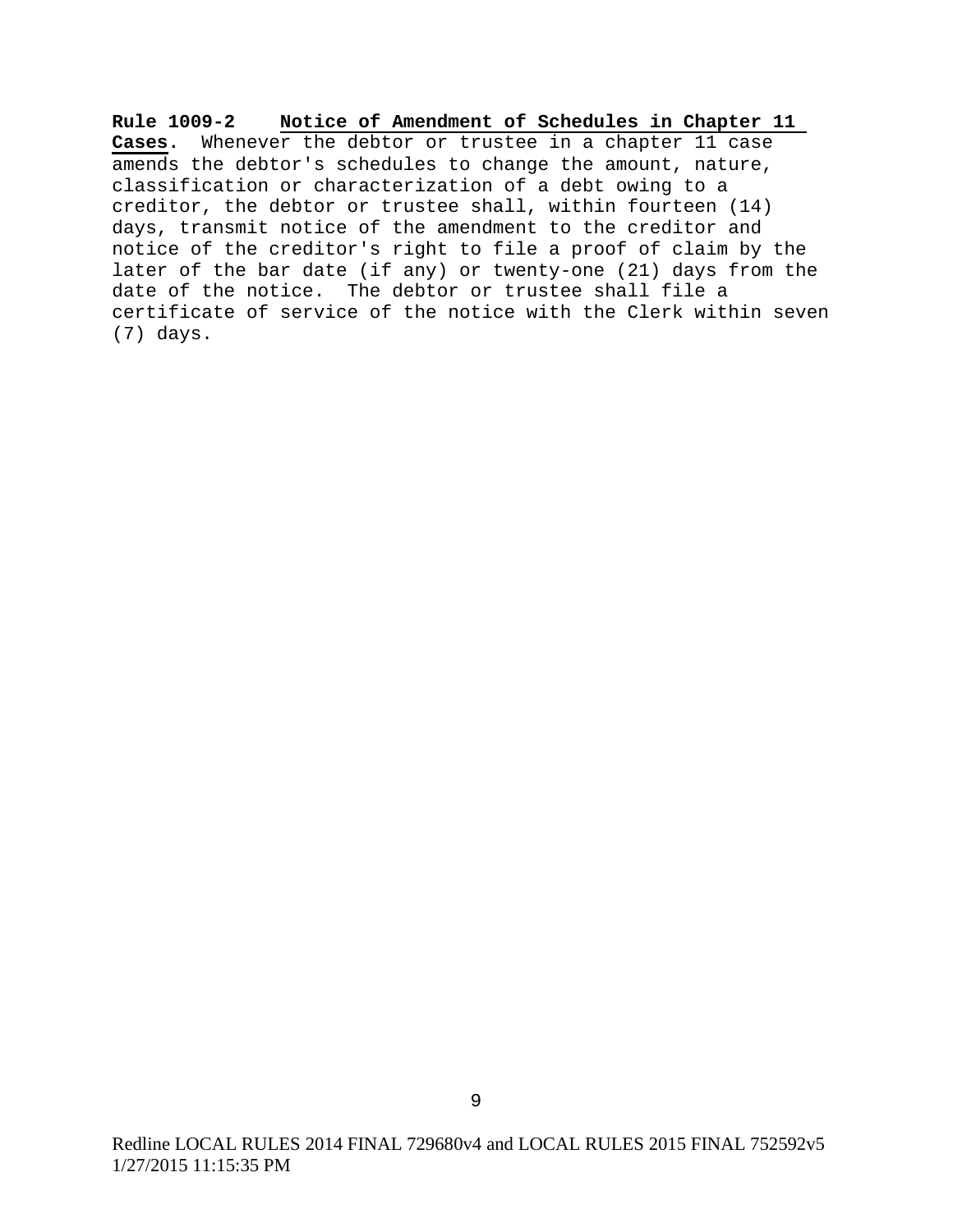**Rule 1009-2** **Notice of Amendment of Schedules in Chapter 11 Cases.** Whenever the debtor or trustee in a chapter 11 case amends the debtor's schedules to change the amount, nature, classification or characterization of a debt owing to a creditor, the debtor or trustee shall, within fourteen (14) days, transmit notice of the amendment to the creditor and notice of the creditor's right to file a proof of claim by the later of the bar date (if any) or twenty-one (21) days from the date of the notice. The debtor or trustee shall file a certificate of service of the notice with the Clerk within seven (7) days.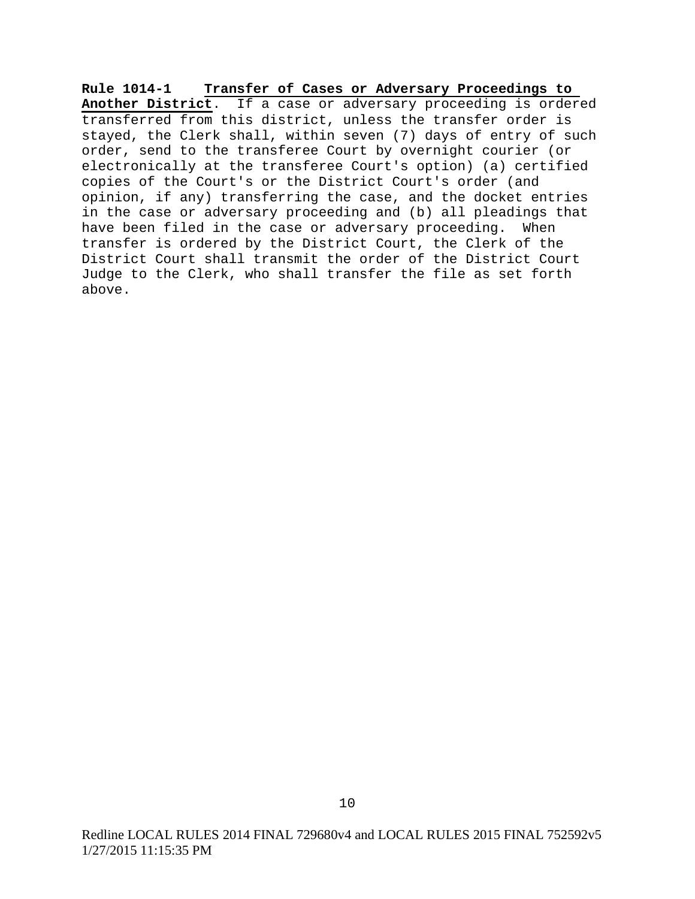**Rule 1014-1 Transfer of Cases or Adversary Proceedings to Another District**. If a case or adversary proceeding is ordered transferred from this district, unless the transfer order is stayed, the Clerk shall, within seven (7) days of entry of such order, send to the transferee Court by overnight courier (or electronically at the transferee Court's option) (a) certified copies of the Court's or the District Court's order (and opinion, if any) transferring the case, and the docket entries in the case or adversary proceeding and (b) all pleadings that have been filed in the case or adversary proceeding. When transfer is ordered by the District Court, the Clerk of the District Court shall transmit the order of the District Court Judge to the Clerk, who shall transfer the file as set forth above.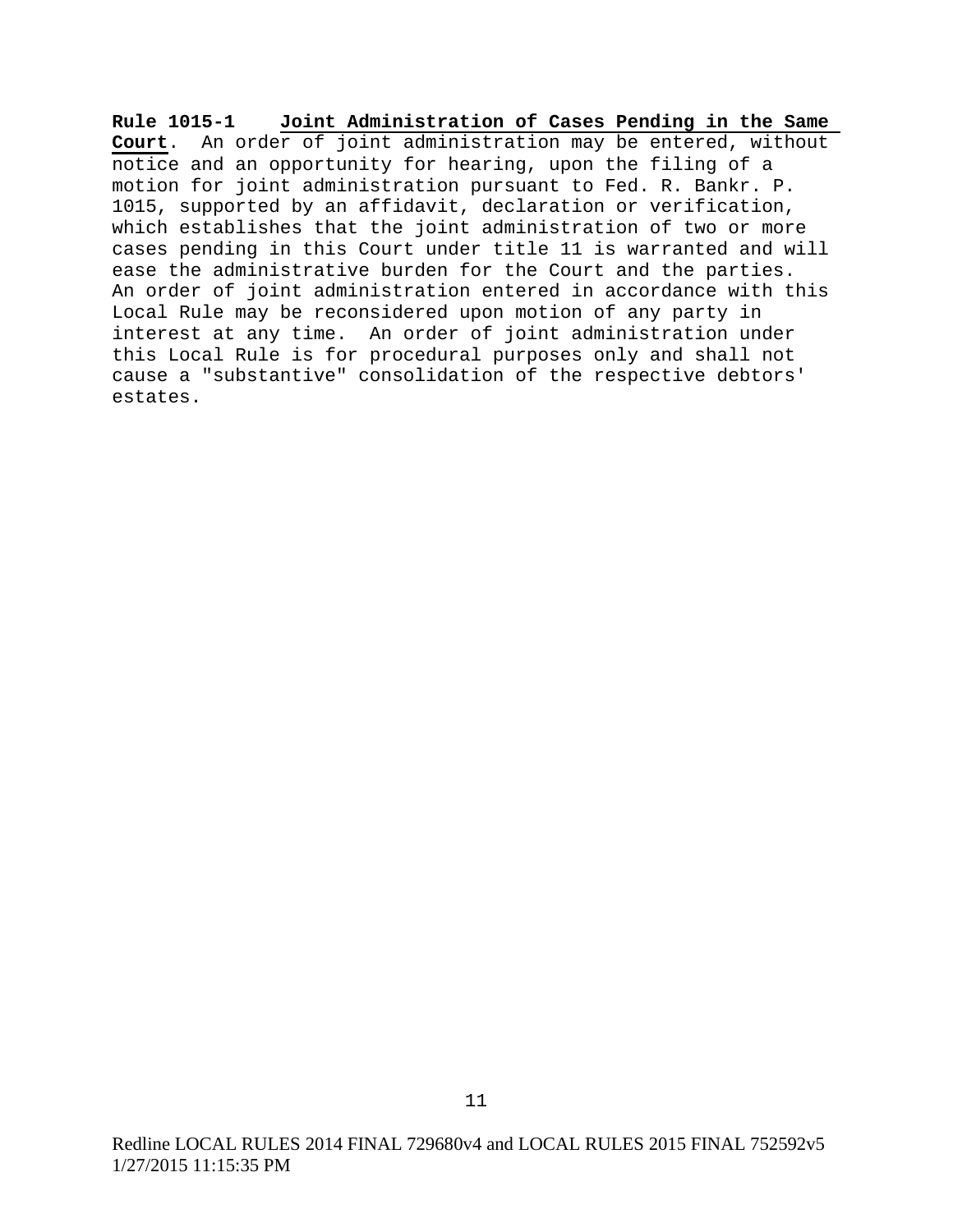**Rule 1015-1** **Joint Administration of Cases Pending in the Same Court**. An order of joint administration may be entered, without notice and an opportunity for hearing, upon the filing of a motion for joint administration pursuant to Fed. R. Bankr. P. 1015, supported by an affidavit, declaration or verification, which establishes that the joint administration of two or more cases pending in this Court under title 11 is warranted and will ease the administrative burden for the Court and the parties. An order of joint administration entered in accordance with this Local Rule may be reconsidered upon motion of any party in interest at any time. An order of joint administration under this Local Rule is for procedural purposes only and shall not cause a "substantive" consolidation of the respective debtors' estates.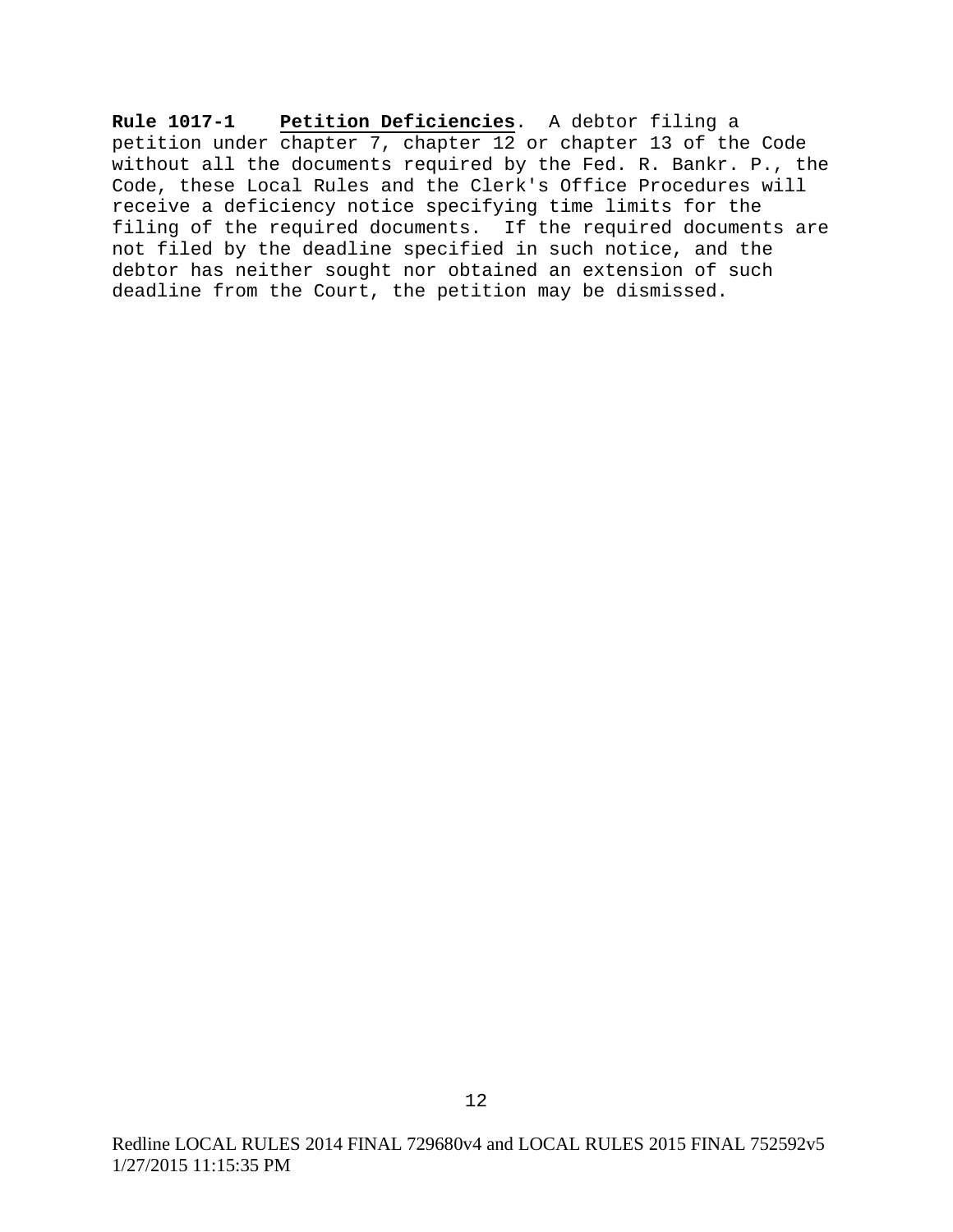**Rule 1017-1** **Petition Deficiencies**. A debtor filing a petition under chapter 7, chapter 12 or chapter 13 of the Code without all the documents required by the Fed. R. Bankr. P., the Code, these Local Rules and the Clerk's Office Procedures will receive a deficiency notice specifying time limits for the filing of the required documents. If the required documents are not filed by the deadline specified in such notice, and the debtor has neither sought nor obtained an extension of such deadline from the Court, the petition may be dismissed.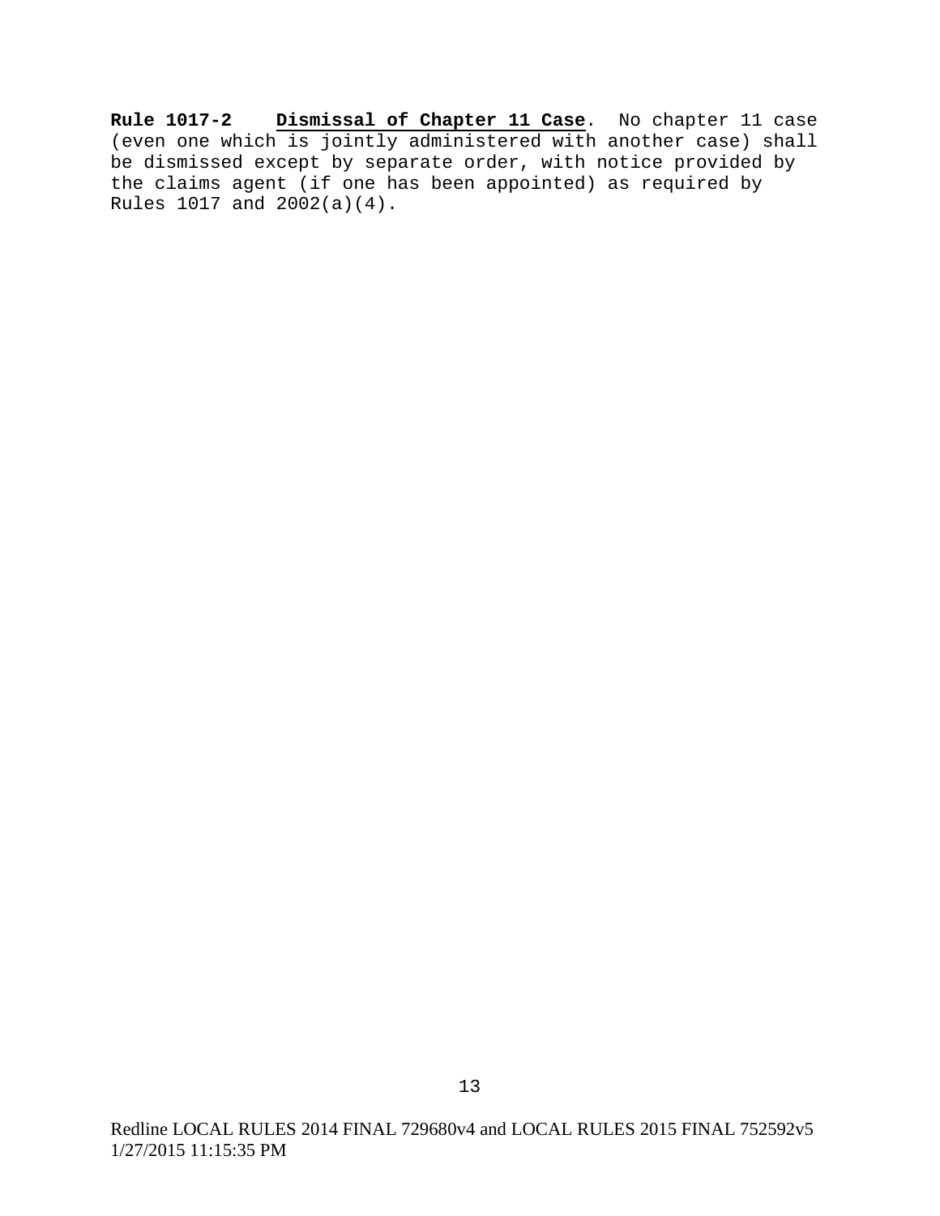**Rule 1017-2** <u>**Dismissal of Chapter 11 Case**</u>. No chapter 11 case (even one which is jointly administered with another case) shall be dismissed except by separate order, with notice provided by the claims agent (if one has been appointed) as required by Rules 1017 and 2002(a)(4).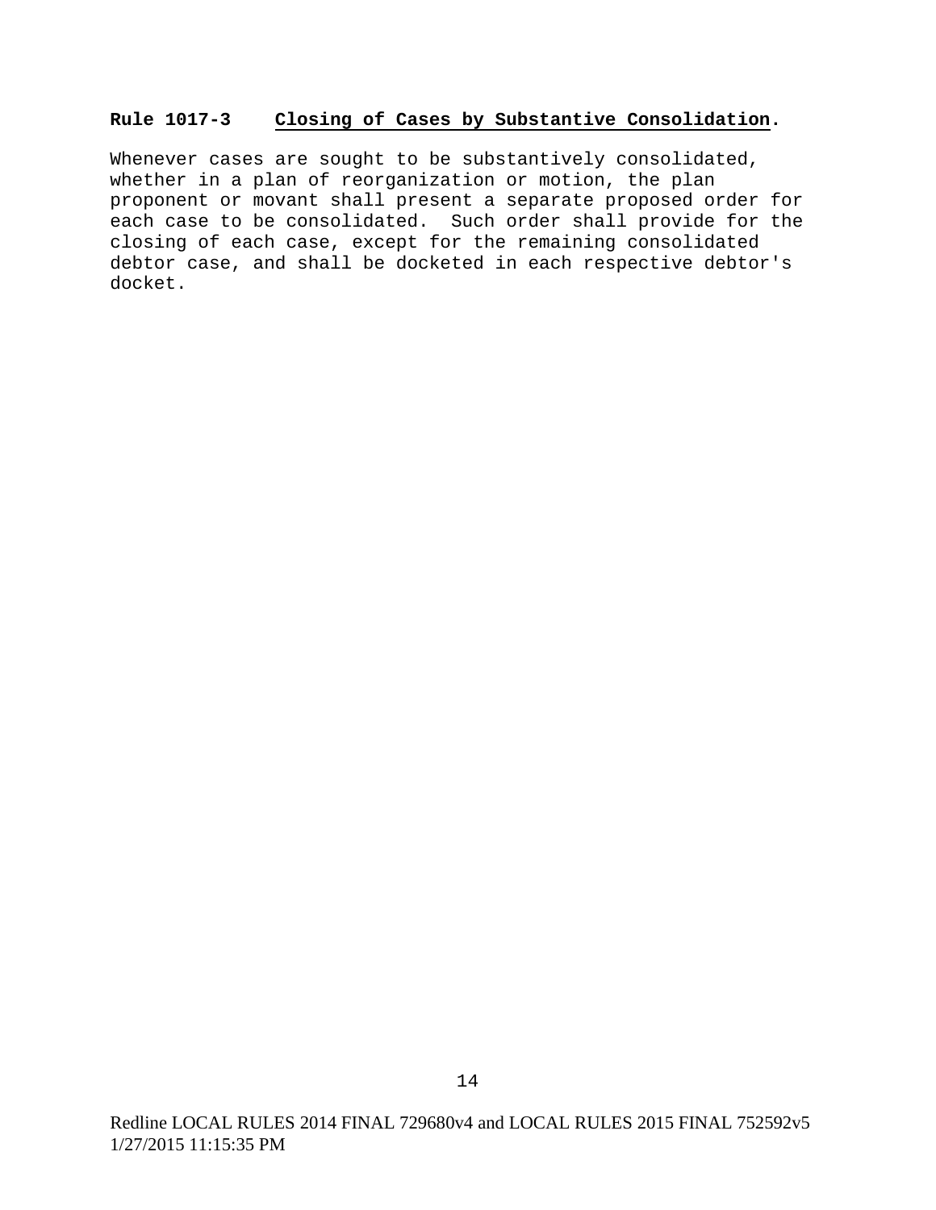**Rule 1017-3 <u>Closing of Cases by Substantive Consolidation</u>.**

Whenever cases are sought to be substantively consolidated, whether in a plan of reorganization or motion, the plan proponent or movant shall present a separate proposed order for each case to be consolidated. Such order shall provide for the closing of each case, except for the remaining consolidated debtor case, and shall be docketed in each respective debtor's docket.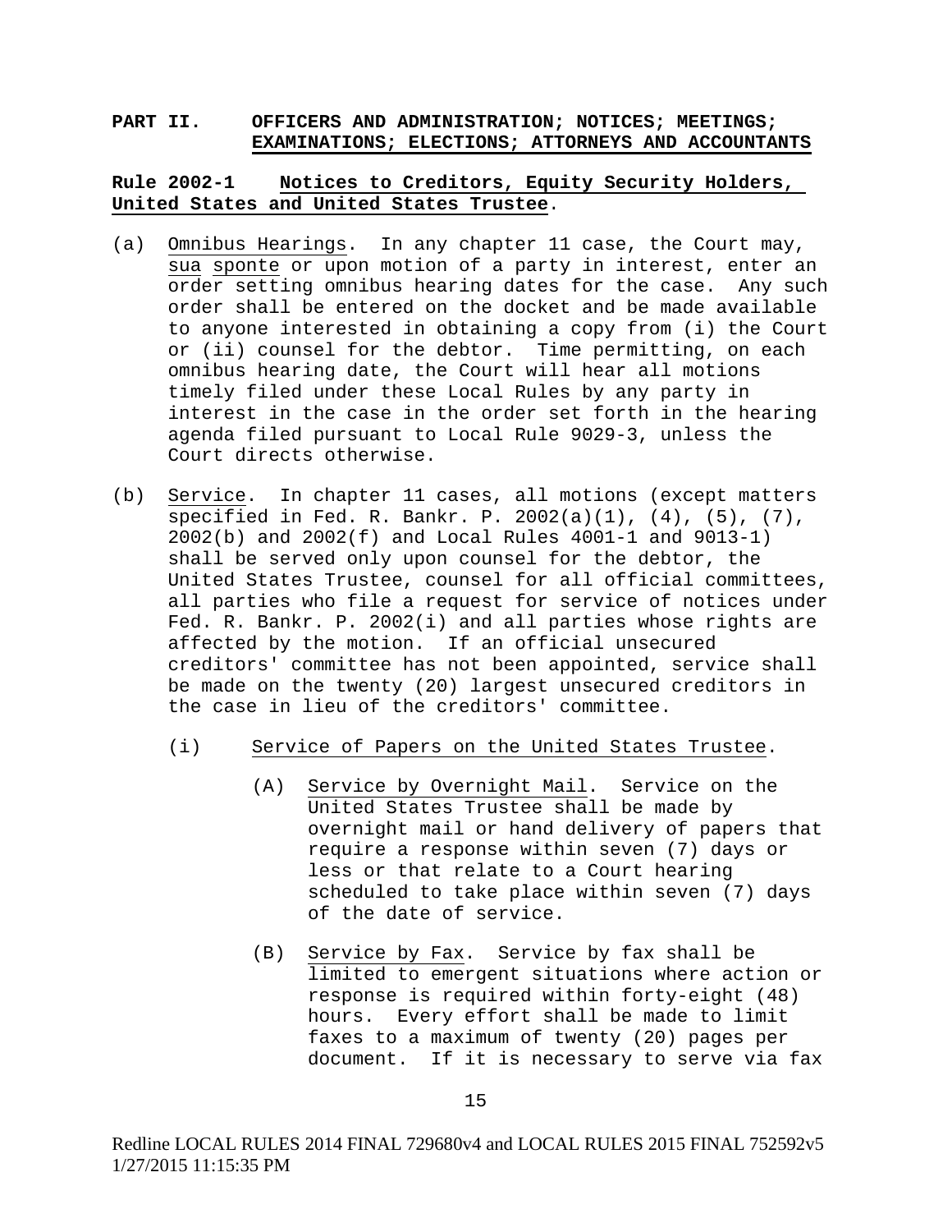## PART II. OFFICERS AND ADMINISTRATION; NOTICES; MEETINGS; EXAMINATIONS; ELECTIONS; ATTORNEYS AND ACCOUNTANTS

### Rule 2002-1 Notices to Creditors, Equity Security Holders, United States and United States Trustee.

(a) Omnibus Hearings. In any chapter 11 case, the Court may, *sua sponte* or upon motion of a party in interest, enter an order setting omnibus hearing dates for the case. Any such order shall be entered on the docket and be made available to anyone interested in obtaining a copy from (i) the Court or (ii) counsel for the debtor. Time permitting, on each omnibus hearing date, the Court will hear all motions timely filed under these Local Rules by any party in interest in the case in the order set forth in the hearing agenda filed pursuant to Local Rule 9029-3, unless the Court directs otherwise.

(b) Service. In chapter 11 cases, all motions (except matters specified in Fed. R. Bankr. P. 2002(a)(1), (4), (5), (7), 2002(b) and 2002(f) and Local Rules 4001-1 and 9013-1) shall be served only upon counsel for the debtor, the United States Trustee, counsel for all official committees, all parties who file a request for service of notices under Fed. R. Bankr. P. 2002(i) and all parties whose rights are affected by the motion. If an official unsecured creditors' committee has not been appointed, service shall be made on the twenty (20) largest unsecured creditors in the case in lieu of the creditors' committee.

   (i) Service of Papers on the United States Trustee.

      (A) Service by Overnight Mail. Service on the United States Trustee shall be made by overnight mail or hand delivery of papers that require a response within seven (7) days or less or that relate to a Court hearing scheduled to take place within seven (7) days of the date of service.

      (B) Service by Fax. Service by fax shall be limited to emergent situations where action or response is required within forty-eight (48) hours. Every effort shall be made to limit faxes to a maximum of twenty (20) pages per document. If it is necessary to serve via fax

Redline LOCAL RULES 2014 FINAL 729680v4 and LOCAL RULES 2015 FINAL 752592v5 1/27/2015 11:15:35 PM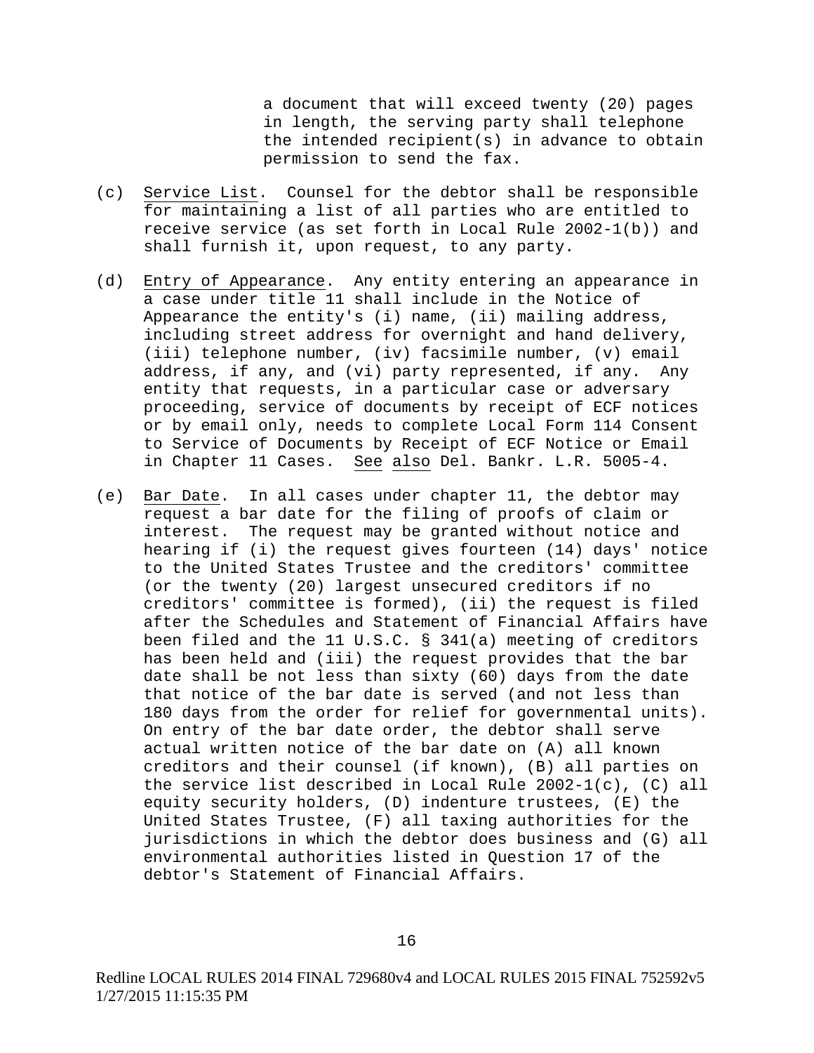a document that will exceed twenty (20) pages in length, the serving party shall telephone the intended recipient(s) in advance to obtain permission to send the fax.

(c) Service List. Counsel for the debtor shall be responsible for maintaining a list of all parties who are entitled to receive service (as set forth in Local Rule 2002-1(b)) and shall furnish it, upon request, to any party.

(d) Entry of Appearance. Any entity entering an appearance in a case under title 11 shall include in the Notice of Appearance the entity's (i) name, (ii) mailing address, including street address for overnight and hand delivery, (iii) telephone number, (iv) facsimile number, (v) email address, if any, and (vi) party represented, if any. Any entity that requests, in a particular case or adversary proceeding, service of documents by receipt of ECF notices or by email only, needs to complete Local Form 114 Consent to Service of Documents by Receipt of ECF Notice or Email in Chapter 11 Cases. See also Del. Bankr. L.R. 5005-4.

(e) Bar Date. In all cases under chapter 11, the debtor may request a bar date for the filing of proofs of claim or interest. The request may be granted without notice and hearing if (i) the request gives fourteen (14) days' notice to the United States Trustee and the creditors' committee (or the twenty (20) largest unsecured creditors if no creditors' committee is formed), (ii) the request is filed after the Schedules and Statement of Financial Affairs have been filed and the 11 U.S.C. § 341(a) meeting of creditors has been held and (iii) the request provides that the bar date shall be not less than sixty (60) days from the date that notice of the bar date is served (and not less than 180 days from the order for relief for governmental units). On entry of the bar date order, the debtor shall serve actual written notice of the bar date on (A) all known creditors and their counsel (if known), (B) all parties on the service list described in Local Rule 2002-1(c), (C) all equity security holders, (D) indenture trustees, (E) the United States Trustee, (F) all taxing authorities for the jurisdictions in which the debtor does business and (G) all environmental authorities listed in Question 17 of the debtor's Statement of Financial Affairs.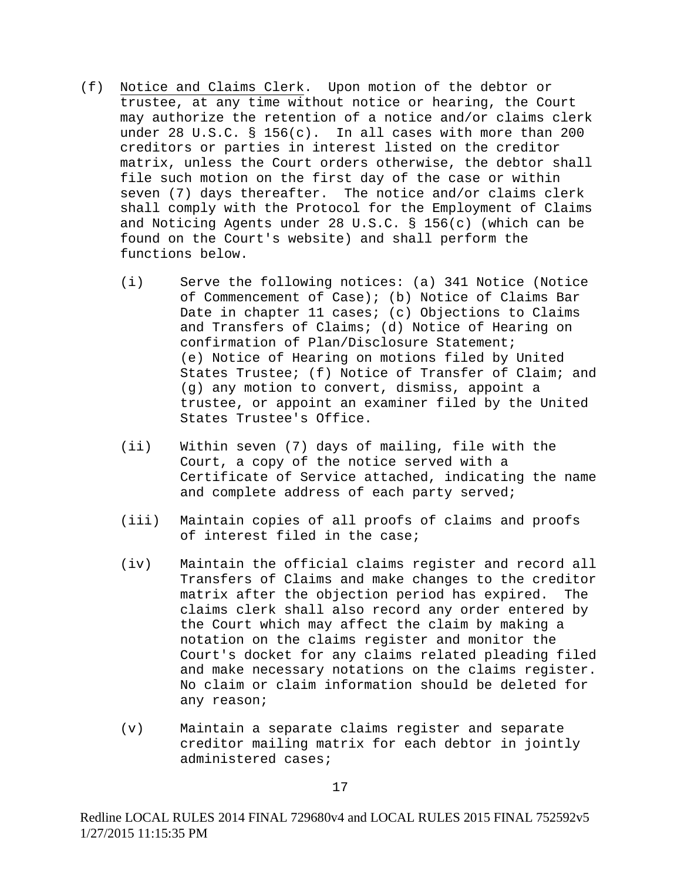(f) Notice and Claims Clerk. Upon motion of the debtor or trustee, at any time without notice or hearing, the Court may authorize the retention of a notice and/or claims clerk under 28 U.S.C. § 156(c). In all cases with more than 200 creditors or parties in interest listed on the creditor matrix, unless the Court orders otherwise, the debtor shall file such motion on the first day of the case or within seven (7) days thereafter. The notice and/or claims clerk shall comply with the Protocol for the Employment of Claims and Noticing Agents under 28 U.S.C. § 156(c) (which can be found on the Court's website) and shall perform the functions below.

- (i) Serve the following notices: (a) 341 Notice (Notice of Commencement of Case); (b) Notice of Claims Bar Date in chapter 11 cases; (c) Objections to Claims and Transfers of Claims; (d) Notice of Hearing on confirmation of Plan/Disclosure Statement; (e) Notice of Hearing on motions filed by United States Trustee; (f) Notice of Transfer of Claim; and (g) any motion to convert, dismiss, appoint a trustee, or appoint an examiner filed by the United States Trustee's Office.

- (ii) Within seven (7) days of mailing, file with the Court, a copy of the notice served with a Certificate of Service attached, indicating the name and complete address of each party served;

- (iii) Maintain copies of all proofs of claims and proofs of interest filed in the case;

- (iv) Maintain the official claims register and record all Transfers of Claims and make changes to the creditor matrix after the objection period has expired. The claims clerk shall also record any order entered by the Court which may affect the claim by making a notation on the claims register and monitor the Court's docket for any claims related pleading filed and make necessary notations on the claims register. No claim or claim information should be deleted for any reason;

- (v) Maintain a separate claims register and separate creditor mailing matrix for each debtor in jointly administered cases;

Redline LOCAL RULES 2014 FINAL 729680v4 and LOCAL RULES 2015 FINAL 752592v5
1/27/2015 11:15:35 PM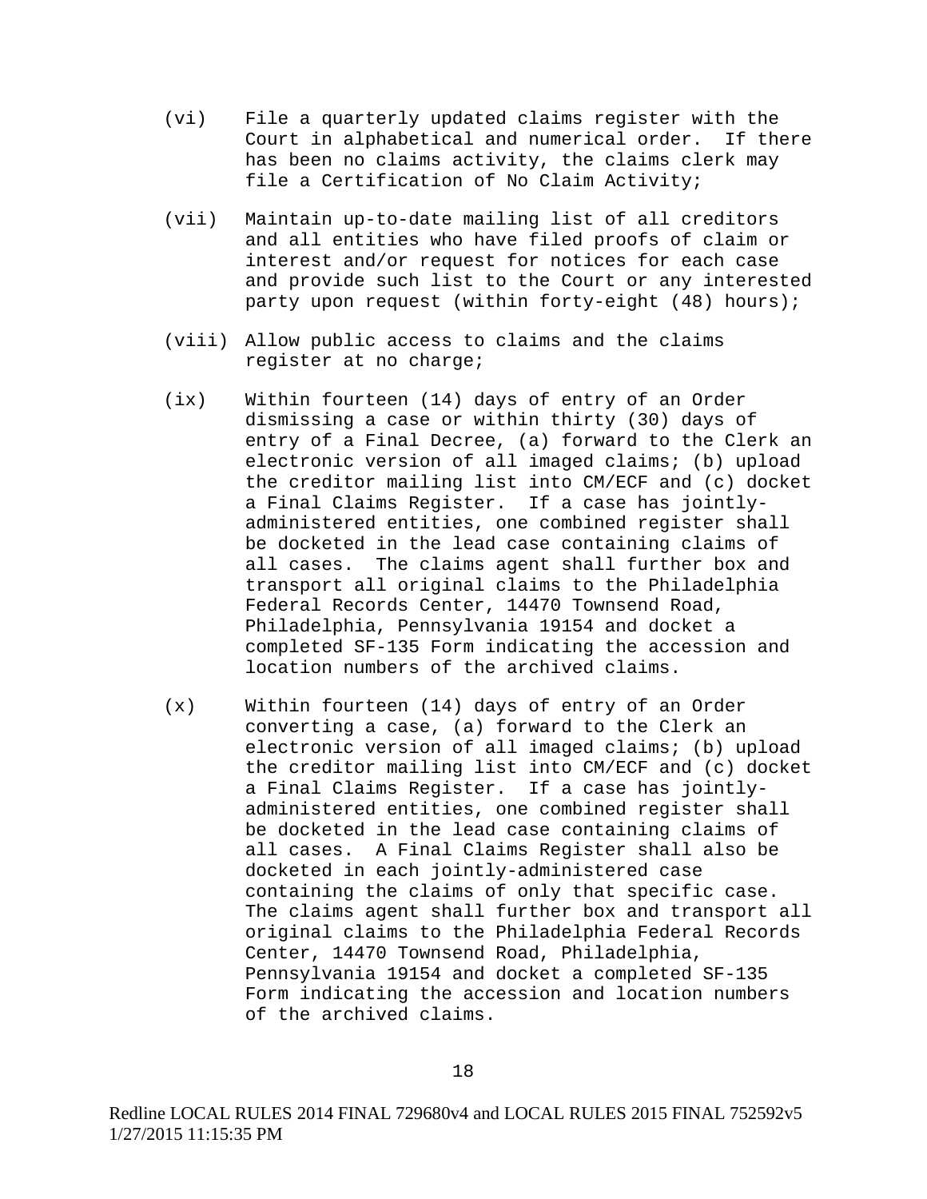(vi) File a quarterly updated claims register with the Court in alphabetical and numerical order. If there has been no claims activity, the claims clerk may file a Certification of No Claim Activity;

(vii) Maintain up-to-date mailing list of all creditors and all entities who have filed proofs of claim or interest and/or request for notices for each case and provide such list to the Court or any interested party upon request (within forty-eight (48) hours);

(viii) Allow public access to claims and the claims register at no charge;

(ix) Within fourteen (14) days of entry of an Order dismissing a case or within thirty (30) days of entry of a Final Decree, (a) forward to the Clerk an electronic version of all imaged claims; (b) upload the creditor mailing list into CM/ECF and (c) docket a Final Claims Register. If a case has jointly-administered entities, one combined register shall be docketed in the lead case containing claims of all cases. The claims agent shall further box and transport all original claims to the Philadelphia Federal Records Center, 14470 Townsend Road, Philadelphia, Pennsylvania 19154 and docket a completed SF-135 Form indicating the accession and location numbers of the archived claims.

(x) Within fourteen (14) days of entry of an Order converting a case, (a) forward to the Clerk an electronic version of all imaged claims; (b) upload the creditor mailing list into CM/ECF and (c) docket a Final Claims Register. If a case has jointly-administered entities, one combined register shall be docketed in the lead case containing claims of all cases. A Final Claims Register shall also be docketed in each jointly-administered case containing the claims of only that specific case. The claims agent shall further box and transport all original claims to the Philadelphia Federal Records Center, 14470 Townsend Road, Philadelphia, Pennsylvania 19154 and docket a completed SF-135 Form indicating the accession and location numbers of the archived claims.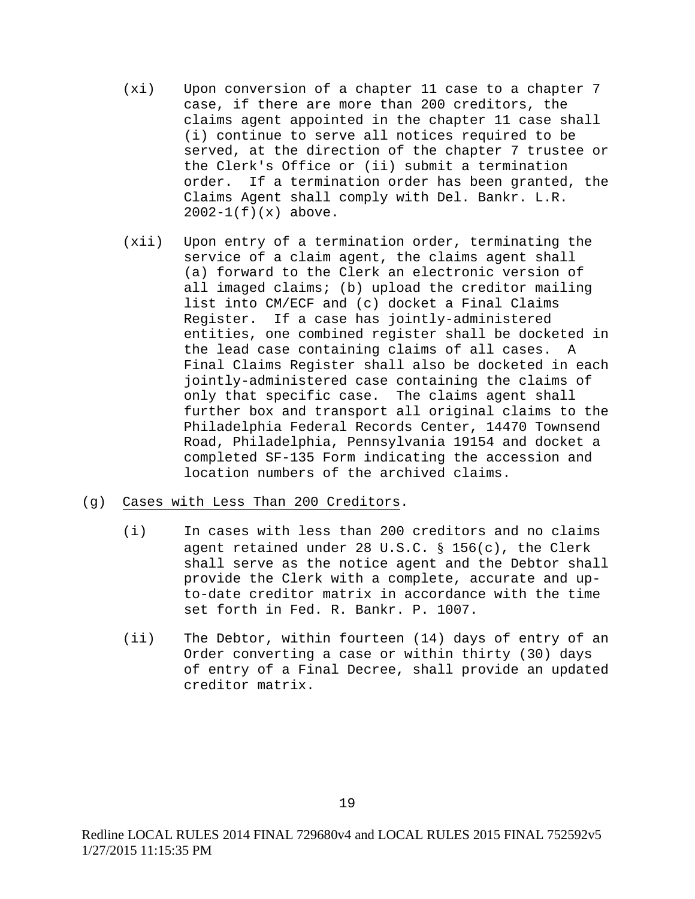(xi) Upon conversion of a chapter 11 case to a chapter 7 case, if there are more than 200 creditors, the claims agent appointed in the chapter 11 case shall (i) continue to serve all notices required to be served, at the direction of the chapter 7 trustee or the Clerk's Office or (ii) submit a termination order. If a termination order has been granted, the Claims Agent shall comply with Del. Bankr. L.R. 2002-1(f)(x) above.

(xii) Upon entry of a termination order, terminating the service of a claim agent, the claims agent shall (a) forward to the Clerk an electronic version of all imaged claims; (b) upload the creditor mailing list into CM/ECF and (c) docket a Final Claims Register. If a case has jointly-administered entities, one combined register shall be docketed in the lead case containing claims of all cases. A Final Claims Register shall also be docketed in each jointly-administered case containing the claims of only that specific case. The claims agent shall further box and transport all original claims to the Philadelphia Federal Records Center, 14470 Townsend Road, Philadelphia, Pennsylvania 19154 and docket a completed SF-135 Form indicating the accession and location numbers of the archived claims.

(g) Cases with Less Than 200 Creditors.

(i) In cases with less than 200 creditors and no claims agent retained under 28 U.S.C. § 156(c), the Clerk shall serve as the notice agent and the Debtor shall provide the Clerk with a complete, accurate and up-to-date creditor matrix in accordance with the time set forth in Fed. R. Bankr. P. 1007.

(ii) The Debtor, within fourteen (14) days of entry of an Order converting a case or within thirty (30) days of entry of a Final Decree, shall provide an updated creditor matrix.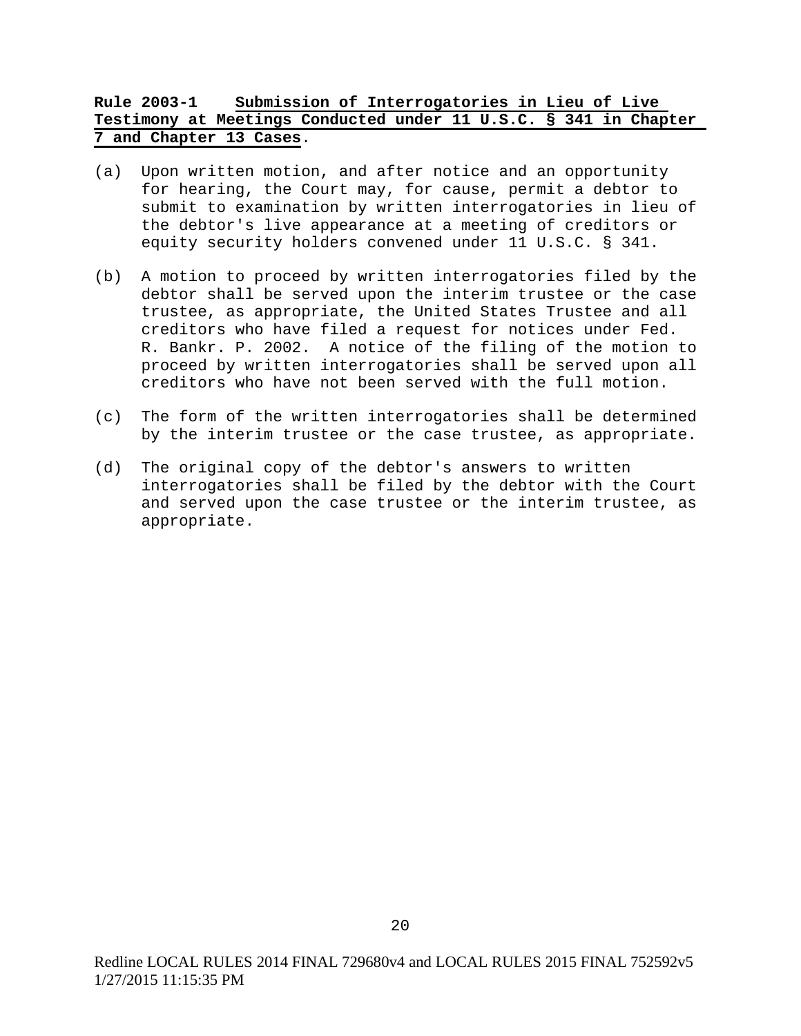**Rule 2003-1 Submission of Interrogatories in Lieu of Live Testimony at Meetings Conducted under 11 U.S.C. § 341 in Chapter 7 and Chapter 13 Cases.**

(a) Upon written motion, and after notice and an opportunity for hearing, the Court may, for cause, permit a debtor to submit to examination by written interrogatories in lieu of the debtor's live appearance at a meeting of creditors or equity security holders convened under 11 U.S.C. § 341.

(b) A motion to proceed by written interrogatories filed by the debtor shall be served upon the interim trustee or the case trustee, as appropriate, the United States Trustee and all creditors who have filed a request for notices under Fed. R. Bankr. P. 2002. A notice of the filing of the motion to proceed by written interrogatories shall be served upon all creditors who have not been served with the full motion.

(c) The form of the written interrogatories shall be determined by the interim trustee or the case trustee, as appropriate.

(d) The original copy of the debtor's answers to written interrogatories shall be filed by the debtor with the Court and served upon the case trustee or the interim trustee, as appropriate.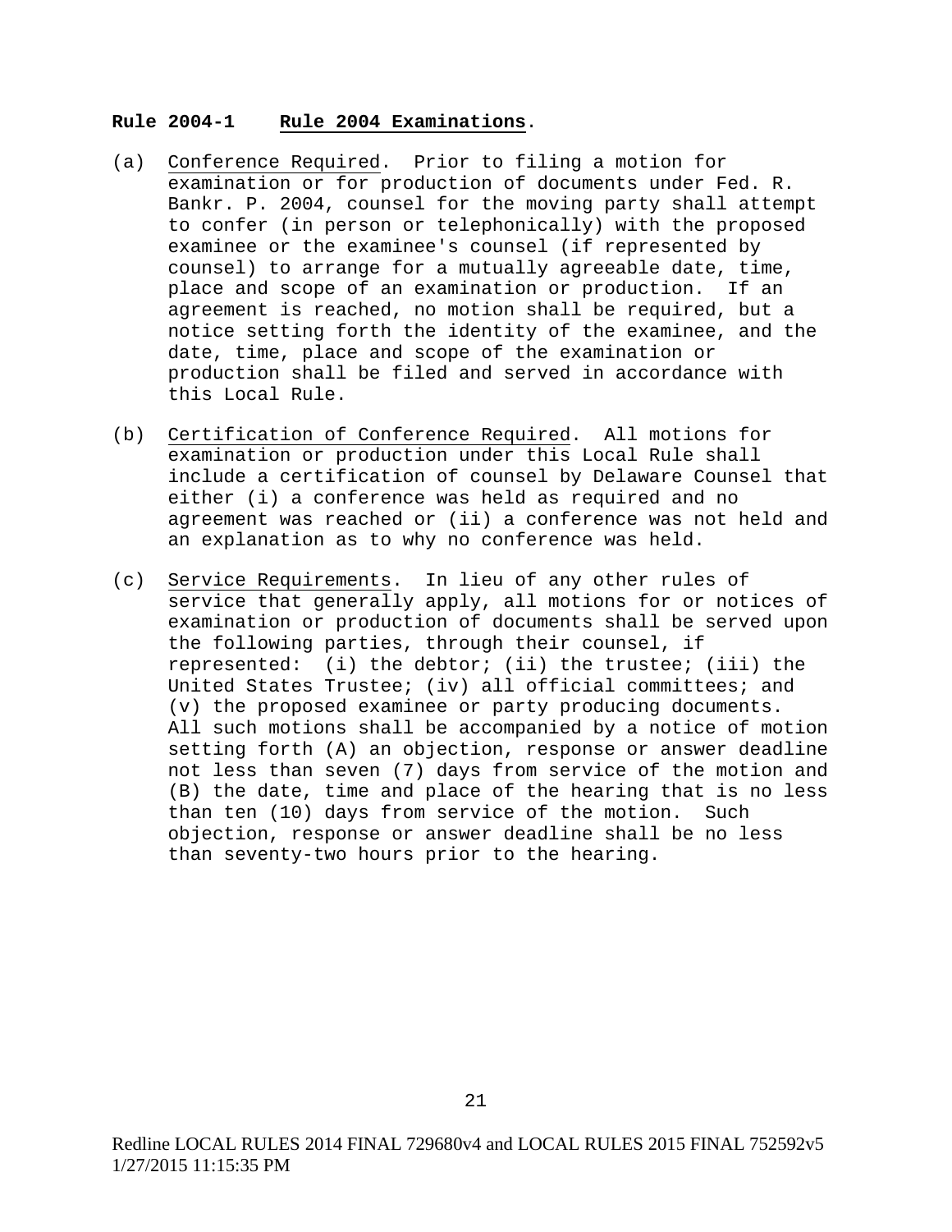**Rule 2004-1 Rule 2004 Examinations**.

(a) Conference Required. Prior to filing a motion for examination or for production of documents under Fed. R. Bankr. P. 2004, counsel for the moving party shall attempt to confer (in person or telephonically) with the proposed examinee or the examinee's counsel (if represented by counsel) to arrange for a mutually agreeable date, time, place and scope of an examination or production. If an agreement is reached, no motion shall be required, but a notice setting forth the identity of the examinee, and the date, time, place and scope of the examination or production shall be filed and served in accordance with this Local Rule.

(b) Certification of Conference Required. All motions for examination or production under this Local Rule shall include a certification of counsel by Delaware Counsel that either (i) a conference was held as required and no agreement was reached or (ii) a conference was not held and an explanation as to why no conference was held.

(c) Service Requirements. In lieu of any other rules of service that generally apply, all motions for or notices of examination or production of documents shall be served upon the following parties, through their counsel, if represented: (i) the debtor; (ii) the trustee; (iii) the United States Trustee; (iv) all official committees; and (v) the proposed examinee or party producing documents. All such motions shall be accompanied by a notice of motion setting forth (A) an objection, response or answer deadline not less than seven (7) days from service of the motion and (B) the date, time and place of the hearing that is no less than ten (10) days from service of the motion. Such objection, response or answer deadline shall be no less than seventy-two hours prior to the hearing.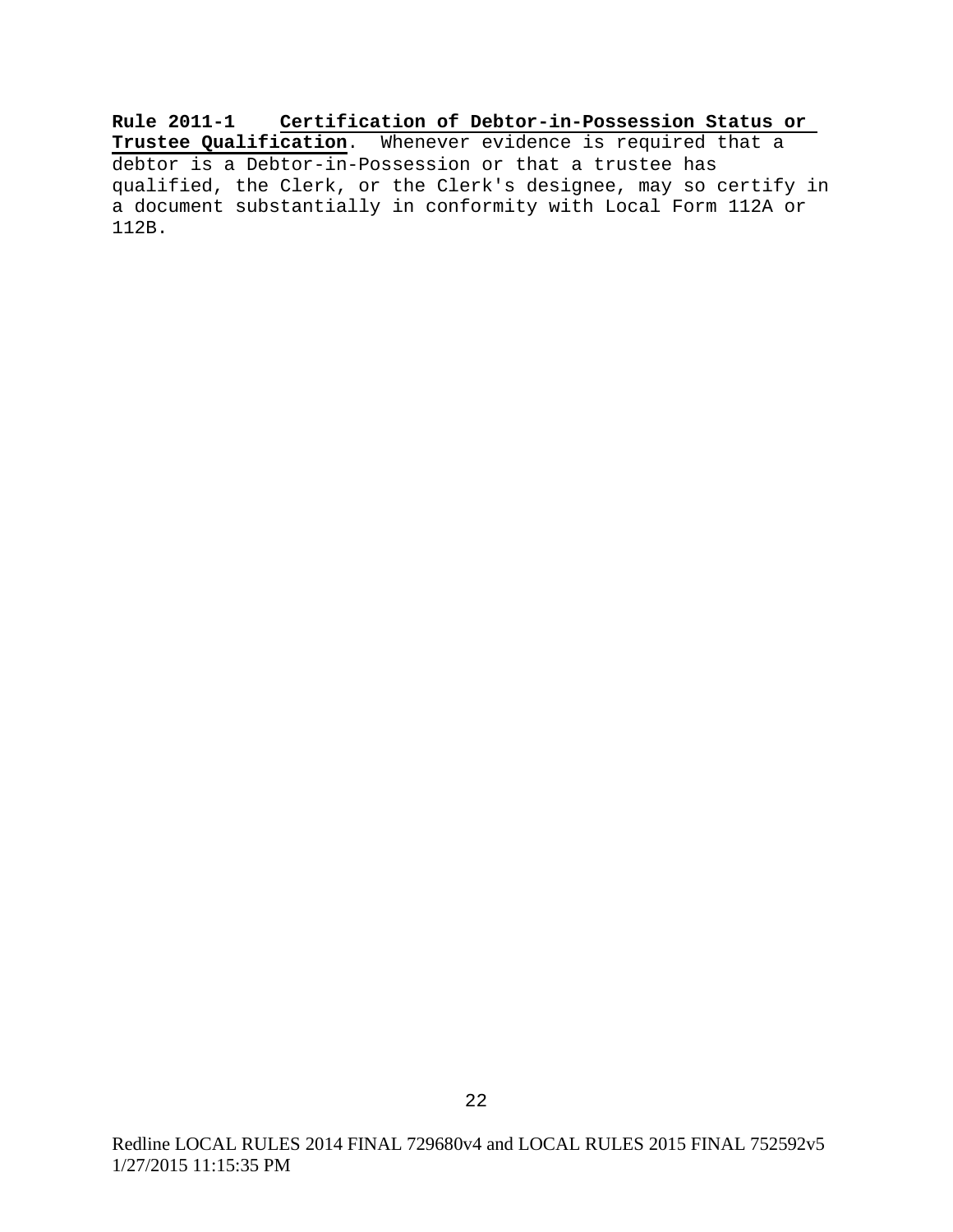**Rule 2011-1 Certification of Debtor-in-Possession Status or Trustee Qualification**. Whenever evidence is required that a debtor is a Debtor-in-Possession or that a trustee has qualified, the Clerk, or the Clerk's designee, may so certify in a document substantially in conformity with Local Form 112A or 112B.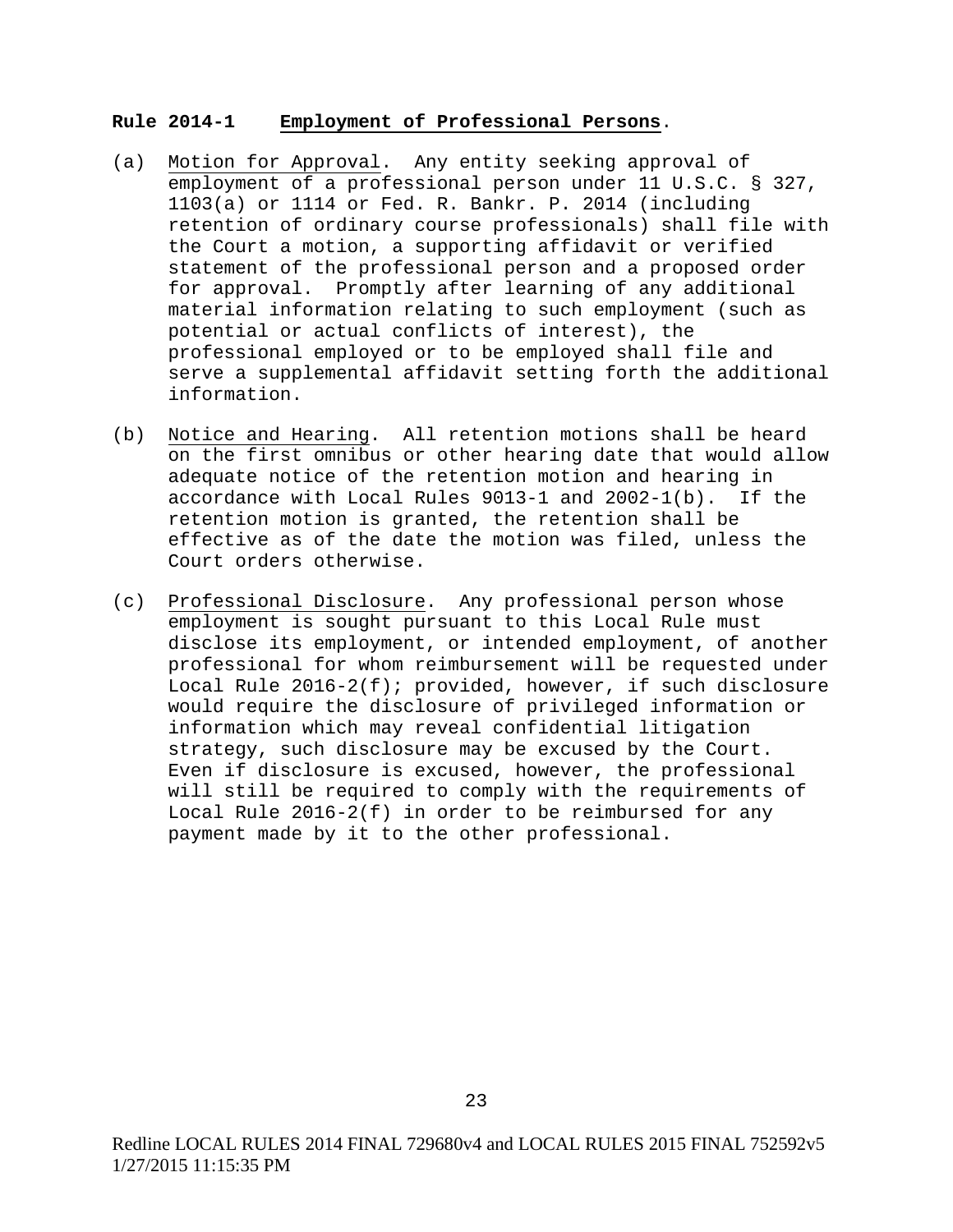**Rule 2014-1 Employment of Professional Persons.**

(a) Motion for Approval. Any entity seeking approval of employment of a professional person under 11 U.S.C. § 327, 1103(a) or 1114 or Fed. R. Bankr. P. 2014 (including retention of ordinary course professionals) shall file with the Court a motion, a supporting affidavit or verified statement of the professional person and a proposed order for approval. Promptly after learning of any additional material information relating to such employment (such as potential or actual conflicts of interest), the professional employed or to be employed shall file and serve a supplemental affidavit setting forth the additional information.

(b) Notice and Hearing. All retention motions shall be heard on the first omnibus or other hearing date that would allow adequate notice of the retention motion and hearing in accordance with Local Rules 9013-1 and 2002-1(b). If the retention motion is granted, the retention shall be effective as of the date the motion was filed, unless the Court orders otherwise.

(c) Professional Disclosure. Any professional person whose employment is sought pursuant to this Local Rule must disclose its employment, or intended employment, of another professional for whom reimbursement will be requested under Local Rule 2016-2(f); provided, however, if such disclosure would require the disclosure of privileged information or information which may reveal confidential litigation strategy, such disclosure may be excused by the Court. Even if disclosure is excused, however, the professional will still be required to comply with the requirements of Local Rule 2016-2(f) in order to be reimbursed for any payment made by it to the other professional.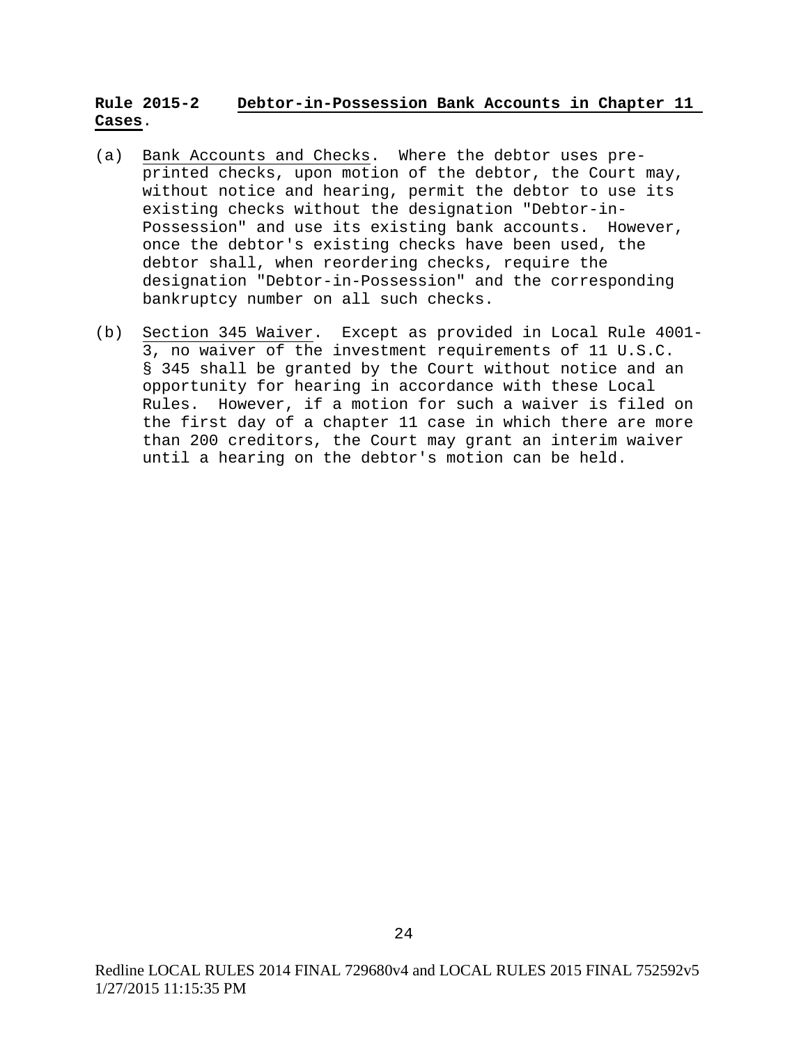**Rule 2015-2 Debtor-in-Possession Bank Accounts in Chapter 11 Cases.**

(a) Bank Accounts and Checks. Where the debtor uses pre-printed checks, upon motion of the debtor, the Court may, without notice and hearing, permit the debtor to use its existing checks without the designation "Debtor-in-Possession" and use its existing bank accounts. However, once the debtor's existing checks have been used, the debtor shall, when reordering checks, require the designation "Debtor-in-Possession" and the corresponding bankruptcy number on all such checks.

(b) Section 345 Waiver. Except as provided in Local Rule 4001-3, no waiver of the investment requirements of 11 U.S.C. § 345 shall be granted by the Court without notice and an opportunity for hearing in accordance with these Local Rules. However, if a motion for such a waiver is filed on the first day of a chapter 11 case in which there are more than 200 creditors, the Court may grant an interim waiver until a hearing on the debtor's motion can be held.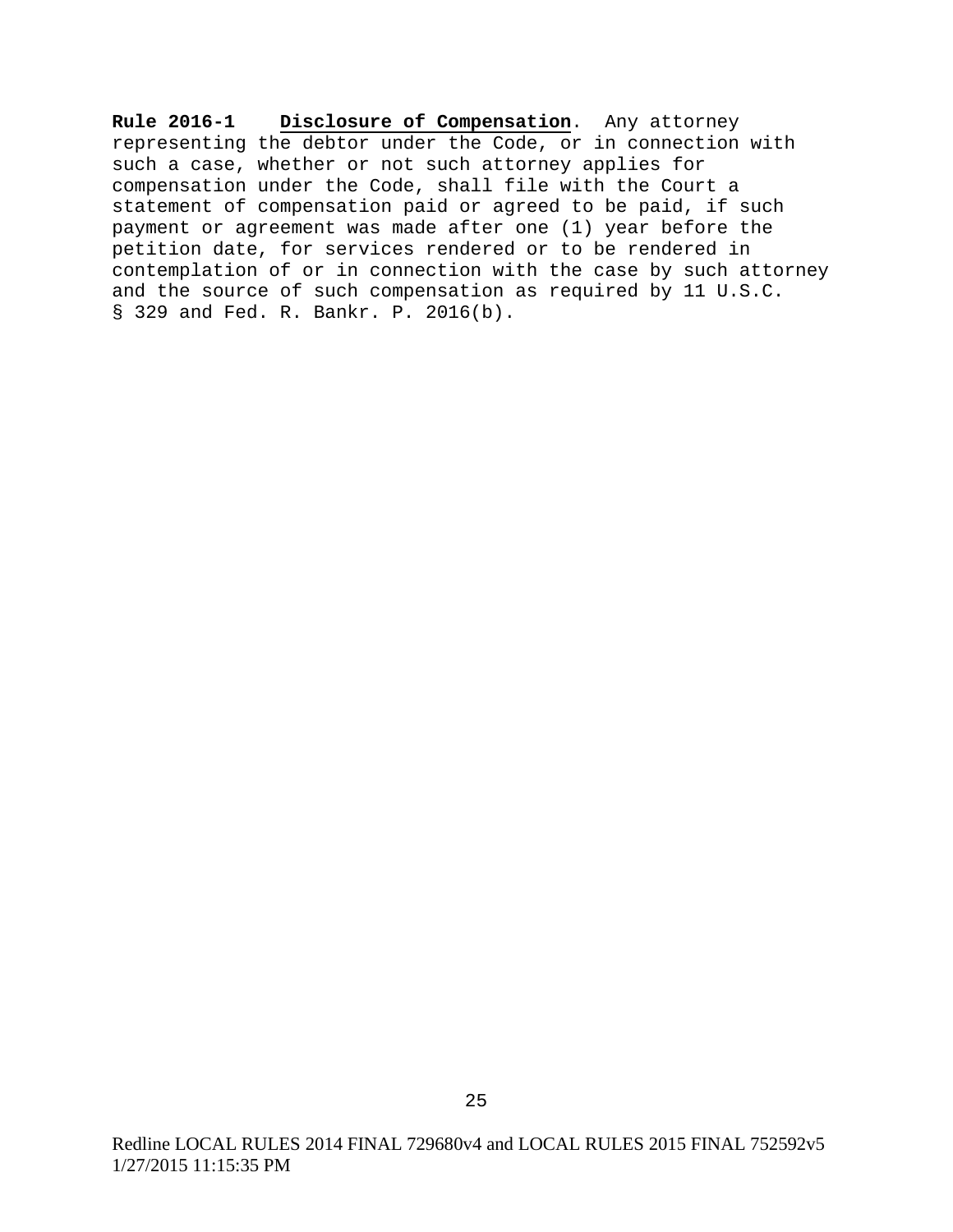**Rule 2016-1** **Disclosure of Compensation**. Any attorney representing the debtor under the Code, or in connection with such a case, whether or not such attorney applies for compensation under the Code, shall file with the Court a statement of compensation paid or agreed to be paid, if such payment or agreement was made after one (1) year before the petition date, for services rendered or to be rendered in contemplation of or in connection with the case by such attorney and the source of such compensation as required by 11 U.S.C. § 329 and Fed. R. Bankr. P. 2016(b).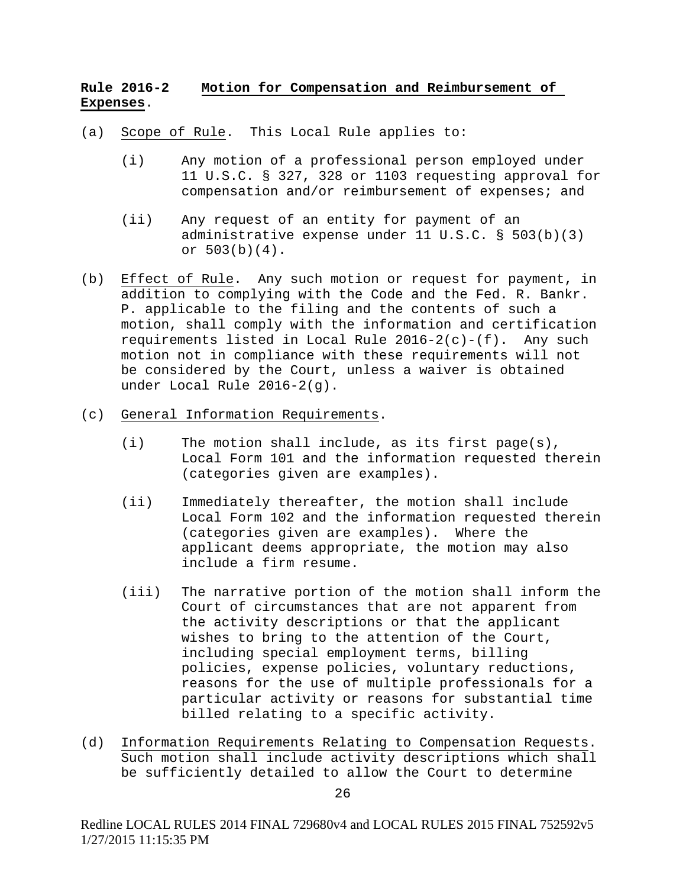**Rule 2016-2 Motion for Compensation and Reimbursement of Expenses.**

(a) Scope of Rule. This Local Rule applies to:

   (i) Any motion of a professional person employed under 11 U.S.C. § 327, 328 or 1103 requesting approval for compensation and/or reimbursement of expenses; and

   (ii) Any request of an entity for payment of an administrative expense under 11 U.S.C. § 503(b)(3) or 503(b)(4).

(b) Effect of Rule. Any such motion or request for payment, in addition to complying with the Code and the Fed. R. Bankr. P. applicable to the filing and the contents of such a motion, shall comply with the information and certification requirements listed in Local Rule 2016-2(c)-(f). Any such motion not in compliance with these requirements will not be considered by the Court, unless a waiver is obtained under Local Rule 2016-2(g).

(c) General Information Requirements.

   (i) The motion shall include, as its first page(s), Local Form 101 and the information requested therein (categories given are examples).

   (ii) Immediately thereafter, the motion shall include Local Form 102 and the information requested therein (categories given are examples). Where the applicant deems appropriate, the motion may also include a firm resume.

   (iii) The narrative portion of the motion shall inform the Court of circumstances that are not apparent from the activity descriptions or that the applicant wishes to bring to the attention of the Court, including special employment terms, billing policies, expense policies, voluntary reductions, reasons for the use of multiple professionals for a particular activity or reasons for substantial time billed relating to a specific activity.

(d) Information Requirements Relating to Compensation Requests. Such motion shall include activity descriptions which shall be sufficiently detailed to allow the Court to determine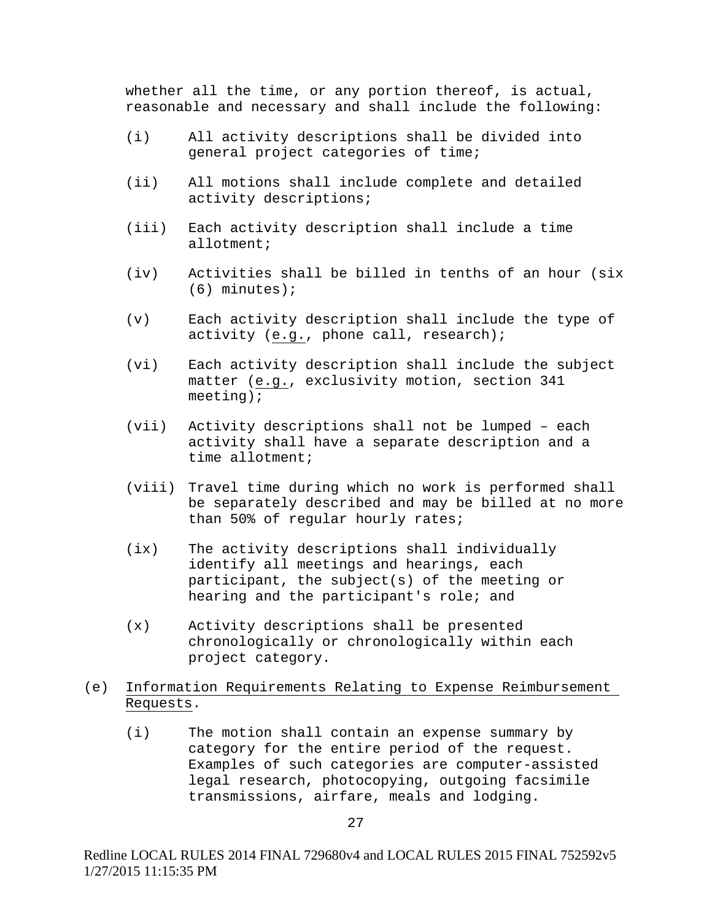whether all the time, or any portion thereof, is actual, reasonable and necessary and shall include the following:

(i) All activity descriptions shall be divided into general project categories of time;

(ii) All motions shall include complete and detailed activity descriptions;

(iii) Each activity description shall include a time allotment;

(iv) Activities shall be billed in tenths of an hour (six (6) minutes);

(v) Each activity description shall include the type of activity (e.g., phone call, research);

(vi) Each activity description shall include the subject matter (e.g., exclusivity motion, section 341 meeting);

(vii) Activity descriptions shall not be lumped – each activity shall have a separate description and a time allotment;

(viii) Travel time during which no work is performed shall be separately described and may be billed at no more than 50% of regular hourly rates;

(ix) The activity descriptions shall individually identify all meetings and hearings, each participant, the subject(s) of the meeting or hearing and the participant's role; and

(x) Activity descriptions shall be presented chronologically or chronologically within each project category.

(e) Information Requirements Relating to Expense Reimbursement Requests.

(i) The motion shall contain an expense summary by category for the entire period of the request. Examples of such categories are computer-assisted legal research, photocopying, outgoing facsimile transmissions, airfare, meals and lodging.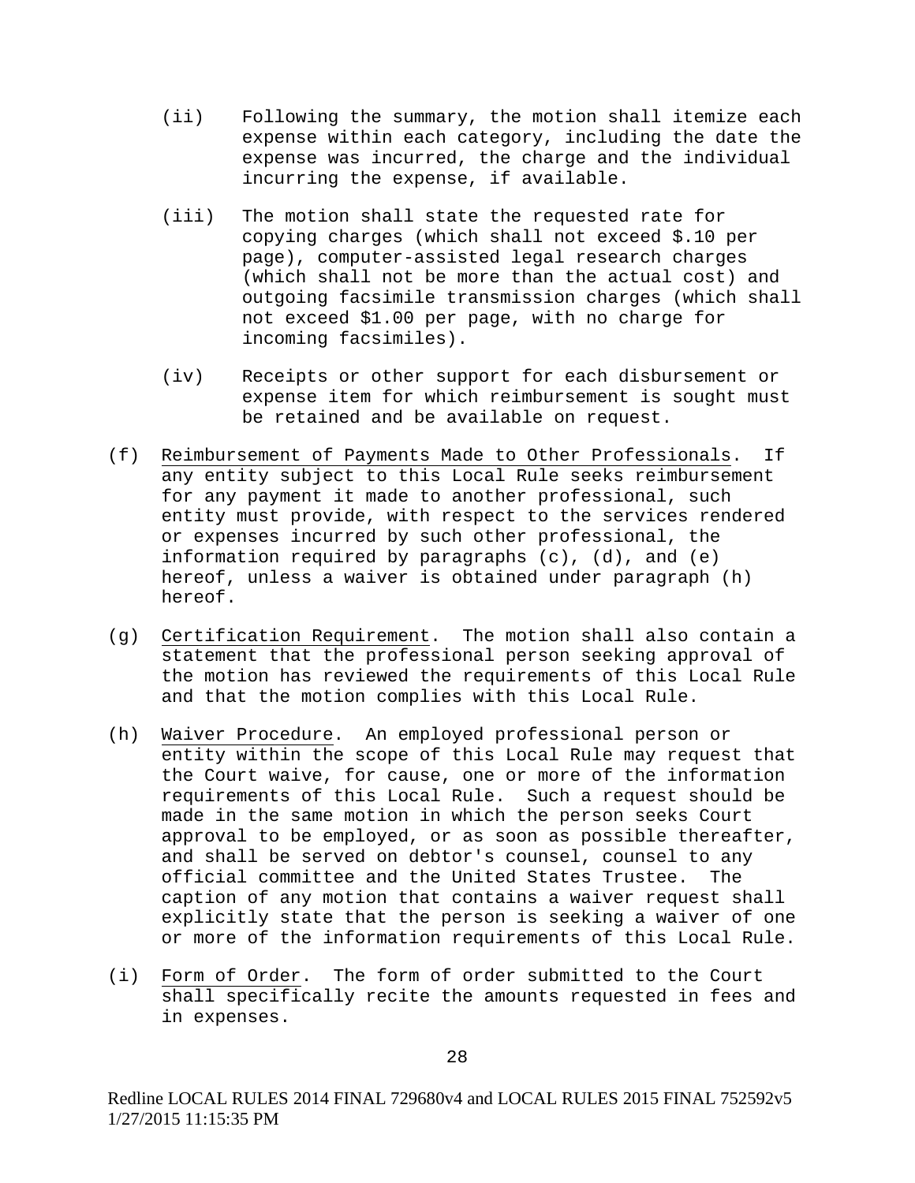(ii) Following the summary, the motion shall itemize each expense within each category, including the date the expense was incurred, the charge and the individual incurring the expense, if available.

(iii) The motion shall state the requested rate for copying charges (which shall not exceed \$.10 per page), computer-assisted legal research charges (which shall not be more than the actual cost) and outgoing facsimile transmission charges (which shall not exceed \$1.00 per page, with no charge for incoming facsimiles).

(iv) Receipts or other support for each disbursement or expense item for which reimbursement is sought must be retained and be available on request.

(f) Reimbursement of Payments Made to Other Professionals. If any entity subject to this Local Rule seeks reimbursement for any payment it made to another professional, such entity must provide, with respect to the services rendered or expenses incurred by such other professional, the information required by paragraphs (c), (d), and (e) hereof, unless a waiver is obtained under paragraph (h) hereof.

(g) Certification Requirement. The motion shall also contain a statement that the professional person seeking approval of the motion has reviewed the requirements of this Local Rule and that the motion complies with this Local Rule.

(h) Waiver Procedure. An employed professional person or entity within the scope of this Local Rule may request that the Court waive, for cause, one or more of the information requirements of this Local Rule. Such a request should be made in the same motion in which the person seeks Court approval to be employed, or as soon as possible thereafter, and shall be served on debtor's counsel, counsel to any official committee and the United States Trustee. The caption of any motion that contains a waiver request shall explicitly state that the person is seeking a waiver of one or more of the information requirements of this Local Rule.

(i) Form of Order. The form of order submitted to the Court shall specifically recite the amounts requested in fees and in expenses.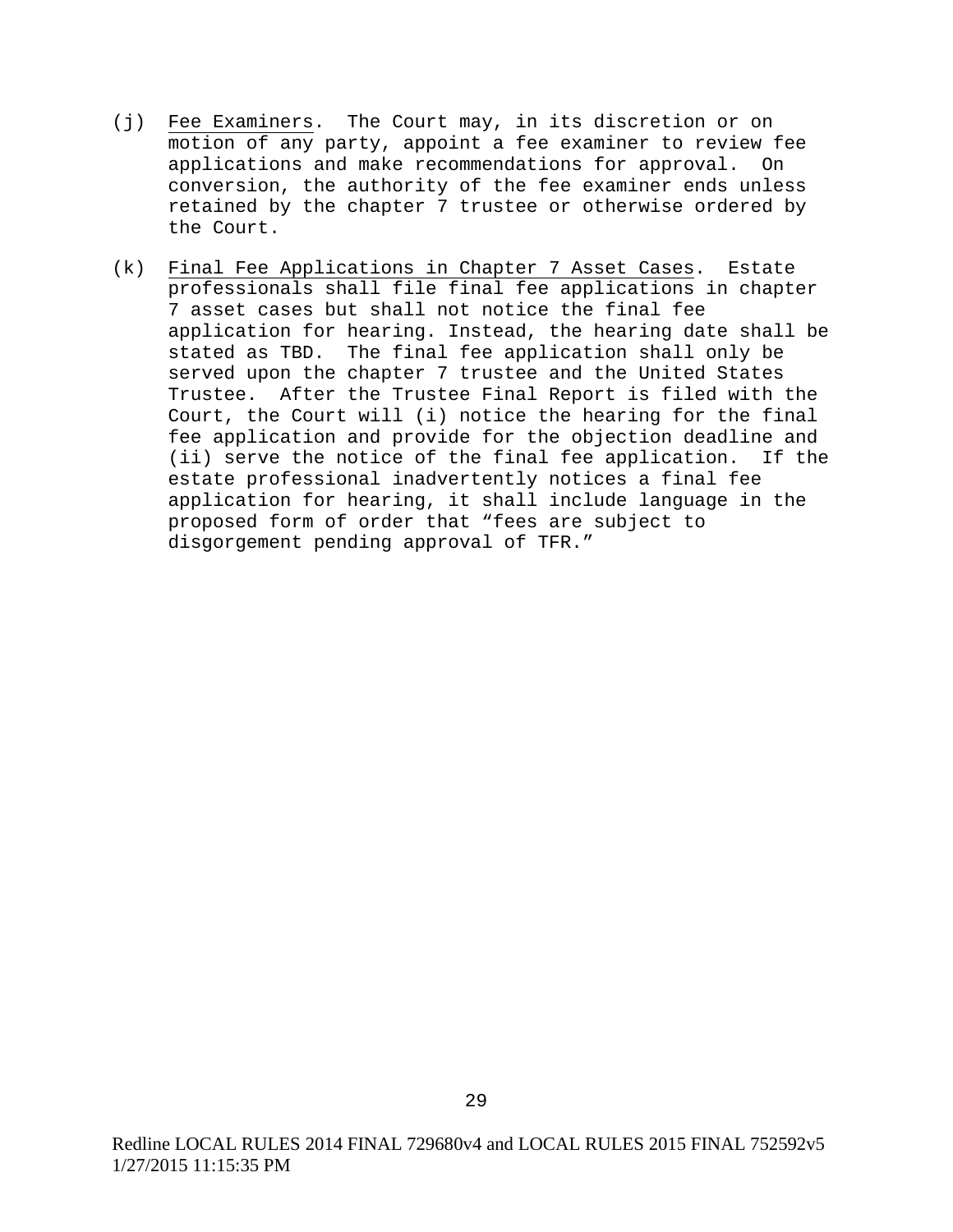(j) Fee Examiners. The Court may, in its discretion or on motion of any party, appoint a fee examiner to review fee applications and make recommendations for approval. On conversion, the authority of the fee examiner ends unless retained by the chapter 7 trustee or otherwise ordered by the Court.

(k) Final Fee Applications in Chapter 7 Asset Cases. Estate professionals shall file final fee applications in chapter 7 asset cases but shall not notice the final fee application for hearing. Instead, the hearing date shall be stated as TBD. The final fee application shall only be served upon the chapter 7 trustee and the United States Trustee. After the Trustee Final Report is filed with the Court, the Court will (i) notice the hearing for the final fee application and provide for the objection deadline and (ii) serve the notice of the final fee application. If the estate professional inadvertently notices a final fee application for hearing, it shall include language in the proposed form of order that "fees are subject to disgorgement pending approval of TFR."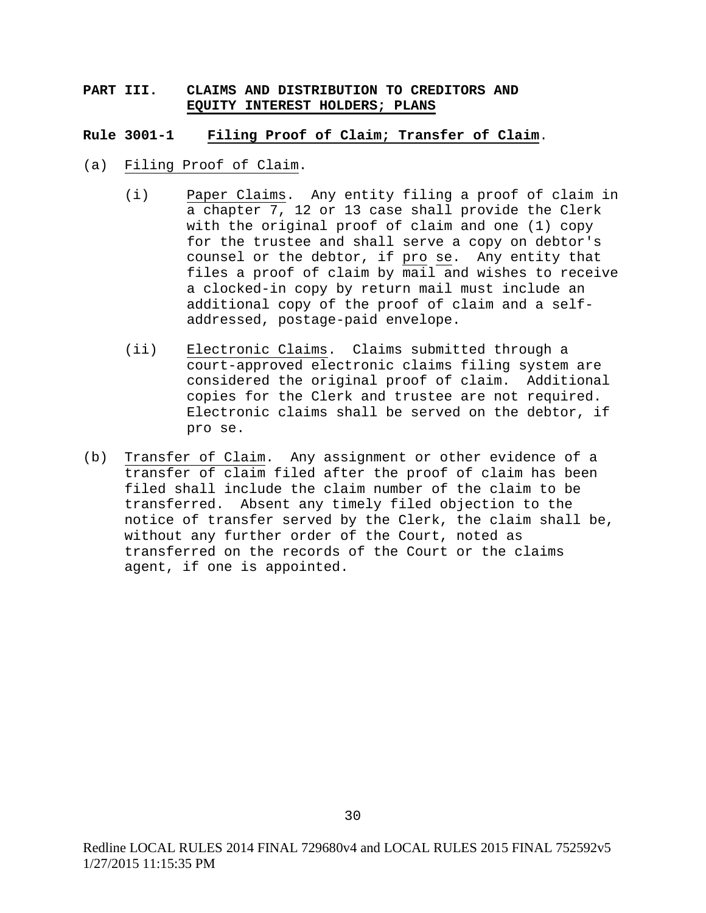## PART III. CLAIMS AND DISTRIBUTION TO CREDITORS AND EQUITY INTEREST HOLDERS; PLANS

### Rule 3001-1 Filing Proof of Claim; Transfer of Claim.

(a) Filing Proof of Claim.

(i) Paper Claims. Any entity filing a proof of claim in a chapter 7, 12 or 13 case shall provide the Clerk with the original proof of claim and one (1) copy for the trustee and shall serve a copy on debtor's counsel or the debtor, if *pro se*. Any entity that files a proof of claim by mail and wishes to receive a clocked-in copy by return mail must include an additional copy of the proof of claim and a self-addressed, postage-paid envelope.

(ii) Electronic Claims. Claims submitted through a court-approved electronic claims filing system are considered the original proof of claim. Additional copies for the Clerk and trustee are not required. Electronic claims shall be served on the debtor, if pro se.

(b) Transfer of Claim. Any assignment or other evidence of a transfer of claim filed after the proof of claim has been filed shall include the claim number of the claim to be transferred. Absent any timely filed objection to the notice of transfer served by the Clerk, the claim shall be, without any further order of the Court, noted as transferred on the records of the Court or the claims agent, if one is appointed.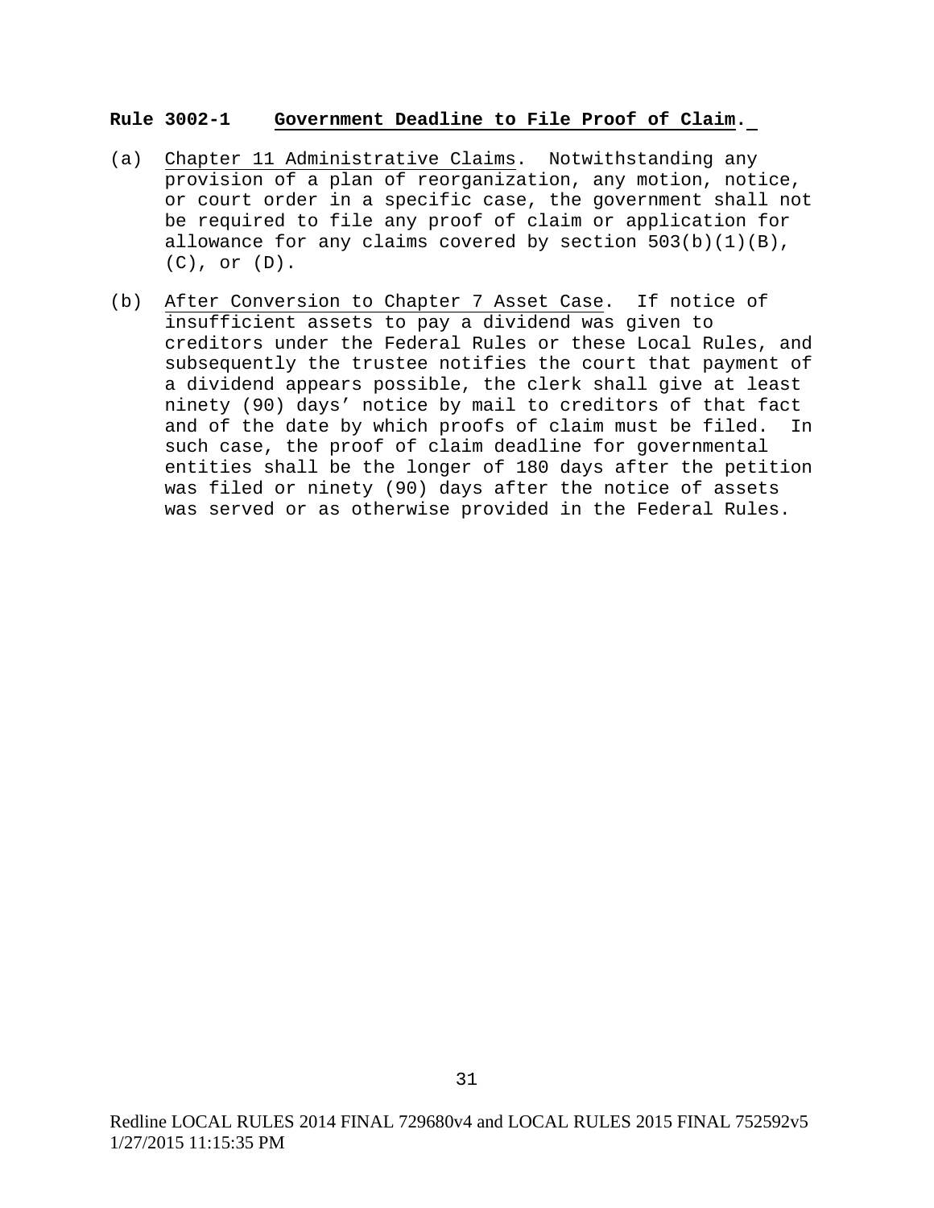**Rule 3002-1 Government Deadline to File Proof of Claim.**

(a) Chapter 11 Administrative Claims. Notwithstanding any provision of a plan of reorganization, any motion, notice, or court order in a specific case, the government shall not be required to file any proof of claim or application for allowance for any claims covered by section 503(b)(1)(B), (C), or (D).

(b) After Conversion to Chapter 7 Asset Case. If notice of insufficient assets to pay a dividend was given to creditors under the Federal Rules or these Local Rules, and subsequently the trustee notifies the court that payment of a dividend appears possible, the clerk shall give at least ninety (90) days' notice by mail to creditors of that fact and of the date by which proofs of claim must be filed. In such case, the proof of claim deadline for governmental entities shall be the longer of 180 days after the petition was filed or ninety (90) days after the notice of assets was served or as otherwise provided in the Federal Rules.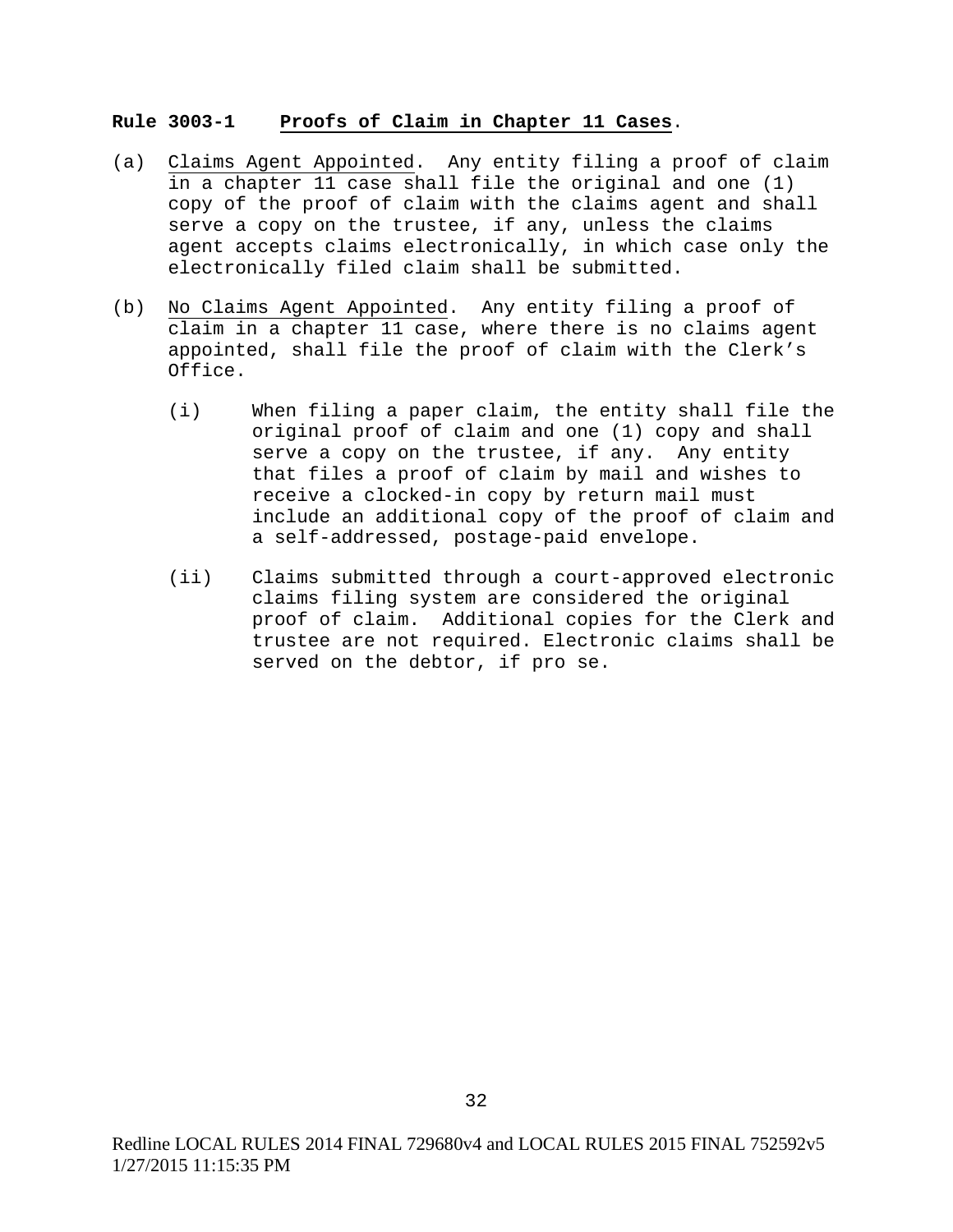**Rule 3003-1 <u>Proofs of Claim in Chapter 11 Cases</u>.**

(a) <u>Claims Agent Appointed</u>. Any entity filing a proof of claim in a chapter 11 case shall file the original and one (1) copy of the proof of claim with the claims agent and shall serve a copy on the trustee, if any, unless the claims agent accepts claims electronically, in which case only the electronically filed claim shall be submitted.

(b) <u>No Claims Agent Appointed</u>. Any entity filing a proof of claim in a chapter 11 case, where there is no claims agent appointed, shall file the proof of claim with the Clerk's Office.

   (i) When filing a paper claim, the entity shall file the original proof of claim and one (1) copy and shall serve a copy on the trustee, if any. Any entity that files a proof of claim by mail and wishes to receive a clocked-in copy by return mail must include an additional copy of the proof of claim and a self-addressed, postage-paid envelope.

   (ii) Claims submitted through a court-approved electronic claims filing system are considered the original proof of claim. Additional copies for the Clerk and trustee are not required. Electronic claims shall be served on the debtor, if pro se.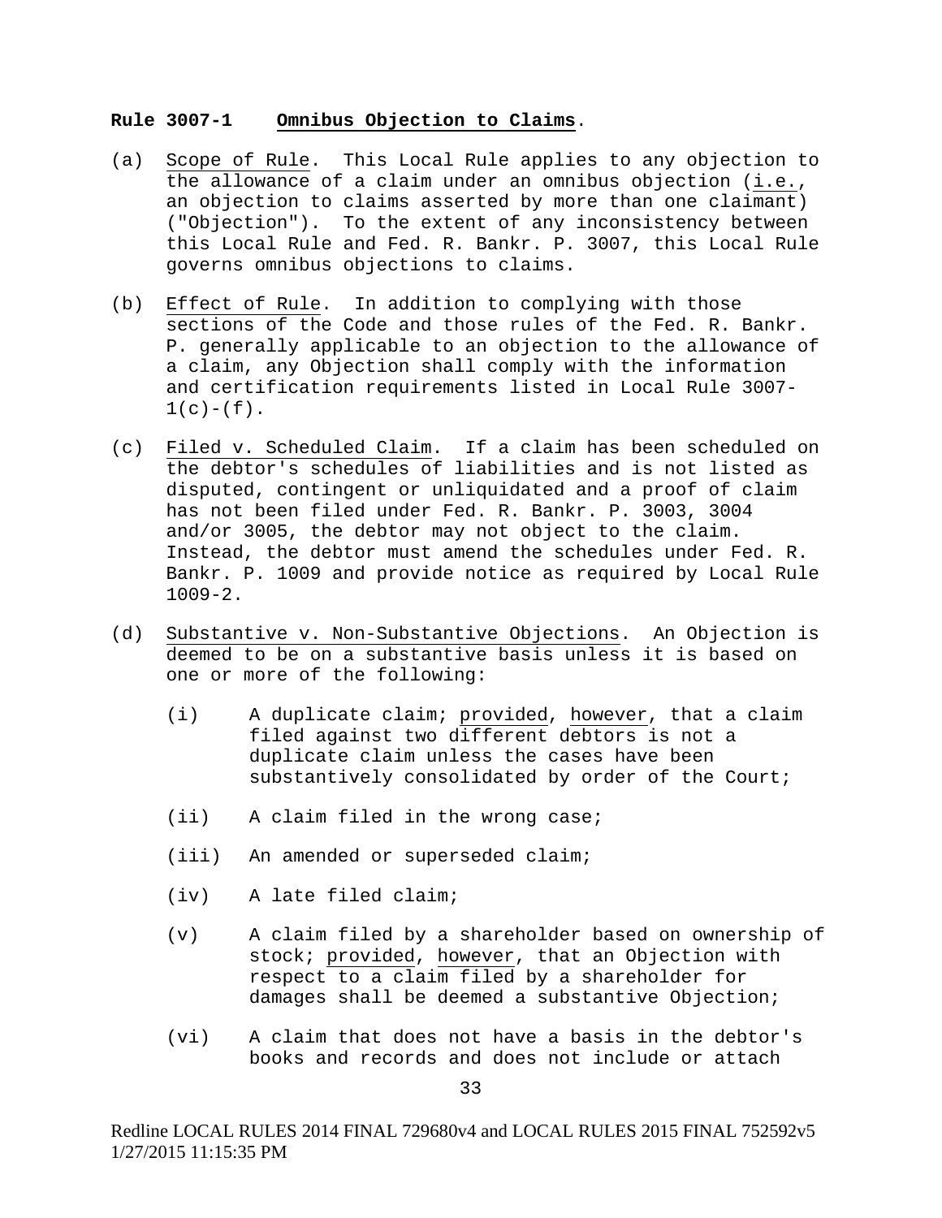**Rule 3007-1 Omnibus Objection to Claims.**

(a) Scope of Rule. This Local Rule applies to any objection to the allowance of a claim under an omnibus objection (i.e., an objection to claims asserted by more than one claimant) ("Objection"). To the extent of any inconsistency between this Local Rule and Fed. R. Bankr. P. 3007, this Local Rule governs omnibus objections to claims.

(b) Effect of Rule. In addition to complying with those sections of the Code and those rules of the Fed. R. Bankr. P. generally applicable to an objection to the allowance of a claim, any Objection shall comply with the information and certification requirements listed in Local Rule 3007-1(c)-(f).

(c) Filed v. Scheduled Claim. If a claim has been scheduled on the debtor's schedules of liabilities and is not listed as disputed, contingent or unliquidated and a proof of claim has not been filed under Fed. R. Bankr. P. 3003, 3004 and/or 3005, the debtor may not object to the claim. Instead, the debtor must amend the schedules under Fed. R. Bankr. P. 1009 and provide notice as required by Local Rule 1009-2.

(d) Substantive v. Non-Substantive Objections. An Objection is deemed to be on a substantive basis unless it is based on one or more of the following:

(i) A duplicate claim; provided, however, that a claim filed against two different debtors is not a duplicate claim unless the cases have been substantively consolidated by order of the Court;

(ii) A claim filed in the wrong case;

(iii) An amended or superseded claim;

(iv) A late filed claim;

(v) A claim filed by a shareholder based on ownership of stock; provided, however, that an Objection with respect to a claim filed by a shareholder for damages shall be deemed a substantive Objection;

(vi) A claim that does not have a basis in the debtor's books and records and does not include or attach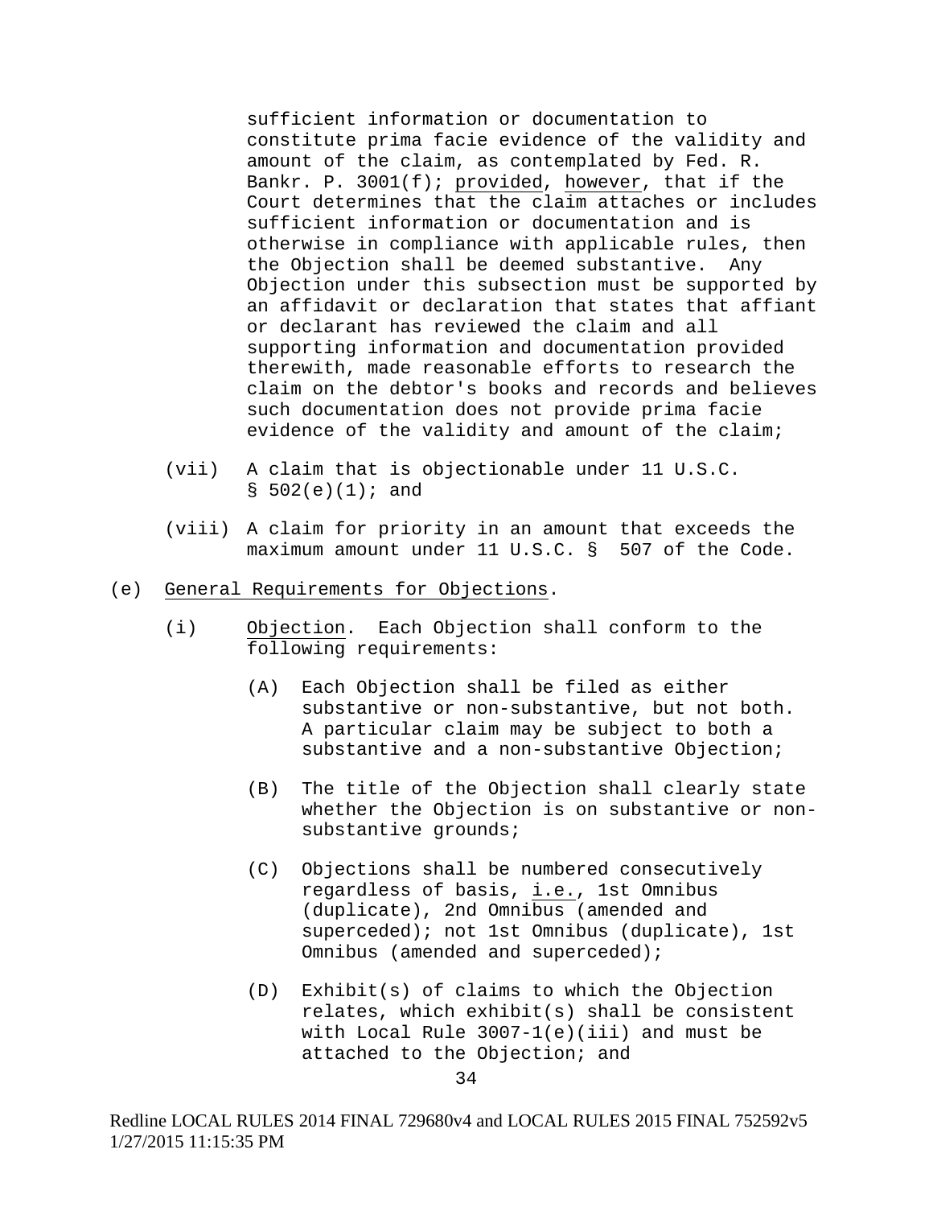sufficient information or documentation to constitute prima facie evidence of the validity and amount of the claim, as contemplated by Fed. R. Bankr. P. 3001(f); provided, however, that if the Court determines that the claim attaches or includes sufficient information or documentation and is otherwise in compliance with applicable rules, then the Objection shall be deemed substantive. Any Objection under this subsection must be supported by an affidavit or declaration that states that affiant or declarant has reviewed the claim and all supporting information and documentation provided therewith, made reasonable efforts to research the claim on the debtor's books and records and believes such documentation does not provide prima facie evidence of the validity and amount of the claim;

(vii) A claim that is objectionable under 11 U.S.C. § 502(e)(1); and

(viii) A claim for priority in an amount that exceeds the maximum amount under 11 U.S.C. § 507 of the Code.

(e) General Requirements for Objections.

(i) Objection. Each Objection shall conform to the following requirements:

(A) Each Objection shall be filed as either substantive or non-substantive, but not both. A particular claim may be subject to both a substantive and a non-substantive Objection;

(B) The title of the Objection shall clearly state whether the Objection is on substantive or non-substantive grounds;

(C) Objections shall be numbered consecutively regardless of basis, i.e., 1st Omnibus (duplicate), 2nd Omnibus (amended and superceded); not 1st Omnibus (duplicate), 1st Omnibus (amended and superceded);

(D) Exhibit(s) of claims to which the Objection relates, which exhibit(s) shall be consistent with Local Rule 3007-1(e)(iii) and must be attached to the Objection; and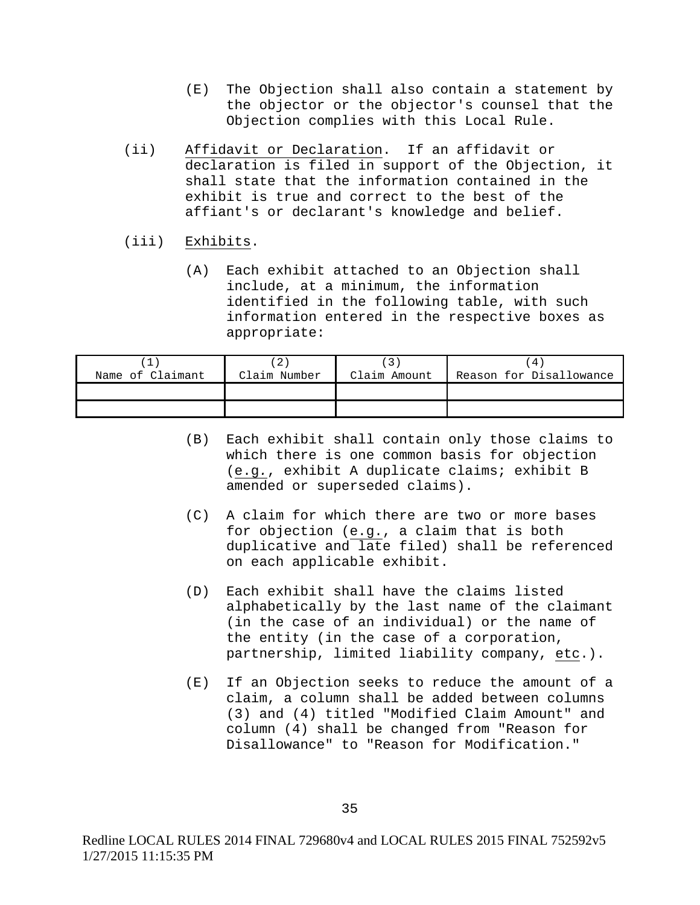(E) The Objection shall also contain a statement by the objector or the objector's counsel that the Objection complies with this Local Rule.

(ii) Affidavit or Declaration. If an affidavit or declaration is filed in support of the Objection, it shall state that the information contained in the exhibit is true and correct to the best of the affiant's or declarant's knowledge and belief.

(iii) Exhibits.

(A) Each exhibit attached to an Objection shall include, at a minimum, the information identified in the following table, with such information entered in the respective boxes as appropriate:

| (1) Name of Claimant | (2) Claim Number | (3) Claim Amount | (4) Reason for Disallowance |
|---|---|---|---|
| | | | |
| | | | |

(B) Each exhibit shall contain only those claims to which there is one common basis for objection (e.g., exhibit A duplicate claims; exhibit B amended or superseded claims).

(C) A claim for which there are two or more bases for objection (e.g., a claim that is both duplicative and late filed) shall be referenced on each applicable exhibit.

(D) Each exhibit shall have the claims listed alphabetically by the last name of the claimant (in the case of an individual) or the name of the entity (in the case of a corporation, partnership, limited liability company, etc.).

(E) If an Objection seeks to reduce the amount of a claim, a column shall be added between columns (3) and (4) titled "Modified Claim Amount" and column (4) shall be changed from "Reason for Disallowance" to "Reason for Modification."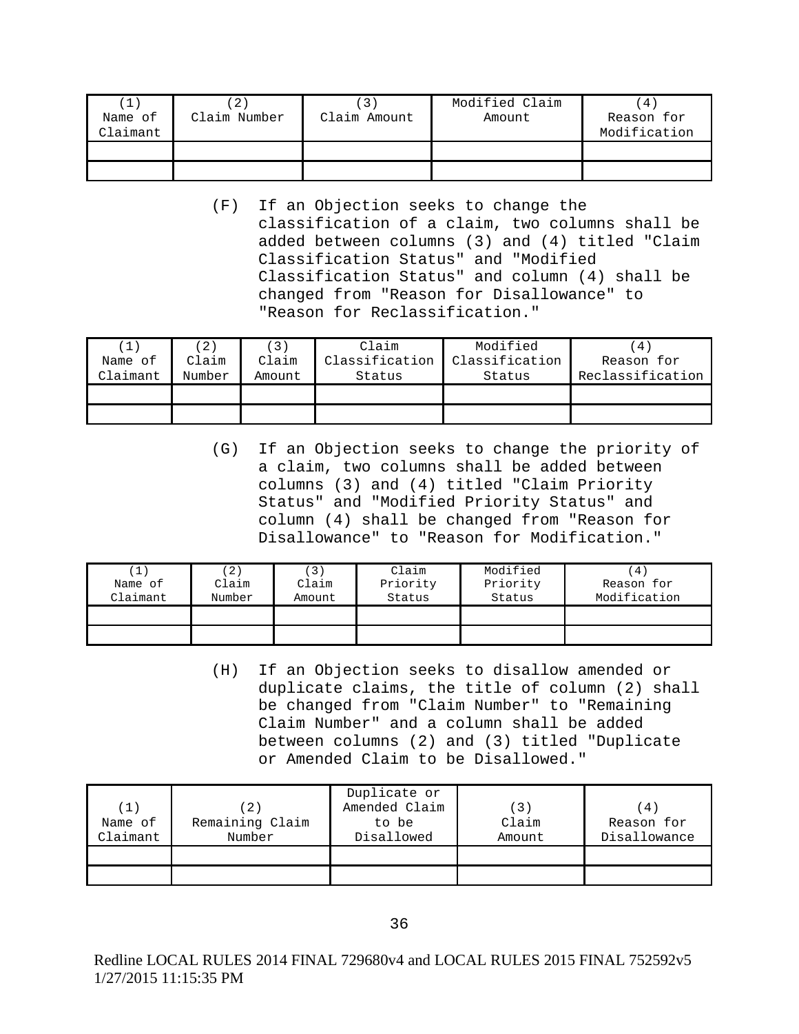| (1) Name of Claimant | (2) Claim Number | (3) Claim Amount | Modified Claim Amount | (4) Reason for Modification |
|---|---|---|---|---|
| | | | | |
| | | | | |

(F) If an Objection seeks to change the classification of a claim, two columns shall be added between columns (3) and (4) titled "Claim Classification Status" and "Modified Classification Status" and column (4) shall be changed from "Reason for Disallowance" to "Reason for Reclassification."

| (1) Name of Claimant | (2) Claim Number | (3) Claim Amount | Claim Classification Status | Modified Classification Status | (4) Reason for Reclassification |
|---|---|---|---|---|---|
| | | | | | |
| | | | | | |

(G) If an Objection seeks to change the priority of a claim, two columns shall be added between columns (3) and (4) titled "Claim Priority Status" and "Modified Priority Status" and column (4) shall be changed from "Reason for Disallowance" to "Reason for Modification."

| (1) Name of Claimant | (2) Claim Number | (3) Claim Amount | Claim Priority Status | Modified Priority Status | (4) Reason for Modification |
|---|---|---|---|---|---|
| | | | | | |
| | | | | | |

(H) If an Objection seeks to disallow amended or duplicate claims, the title of column (2) shall be changed from "Claim Number" to "Remaining Claim Number" and a column shall be added between columns (2) and (3) titled "Duplicate or Amended Claim to be Disallowed."

| (1) Name of Claimant | (2) Remaining Claim Number | Duplicate or Amended Claim to be Disallowed | (3) Claim Amount | (4) Reason for Disallowance |
|---|---|---|---|---|
| | | | | |
| | | | | |

Redline LOCAL RULES 2014 FINAL 729680v4 and LOCAL RULES 2015 FINAL 752592v5 1/27/2015 11:15:35 PM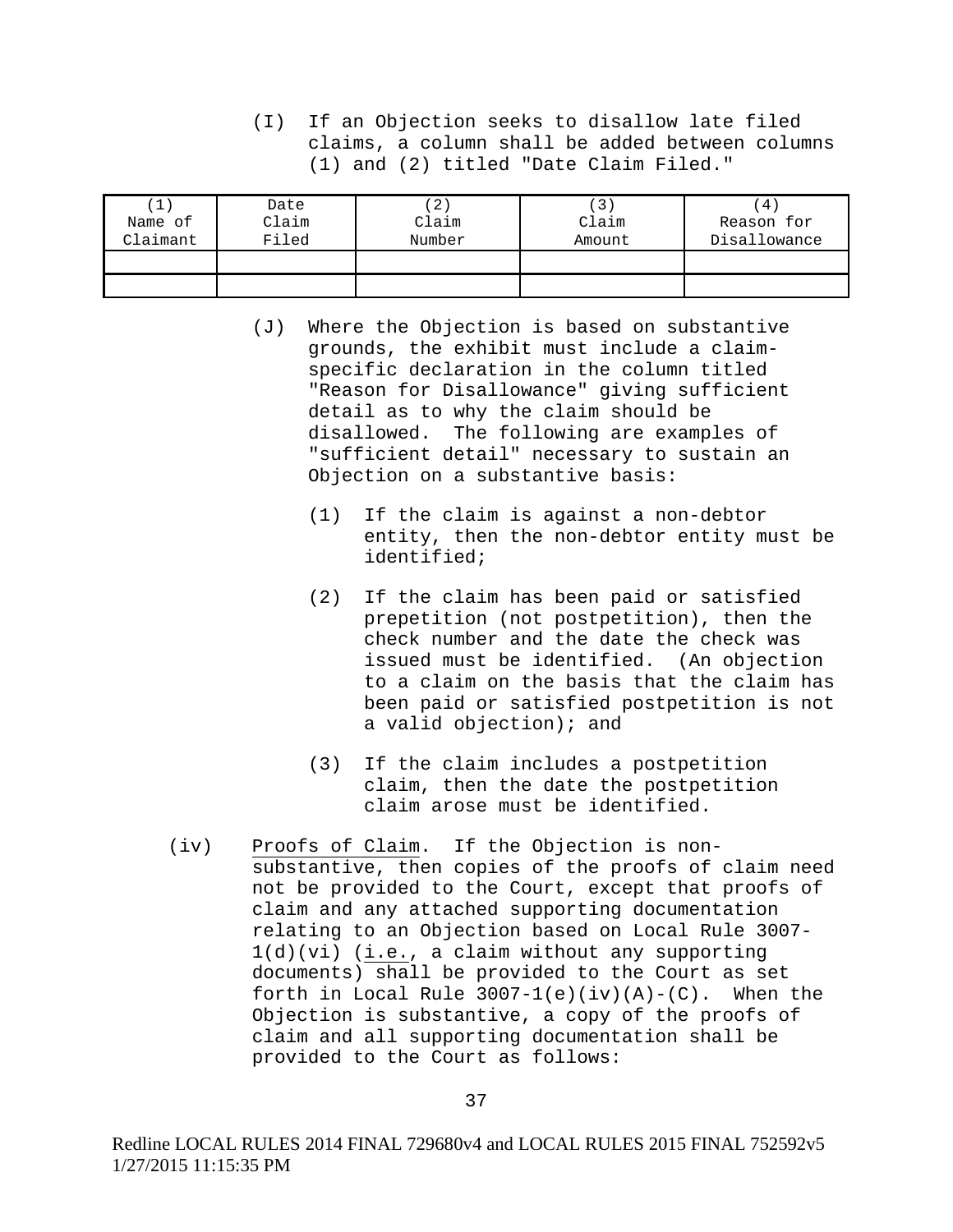(I) If an Objection seeks to disallow late filed claims, a column shall be added between columns (1) and (2) titled "Date Claim Filed."

| (1) Name of Claimant | Date Claim Filed | (2) Claim Number | (3) Claim Amount | (4) Reason for Disallowance |
|---|---|---|---|---|
| | | | | |
| | | | | |

(J) Where the Objection is based on substantive grounds, the exhibit must include a claim-specific declaration in the column titled "Reason for Disallowance" giving sufficient detail as to why the claim should be disallowed. The following are examples of "sufficient detail" necessary to sustain an Objection on a substantive basis:

(1) If the claim is against a non-debtor entity, then the non-debtor entity must be identified;

(2) If the claim has been paid or satisfied prepetition (not postpetition), then the check number and the date the check was issued must be identified. (An objection to a claim on the basis that the claim has been paid or satisfied postpetition is not a valid objection); and

(3) If the claim includes a postpetition claim, then the date the postpetition claim arose must be identified.

(iv) Proofs of Claim. If the Objection is non-substantive, then copies of the proofs of claim need not be provided to the Court, except that proofs of claim and any attached supporting documentation relating to an Objection based on Local Rule 3007-1(d)(vi) (i.e., a claim without any supporting documents) shall be provided to the Court as set forth in Local Rule 3007-1(e)(iv)(A)-(C). When the Objection is substantive, a copy of the proofs of claim and all supporting documentation shall be provided to the Court as follows:

Redline LOCAL RULES 2014 FINAL 729680v4 and LOCAL RULES 2015 FINAL 752592v5 1/27/2015 11:15:35 PM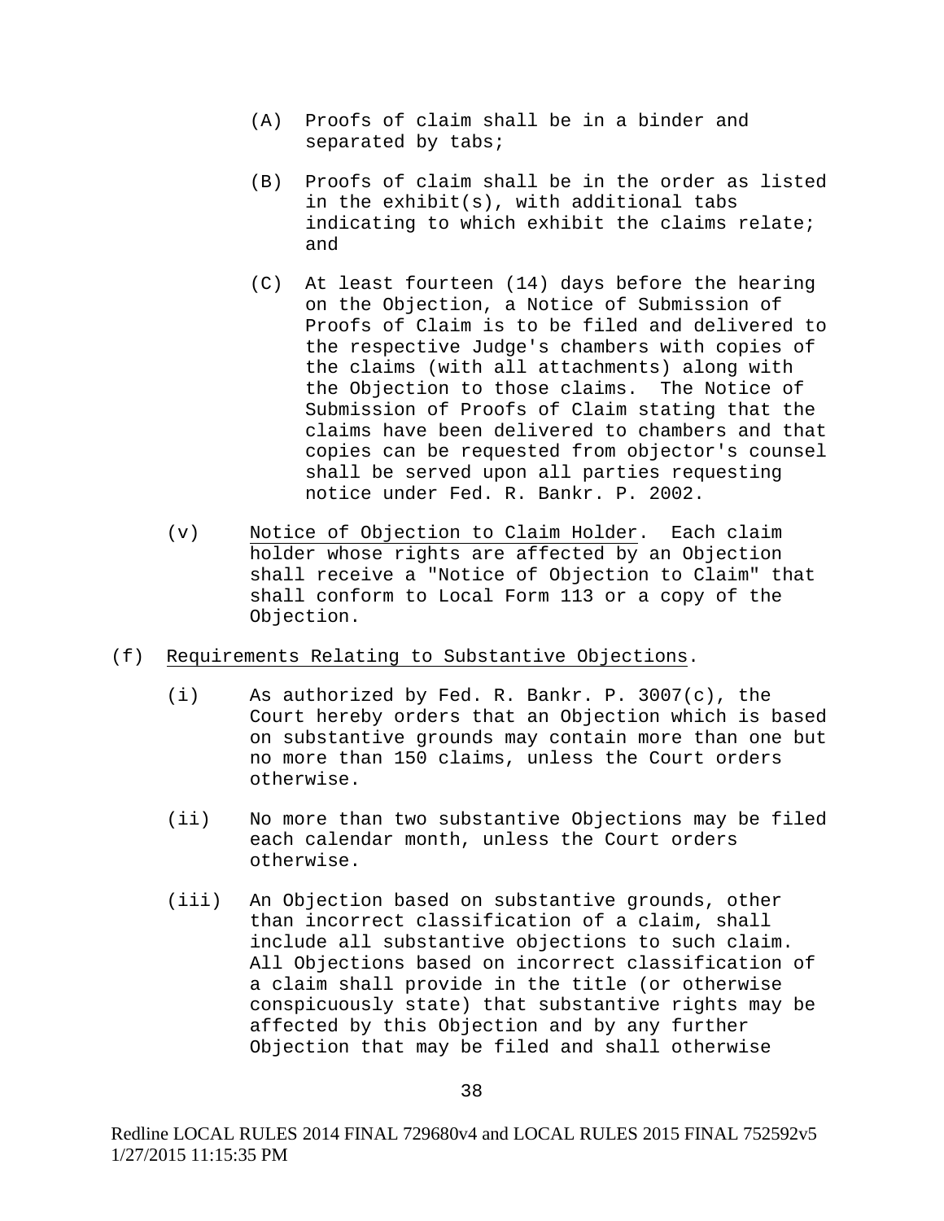(A) Proofs of claim shall be in a binder and separated by tabs;

(B) Proofs of claim shall be in the order as listed in the exhibit(s), with additional tabs indicating to which exhibit the claims relate; and

(C) At least fourteen (14) days before the hearing on the Objection, a Notice of Submission of Proofs of Claim is to be filed and delivered to the respective Judge's chambers with copies of the claims (with all attachments) along with the Objection to those claims. The Notice of Submission of Proofs of Claim stating that the claims have been delivered to chambers and that copies can be requested from objector's counsel shall be served upon all parties requesting notice under Fed. R. Bankr. P. 2002.

(v) Notice of Objection to Claim Holder. Each claim holder whose rights are affected by an Objection shall receive a "Notice of Objection to Claim" that shall conform to Local Form 113 or a copy of the Objection.

(f) Requirements Relating to Substantive Objections.

(i) As authorized by Fed. R. Bankr. P. 3007(c), the Court hereby orders that an Objection which is based on substantive grounds may contain more than one but no more than 150 claims, unless the Court orders otherwise.

(ii) No more than two substantive Objections may be filed each calendar month, unless the Court orders otherwise.

(iii) An Objection based on substantive grounds, other than incorrect classification of a claim, shall include all substantive objections to such claim. All Objections based on incorrect classification of a claim shall provide in the title (or otherwise conspicuously state) that substantive rights may be affected by this Objection and by any further Objection that may be filed and shall otherwise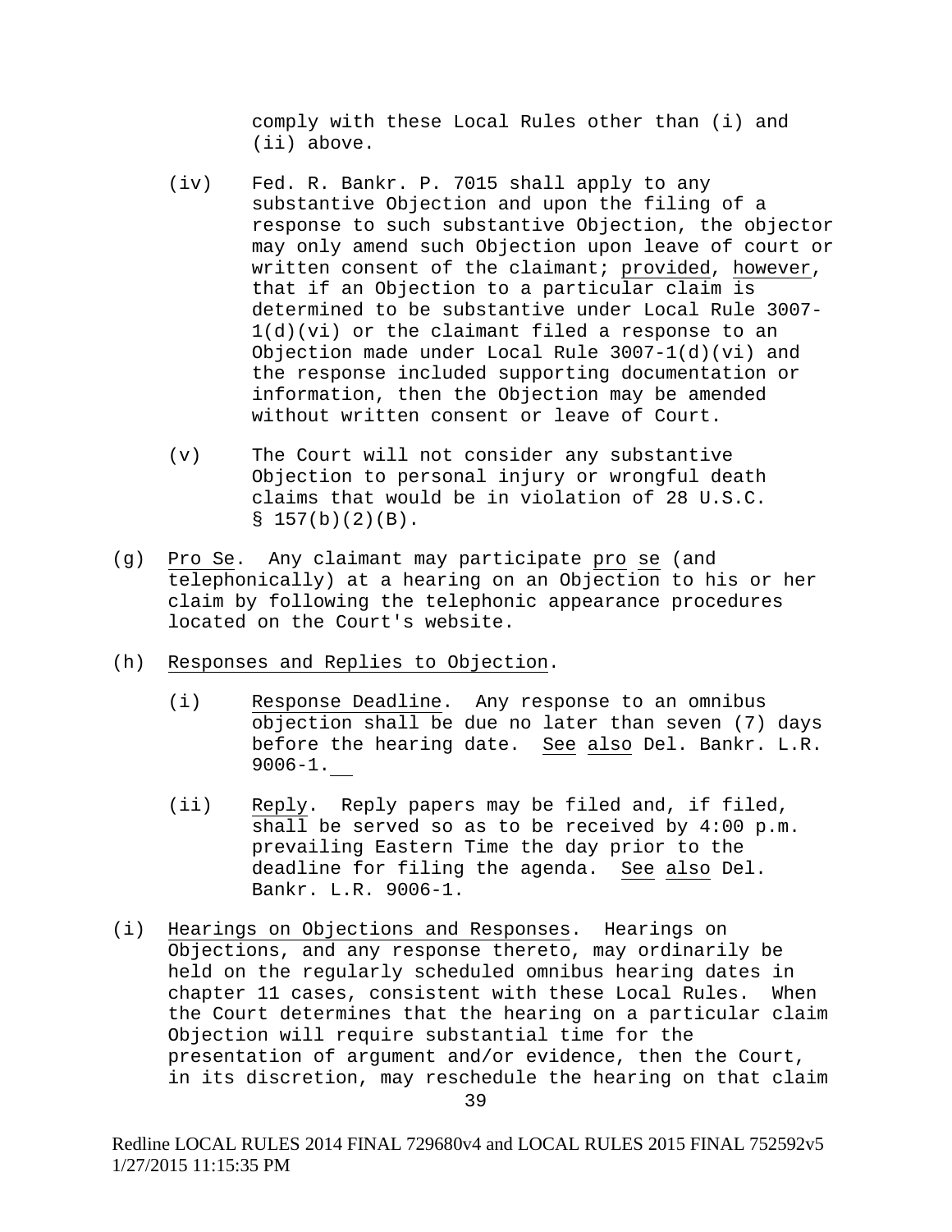comply with these Local Rules other than (i) and (ii) above.

(iv) Fed. R. Bankr. P. 7015 shall apply to any substantive Objection and upon the filing of a response to such substantive Objection, the objector may only amend such Objection upon leave of court or written consent of the claimant; provided, however, that if an Objection to a particular claim is determined to be substantive under Local Rule 3007-1(d)(vi) or the claimant filed a response to an Objection made under Local Rule 3007-1(d)(vi) and the response included supporting documentation or information, then the Objection may be amended without written consent or leave of Court.

(v) The Court will not consider any substantive Objection to personal injury or wrongful death claims that would be in violation of 28 U.S.C. § 157(b)(2)(B).

(g) Pro Se. Any claimant may participate pro se (and telephonically) at a hearing on an Objection to his or her claim by following the telephonic appearance procedures located on the Court's website.

(h) Responses and Replies to Objection.

(i) Response Deadline. Any response to an omnibus objection shall be due no later than seven (7) days before the hearing date. See also Del. Bankr. L.R. 9006-1.

(ii) Reply. Reply papers may be filed and, if filed, shall be served so as to be received by 4:00 p.m. prevailing Eastern Time the day prior to the deadline for filing the agenda. See also Del. Bankr. L.R. 9006-1.

(i) Hearings on Objections and Responses. Hearings on Objections, and any response thereto, may ordinarily be held on the regularly scheduled omnibus hearing dates in chapter 11 cases, consistent with these Local Rules. When the Court determines that the hearing on a particular claim Objection will require substantial time for the presentation of argument and/or evidence, then the Court, in its discretion, may reschedule the hearing on that claim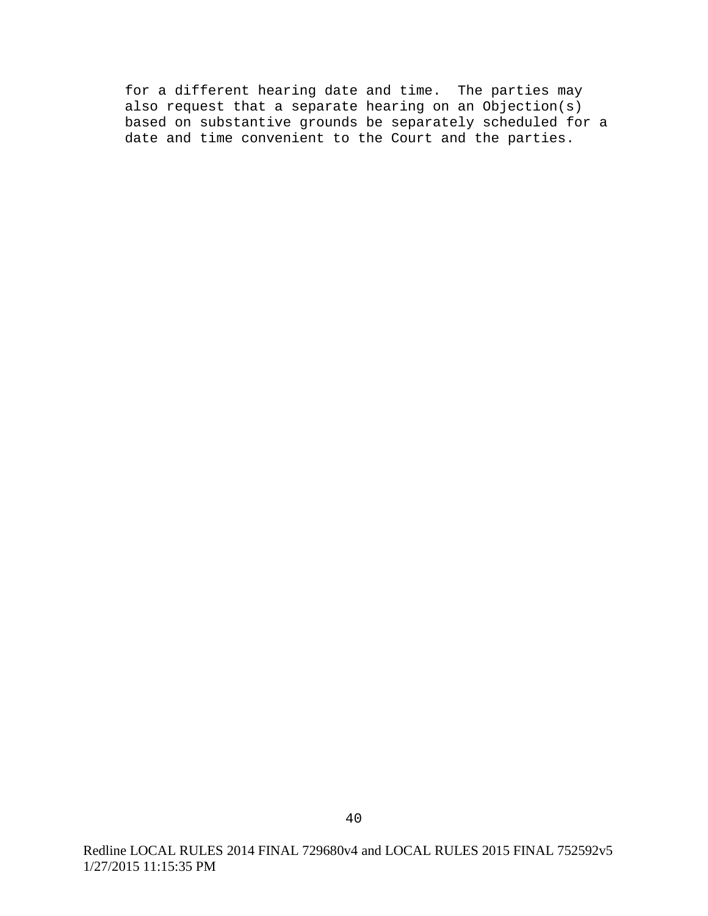for a different hearing date and time.  The parties may also request that a separate hearing on an Objection(s) based on substantive grounds be separately scheduled for a date and time convenient to the Court and the parties.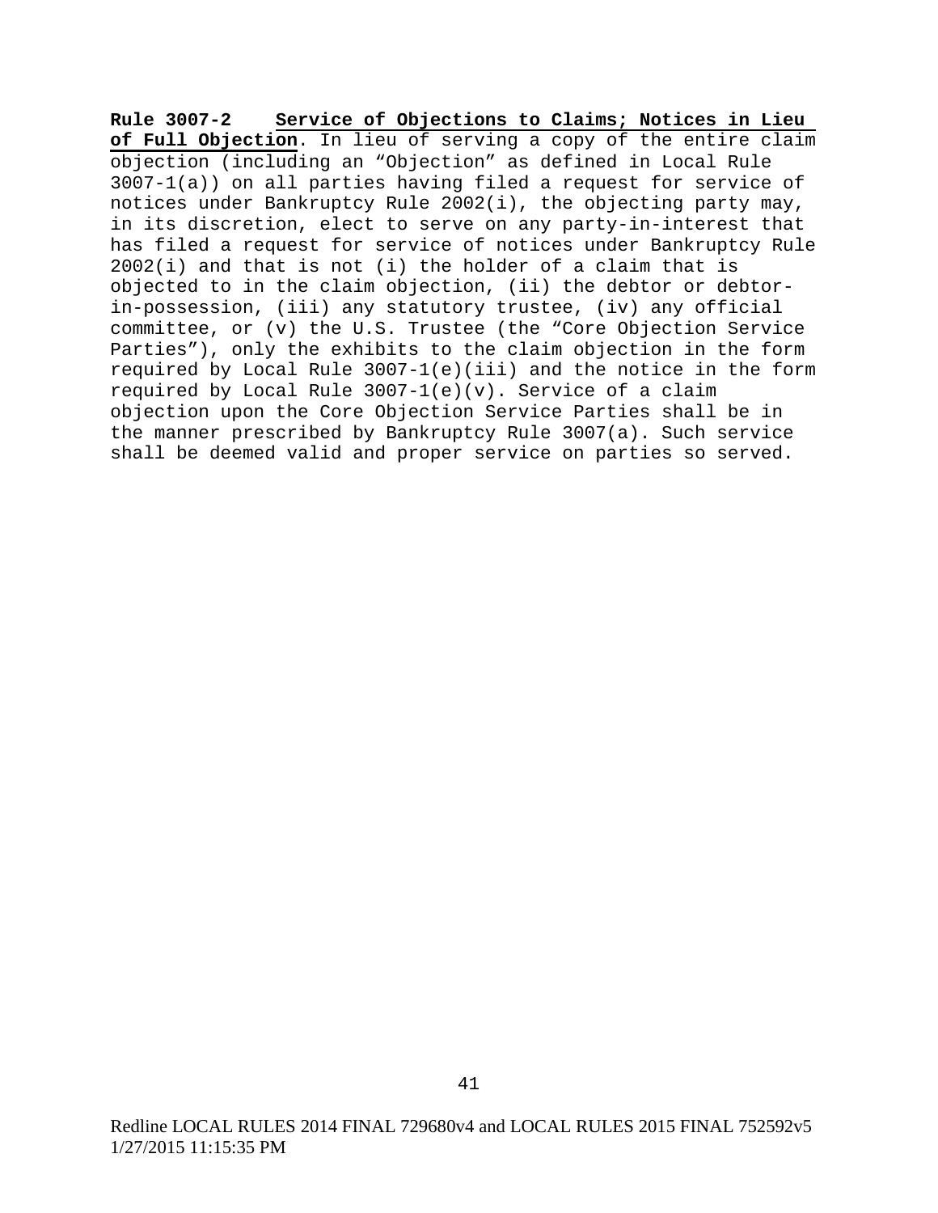**Rule 3007-2 Service of Objections to Claims; Notices in Lieu of Full Objection**. In lieu of serving a copy of the entire claim objection (including an "Objection" as defined in Local Rule 3007-1(a)) on all parties having filed a request for service of notices under Bankruptcy Rule 2002(i), the objecting party may, in its discretion, elect to serve on any party-in-interest that has filed a request for service of notices under Bankruptcy Rule 2002(i) and that is not (i) the holder of a claim that is objected to in the claim objection, (ii) the debtor or debtor-in-possession, (iii) any statutory trustee, (iv) any official committee, or (v) the U.S. Trustee (the "Core Objection Service Parties"), only the exhibits to the claim objection in the form required by Local Rule 3007-1(e)(iii) and the notice in the form required by Local Rule 3007-1(e)(v). Service of a claim objection upon the Core Objection Service Parties shall be in the manner prescribed by Bankruptcy Rule 3007(a). Such service shall be deemed valid and proper service on parties so served.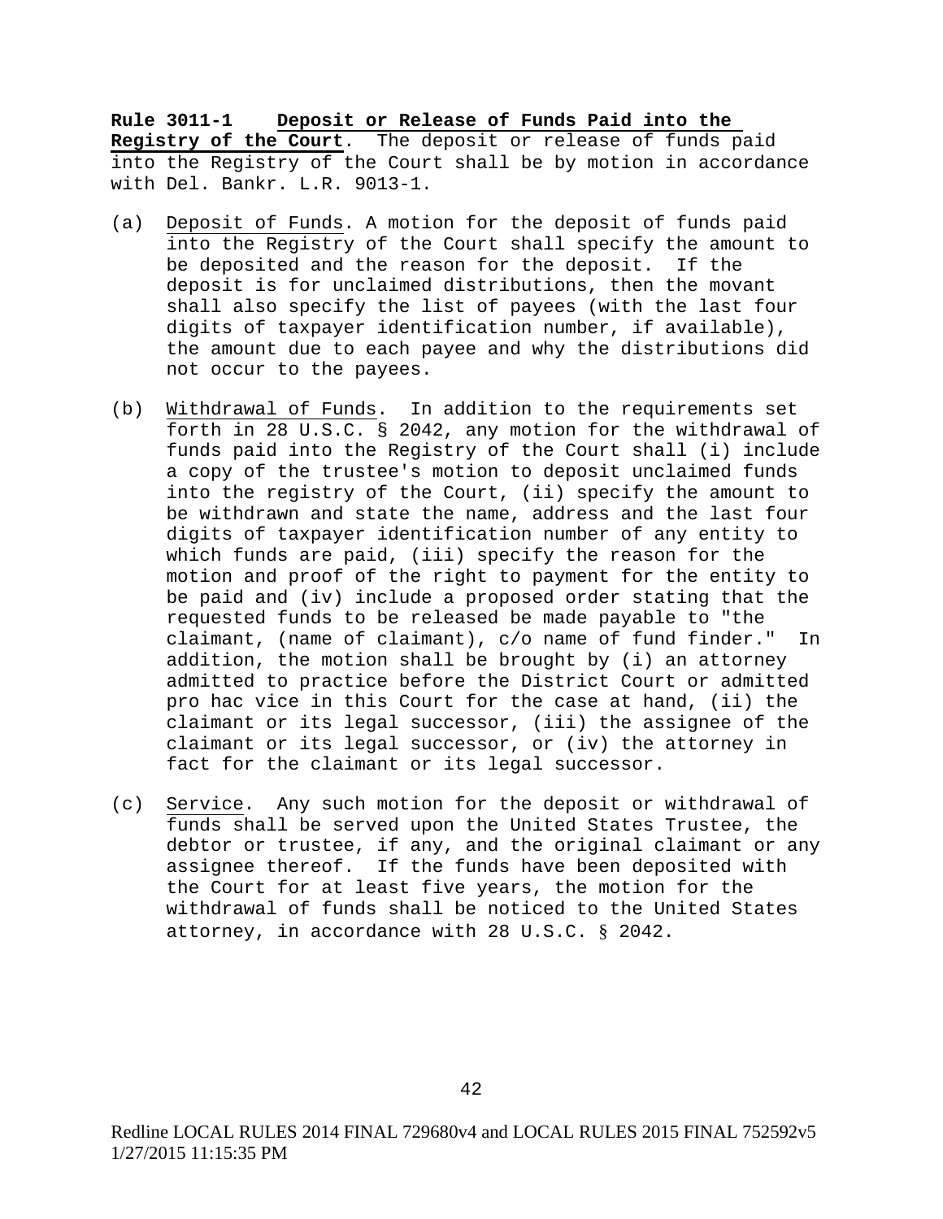**Rule 3011-1 Deposit or Release of Funds Paid into the Registry of the Court**. The deposit or release of funds paid into the Registry of the Court shall be by motion in accordance with Del. Bankr. L.R. 9013-1.

(a) Deposit of Funds. A motion for the deposit of funds paid into the Registry of the Court shall specify the amount to be deposited and the reason for the deposit. If the deposit is for unclaimed distributions, then the movant shall also specify the list of payees (with the last four digits of taxpayer identification number, if available), the amount due to each payee and why the distributions did not occur to the payees.

(b) Withdrawal of Funds. In addition to the requirements set forth in 28 U.S.C. § 2042, any motion for the withdrawal of funds paid into the Registry of the Court shall (i) include a copy of the trustee's motion to deposit unclaimed funds into the registry of the Court, (ii) specify the amount to be withdrawn and state the name, address and the last four digits of taxpayer identification number of any entity to which funds are paid, (iii) specify the reason for the motion and proof of the right to payment for the entity to be paid and (iv) include a proposed order stating that the requested funds to be released be made payable to "the claimant, (name of claimant), c/o name of fund finder." In addition, the motion shall be brought by (i) an attorney admitted to practice before the District Court or admitted pro hac vice in this Court for the case at hand, (ii) the claimant or its legal successor, (iii) the assignee of the claimant or its legal successor, or (iv) the attorney in fact for the claimant or its legal successor.

(c) Service. Any such motion for the deposit or withdrawal of funds shall be served upon the United States Trustee, the debtor or trustee, if any, and the original claimant or any assignee thereof. If the funds have been deposited with the Court for at least five years, the motion for the withdrawal of funds shall be noticed to the United States attorney, in accordance with 28 U.S.C. § 2042.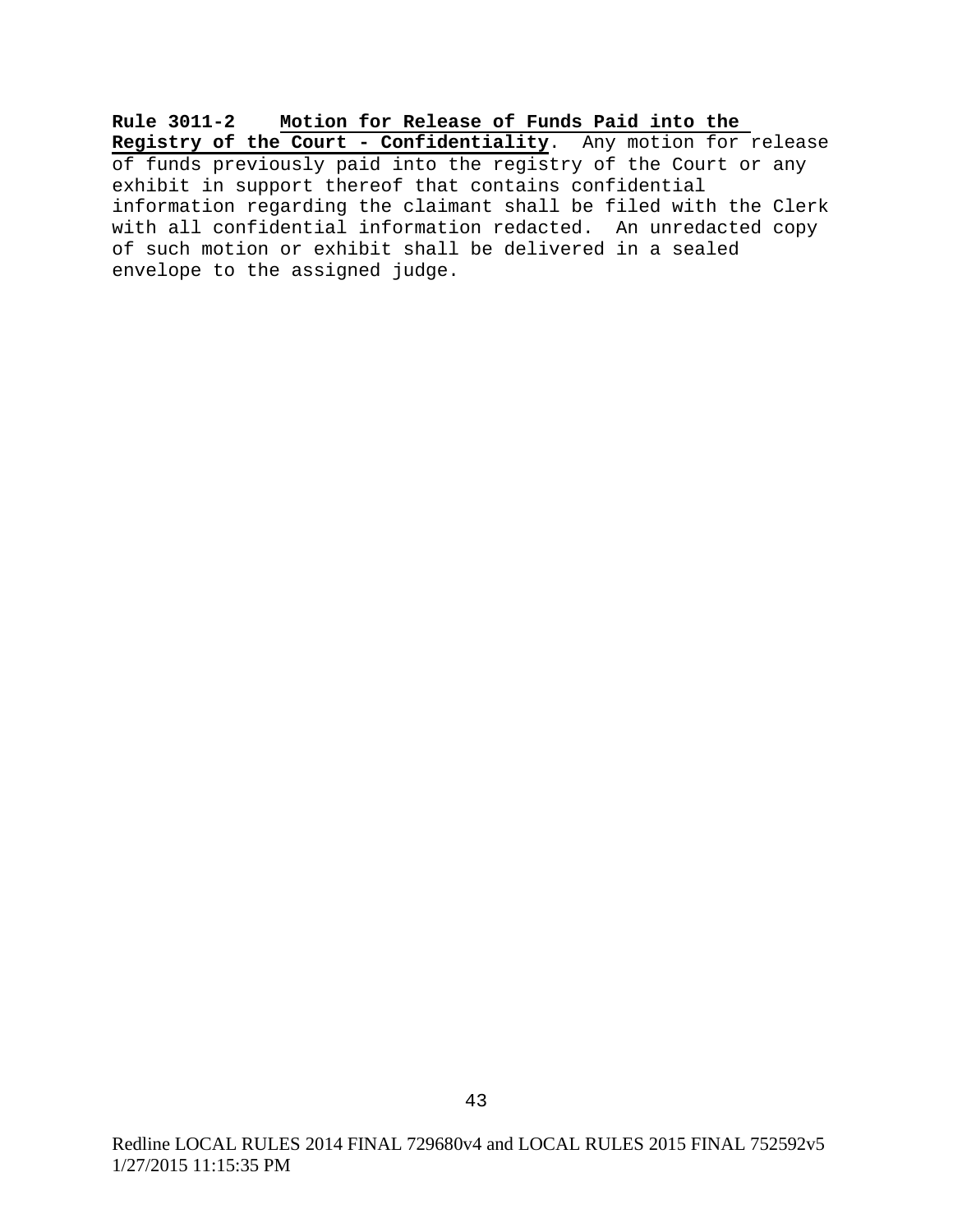**Rule 3011-2 Motion for Release of Funds Paid into the Registry of the Court - Confidentiality**. Any motion for release of funds previously paid into the registry of the Court or any exhibit in support thereof that contains confidential information regarding the claimant shall be filed with the Clerk with all confidential information redacted. An unredacted copy of such motion or exhibit shall be delivered in a sealed envelope to the assigned judge.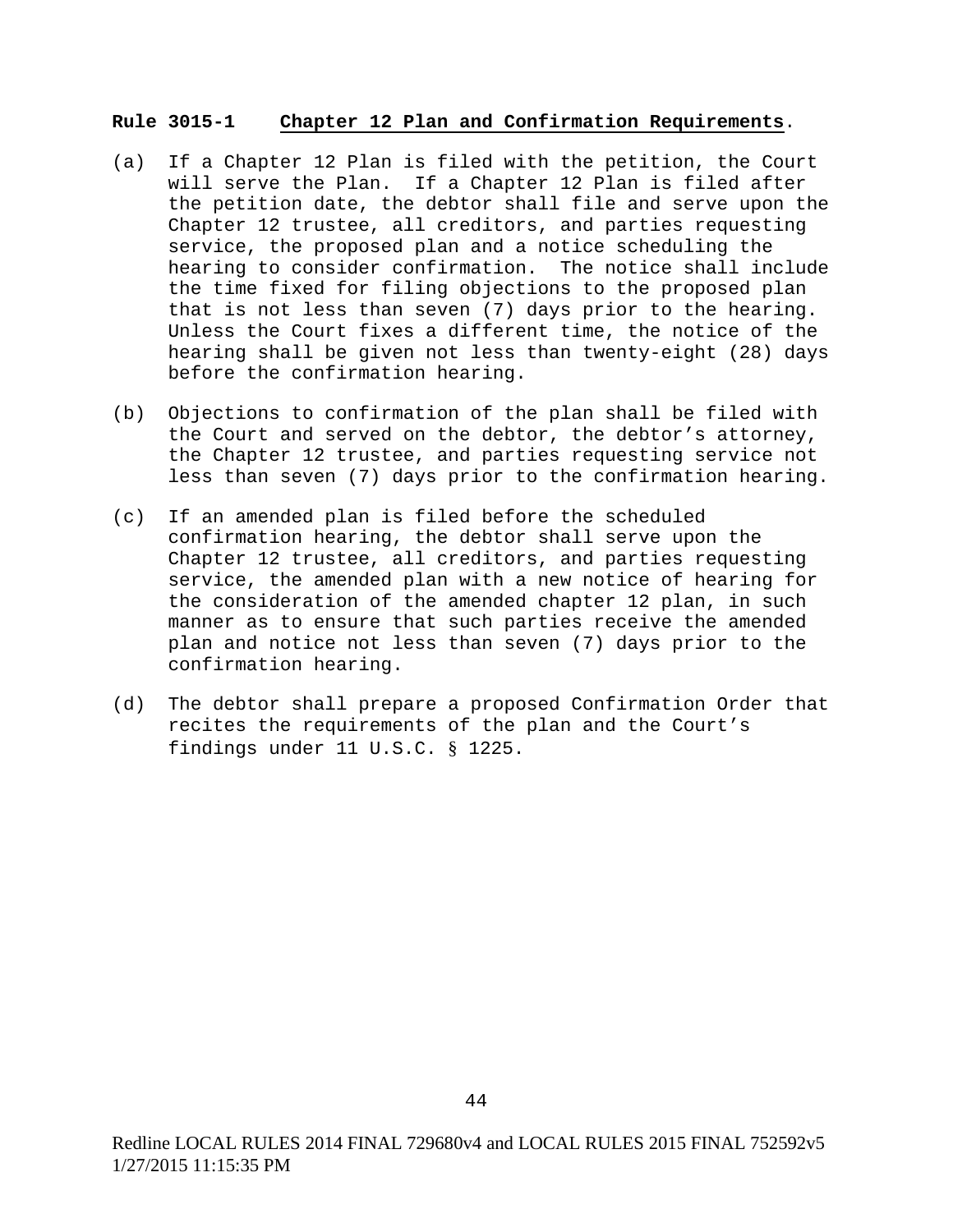**Rule 3015-1 Chapter 12 Plan and Confirmation Requirements**.

(a) If a Chapter 12 Plan is filed with the petition, the Court will serve the Plan. If a Chapter 12 Plan is filed after the petition date, the debtor shall file and serve upon the Chapter 12 trustee, all creditors, and parties requesting service, the proposed plan and a notice scheduling the hearing to consider confirmation. The notice shall include the time fixed for filing objections to the proposed plan that is not less than seven (7) days prior to the hearing. Unless the Court fixes a different time, the notice of the hearing shall be given not less than twenty-eight (28) days before the confirmation hearing.

(b) Objections to confirmation of the plan shall be filed with the Court and served on the debtor, the debtor's attorney, the Chapter 12 trustee, and parties requesting service not less than seven (7) days prior to the confirmation hearing.

(c) If an amended plan is filed before the scheduled confirmation hearing, the debtor shall serve upon the Chapter 12 trustee, all creditors, and parties requesting service, the amended plan with a new notice of hearing for the consideration of the amended chapter 12 plan, in such manner as to ensure that such parties receive the amended plan and notice not less than seven (7) days prior to the confirmation hearing.

(d) The debtor shall prepare a proposed Confirmation Order that recites the requirements of the plan and the Court's findings under 11 U.S.C. § 1225.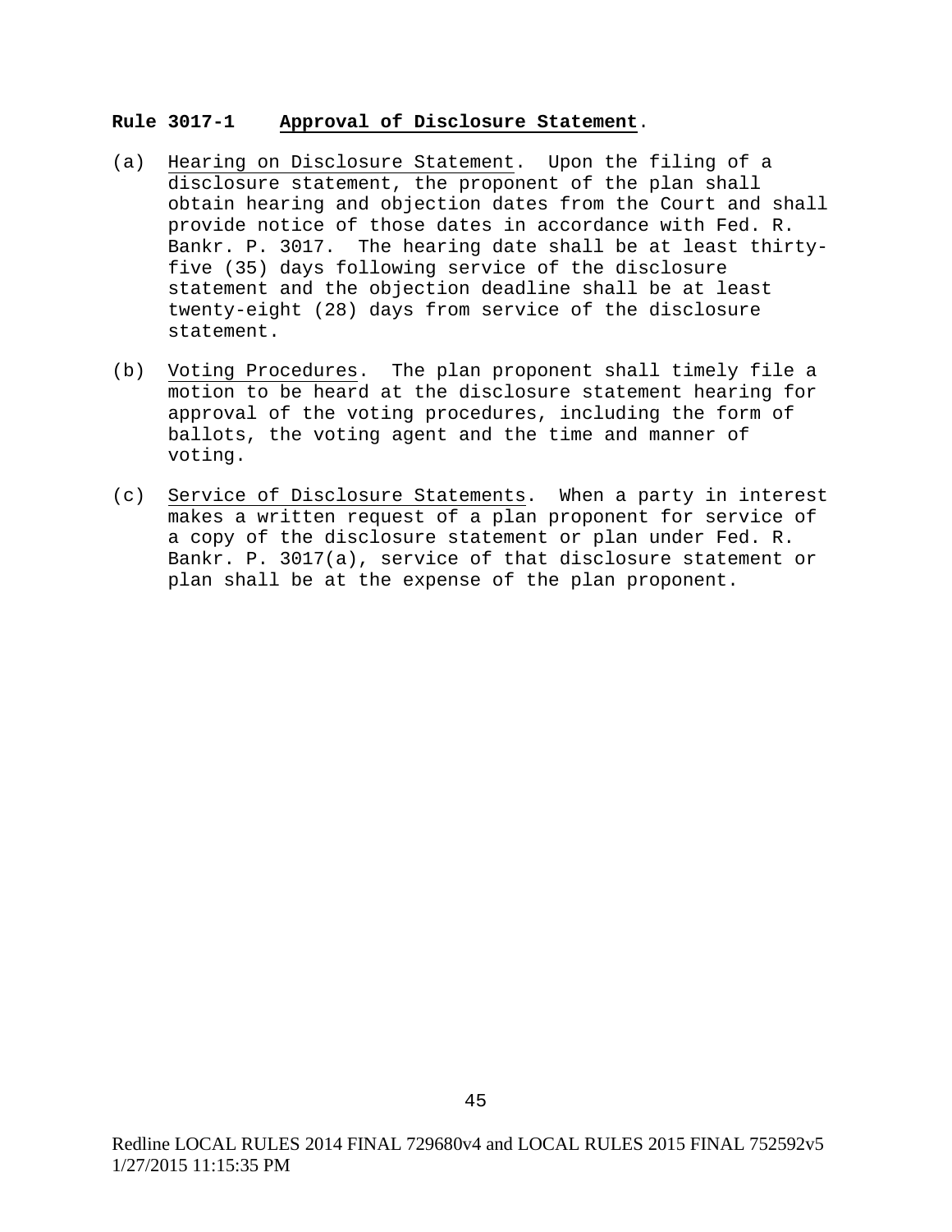**Rule 3017-1 Approval of Disclosure Statement.**

(a) Hearing on Disclosure Statement. Upon the filing of a disclosure statement, the proponent of the plan shall obtain hearing and objection dates from the Court and shall provide notice of those dates in accordance with Fed. R. Bankr. P. 3017. The hearing date shall be at least thirty-five (35) days following service of the disclosure statement and the objection deadline shall be at least twenty-eight (28) days from service of the disclosure statement.

(b) Voting Procedures. The plan proponent shall timely file a motion to be heard at the disclosure statement hearing for approval of the voting procedures, including the form of ballots, the voting agent and the time and manner of voting.

(c) Service of Disclosure Statements. When a party in interest makes a written request of a plan proponent for service of a copy of the disclosure statement or plan under Fed. R. Bankr. P. 3017(a), service of that disclosure statement or plan shall be at the expense of the plan proponent.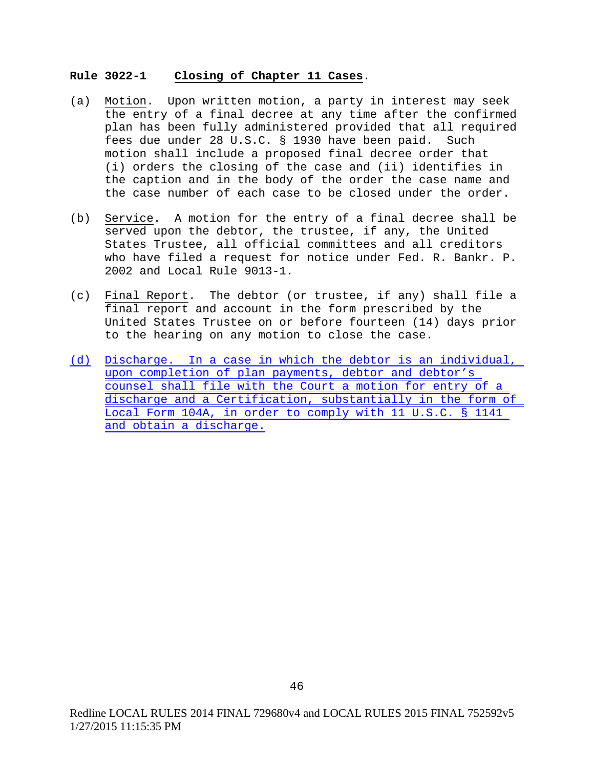**Rule 3022-1 Closing of Chapter 11 Cases.**

(a) Motion. Upon written motion, a party in interest may seek the entry of a final decree at any time after the confirmed plan has been fully administered provided that all required fees due under 28 U.S.C. § 1930 have been paid. Such motion shall include a proposed final decree order that (i) orders the closing of the case and (ii) identifies in the caption and in the body of the order the case name and the case number of each case to be closed under the order.

(b) Service. A motion for the entry of a final decree shall be served upon the debtor, the trustee, if any, the United States Trustee, all official committees and all creditors who have filed a request for notice under Fed. R. Bankr. P. 2002 and Local Rule 9013-1.

(c) Final Report. The debtor (or trustee, if any) shall file a final report and account in the form prescribed by the United States Trustee on or before fourteen (14) days prior to the hearing on any motion to close the case.

(d) Discharge. In a case in which the debtor is an individual, upon completion of plan payments, debtor and debtor's counsel shall file with the Court a motion for entry of a discharge and a Certification, substantially in the form of Local Form 104A, in order to comply with 11 U.S.C. § 1141 and obtain a discharge.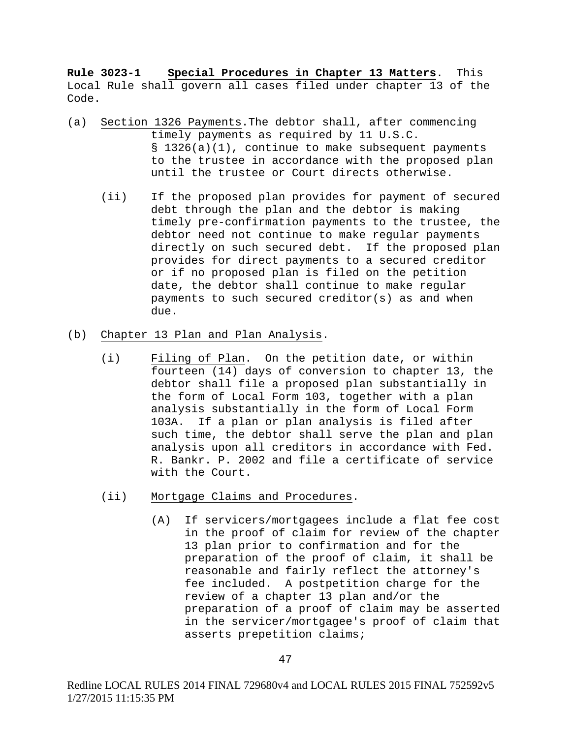**Rule 3023-1** **Special Procedures in Chapter 13 Matters**. This Local Rule shall govern all cases filed under chapter 13 of the Code.

(a) Section 1326 Payments.The debtor shall, after commencing timely payments as required by 11 U.S.C. § 1326(a)(1), continue to make subsequent payments to the trustee in accordance with the proposed plan until the trustee or Court directs otherwise.

(ii) If the proposed plan provides for payment of secured debt through the plan and the debtor is making timely pre-confirmation payments to the trustee, the debtor need not continue to make regular payments directly on such secured debt. If the proposed plan provides for direct payments to a secured creditor or if no proposed plan is filed on the petition date, the debtor shall continue to make regular payments to such secured creditor(s) as and when due.

(b) Chapter 13 Plan and Plan Analysis.

(i) Filing of Plan. On the petition date, or within fourteen (14) days of conversion to chapter 13, the debtor shall file a proposed plan substantially in the form of Local Form 103, together with a plan analysis substantially in the form of Local Form 103A. If a plan or plan analysis is filed after such time, the debtor shall serve the plan and plan analysis upon all creditors in accordance with Fed. R. Bankr. P. 2002 and file a certificate of service with the Court.

(ii) Mortgage Claims and Procedures.

(A) If servicers/mortgagees include a flat fee cost in the proof of claim for review of the chapter 13 plan prior to confirmation and for the preparation of the proof of claim, it shall be reasonable and fairly reflect the attorney's fee included. A postpetition charge for the review of a chapter 13 plan and/or the preparation of a proof of claim may be asserted in the servicer/mortgagee's proof of claim that asserts prepetition claims;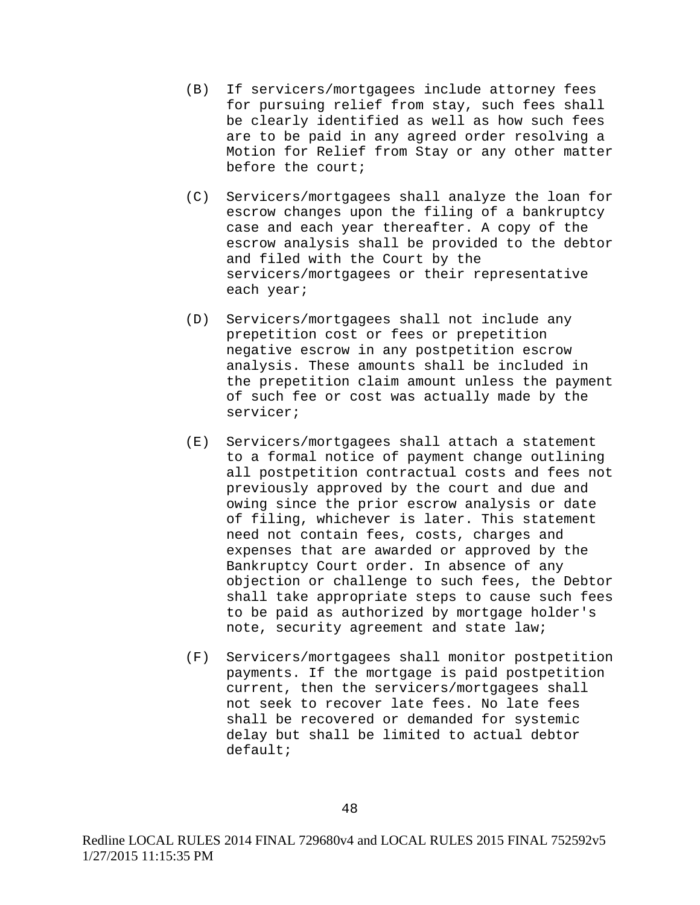(B) If servicers/mortgagees include attorney fees for pursuing relief from stay, such fees shall be clearly identified as well as how such fees are to be paid in any agreed order resolving a Motion for Relief from Stay or any other matter before the court;

(C) Servicers/mortgagees shall analyze the loan for escrow changes upon the filing of a bankruptcy case and each year thereafter. A copy of the escrow analysis shall be provided to the debtor and filed with the Court by the servicers/mortgagees or their representative each year;

(D) Servicers/mortgagees shall not include any prepetition cost or fees or prepetition negative escrow in any postpetition escrow analysis. These amounts shall be included in the prepetition claim amount unless the payment of such fee or cost was actually made by the servicer;

(E) Servicers/mortgagees shall attach a statement to a formal notice of payment change outlining all postpetition contractual costs and fees not previously approved by the court and due and owing since the prior escrow analysis or date of filing, whichever is later. This statement need not contain fees, costs, charges and expenses that are awarded or approved by the Bankruptcy Court order. In absence of any objection or challenge to such fees, the Debtor shall take appropriate steps to cause such fees to be paid as authorized by mortgage holder's note, security agreement and state law;

(F) Servicers/mortgagees shall monitor postpetition payments. If the mortgage is paid postpetition current, then the servicers/mortgagees shall not seek to recover late fees. No late fees shall be recovered or demanded for systemic delay but shall be limited to actual debtor default;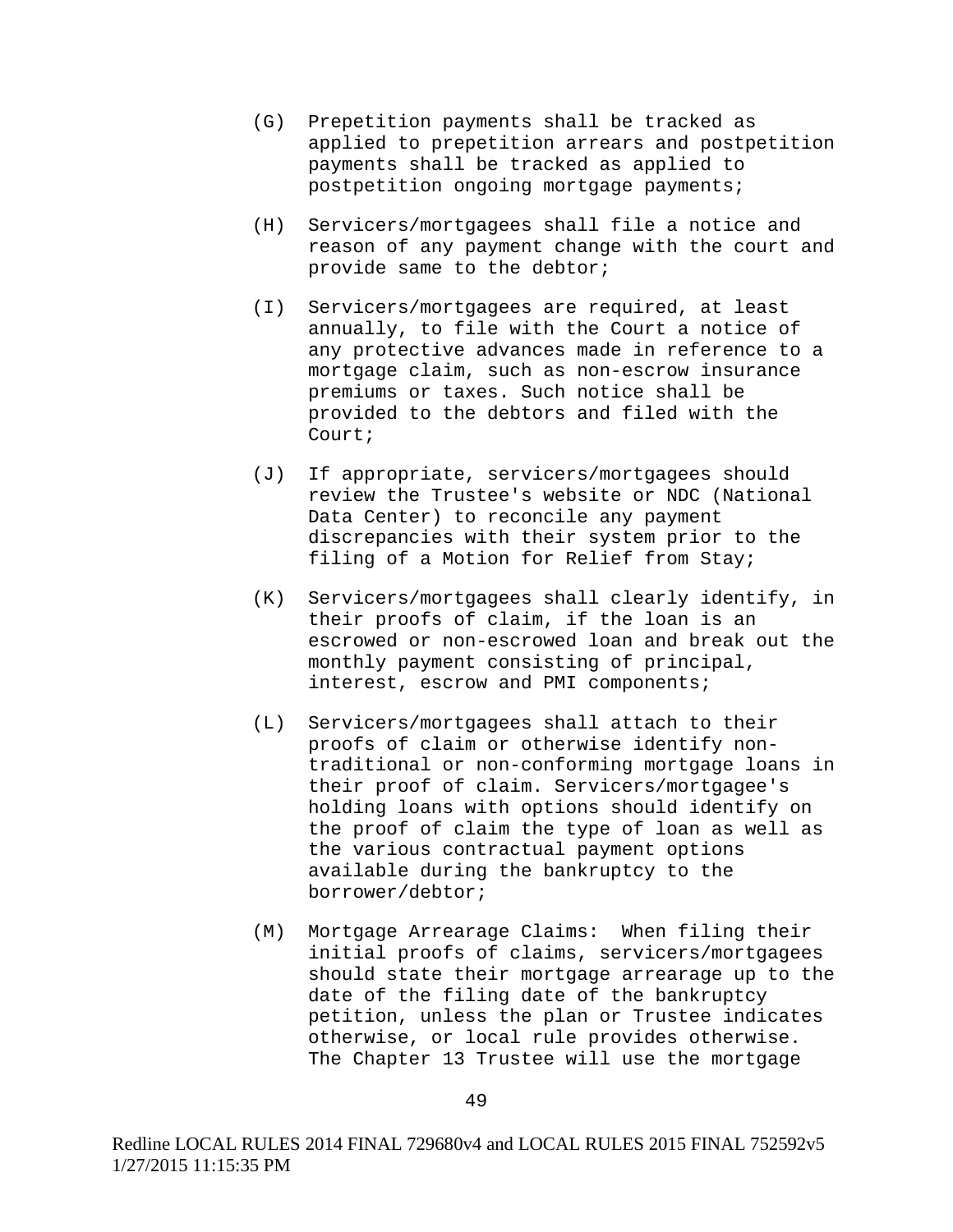(G) Prepetition payments shall be tracked as applied to prepetition arrears and postpetition payments shall be tracked as applied to postpetition ongoing mortgage payments;

(H) Servicers/mortgagees shall file a notice and reason of any payment change with the court and provide same to the debtor;

(I) Servicers/mortgagees are required, at least annually, to file with the Court a notice of any protective advances made in reference to a mortgage claim, such as non-escrow insurance premiums or taxes. Such notice shall be provided to the debtors and filed with the Court;

(J) If appropriate, servicers/mortgagees should review the Trustee's website or NDC (National Data Center) to reconcile any payment discrepancies with their system prior to the filing of a Motion for Relief from Stay;

(K) Servicers/mortgagees shall clearly identify, in their proofs of claim, if the loan is an escrowed or non-escrowed loan and break out the monthly payment consisting of principal, interest, escrow and PMI components;

(L) Servicers/mortgagees shall attach to their proofs of claim or otherwise identify non-traditional or non-conforming mortgage loans in their proof of claim. Servicers/mortgagee's holding loans with options should identify on the proof of claim the type of loan as well as the various contractual payment options available during the bankruptcy to the borrower/debtor;

(M) Mortgage Arrearage Claims: When filing their initial proofs of claims, servicers/mortgagees should state their mortgage arrearage up to the date of the filing date of the bankruptcy petition, unless the plan or Trustee indicates otherwise, or local rule provides otherwise. The Chapter 13 Trustee will use the mortgage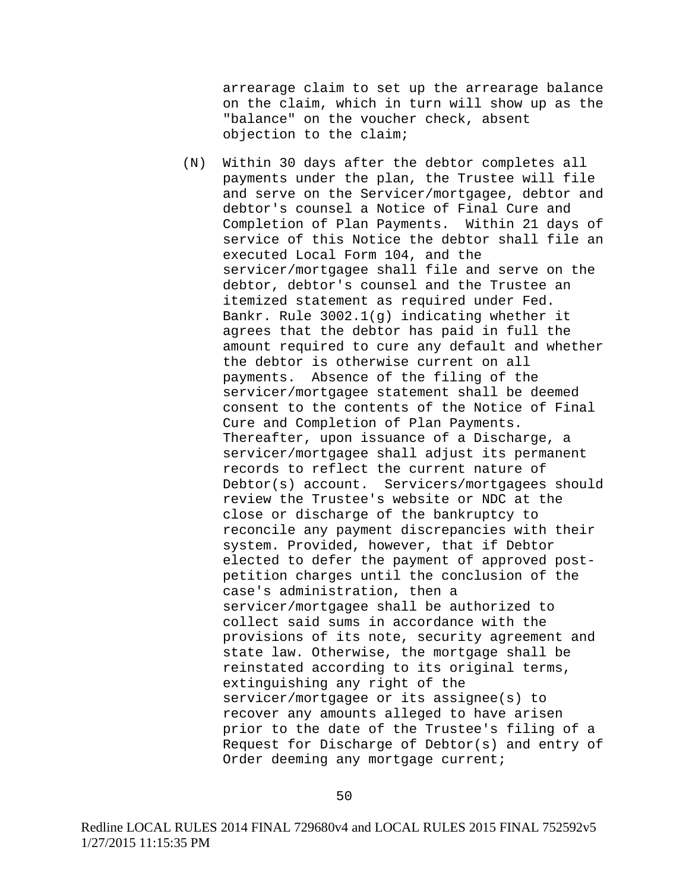arrearage claim to set up the arrearage balance on the claim, which in turn will show up as the "balance" on the voucher check, absent objection to the claim;

(N) Within 30 days after the debtor completes all payments under the plan, the Trustee will file and serve on the Servicer/mortgagee, debtor and debtor's counsel a Notice of Final Cure and Completion of Plan Payments. Within 21 days of service of this Notice the debtor shall file an executed Local Form 104, and the servicer/mortgagee shall file and serve on the debtor, debtor's counsel and the Trustee an itemized statement as required under Fed. Bankr. Rule 3002.1(g) indicating whether it agrees that the debtor has paid in full the amount required to cure any default and whether the debtor is otherwise current on all payments. Absence of the filing of the servicer/mortgagee statement shall be deemed consent to the contents of the Notice of Final Cure and Completion of Plan Payments. Thereafter, upon issuance of a Discharge, a servicer/mortgagee shall adjust its permanent records to reflect the current nature of Debtor(s) account. Servicers/mortgagees should review the Trustee's website or NDC at the close or discharge of the bankruptcy to reconcile any payment discrepancies with their system. Provided, however, that if Debtor elected to defer the payment of approved post-petition charges until the conclusion of the case's administration, then a servicer/mortgagee shall be authorized to collect said sums in accordance with the provisions of its note, security agreement and state law. Otherwise, the mortgage shall be reinstated according to its original terms, extinguishing any right of the servicer/mortgagee or its assignee(s) to recover any amounts alleged to have arisen prior to the date of the Trustee's filing of a Request for Discharge of Debtor(s) and entry of Order deeming any mortgage current;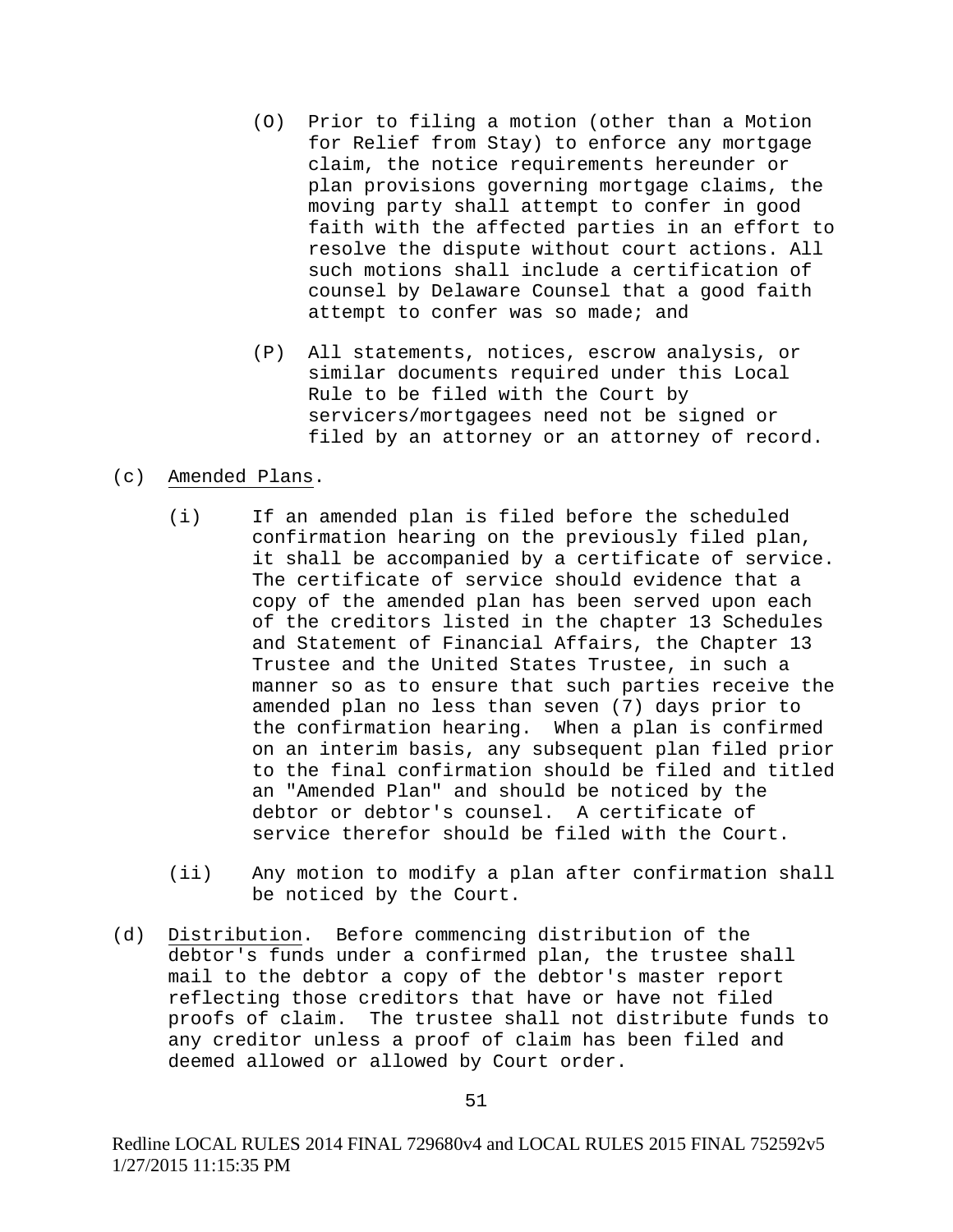(O) Prior to filing a motion (other than a Motion for Relief from Stay) to enforce any mortgage claim, the notice requirements hereunder or plan provisions governing mortgage claims, the moving party shall attempt to confer in good faith with the affected parties in an effort to resolve the dispute without court actions. All such motions shall include a certification of counsel by Delaware Counsel that a good faith attempt to confer was so made; and

(P) All statements, notices, escrow analysis, or similar documents required under this Local Rule to be filed with the Court by servicers/mortgagees need not be signed or filed by an attorney or an attorney of record.

(c) Amended Plans.

(i) If an amended plan is filed before the scheduled confirmation hearing on the previously filed plan, it shall be accompanied by a certificate of service. The certificate of service should evidence that a copy of the amended plan has been served upon each of the creditors listed in the chapter 13 Schedules and Statement of Financial Affairs, the Chapter 13 Trustee and the United States Trustee, in such a manner so as to ensure that such parties receive the amended plan no less than seven (7) days prior to the confirmation hearing. When a plan is confirmed on an interim basis, any subsequent plan filed prior to the final confirmation should be filed and titled an "Amended Plan" and should be noticed by the debtor or debtor's counsel. A certificate of service therefor should be filed with the Court.

(ii) Any motion to modify a plan after confirmation shall be noticed by the Court.

(d) Distribution. Before commencing distribution of the debtor's funds under a confirmed plan, the trustee shall mail to the debtor a copy of the debtor's master report reflecting those creditors that have or have not filed proofs of claim. The trustee shall not distribute funds to any creditor unless a proof of claim has been filed and deemed allowed or allowed by Court order.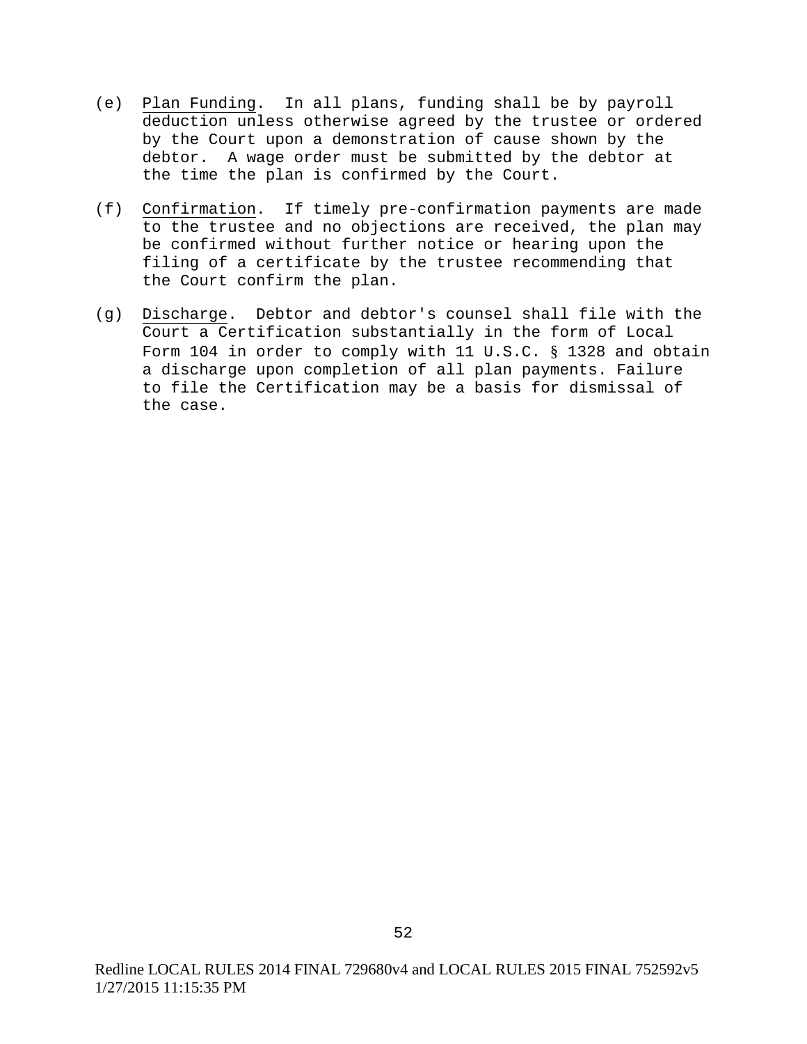(e) Plan Funding. In all plans, funding shall be by payroll deduction unless otherwise agreed by the trustee or ordered by the Court upon a demonstration of cause shown by the debtor. A wage order must be submitted by the debtor at the time the plan is confirmed by the Court.

(f) Confirmation. If timely pre-confirmation payments are made to the trustee and no objections are received, the plan may be confirmed without further notice or hearing upon the filing of a certificate by the trustee recommending that the Court confirm the plan.

(g) Discharge. Debtor and debtor's counsel shall file with the Court a Certification substantially in the form of Local Form 104 in order to comply with 11 U.S.C. § 1328 and obtain a discharge upon completion of all plan payments. Failure to file the Certification may be a basis for dismissal of the case.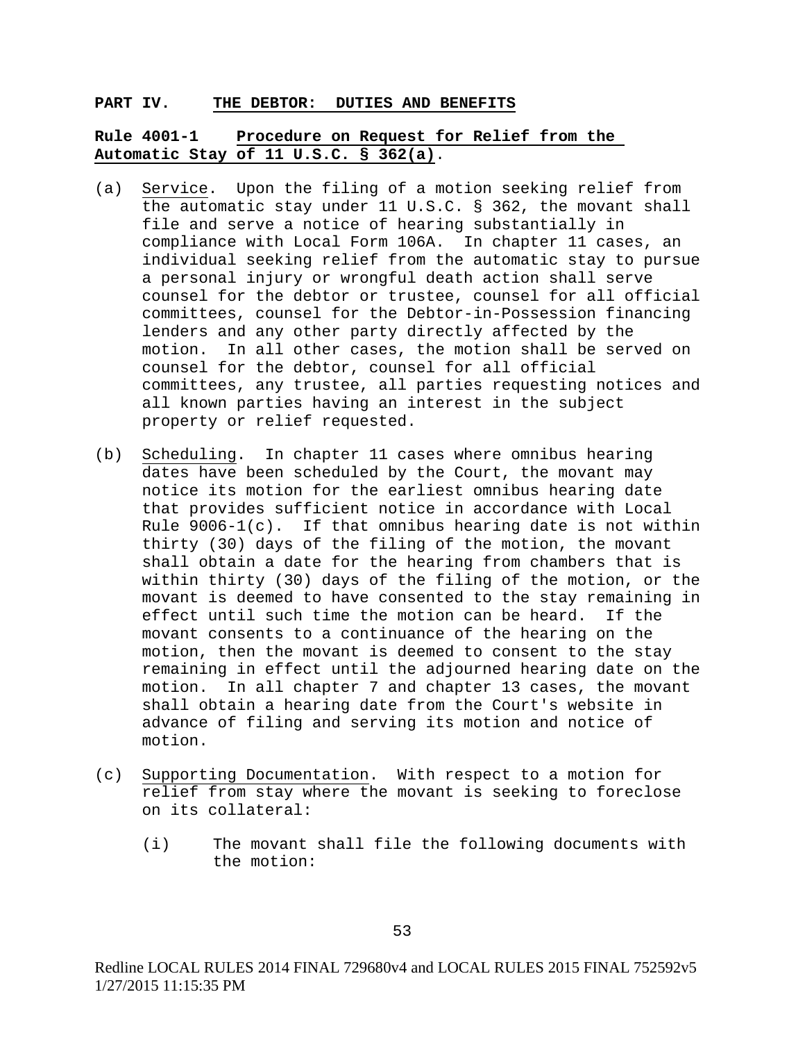## PART IV. THE DEBTOR: DUTIES AND BENEFITS

### Rule 4001-1 Procedure on Request for Relief from the Automatic Stay of 11 U.S.C. § 362(a).

(a) Service. Upon the filing of a motion seeking relief from the automatic stay under 11 U.S.C. § 362, the movant shall file and serve a notice of hearing substantially in compliance with Local Form 106A. In chapter 11 cases, an individual seeking relief from the automatic stay to pursue a personal injury or wrongful death action shall serve counsel for the debtor or trustee, counsel for all official committees, counsel for the Debtor-in-Possession financing lenders and any other party directly affected by the motion. In all other cases, the motion shall be served on counsel for the debtor, counsel for all official committees, any trustee, all parties requesting notices and all known parties having an interest in the subject property or relief requested.

(b) Scheduling. In chapter 11 cases where omnibus hearing dates have been scheduled by the Court, the movant may notice its motion for the earliest omnibus hearing date that provides sufficient notice in accordance with Local Rule 9006-1(c). If that omnibus hearing date is not within thirty (30) days of the filing of the motion, the movant shall obtain a date for the hearing from chambers that is within thirty (30) days of the filing of the motion, or the movant is deemed to have consented to the stay remaining in effect until such time the motion can be heard. If the movant consents to a continuance of the hearing on the motion, then the movant is deemed to consent to the stay remaining in effect until the adjourned hearing date on the motion. In all chapter 7 and chapter 13 cases, the movant shall obtain a hearing date from the Court's website in advance of filing and serving its motion and notice of motion.

(c) Supporting Documentation. With respect to a motion for relief from stay where the movant is seeking to foreclose on its collateral:

  (i) The movant shall file the following documents with the motion:

Redline LOCAL RULES 2014 FINAL 729680v4 and LOCAL RULES 2015 FINAL 752592v5
1/27/2015 11:15:35 PM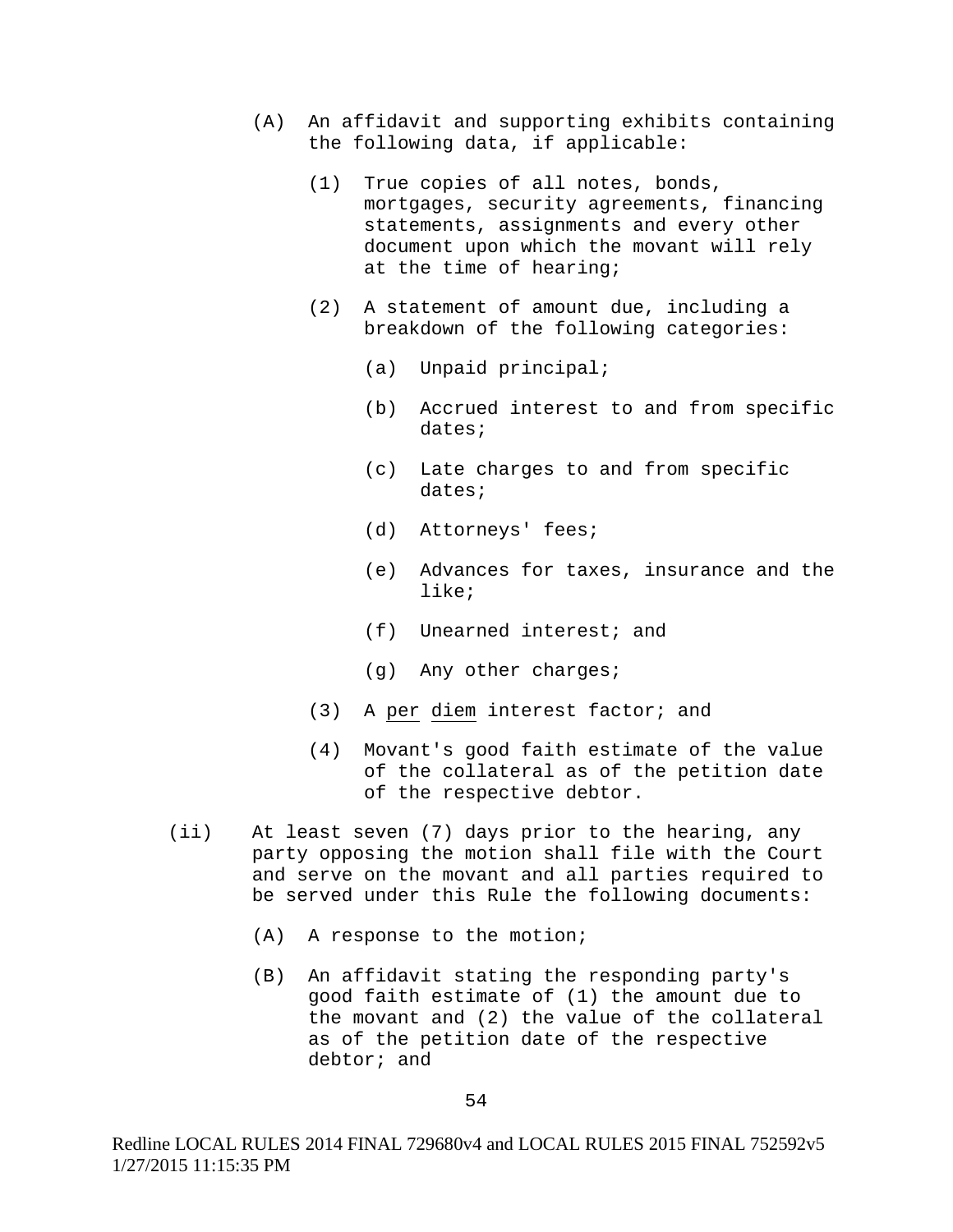(A) An affidavit and supporting exhibits containing the following data, if applicable:

   (1) True copies of all notes, bonds, mortgages, security agreements, financing statements, assignments and every other document upon which the movant will rely at the time of hearing;

   (2) A statement of amount due, including a breakdown of the following categories:

      (a) Unpaid principal;

      (b) Accrued interest to and from specific dates;

      (c) Late charges to and from specific dates;

      (d) Attorneys' fees;

      (e) Advances for taxes, insurance and the like;

      (f) Unearned interest; and

      (g) Any other charges;

   (3) A per diem interest factor; and

   (4) Movant's good faith estimate of the value of the collateral as of the petition date of the respective debtor.

(ii) At least seven (7) days prior to the hearing, any party opposing the motion shall file with the Court and serve on the movant and all parties required to be served under this Rule the following documents:

   (A) A response to the motion;

   (B) An affidavit stating the responding party's good faith estimate of (1) the amount due to the movant and (2) the value of the collateral as of the petition date of the respective debtor; and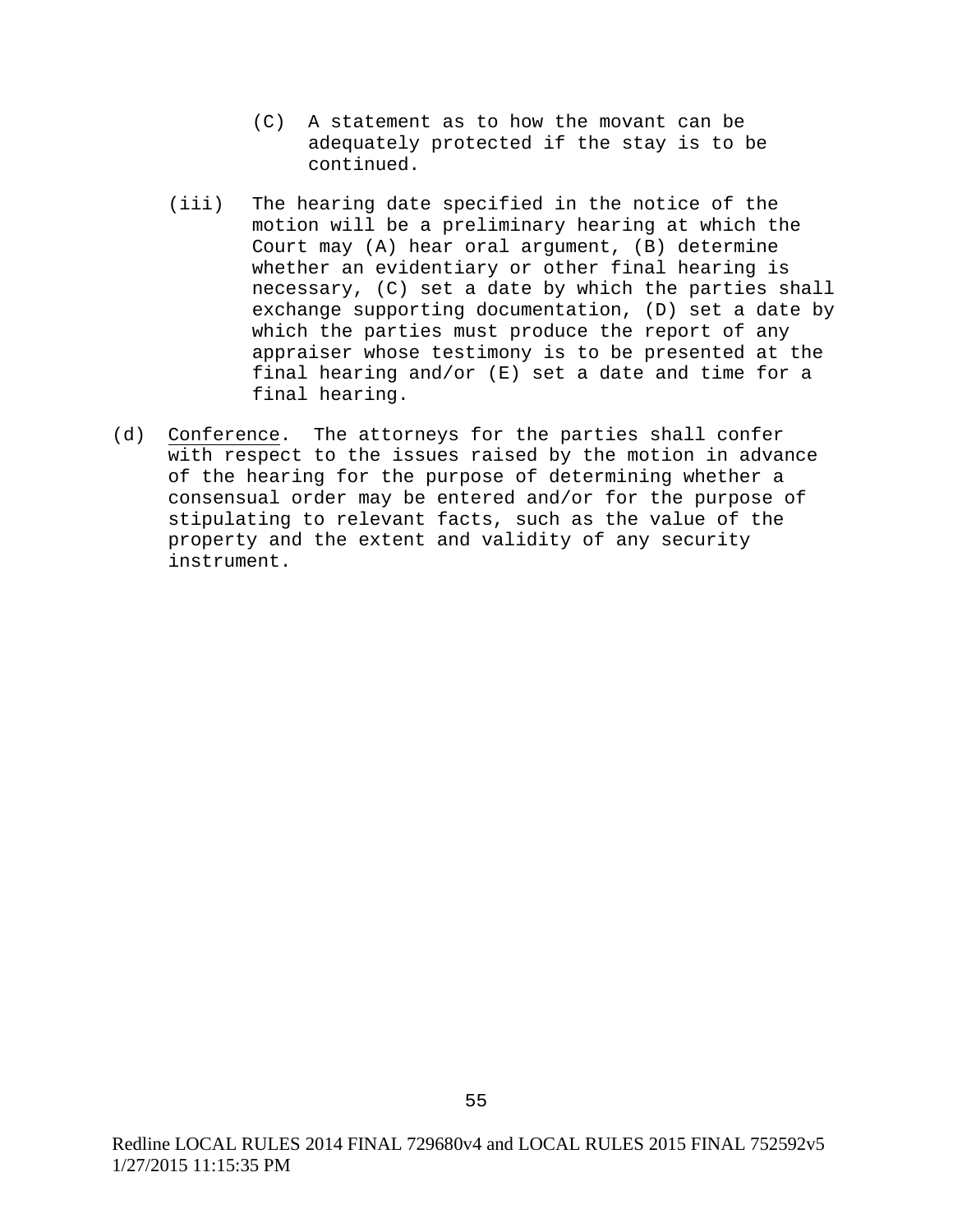(C) A statement as to how the movant can be adequately protected if the stay is to be continued.

(iii) The hearing date specified in the notice of the motion will be a preliminary hearing at which the Court may (A) hear oral argument, (B) determine whether an evidentiary or other final hearing is necessary, (C) set a date by which the parties shall exchange supporting documentation, (D) set a date by which the parties must produce the report of any appraiser whose testimony is to be presented at the final hearing and/or (E) set a date and time for a final hearing.

(d) Conference. The attorneys for the parties shall confer with respect to the issues raised by the motion in advance of the hearing for the purpose of determining whether a consensual order may be entered and/or for the purpose of stipulating to relevant facts, such as the value of the property and the extent and validity of any security instrument.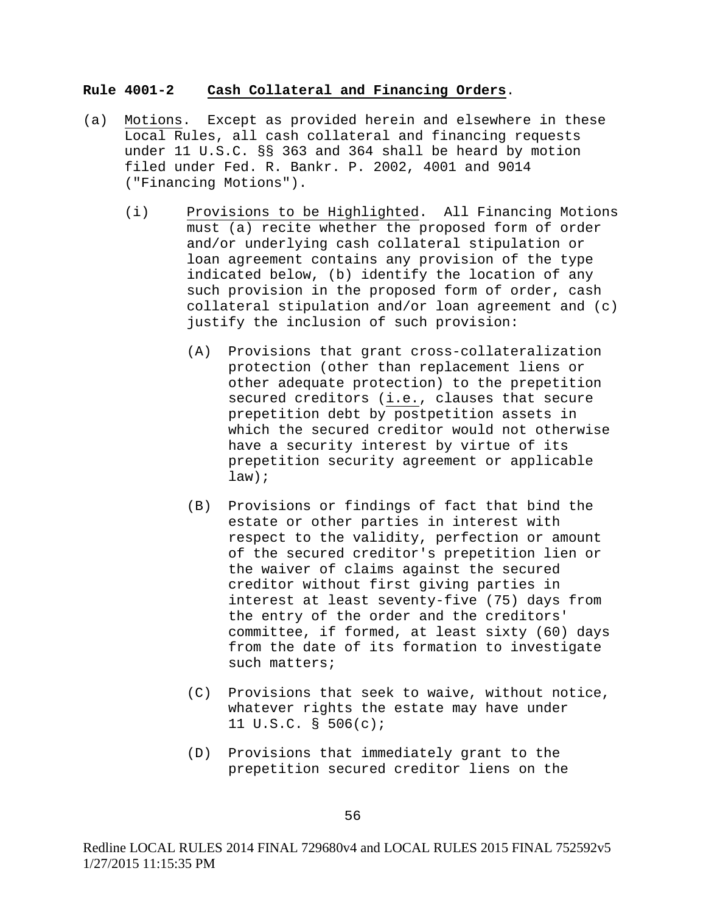**Rule 4001-2** **Cash Collateral and Financing Orders**.

(a) Motions. Except as provided herein and elsewhere in these Local Rules, all cash collateral and financing requests under 11 U.S.C. §§ 363 and 364 shall be heard by motion filed under Fed. R. Bankr. P. 2002, 4001 and 9014 ("Financing Motions").

  (i) Provisions to be Highlighted. All Financing Motions must (a) recite whether the proposed form of order and/or underlying cash collateral stipulation or loan agreement contains any provision of the type indicated below, (b) identify the location of any such provision in the proposed form of order, cash collateral stipulation and/or loan agreement and (c) justify the inclusion of such provision:

    (A) Provisions that grant cross-collateralization protection (other than replacement liens or other adequate protection) to the prepetition secured creditors (i.e., clauses that secure prepetition debt by postpetition assets in which the secured creditor would not otherwise have a security interest by virtue of its prepetition security agreement or applicable law);

    (B) Provisions or findings of fact that bind the estate or other parties in interest with respect to the validity, perfection or amount of the secured creditor's prepetition lien or the waiver of claims against the secured creditor without first giving parties in interest at least seventy-five (75) days from the entry of the order and the creditors' committee, if formed, at least sixty (60) days from the date of its formation to investigate such matters;

    (C) Provisions that seek to waive, without notice, whatever rights the estate may have under 11 U.S.C. § 506(c);

    (D) Provisions that immediately grant to the prepetition secured creditor liens on the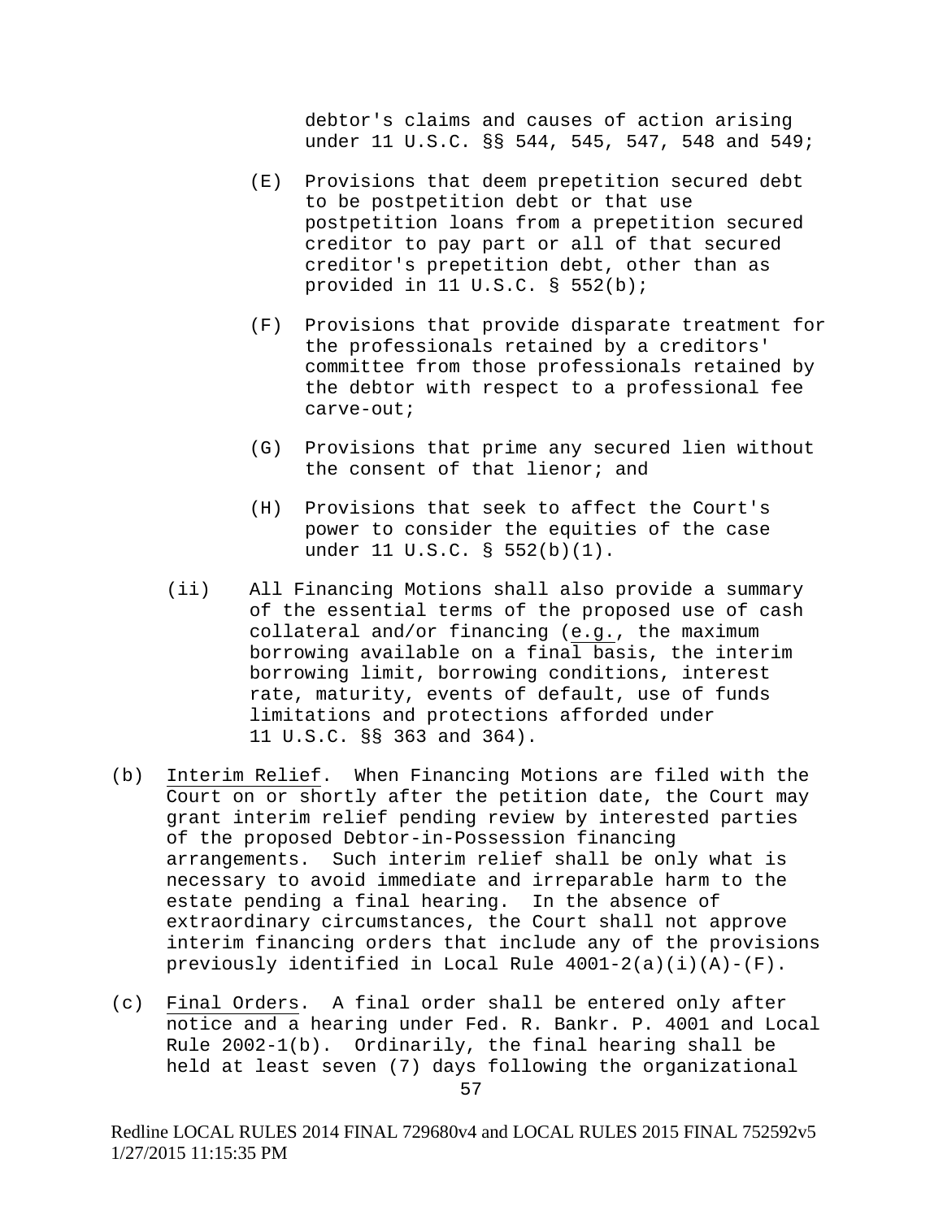debtor's claims and causes of action arising under 11 U.S.C. §§ 544, 545, 547, 548 and 549;

(E) Provisions that deem prepetition secured debt to be postpetition debt or that use postpetition loans from a prepetition secured creditor to pay part or all of that secured creditor's prepetition debt, other than as provided in 11 U.S.C. § 552(b);

(F) Provisions that provide disparate treatment for the professionals retained by a creditors' committee from those professionals retained by the debtor with respect to a professional fee carve-out;

(G) Provisions that prime any secured lien without the consent of that lienor; and

(H) Provisions that seek to affect the Court's power to consider the equities of the case under 11 U.S.C. § 552(b)(1).

(ii) All Financing Motions shall also provide a summary of the essential terms of the proposed use of cash collateral and/or financing (e.g., the maximum borrowing available on a final basis, the interim borrowing limit, borrowing conditions, interest rate, maturity, events of default, use of funds limitations and protections afforded under 11 U.S.C. §§ 363 and 364).

(b) Interim Relief. When Financing Motions are filed with the Court on or shortly after the petition date, the Court may grant interim relief pending review by interested parties of the proposed Debtor-in-Possession financing arrangements. Such interim relief shall be only what is necessary to avoid immediate and irreparable harm to the estate pending a final hearing. In the absence of extraordinary circumstances, the Court shall not approve interim financing orders that include any of the provisions previously identified in Local Rule 4001-2(a)(i)(A)-(F).

(c) Final Orders. A final order shall be entered only after notice and a hearing under Fed. R. Bankr. P. 4001 and Local Rule 2002-1(b). Ordinarily, the final hearing shall be held at least seven (7) days following the organizational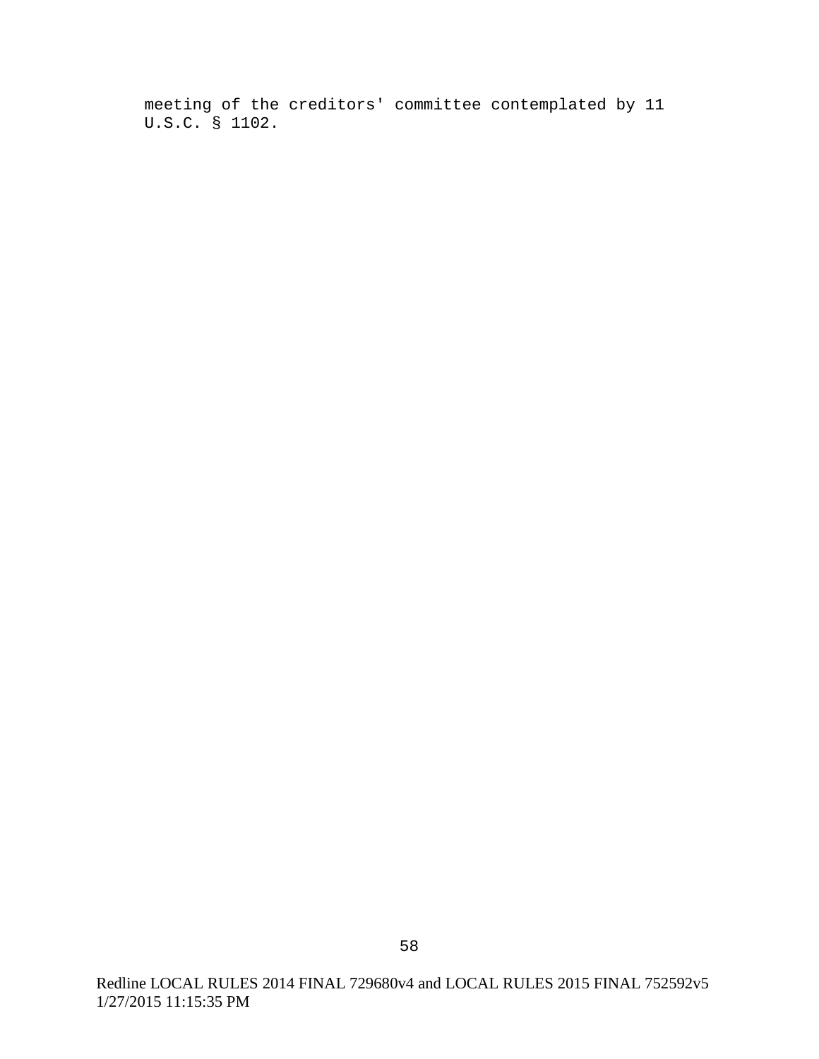meeting of the creditors' committee contemplated by 11 U.S.C. § 1102.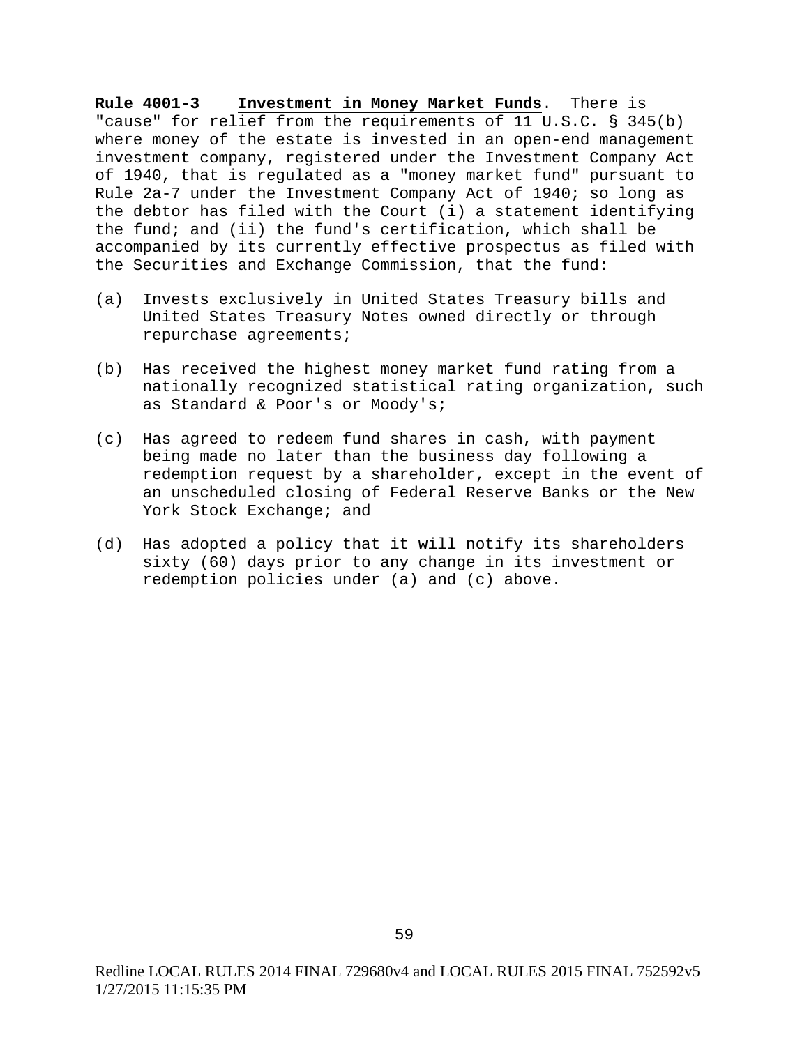**Rule 4001-3** **Investment in Money Market Funds**. There is "cause" for relief from the requirements of 11 U.S.C. § 345(b) where money of the estate is invested in an open-end management investment company, registered under the Investment Company Act of 1940, that is regulated as a "money market fund" pursuant to Rule 2a-7 under the Investment Company Act of 1940; so long as the debtor has filed with the Court (i) a statement identifying the fund; and (ii) the fund's certification, which shall be accompanied by its currently effective prospectus as filed with the Securities and Exchange Commission, that the fund:

(a) Invests exclusively in United States Treasury bills and United States Treasury Notes owned directly or through repurchase agreements;

(b) Has received the highest money market fund rating from a nationally recognized statistical rating organization, such as Standard & Poor's or Moody's;

(c) Has agreed to redeem fund shares in cash, with payment being made no later than the business day following a redemption request by a shareholder, except in the event of an unscheduled closing of Federal Reserve Banks or the New York Stock Exchange; and

(d) Has adopted a policy that it will notify its shareholders sixty (60) days prior to any change in its investment or redemption policies under (a) and (c) above.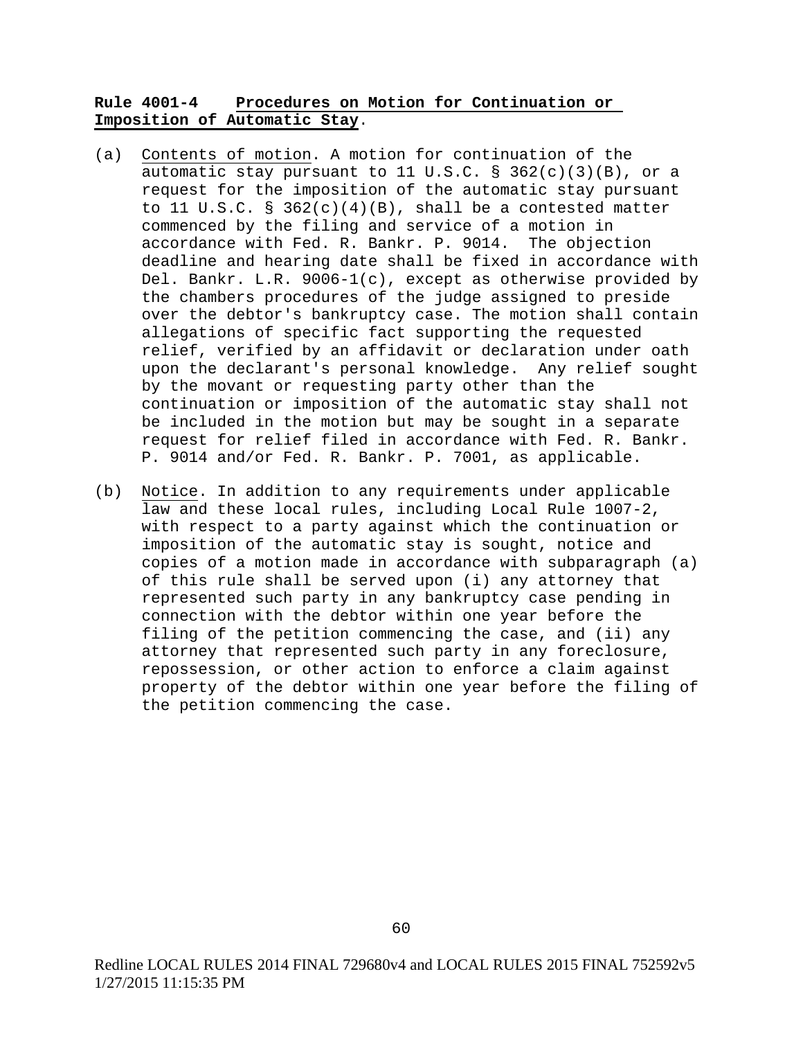**Rule 4001-4 Procedures on Motion for Continuation or Imposition of Automatic Stay.**

(a) Contents of motion. A motion for continuation of the automatic stay pursuant to 11 U.S.C. § 362(c)(3)(B), or a request for the imposition of the automatic stay pursuant to 11 U.S.C. § 362(c)(4)(B), shall be a contested matter commenced by the filing and service of a motion in accordance with Fed. R. Bankr. P. 9014. The objection deadline and hearing date shall be fixed in accordance with Del. Bankr. L.R. 9006-1(c), except as otherwise provided by the chambers procedures of the judge assigned to preside over the debtor's bankruptcy case. The motion shall contain allegations of specific fact supporting the requested relief, verified by an affidavit or declaration under oath upon the declarant's personal knowledge. Any relief sought by the movant or requesting party other than the continuation or imposition of the automatic stay shall not be included in the motion but may be sought in a separate request for relief filed in accordance with Fed. R. Bankr. P. 9014 and/or Fed. R. Bankr. P. 7001, as applicable.

(b) Notice. In addition to any requirements under applicable law and these local rules, including Local Rule 1007-2, with respect to a party against which the continuation or imposition of the automatic stay is sought, notice and copies of a motion made in accordance with subparagraph (a) of this rule shall be served upon (i) any attorney that represented such party in any bankruptcy case pending in connection with the debtor within one year before the filing of the petition commencing the case, and (ii) any attorney that represented such party in any foreclosure, repossession, or other action to enforce a claim against property of the debtor within one year before the filing of the petition commencing the case.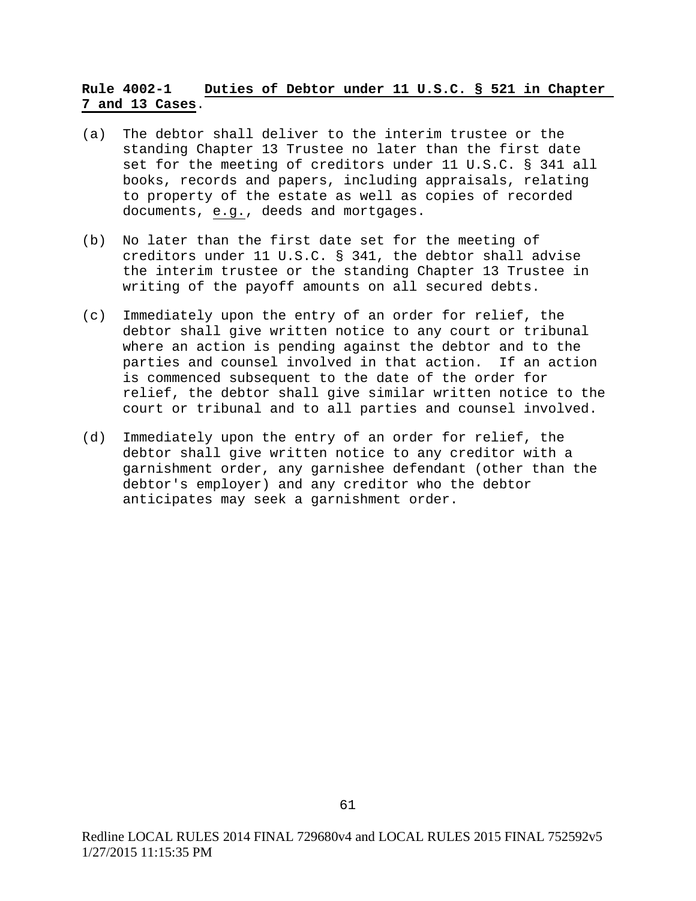**Rule 4002-1 Duties of Debtor under 11 U.S.C. § 521 in Chapter 7 and 13 Cases**.

(a) The debtor shall deliver to the interim trustee or the standing Chapter 13 Trustee no later than the first date set for the meeting of creditors under 11 U.S.C. § 341 all books, records and papers, including appraisals, relating to property of the estate as well as copies of recorded documents, e.g., deeds and mortgages.

(b) No later than the first date set for the meeting of creditors under 11 U.S.C. § 341, the debtor shall advise the interim trustee or the standing Chapter 13 Trustee in writing of the payoff amounts on all secured debts.

(c) Immediately upon the entry of an order for relief, the debtor shall give written notice to any court or tribunal where an action is pending against the debtor and to the parties and counsel involved in that action. If an action is commenced subsequent to the date of the order for relief, the debtor shall give similar written notice to the court or tribunal and to all parties and counsel involved.

(d) Immediately upon the entry of an order for relief, the debtor shall give written notice to any creditor with a garnishment order, any garnishee defendant (other than the debtor's employer) and any creditor who the debtor anticipates may seek a garnishment order.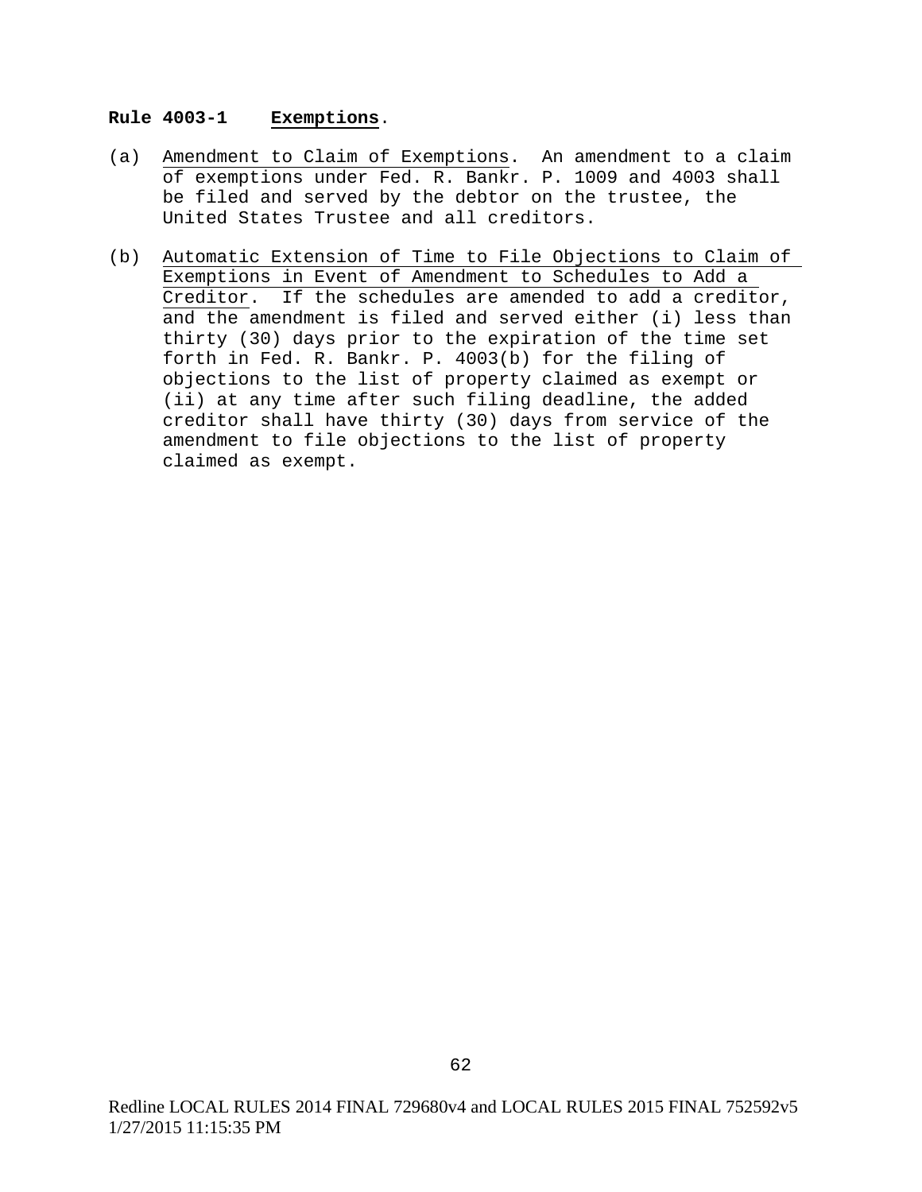**Rule 4003-1 Exemptions.**

(a) Amendment to Claim of Exemptions. An amendment to a claim of exemptions under Fed. R. Bankr. P. 1009 and 4003 shall be filed and served by the debtor on the trustee, the United States Trustee and all creditors.

(b) Automatic Extension of Time to File Objections to Claim of Exemptions in Event of Amendment to Schedules to Add a Creditor. If the schedules are amended to add a creditor, and the amendment is filed and served either (i) less than thirty (30) days prior to the expiration of the time set forth in Fed. R. Bankr. P. 4003(b) for the filing of objections to the list of property claimed as exempt or (ii) at any time after such filing deadline, the added creditor shall have thirty (30) days from service of the amendment to file objections to the list of property claimed as exempt.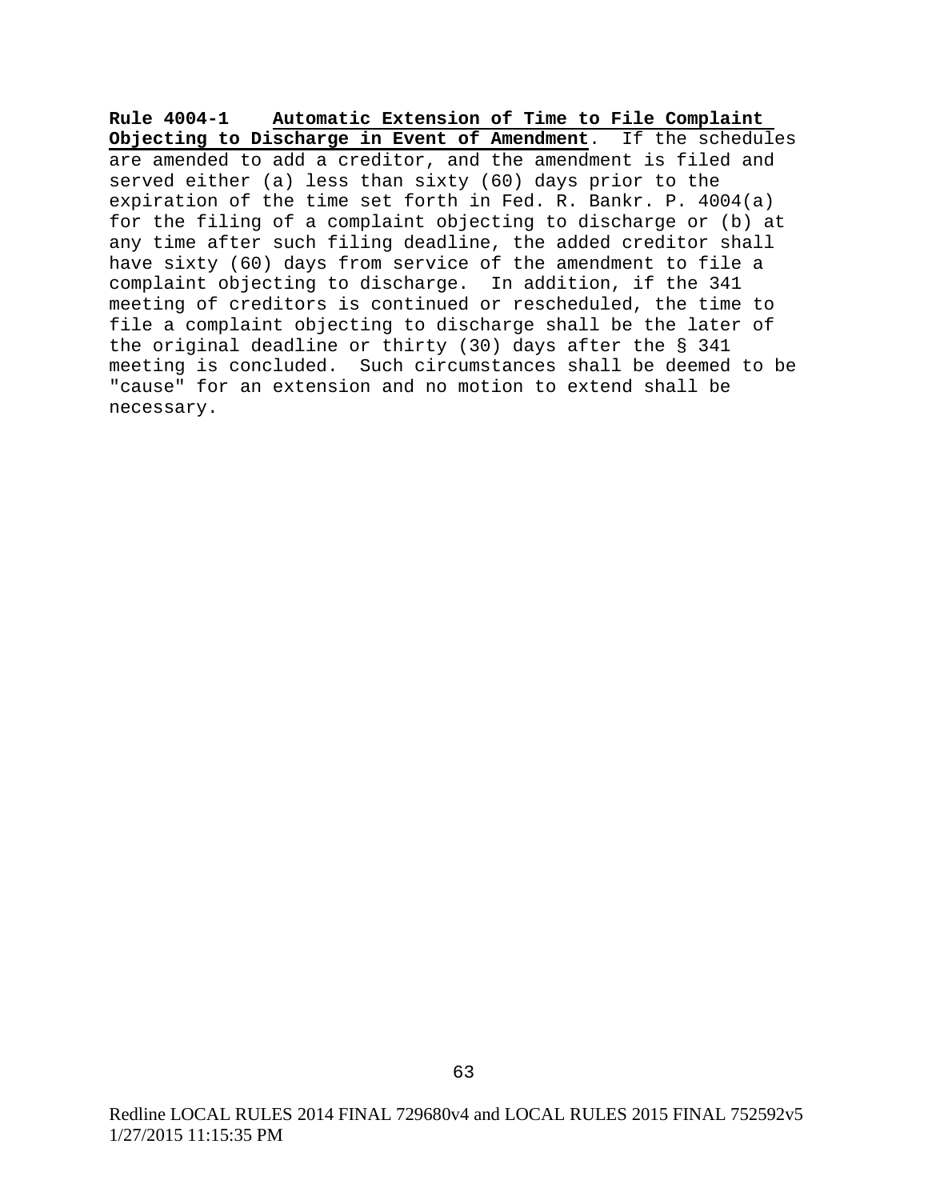**Rule 4004-1** **Automatic Extension of Time to File Complaint Objecting to Discharge in Event of Amendment**. If the schedules are amended to add a creditor, and the amendment is filed and served either (a) less than sixty (60) days prior to the expiration of the time set forth in Fed. R. Bankr. P. 4004(a) for the filing of a complaint objecting to discharge or (b) at any time after such filing deadline, the added creditor shall have sixty (60) days from service of the amendment to file a complaint objecting to discharge. In addition, if the 341 meeting of creditors is continued or rescheduled, the time to file a complaint objecting to discharge shall be the later of the original deadline or thirty (30) days after the § 341 meeting is concluded. Such circumstances shall be deemed to be "cause" for an extension and no motion to extend shall be necessary.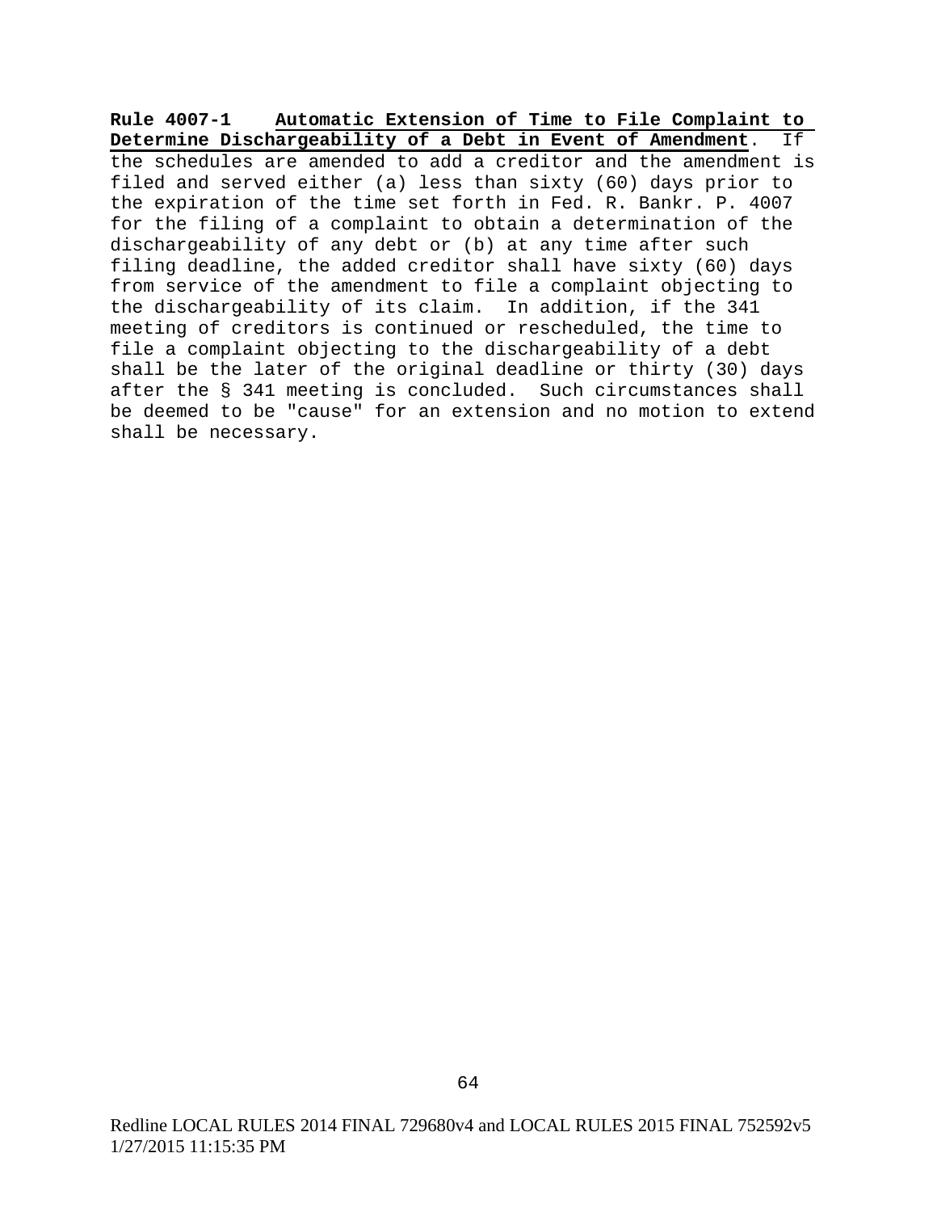**Rule 4007-1 Automatic Extension of Time to File Complaint to Determine Dischargeability of a Debt in Event of Amendment**. If the schedules are amended to add a creditor and the amendment is filed and served either (a) less than sixty (60) days prior to the expiration of the time set forth in Fed. R. Bankr. P. 4007 for the filing of a complaint to obtain a determination of the dischargeability of any debt or (b) at any time after such filing deadline, the added creditor shall have sixty (60) days from service of the amendment to file a complaint objecting to the dischargeability of its claim. In addition, if the 341 meeting of creditors is continued or rescheduled, the time to file a complaint objecting to the dischargeability of a debt shall be the later of the original deadline or thirty (30) days after the § 341 meeting is concluded. Such circumstances shall be deemed to be "cause" for an extension and no motion to extend shall be necessary.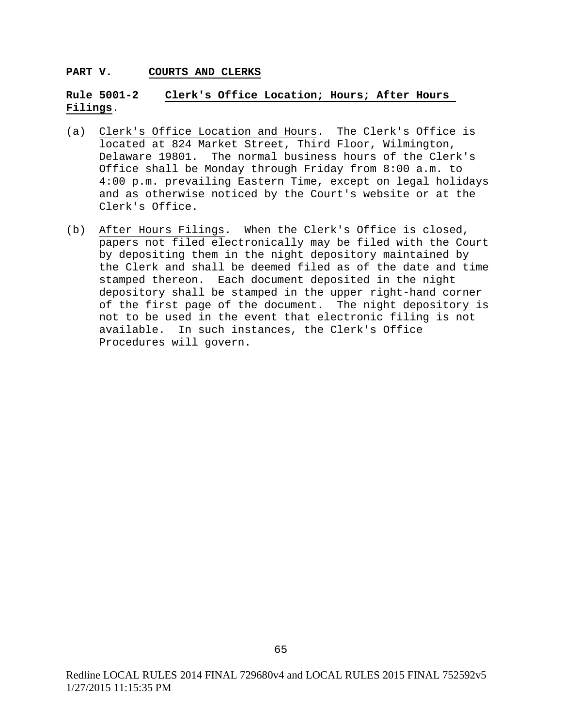## PART V. COURTS AND CLERKS

### Rule 5001-2 Clerk's Office Location; Hours; After Hours Filings.

(a) Clerk's Office Location and Hours. The Clerk's Office is located at 824 Market Street, Third Floor, Wilmington, Delaware 19801. The normal business hours of the Clerk's Office shall be Monday through Friday from 8:00 a.m. to 4:00 p.m. prevailing Eastern Time, except on legal holidays and as otherwise noticed by the Court's website or at the Clerk's Office.

(b) After Hours Filings. When the Clerk's Office is closed, papers not filed electronically may be filed with the Court by depositing them in the night depository maintained by the Clerk and shall be deemed filed as of the date and time stamped thereon. Each document deposited in the night depository shall be stamped in the upper right-hand corner of the first page of the document. The night depository is not to be used in the event that electronic filing is not available. In such instances, the Clerk's Office Procedures will govern.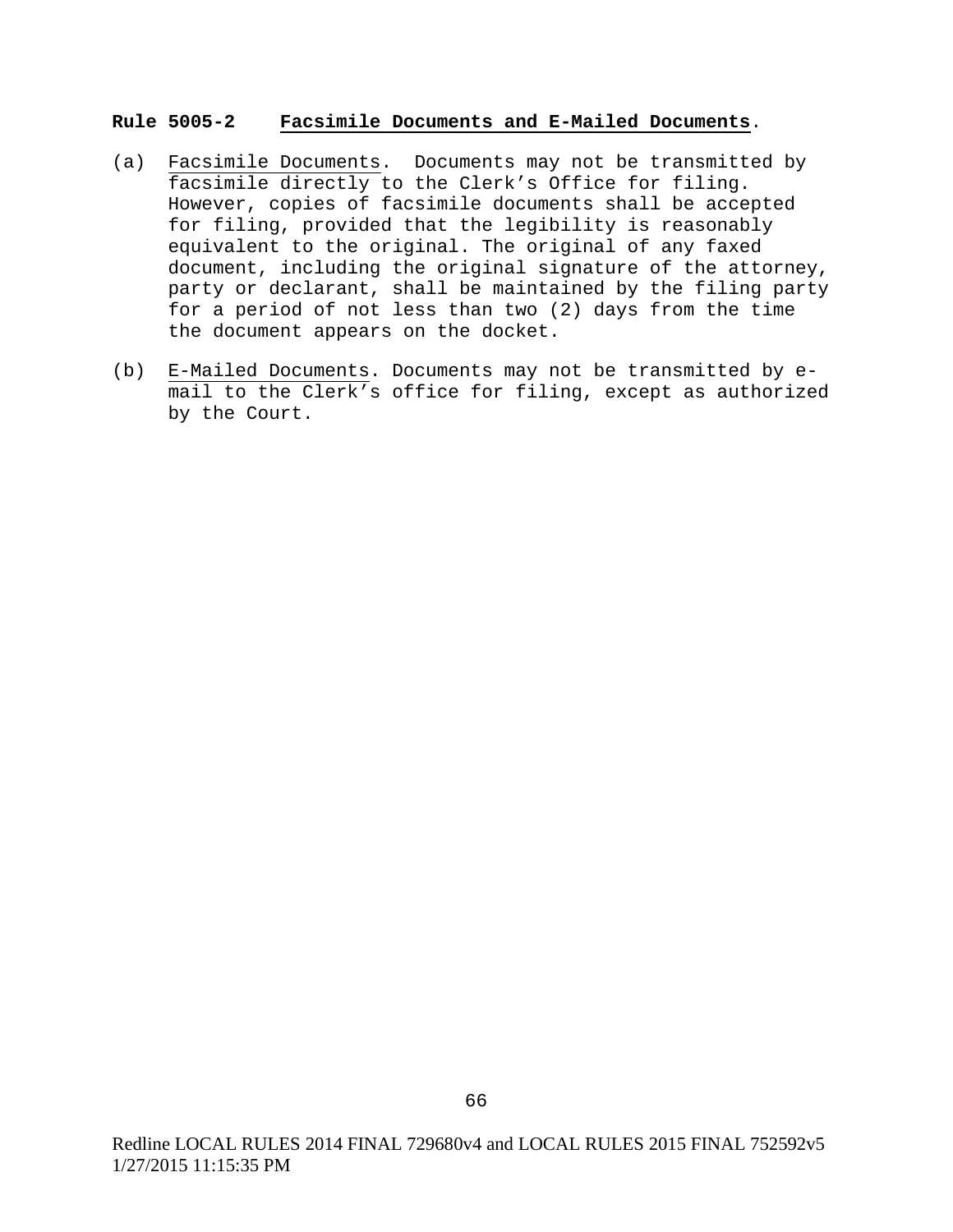**Rule 5005-2 Facsimile Documents and E-Mailed Documents.**

(a) Facsimile Documents. Documents may not be transmitted by facsimile directly to the Clerk's Office for filing. However, copies of facsimile documents shall be accepted for filing, provided that the legibility is reasonably equivalent to the original. The original of any faxed document, including the original signature of the attorney, party or declarant, shall be maintained by the filing party for a period of not less than two (2) days from the time the document appears on the docket.

(b) E-Mailed Documents. Documents may not be transmitted by e-mail to the Clerk's office for filing, except as authorized by the Court.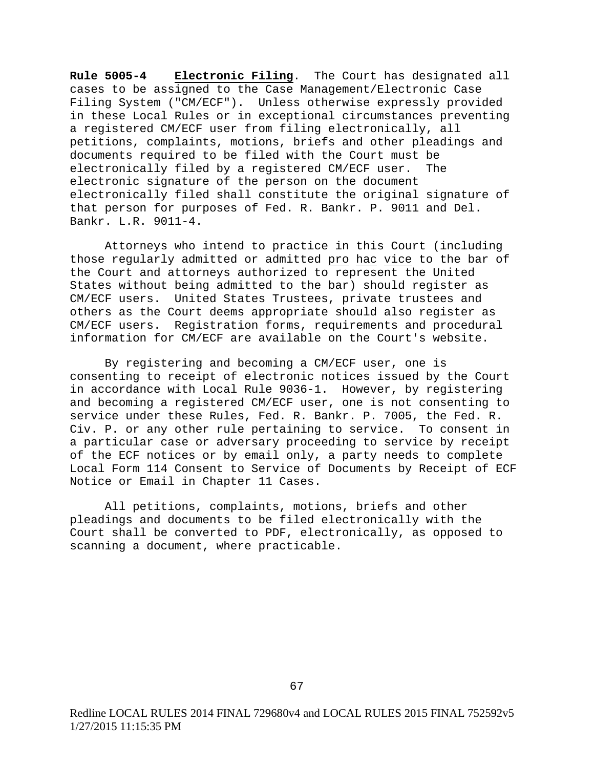**Rule 5005-4** **Electronic Filing**. The Court has designated all cases to be assigned to the Case Management/Electronic Case Filing System ("CM/ECF"). Unless otherwise expressly provided in these Local Rules or in exceptional circumstances preventing a registered CM/ECF user from filing electronically, all petitions, complaints, motions, briefs and other pleadings and documents required to be filed with the Court must be electronically filed by a registered CM/ECF user. The electronic signature of the person on the document electronically filed shall constitute the original signature of that person for purposes of Fed. R. Bankr. P. 9011 and Del. Bankr. L.R. 9011-4.

Attorneys who intend to practice in this Court (including those regularly admitted or admitted pro hac vice to the bar of the Court and attorneys authorized to represent the United States without being admitted to the bar) should register as CM/ECF users. United States Trustees, private trustees and others as the Court deems appropriate should also register as CM/ECF users. Registration forms, requirements and procedural information for CM/ECF are available on the Court's website.

By registering and becoming a CM/ECF user, one is consenting to receipt of electronic notices issued by the Court in accordance with Local Rule 9036-1. However, by registering and becoming a registered CM/ECF user, one is not consenting to service under these Rules, Fed. R. Bankr. P. 7005, the Fed. R. Civ. P. or any other rule pertaining to service. To consent in a particular case or adversary proceeding to service by receipt of the ECF notices or by email only, a party needs to complete Local Form 114 Consent to Service of Documents by Receipt of ECF Notice or Email in Chapter 11 Cases.

All petitions, complaints, motions, briefs and other pleadings and documents to be filed electronically with the Court shall be converted to PDF, electronically, as opposed to scanning a document, where practicable.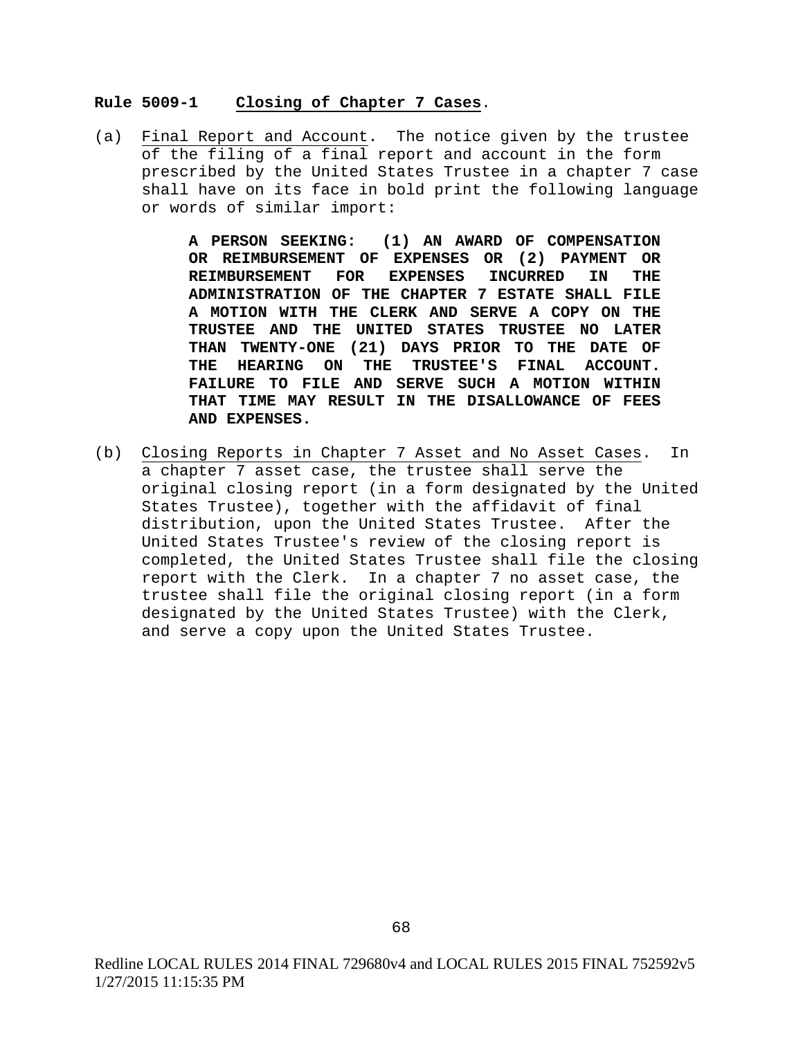**Rule 5009-1** **Closing of Chapter 7 Cases**.

(a) Final Report and Account. The notice given by the trustee of the filing of a final report and account in the form prescribed by the United States Trustee in a chapter 7 case shall have on its face in bold print the following language or words of similar import:

> **A PERSON SEEKING: (1) AN AWARD OF COMPENSATION OR REIMBURSEMENT OF EXPENSES OR (2) PAYMENT OR REIMBURSEMENT FOR EXPENSES INCURRED IN THE ADMINISTRATION OF THE CHAPTER 7 ESTATE SHALL FILE A MOTION WITH THE CLERK AND SERVE A COPY ON THE TRUSTEE AND THE UNITED STATES TRUSTEE NO LATER THAN TWENTY-ONE (21) DAYS PRIOR TO THE DATE OF THE HEARING ON THE TRUSTEE'S FINAL ACCOUNT. FAILURE TO FILE AND SERVE SUCH A MOTION WITHIN THAT TIME MAY RESULT IN THE DISALLOWANCE OF FEES AND EXPENSES.**

(b) Closing Reports in Chapter 7 Asset and No Asset Cases. In a chapter 7 asset case, the trustee shall serve the original closing report (in a form designated by the United States Trustee), together with the affidavit of final distribution, upon the United States Trustee. After the United States Trustee's review of the closing report is completed, the United States Trustee shall file the closing report with the Clerk. In a chapter 7 no asset case, the trustee shall file the original closing report (in a form designated by the United States Trustee) with the Clerk, and serve a copy upon the United States Trustee.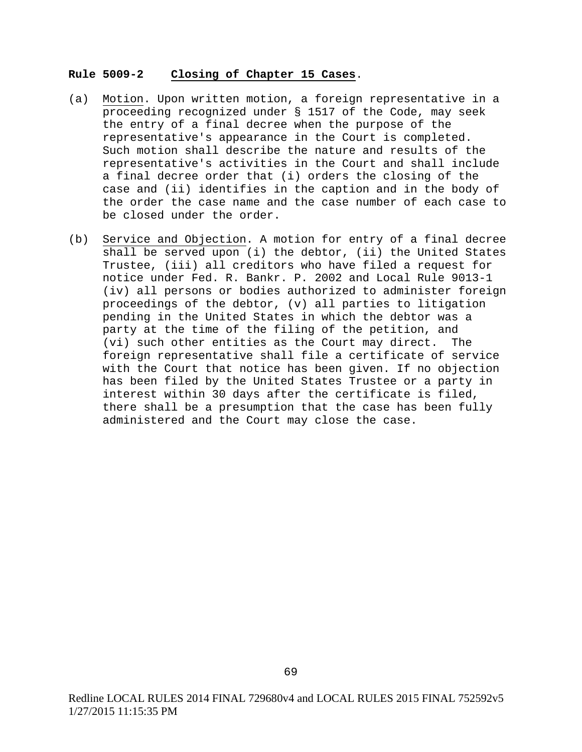**Rule 5009-2 Closing of Chapter 15 Cases.**

(a) Motion. Upon written motion, a foreign representative in a proceeding recognized under § 1517 of the Code, may seek the entry of a final decree when the purpose of the representative's appearance in the Court is completed. Such motion shall describe the nature and results of the representative's activities in the Court and shall include a final decree order that (i) orders the closing of the case and (ii) identifies in the caption and in the body of the order the case name and the case number of each case to be closed under the order.

(b) Service and Objection. A motion for entry of a final decree shall be served upon (i) the debtor, (ii) the United States Trustee, (iii) all creditors who have filed a request for notice under Fed. R. Bankr. P. 2002 and Local Rule 9013-1 (iv) all persons or bodies authorized to administer foreign proceedings of the debtor, (v) all parties to litigation pending in the United States in which the debtor was a party at the time of the filing of the petition, and (vi) such other entities as the Court may direct. The foreign representative shall file a certificate of service with the Court that notice has been given. If no objection has been filed by the United States Trustee or a party in interest within 30 days after the certificate is filed, there shall be a presumption that the case has been fully administered and the Court may close the case.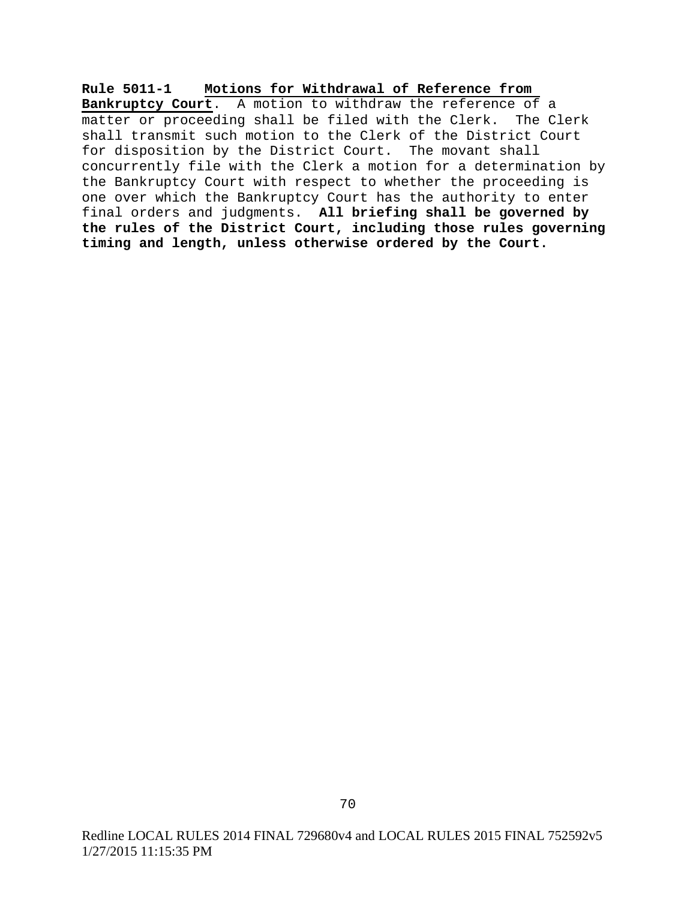**Rule 5011-1 Motions for Withdrawal of Reference from Bankruptcy Court**. A motion to withdraw the reference of a matter or proceeding shall be filed with the Clerk. The Clerk shall transmit such motion to the Clerk of the District Court for disposition by the District Court. The movant shall concurrently file with the Clerk a motion for a determination by the Bankruptcy Court with respect to whether the proceeding is one over which the Bankruptcy Court has the authority to enter final orders and judgments. **All briefing shall be governed by the rules of the District Court, including those rules governing timing and length, unless otherwise ordered by the Court.**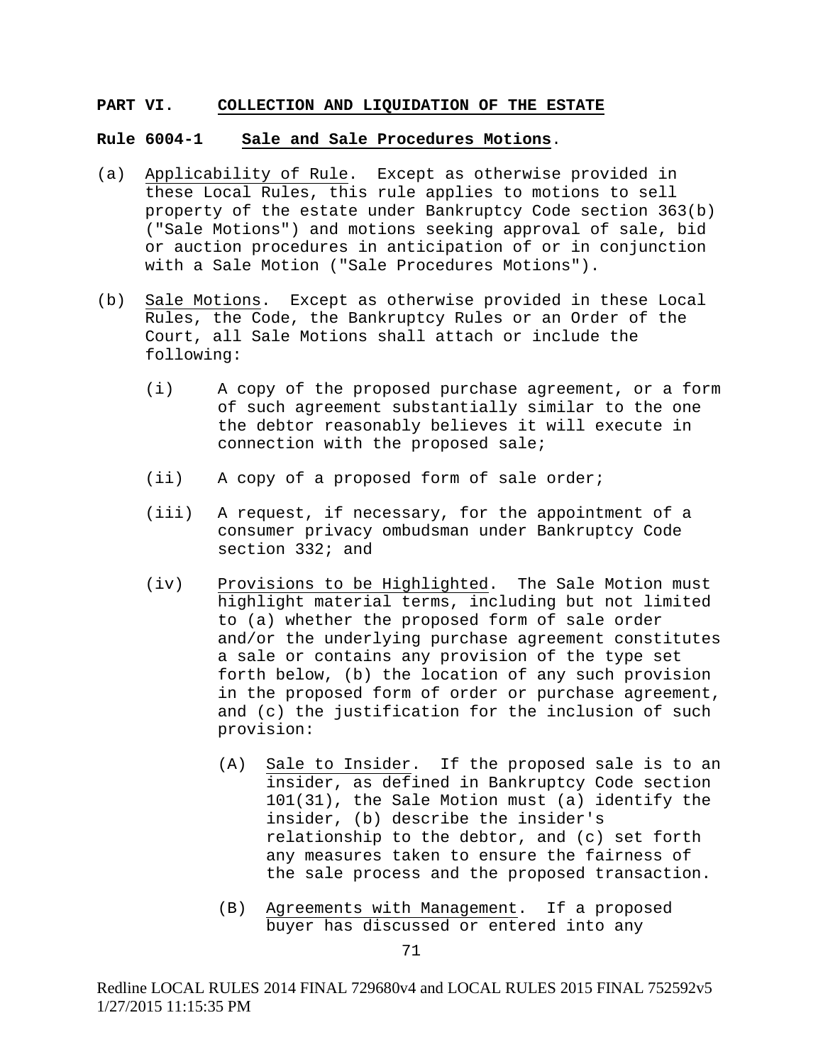## PART VI. COLLECTION AND LIQUIDATION OF THE ESTATE

### Rule 6004-1 Sale and Sale Procedures Motions.

(a) Applicability of Rule. Except as otherwise provided in these Local Rules, this rule applies to motions to sell property of the estate under Bankruptcy Code section 363(b) ("Sale Motions") and motions seeking approval of sale, bid or auction procedures in anticipation of or in conjunction with a Sale Motion ("Sale Procedures Motions").

(b) Sale Motions. Except as otherwise provided in these Local Rules, the Code, the Bankruptcy Rules or an Order of the Court, all Sale Motions shall attach or include the following:

  (i) A copy of the proposed purchase agreement, or a form of such agreement substantially similar to the one the debtor reasonably believes it will execute in connection with the proposed sale;

  (ii) A copy of a proposed form of sale order;

  (iii) A request, if necessary, for the appointment of a consumer privacy ombudsman under Bankruptcy Code section 332; and

  (iv) Provisions to be Highlighted. The Sale Motion must highlight material terms, including but not limited to (a) whether the proposed form of sale order and/or the underlying purchase agreement constitutes a sale or contains any provision of the type set forth below, (b) the location of any such provision in the proposed form of order or purchase agreement, and (c) the justification for the inclusion of such provision:

    (A) Sale to Insider. If the proposed sale is to an insider, as defined in Bankruptcy Code section 101(31), the Sale Motion must (a) identify the insider, (b) describe the insider's relationship to the debtor, and (c) set forth any measures taken to ensure the fairness of the sale process and the proposed transaction.

    (B) Agreements with Management. If a proposed buyer has discussed or entered into any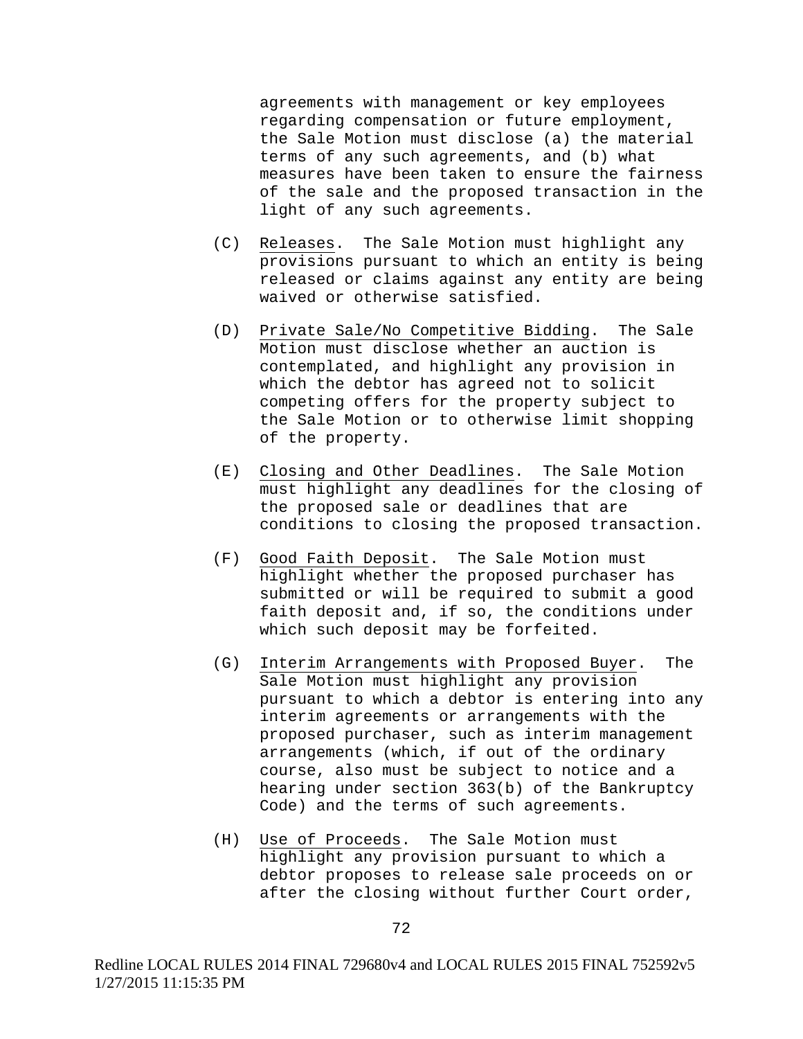agreements with management or key employees regarding compensation or future employment, the Sale Motion must disclose (a) the material terms of any such agreements, and (b) what measures have been taken to ensure the fairness of the sale and the proposed transaction in the light of any such agreements.

(C) Releases. The Sale Motion must highlight any provisions pursuant to which an entity is being released or claims against any entity are being waived or otherwise satisfied.

(D) Private Sale/No Competitive Bidding. The Sale Motion must disclose whether an auction is contemplated, and highlight any provision in which the debtor has agreed not to solicit competing offers for the property subject to the Sale Motion or to otherwise limit shopping of the property.

(E) Closing and Other Deadlines. The Sale Motion must highlight any deadlines for the closing of the proposed sale or deadlines that are conditions to closing the proposed transaction.

(F) Good Faith Deposit. The Sale Motion must highlight whether the proposed purchaser has submitted or will be required to submit a good faith deposit and, if so, the conditions under which such deposit may be forfeited.

(G) Interim Arrangements with Proposed Buyer. The Sale Motion must highlight any provision pursuant to which a debtor is entering into any interim agreements or arrangements with the proposed purchaser, such as interim management arrangements (which, if out of the ordinary course, also must be subject to notice and a hearing under section 363(b) of the Bankruptcy Code) and the terms of such agreements.

(H) Use of Proceeds. The Sale Motion must highlight any provision pursuant to which a debtor proposes to release sale proceeds on or after the closing without further Court order,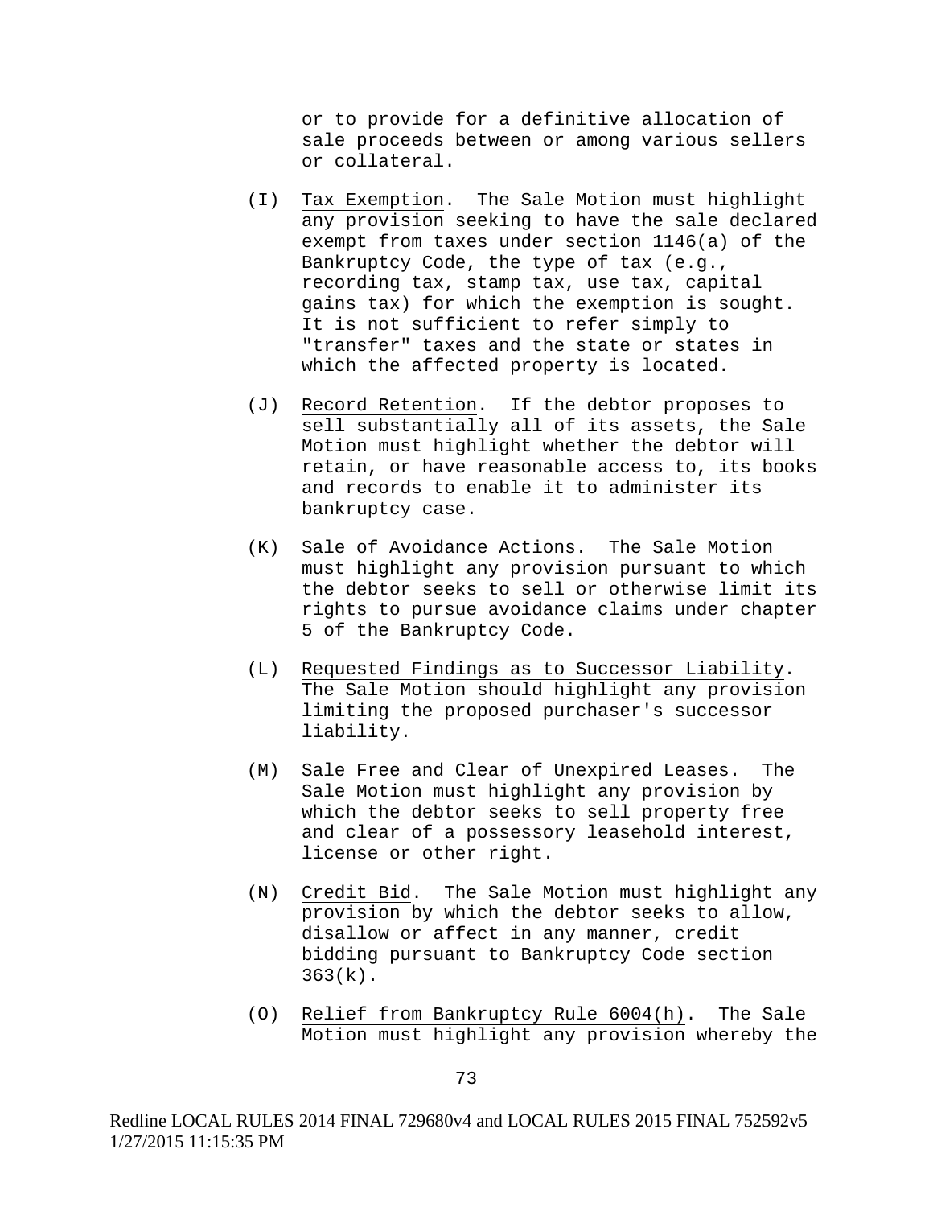or to provide for a definitive allocation of sale proceeds between or among various sellers or collateral.

(I) Tax Exemption. The Sale Motion must highlight any provision seeking to have the sale declared exempt from taxes under section 1146(a) of the Bankruptcy Code, the type of tax (e.g., recording tax, stamp tax, use tax, capital gains tax) for which the exemption is sought. It is not sufficient to refer simply to "transfer" taxes and the state or states in which the affected property is located.

(J) Record Retention. If the debtor proposes to sell substantially all of its assets, the Sale Motion must highlight whether the debtor will retain, or have reasonable access to, its books and records to enable it to administer its bankruptcy case.

(K) Sale of Avoidance Actions. The Sale Motion must highlight any provision pursuant to which the debtor seeks to sell or otherwise limit its rights to pursue avoidance claims under chapter 5 of the Bankruptcy Code.

(L) Requested Findings as to Successor Liability. The Sale Motion should highlight any provision limiting the proposed purchaser's successor liability.

(M) Sale Free and Clear of Unexpired Leases. The Sale Motion must highlight any provision by which the debtor seeks to sell property free and clear of a possessory leasehold interest, license or other right.

(N) Credit Bid. The Sale Motion must highlight any provision by which the debtor seeks to allow, disallow or affect in any manner, credit bidding pursuant to Bankruptcy Code section 363(k).

(O) Relief from Bankruptcy Rule 6004(h). The Sale Motion must highlight any provision whereby the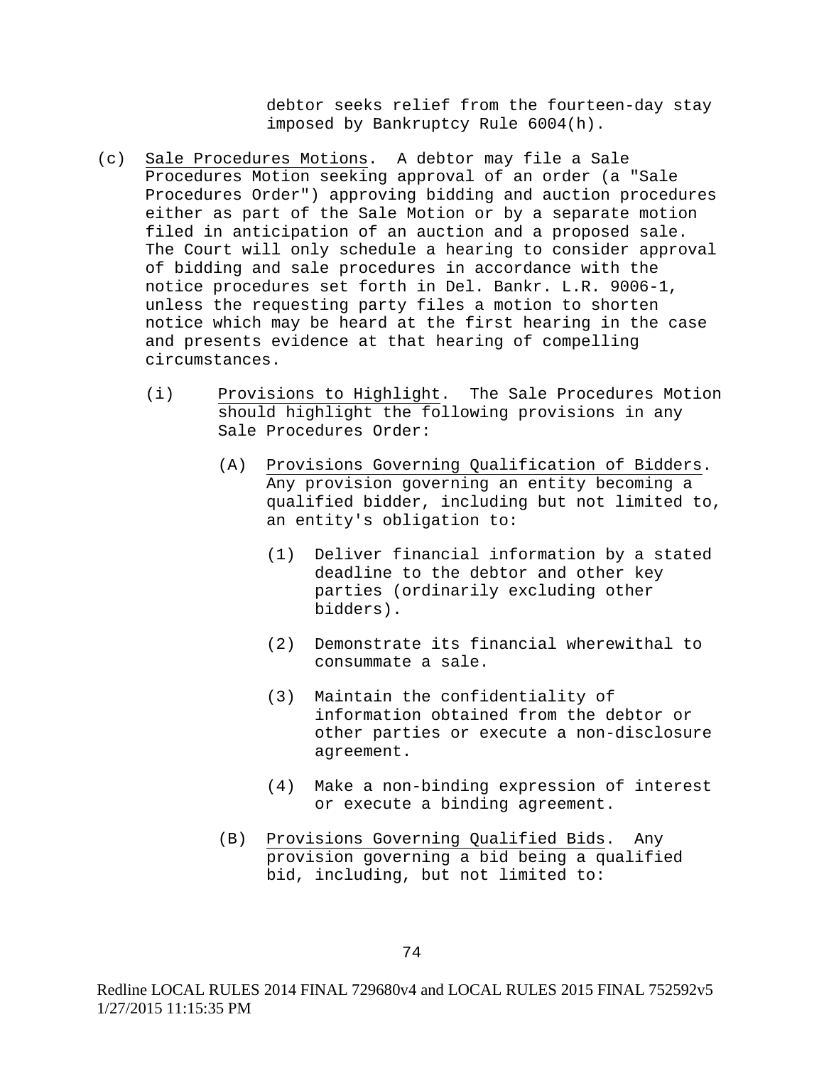debtor seeks relief from the fourteen-day stay imposed by Bankruptcy Rule 6004(h).

(c) Sale Procedures Motions. A debtor may file a Sale Procedures Motion seeking approval of an order (a "Sale Procedures Order") approving bidding and auction procedures either as part of the Sale Motion or by a separate motion filed in anticipation of an auction and a proposed sale. The Court will only schedule a hearing to consider approval of bidding and sale procedures in accordance with the notice procedures set forth in Del. Bankr. L.R. 9006-1, unless the requesting party files a motion to shorten notice which may be heard at the first hearing in the case and presents evidence at that hearing of compelling circumstances.

   (i) Provisions to Highlight. The Sale Procedures Motion should highlight the following provisions in any Sale Procedures Order:

      (A) Provisions Governing Qualification of Bidders. Any provision governing an entity becoming a qualified bidder, including but not limited to, an entity's obligation to:

         (1) Deliver financial information by a stated deadline to the debtor and other key parties (ordinarily excluding other bidders).

         (2) Demonstrate its financial wherewithal to consummate a sale.

         (3) Maintain the confidentiality of information obtained from the debtor or other parties or execute a non-disclosure agreement.

         (4) Make a non-binding expression of interest or execute a binding agreement.

      (B) Provisions Governing Qualified Bids. Any provision governing a bid being a qualified bid, including, but not limited to: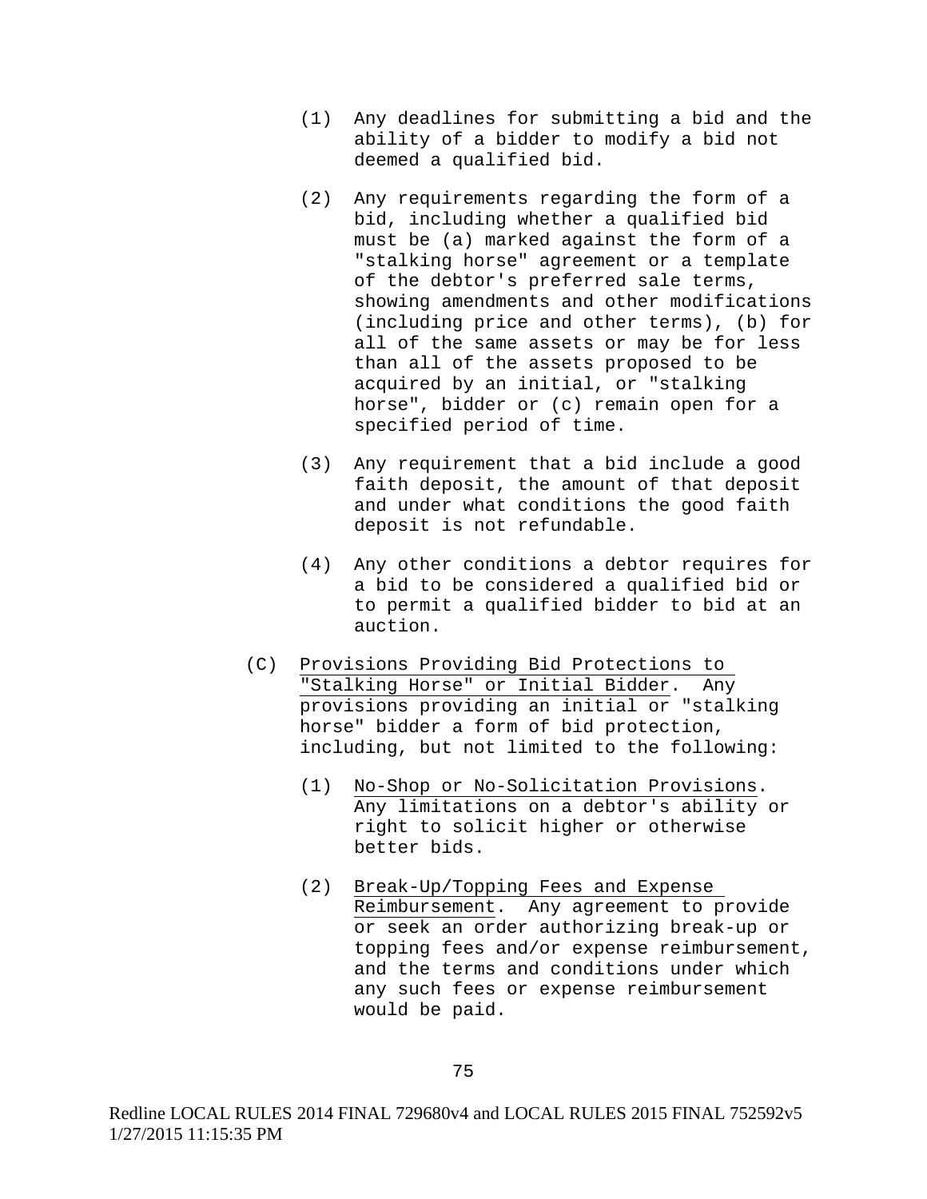(1) Any deadlines for submitting a bid and the ability of a bidder to modify a bid not deemed a qualified bid.

(2) Any requirements regarding the form of a bid, including whether a qualified bid must be (a) marked against the form of a "stalking horse" agreement or a template of the debtor's preferred sale terms, showing amendments and other modifications (including price and other terms), (b) for all of the same assets or may be for less than all of the assets proposed to be acquired by an initial, or "stalking horse", bidder or (c) remain open for a specified period of time.

(3) Any requirement that a bid include a good faith deposit, the amount of that deposit and under what conditions the good faith deposit is not refundable.

(4) Any other conditions a debtor requires for a bid to be considered a qualified bid or to permit a qualified bidder to bid at an auction.

(C) Provisions Providing Bid Protections to "Stalking Horse" or Initial Bidder. Any provisions providing an initial or "stalking horse" bidder a form of bid protection, including, but not limited to the following:

(1) No-Shop or No-Solicitation Provisions. Any limitations on a debtor's ability or right to solicit higher or otherwise better bids.

(2) Break-Up/Topping Fees and Expense Reimbursement. Any agreement to provide or seek an order authorizing break-up or topping fees and/or expense reimbursement, and the terms and conditions under which any such fees or expense reimbursement would be paid.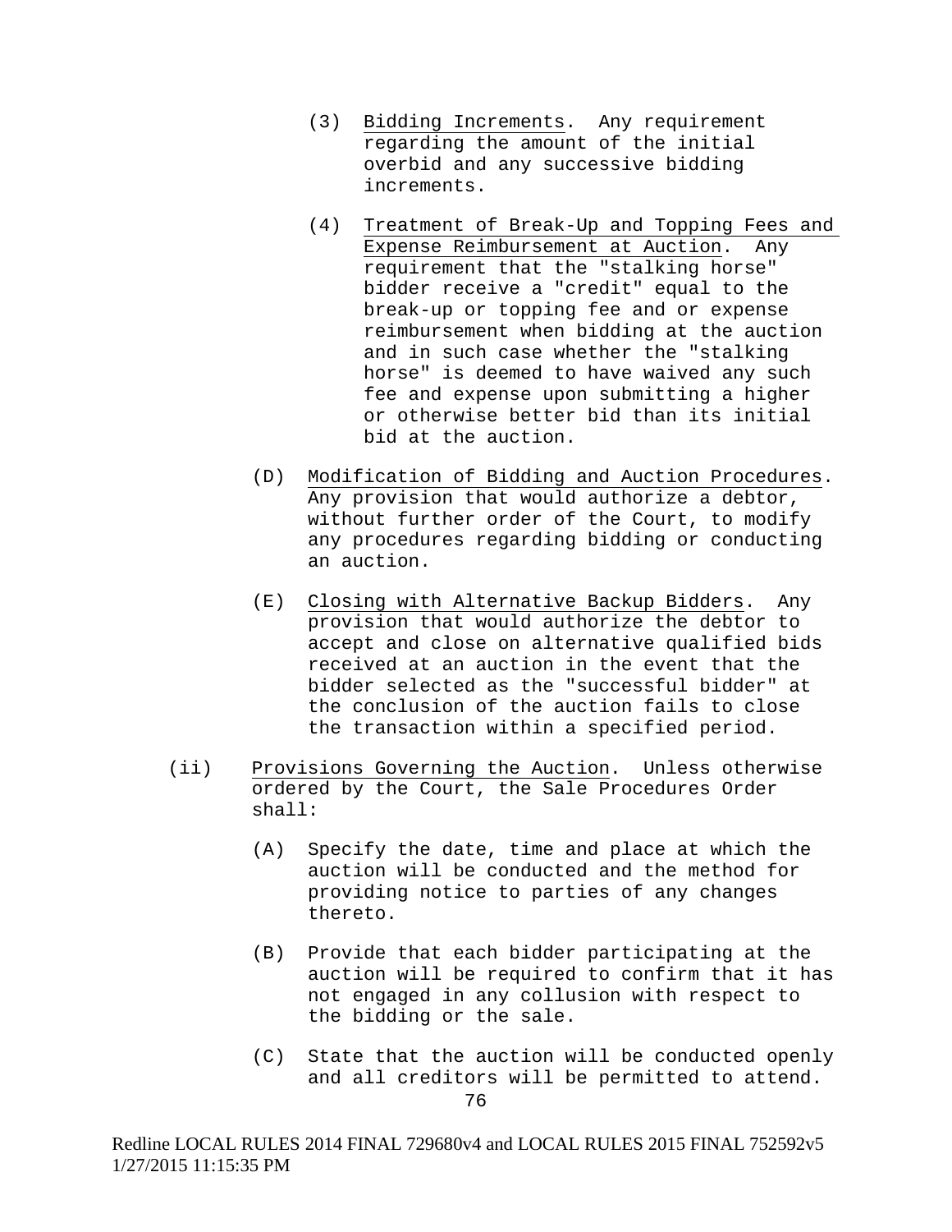(3) Bidding Increments. Any requirement regarding the amount of the initial overbid and any successive bidding increments.

(4) Treatment of Break-Up and Topping Fees and Expense Reimbursement at Auction. Any requirement that the "stalking horse" bidder receive a "credit" equal to the break-up or topping fee and or expense reimbursement when bidding at the auction and in such case whether the "stalking horse" is deemed to have waived any such fee and expense upon submitting a higher or otherwise better bid than its initial bid at the auction.

(D) Modification of Bidding and Auction Procedures. Any provision that would authorize a debtor, without further order of the Court, to modify any procedures regarding bidding or conducting an auction.

(E) Closing with Alternative Backup Bidders. Any provision that would authorize the debtor to accept and close on alternative qualified bids received at an auction in the event that the bidder selected as the "successful bidder" at the conclusion of the auction fails to close the transaction within a specified period.

(ii) Provisions Governing the Auction. Unless otherwise ordered by the Court, the Sale Procedures Order shall:

(A) Specify the date, time and place at which the auction will be conducted and the method for providing notice to parties of any changes thereto.

(B) Provide that each bidder participating at the auction will be required to confirm that it has not engaged in any collusion with respect to the bidding or the sale.

(C) State that the auction will be conducted openly and all creditors will be permitted to attend.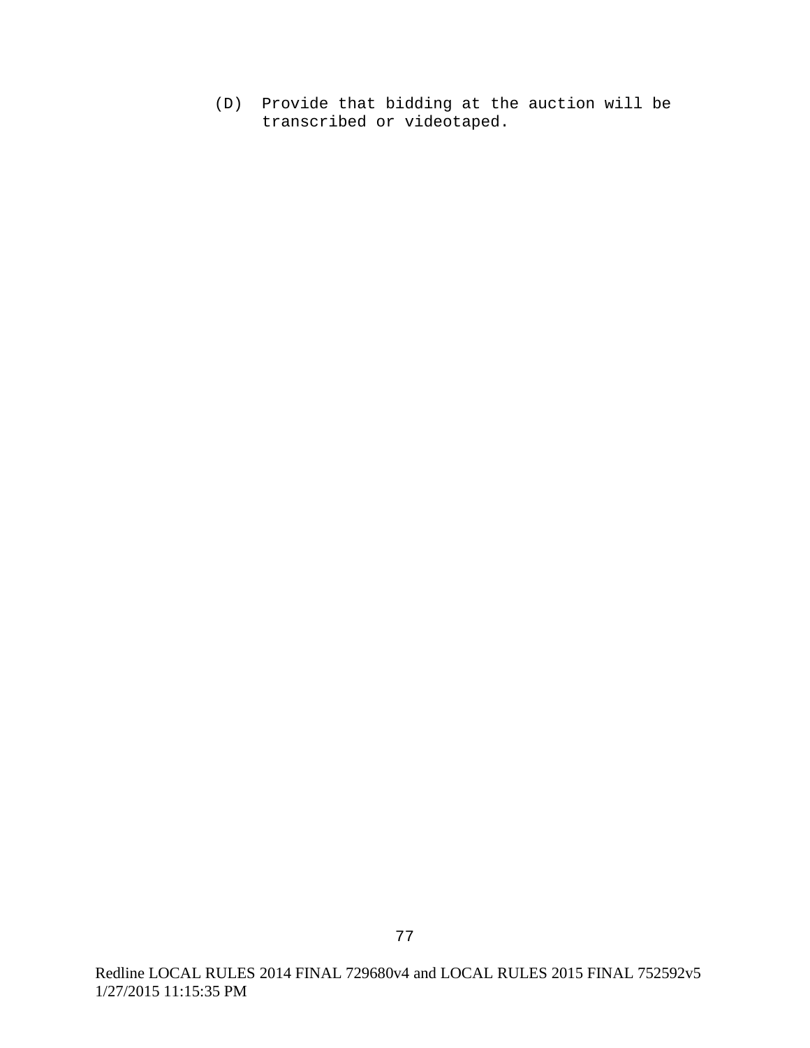(D) Provide that bidding at the auction will be transcribed or videotaped.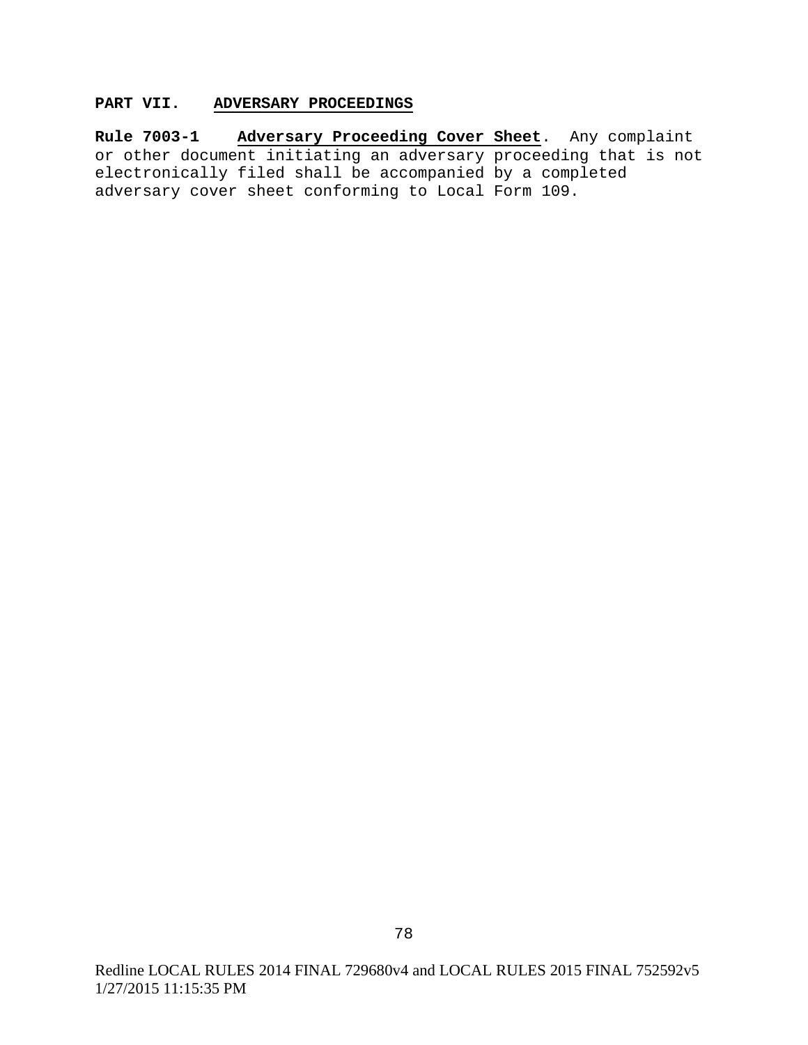## PART VII. ADVERSARY PROCEEDINGS

**Rule 7003-1 Adversary Proceeding Cover Sheet**. Any complaint or other document initiating an adversary proceeding that is not electronically filed shall be accompanied by a completed adversary cover sheet conforming to Local Form 109.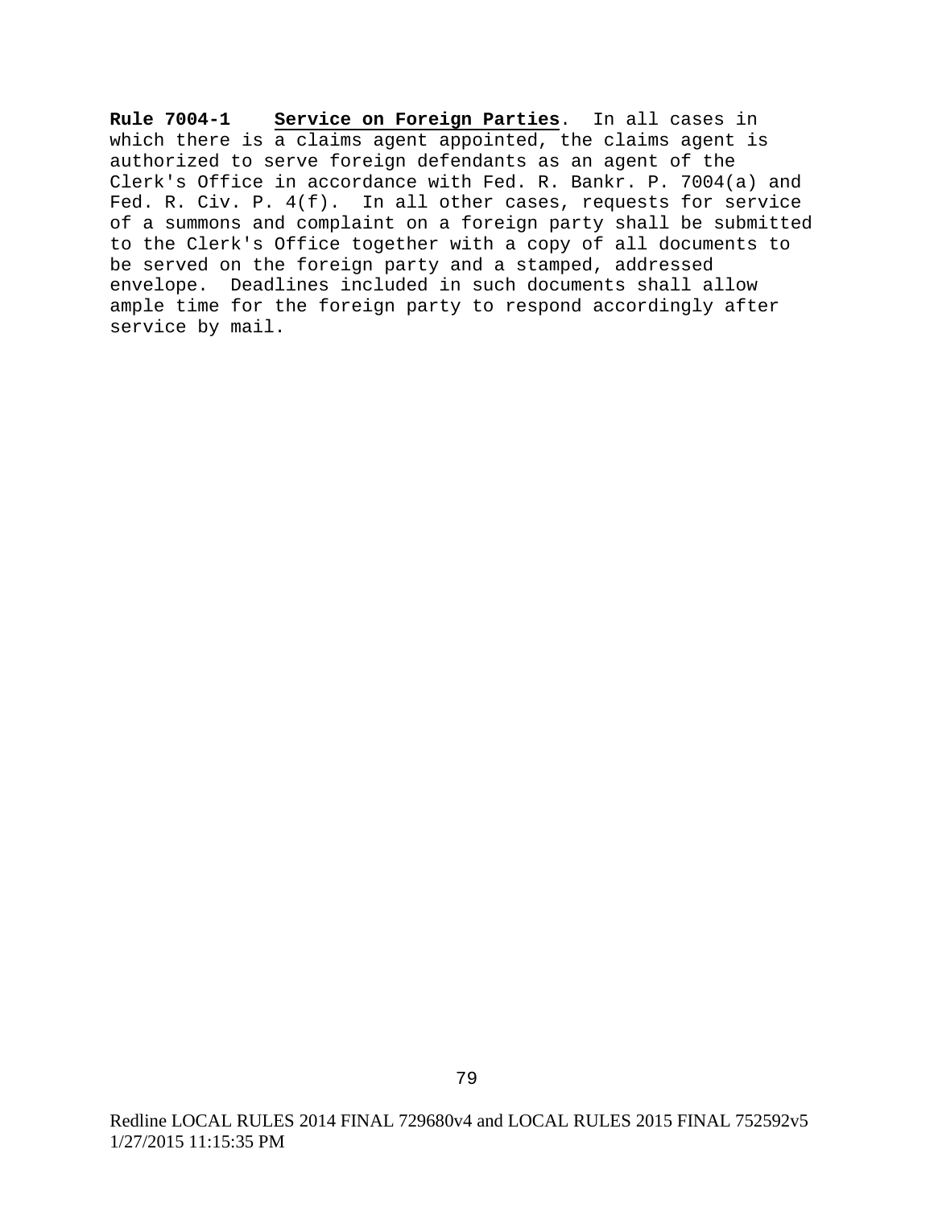**Rule 7004-1 <u>Service on Foreign Parties</u>.** In all cases in which there is a claims agent appointed, the claims agent is authorized to serve foreign defendants as an agent of the Clerk's Office in accordance with Fed. R. Bankr. P. 7004(a) and Fed. R. Civ. P. 4(f). In all other cases, requests for service of a summons and complaint on a foreign party shall be submitted to the Clerk's Office together with a copy of all documents to be served on the foreign party and a stamped, addressed envelope. Deadlines included in such documents shall allow ample time for the foreign party to respond accordingly after service by mail.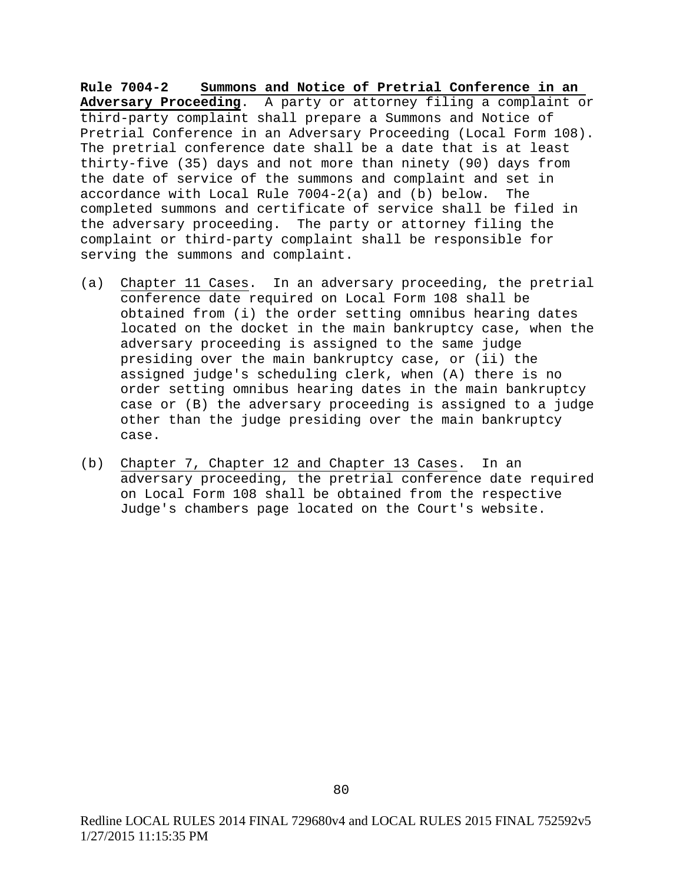**Rule 7004-2 Summons and Notice of Pretrial Conference in an Adversary Proceeding**. A party or attorney filing a complaint or third-party complaint shall prepare a Summons and Notice of Pretrial Conference in an Adversary Proceeding (Local Form 108). The pretrial conference date shall be a date that is at least thirty-five (35) days and not more than ninety (90) days from the date of service of the summons and complaint and set in accordance with Local Rule 7004-2(a) and (b) below. The completed summons and certificate of service shall be filed in the adversary proceeding. The party or attorney filing the complaint or third-party complaint shall be responsible for serving the summons and complaint.

(a) Chapter 11 Cases. In an adversary proceeding, the pretrial conference date required on Local Form 108 shall be obtained from (i) the order setting omnibus hearing dates located on the docket in the main bankruptcy case, when the adversary proceeding is assigned to the same judge presiding over the main bankruptcy case, or (ii) the assigned judge's scheduling clerk, when (A) there is no order setting omnibus hearing dates in the main bankruptcy case or (B) the adversary proceeding is assigned to a judge other than the judge presiding over the main bankruptcy case.

(b) Chapter 7, Chapter 12 and Chapter 13 Cases. In an adversary proceeding, the pretrial conference date required on Local Form 108 shall be obtained from the respective Judge's chambers page located on the Court's website.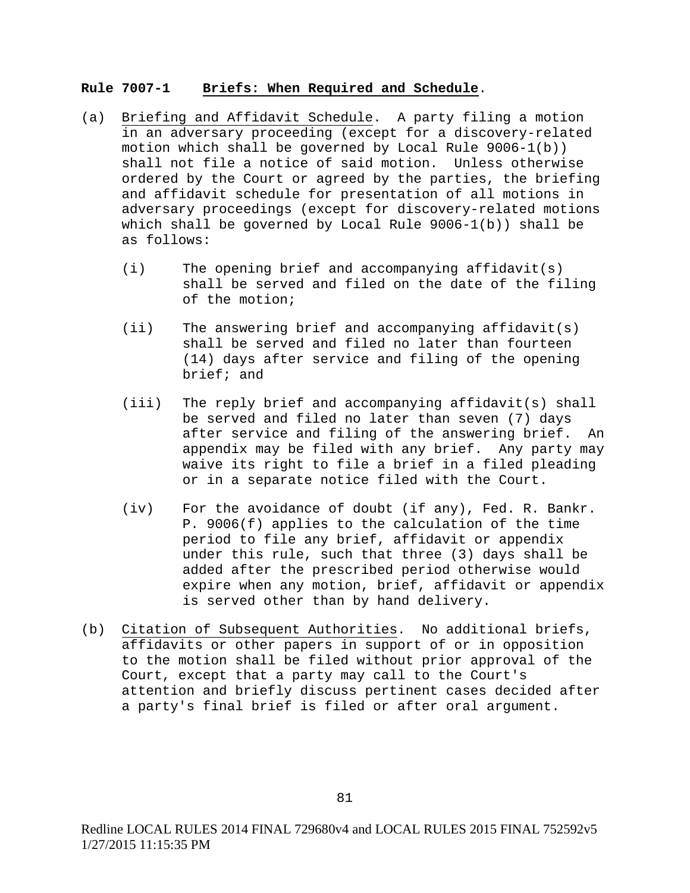**Rule 7007-1 Briefs: When Required and Schedule.**

(a) Briefing and Affidavit Schedule. A party filing a motion in an adversary proceeding (except for a discovery-related motion which shall be governed by Local Rule 9006-1(b)) shall not file a notice of said motion. Unless otherwise ordered by the Court or agreed by the parties, the briefing and affidavit schedule for presentation of all motions in adversary proceedings (except for discovery-related motions which shall be governed by Local Rule 9006-1(b)) shall be as follows:

   (i) The opening brief and accompanying affidavit(s) shall be served and filed on the date of the filing of the motion;

   (ii) The answering brief and accompanying affidavit(s) shall be served and filed no later than fourteen (14) days after service and filing of the opening brief; and

   (iii) The reply brief and accompanying affidavit(s) shall be served and filed no later than seven (7) days after service and filing of the answering brief. An appendix may be filed with any brief. Any party may waive its right to file a brief in a filed pleading or in a separate notice filed with the Court.

   (iv) For the avoidance of doubt (if any), Fed. R. Bankr. P. 9006(f) applies to the calculation of the time period to file any brief, affidavit or appendix under this rule, such that three (3) days shall be added after the prescribed period otherwise would expire when any motion, brief, affidavit or appendix is served other than by hand delivery.

(b) Citation of Subsequent Authorities. No additional briefs, affidavits or other papers in support of or in opposition to the motion shall be filed without prior approval of the Court, except that a party may call to the Court's attention and briefly discuss pertinent cases decided after a party's final brief is filed or after oral argument.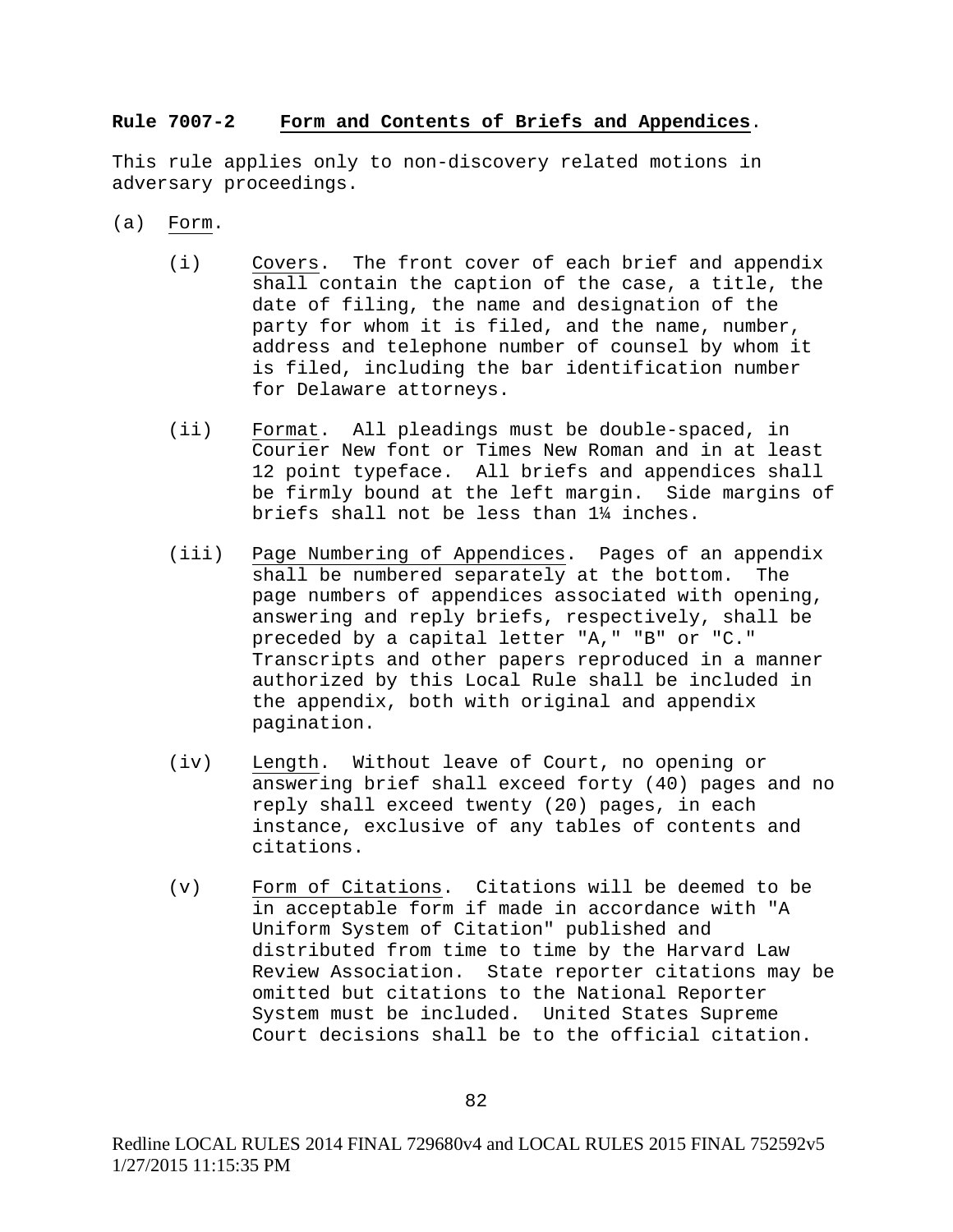**Rule 7007-2 Form and Contents of Briefs and Appendices.**

This rule applies only to non-discovery related motions in adversary proceedings.

(a) Form.

(i) Covers. The front cover of each brief and appendix shall contain the caption of the case, a title, the date of filing, the name and designation of the party for whom it is filed, and the name, number, address and telephone number of counsel by whom it is filed, including the bar identification number for Delaware attorneys.

(ii) Format. All pleadings must be double-spaced, in Courier New font or Times New Roman and in at least 12 point typeface. All briefs and appendices shall be firmly bound at the left margin. Side margins of briefs shall not be less than 1¼ inches.

(iii) Page Numbering of Appendices. Pages of an appendix shall be numbered separately at the bottom. The page numbers of appendices associated with opening, answering and reply briefs, respectively, shall be preceded by a capital letter "A," "B" or "C." Transcripts and other papers reproduced in a manner authorized by this Local Rule shall be included in the appendix, both with original and appendix pagination.

(iv) Length. Without leave of Court, no opening or answering brief shall exceed forty (40) pages and no reply shall exceed twenty (20) pages, in each instance, exclusive of any tables of contents and citations.

(v) Form of Citations. Citations will be deemed to be in acceptable form if made in accordance with "A Uniform System of Citation" published and distributed from time to time by the Harvard Law Review Association. State reporter citations may be omitted but citations to the National Reporter System must be included. United States Supreme Court decisions shall be to the official citation.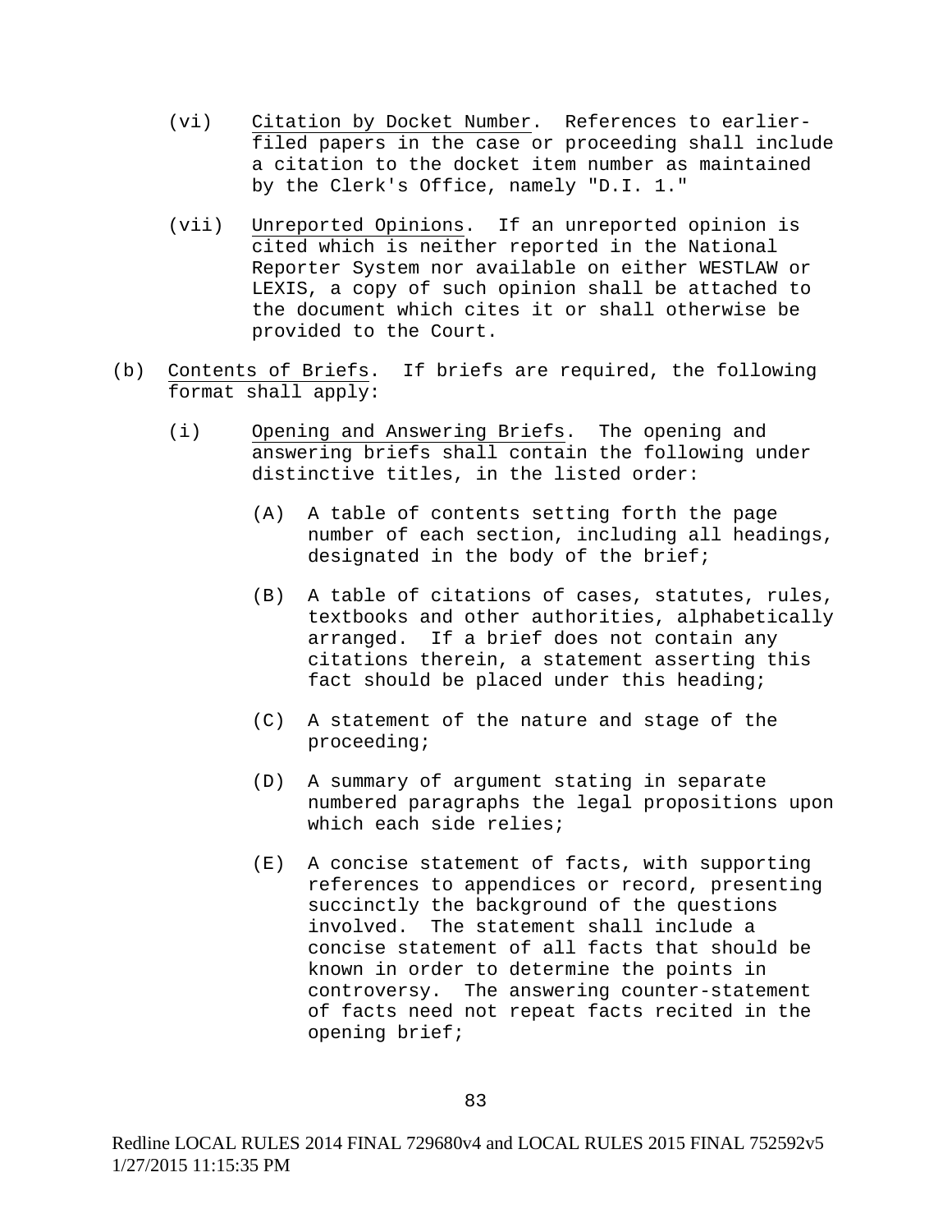(vi) Citation by Docket Number. References to earlier-filed papers in the case or proceeding shall include a citation to the docket item number as maintained by the Clerk's Office, namely "D.I. 1."

(vii) Unreported Opinions. If an unreported opinion is cited which is neither reported in the National Reporter System nor available on either WESTLAW or LEXIS, a copy of such opinion shall be attached to the document which cites it or shall otherwise be provided to the Court.

(b) Contents of Briefs. If briefs are required, the following format shall apply:

(i) Opening and Answering Briefs. The opening and answering briefs shall contain the following under distinctive titles, in the listed order:

(A) A table of contents setting forth the page number of each section, including all headings, designated in the body of the brief;

(B) A table of citations of cases, statutes, rules, textbooks and other authorities, alphabetically arranged. If a brief does not contain any citations therein, a statement asserting this fact should be placed under this heading;

(C) A statement of the nature and stage of the proceeding;

(D) A summary of argument stating in separate numbered paragraphs the legal propositions upon which each side relies;

(E) A concise statement of facts, with supporting references to appendices or record, presenting succinctly the background of the questions involved. The statement shall include a concise statement of all facts that should be known in order to determine the points in controversy. The answering counter-statement of facts need not repeat facts recited in the opening brief;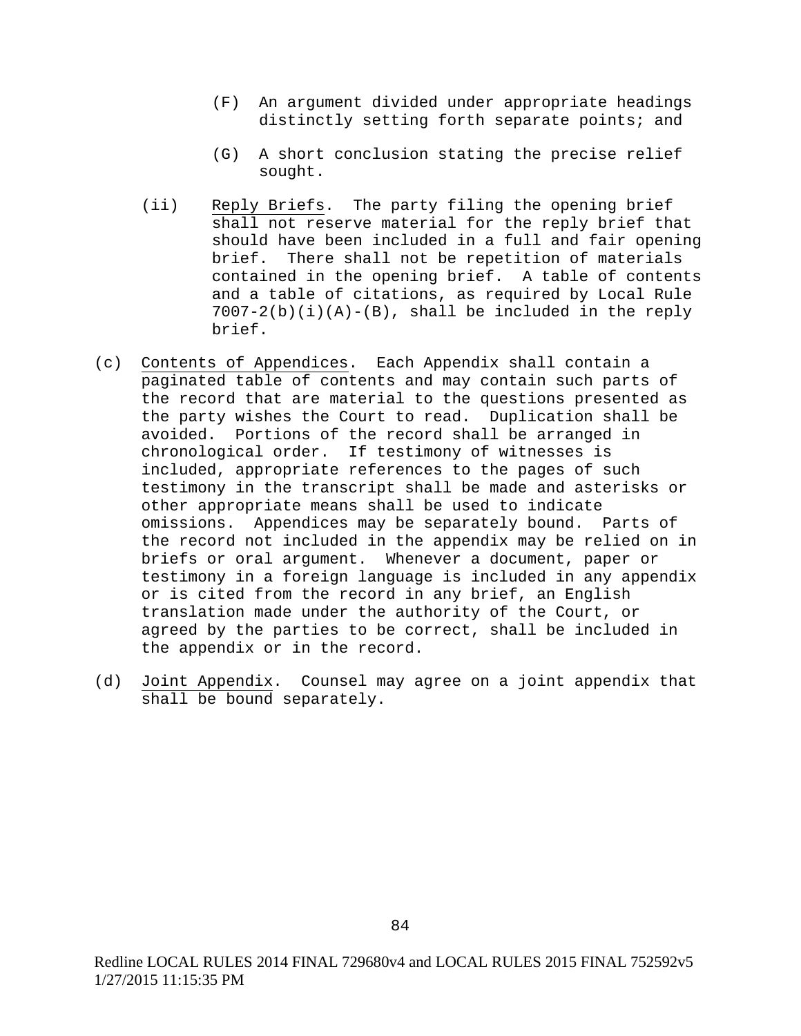(F) An argument divided under appropriate headings distinctly setting forth separate points; and

(G) A short conclusion stating the precise relief sought.

(ii) Reply Briefs. The party filing the opening brief shall not reserve material for the reply brief that should have been included in a full and fair opening brief. There shall not be repetition of materials contained in the opening brief. A table of contents and a table of citations, as required by Local Rule 7007-2(b)(i)(A)-(B), shall be included in the reply brief.

(c) Contents of Appendices. Each Appendix shall contain a paginated table of contents and may contain such parts of the record that are material to the questions presented as the party wishes the Court to read. Duplication shall be avoided. Portions of the record shall be arranged in chronological order. If testimony of witnesses is included, appropriate references to the pages of such testimony in the transcript shall be made and asterisks or other appropriate means shall be used to indicate omissions. Appendices may be separately bound. Parts of the record not included in the appendix may be relied on in briefs or oral argument. Whenever a document, paper or testimony in a foreign language is included in any appendix or is cited from the record in any brief, an English translation made under the authority of the Court, or agreed by the parties to be correct, shall be included in the appendix or in the record.

(d) Joint Appendix. Counsel may agree on a joint appendix that shall be bound separately.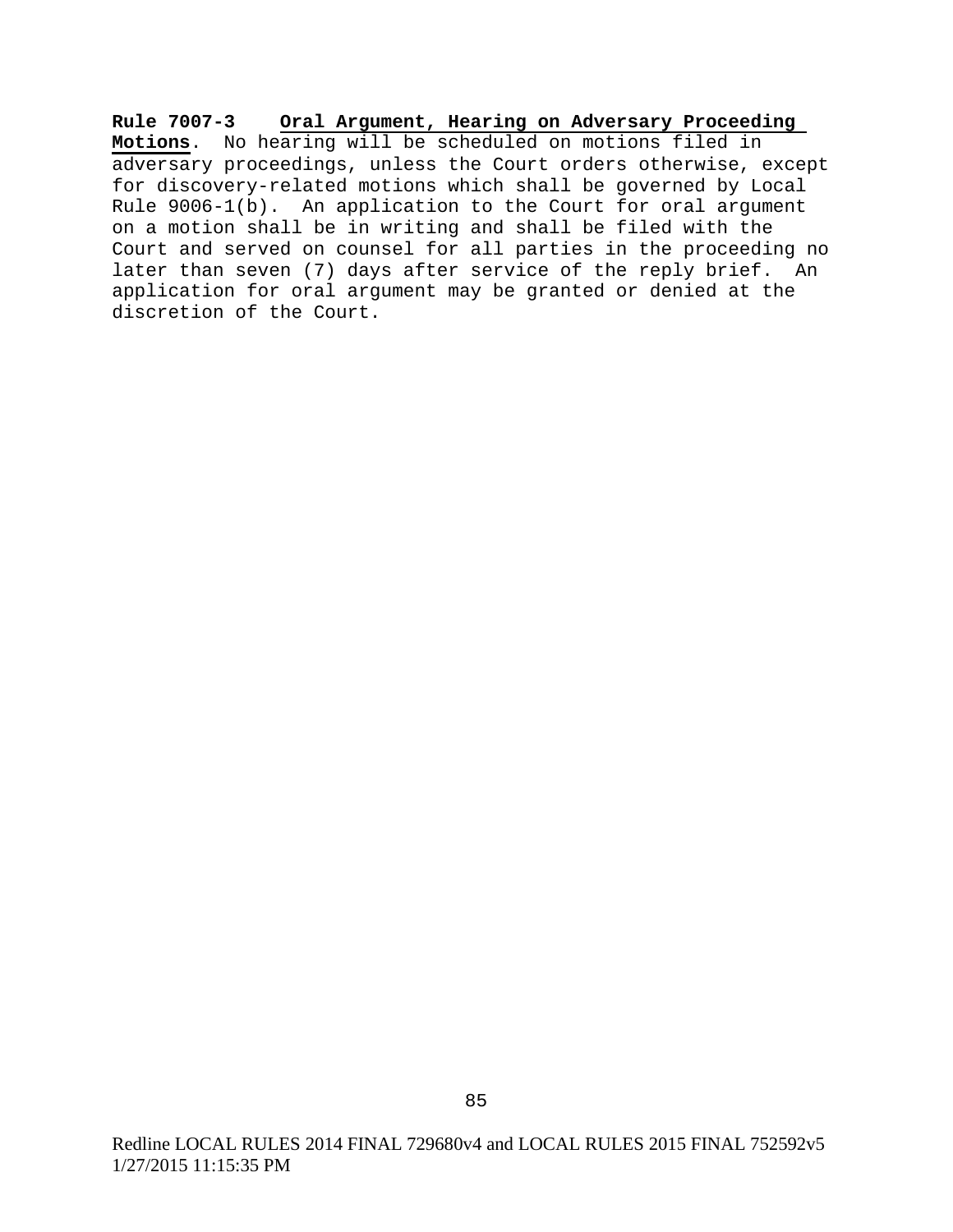**Rule 7007-3** **Oral Argument, Hearing on Adversary Proceeding Motions**. No hearing will be scheduled on motions filed in adversary proceedings, unless the Court orders otherwise, except for discovery-related motions which shall be governed by Local Rule 9006-1(b). An application to the Court for oral argument on a motion shall be in writing and shall be filed with the Court and served on counsel for all parties in the proceeding no later than seven (7) days after service of the reply brief. An application for oral argument may be granted or denied at the discretion of the Court.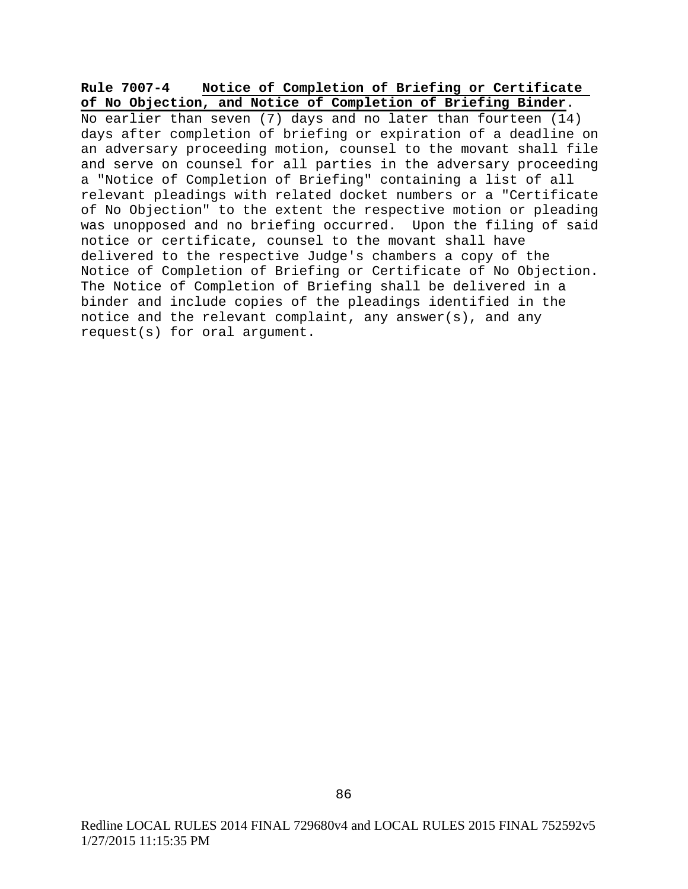**Rule 7007-4 Notice of Completion of Briefing or Certificate of No Objection, and Notice of Completion of Briefing Binder.**

No earlier than seven (7) days and no later than fourteen (14) days after completion of briefing or expiration of a deadline on an adversary proceeding motion, counsel to the movant shall file and serve on counsel for all parties in the adversary proceeding a "Notice of Completion of Briefing" containing a list of all relevant pleadings with related docket numbers or a "Certificate of No Objection" to the extent the respective motion or pleading was unopposed and no briefing occurred. Upon the filing of said notice or certificate, counsel to the movant shall have delivered to the respective Judge's chambers a copy of the Notice of Completion of Briefing or Certificate of No Objection. The Notice of Completion of Briefing shall be delivered in a binder and include copies of the pleadings identified in the notice and the relevant complaint, any answer(s), and any request(s) for oral argument.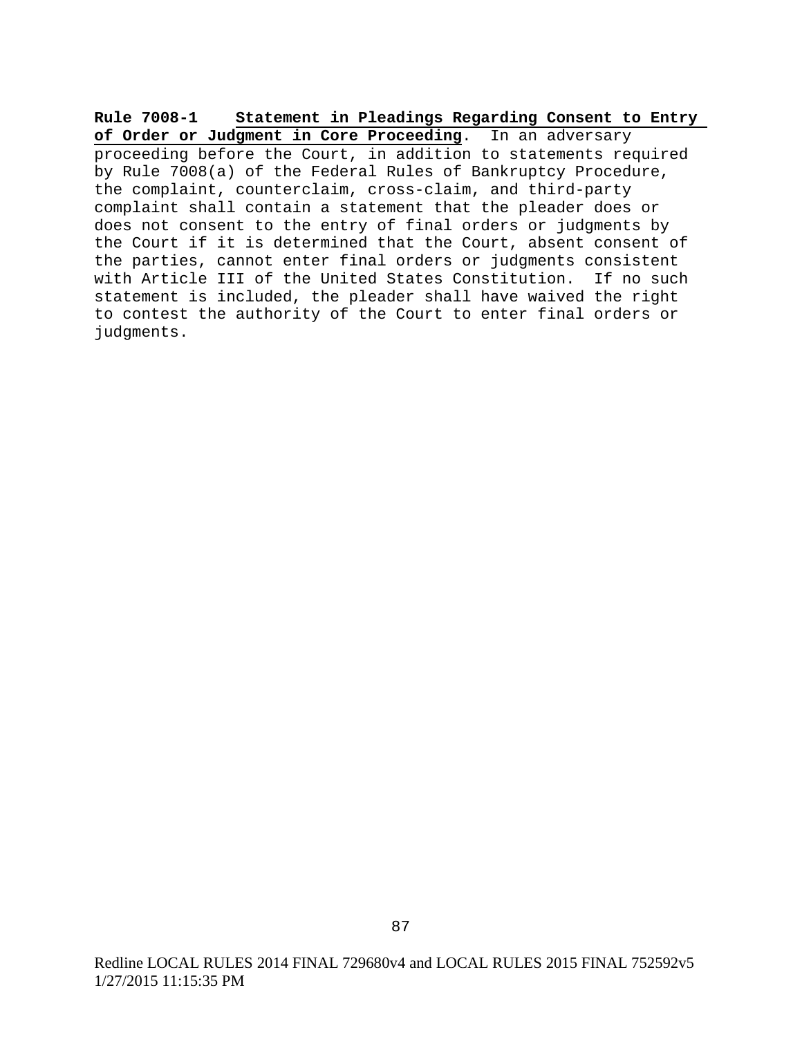**Rule 7008-1 Statement in Pleadings Regarding Consent to Entry of Order or Judgment in Core Proceeding**. In an adversary proceeding before the Court, in addition to statements required by Rule 7008(a) of the Federal Rules of Bankruptcy Procedure, the complaint, counterclaim, cross-claim, and third-party complaint shall contain a statement that the pleader does or does not consent to the entry of final orders or judgments by the Court if it is determined that the Court, absent consent of the parties, cannot enter final orders or judgments consistent with Article III of the United States Constitution. If no such statement is included, the pleader shall have waived the right to contest the authority of the Court to enter final orders or judgments.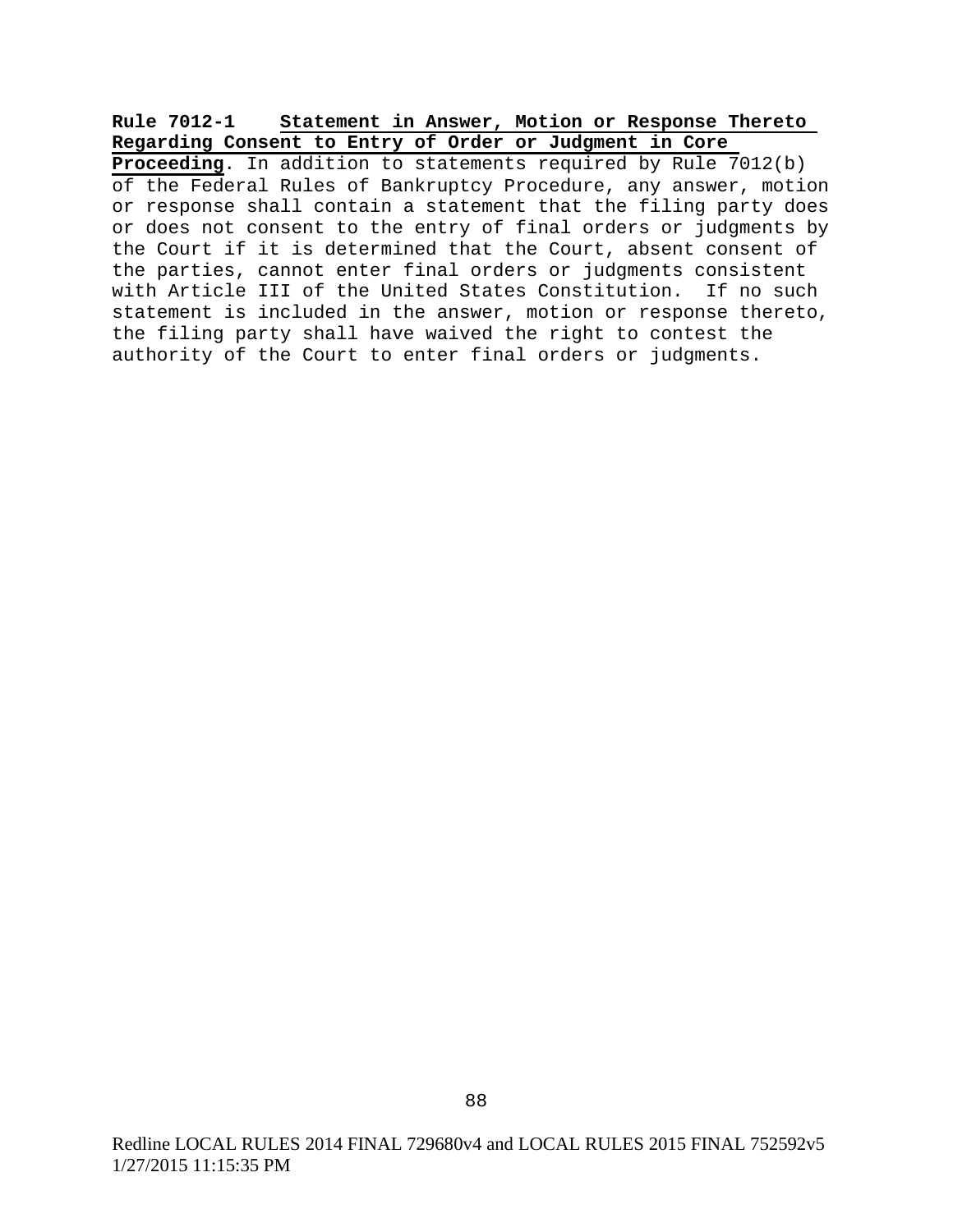**Rule 7012-1 Statement in Answer, Motion or Response Thereto Regarding Consent to Entry of Order or Judgment in Core Proceeding**. In addition to statements required by Rule 7012(b) of the Federal Rules of Bankruptcy Procedure, any answer, motion or response shall contain a statement that the filing party does or does not consent to the entry of final orders or judgments by the Court if it is determined that the Court, absent consent of the parties, cannot enter final orders or judgments consistent with Article III of the United States Constitution. If no such statement is included in the answer, motion or response thereto, the filing party shall have waived the right to contest the authority of the Court to enter final orders or judgments.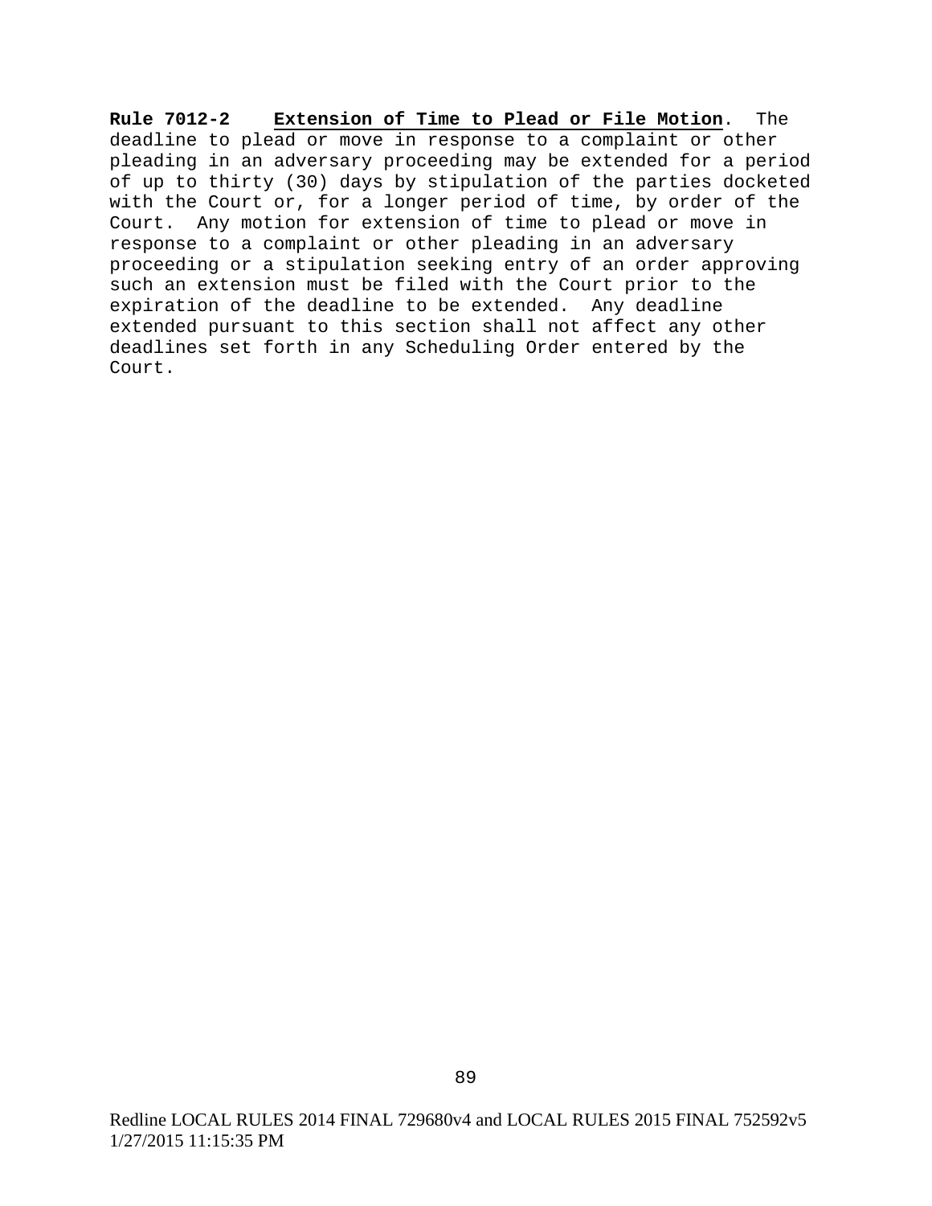**Rule 7012-2** **<u>Extension of Time to Plead or File Motion</u>**. The deadline to plead or move in response to a complaint or other pleading in an adversary proceeding may be extended for a period of up to thirty (30) days by stipulation of the parties docketed with the Court or, for a longer period of time, by order of the Court. Any motion for extension of time to plead or move in response to a complaint or other pleading in an adversary proceeding or a stipulation seeking entry of an order approving such an extension must be filed with the Court prior to the expiration of the deadline to be extended. Any deadline extended pursuant to this section shall not affect any other deadlines set forth in any Scheduling Order entered by the Court.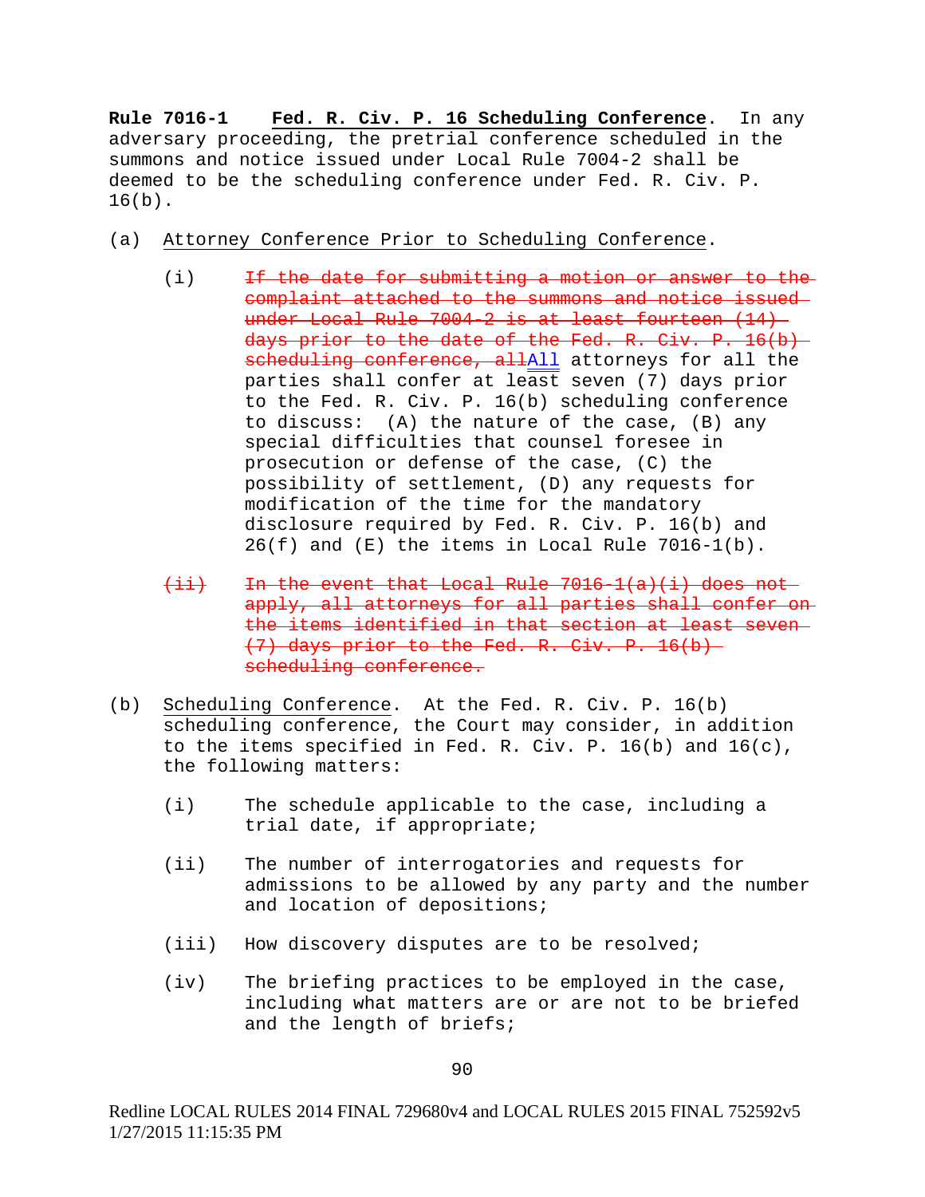**Rule 7016-1 <u>Fed. R. Civ. P. 16 Scheduling Conference</u>**. In any adversary proceeding, the pretrial conference scheduled in the summons and notice issued under Local Rule 7004-2 shall be deemed to be the scheduling conference under Fed. R. Civ. P. 16(b).

(a) <u>Attorney Conference Prior to Scheduling Conference</u>.

(i) ~~If the date for submitting a motion or answer to the complaint attached to the summons and notice issued under Local Rule 7004-2 is at least fourteen (14) days prior to the date of the Fed. R. Civ. P. 16(b) scheduling conference, all~~<u>All</u> attorneys for all the parties shall confer at least seven (7) days prior to the Fed. R. Civ. P. 16(b) scheduling conference to discuss: (A) the nature of the case, (B) any special difficulties that counsel foresee in prosecution or defense of the case, (C) the possibility of settlement, (D) any requests for modification of the time for the mandatory disclosure required by Fed. R. Civ. P. 16(b) and 26(f) and (E) the items in Local Rule 7016-1(b).

~~(ii) In the event that Local Rule 7016-1(a)(i) does not apply, all attorneys for all parties shall confer on the items identified in that section at least seven (7) days prior to the Fed. R. Civ. P. 16(b) scheduling conference.~~

(b) <u>Scheduling Conference</u>. At the Fed. R. Civ. P. 16(b) scheduling conference, the Court may consider, in addition to the items specified in Fed. R. Civ. P. 16(b) and 16(c), the following matters:

(i) The schedule applicable to the case, including a trial date, if appropriate;

(ii) The number of interrogatories and requests for admissions to be allowed by any party and the number and location of depositions;

(iii) How discovery disputes are to be resolved;

(iv) The briefing practices to be employed in the case, including what matters are or are not to be briefed and the length of briefs;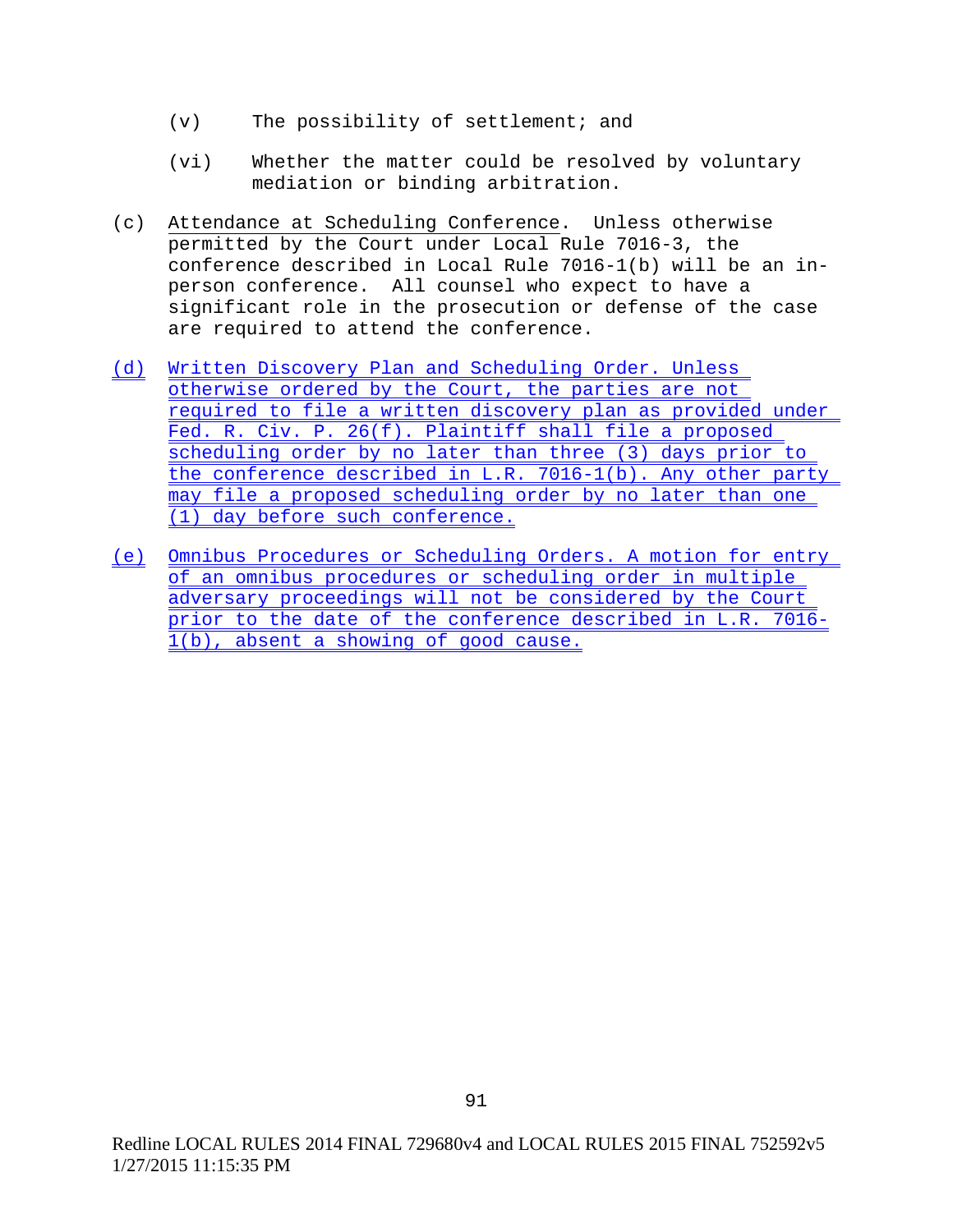(v) The possibility of settlement; and

(vi) Whether the matter could be resolved by voluntary mediation or binding arbitration.

(c) Attendance at Scheduling Conference. Unless otherwise permitted by the Court under Local Rule 7016-3, the conference described in Local Rule 7016-1(b) will be an in-person conference. All counsel who expect to have a significant role in the prosecution or defense of the case are required to attend the conference.

(d) Written Discovery Plan and Scheduling Order. Unless otherwise ordered by the Court, the parties are not required to file a written discovery plan as provided under Fed. R. Civ. P. 26(f). Plaintiff shall file a proposed scheduling order by no later than three (3) days prior to the conference described in L.R. 7016-1(b). Any other party may file a proposed scheduling order by no later than one (1) day before such conference.

(e) Omnibus Procedures or Scheduling Orders. A motion for entry of an omnibus procedures or scheduling order in multiple adversary proceedings will not be considered by the Court prior to the date of the conference described in L.R. 7016-1(b), absent a showing of good cause.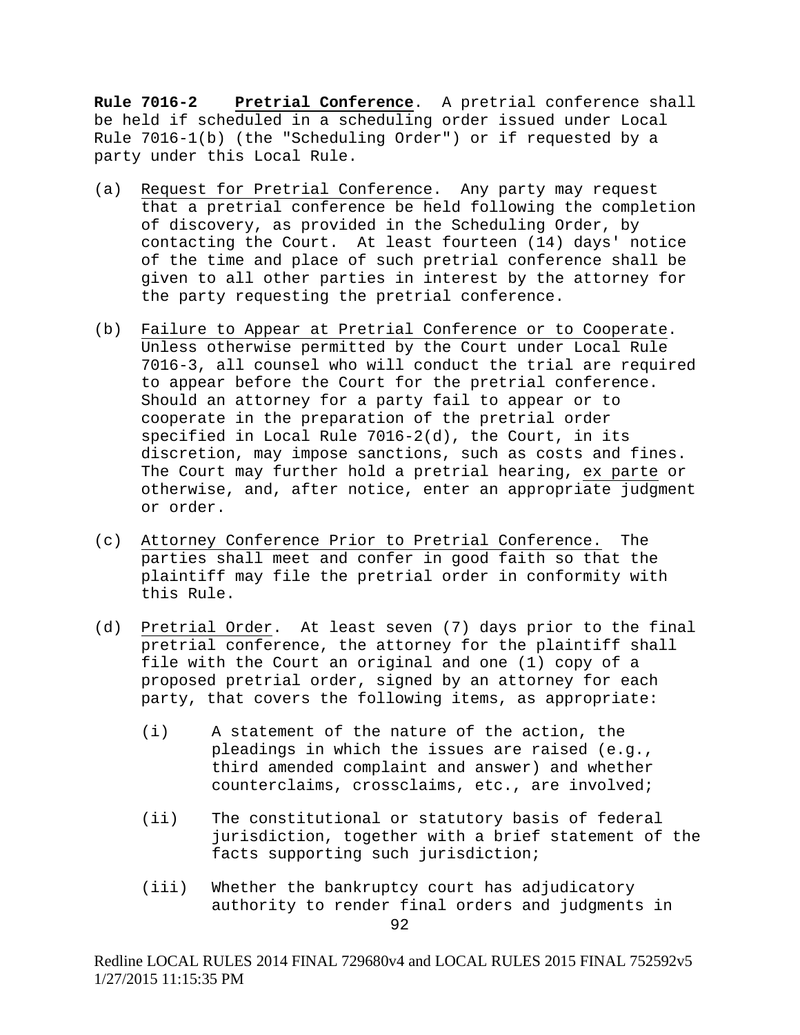**Rule 7016-2** **Pretrial Conference**. A pretrial conference shall be held if scheduled in a scheduling order issued under Local Rule 7016-1(b) (the "Scheduling Order") or if requested by a party under this Local Rule.

(a) Request for Pretrial Conference. Any party may request that a pretrial conference be held following the completion of discovery, as provided in the Scheduling Order, by contacting the Court. At least fourteen (14) days' notice of the time and place of such pretrial conference shall be given to all other parties in interest by the attorney for the party requesting the pretrial conference.

(b) Failure to Appear at Pretrial Conference or to Cooperate. Unless otherwise permitted by the Court under Local Rule 7016-3, all counsel who will conduct the trial are required to appear before the Court for the pretrial conference. Should an attorney for a party fail to appear or to cooperate in the preparation of the pretrial order specified in Local Rule 7016-2(d), the Court, in its discretion, may impose sanctions, such as costs and fines. The Court may further hold a pretrial hearing, ex parte or otherwise, and, after notice, enter an appropriate judgment or order.

(c) Attorney Conference Prior to Pretrial Conference. The parties shall meet and confer in good faith so that the plaintiff may file the pretrial order in conformity with this Rule.

(d) Pretrial Order. At least seven (7) days prior to the final pretrial conference, the attorney for the plaintiff shall file with the Court an original and one (1) copy of a proposed pretrial order, signed by an attorney for each party, that covers the following items, as appropriate:

   (i) A statement of the nature of the action, the pleadings in which the issues are raised (e.g., third amended complaint and answer) and whether counterclaims, crossclaims, etc., are involved;

   (ii) The constitutional or statutory basis of federal jurisdiction, together with a brief statement of the facts supporting such jurisdiction;

   (iii) Whether the bankruptcy court has adjudicatory authority to render final orders and judgments in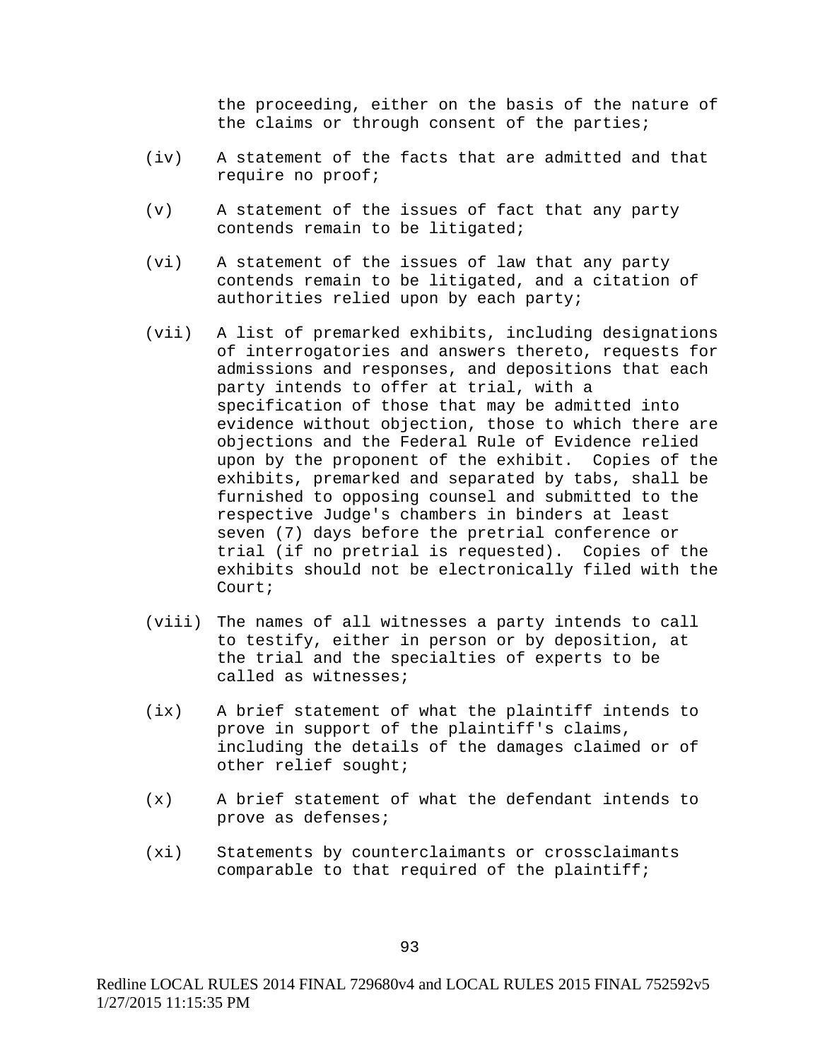the proceeding, either on the basis of the nature of the claims or through consent of the parties;

(iv) A statement of the facts that are admitted and that require no proof;

(v) A statement of the issues of fact that any party contends remain to be litigated;

(vi) A statement of the issues of law that any party contends remain to be litigated, and a citation of authorities relied upon by each party;

(vii) A list of premarked exhibits, including designations of interrogatories and answers thereto, requests for admissions and responses, and depositions that each party intends to offer at trial, with a specification of those that may be admitted into evidence without objection, those to which there are objections and the Federal Rule of Evidence relied upon by the proponent of the exhibit. Copies of the exhibits, premarked and separated by tabs, shall be furnished to opposing counsel and submitted to the respective Judge's chambers in binders at least seven (7) days before the pretrial conference or trial (if no pretrial is requested). Copies of the exhibits should not be electronically filed with the Court;

(viii) The names of all witnesses a party intends to call to testify, either in person or by deposition, at the trial and the specialties of experts to be called as witnesses;

(ix) A brief statement of what the plaintiff intends to prove in support of the plaintiff's claims, including the details of the damages claimed or of other relief sought;

(x) A brief statement of what the defendant intends to prove as defenses;

(xi) Statements by counterclaimants or crossclaimants comparable to that required of the plaintiff;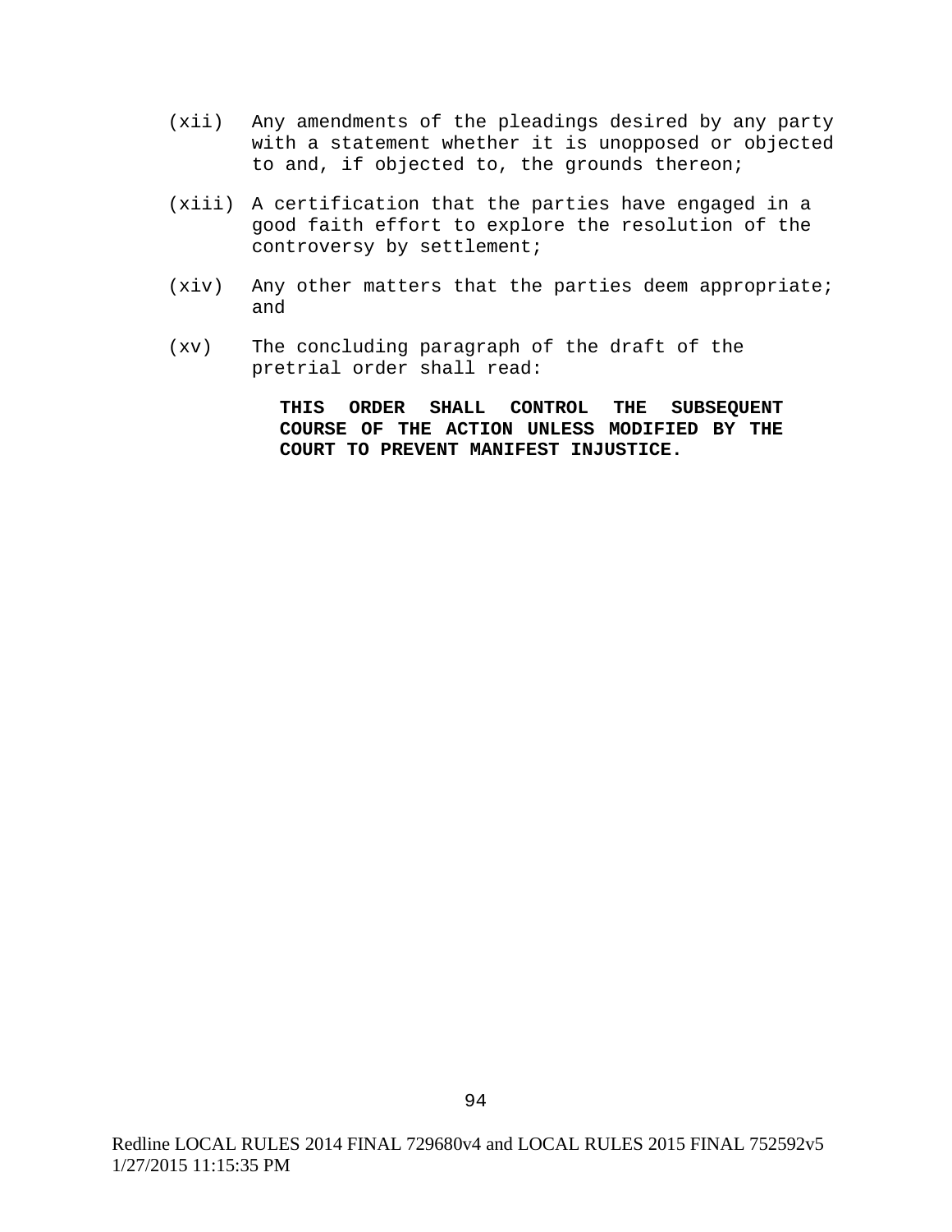(xii) Any amendments of the pleadings desired by any party with a statement whether it is unopposed or objected to and, if objected to, the grounds thereon;

(xiii) A certification that the parties have engaged in a good faith effort to explore the resolution of the controversy by settlement;

(xiv) Any other matters that the parties deem appropriate; and

(xv) The concluding paragraph of the draft of the pretrial order shall read:

> **THIS ORDER SHALL CONTROL THE SUBSEQUENT COURSE OF THE ACTION UNLESS MODIFIED BY THE COURT TO PREVENT MANIFEST INJUSTICE.**

Redline LOCAL RULES 2014 FINAL 729680v4 and LOCAL RULES 2015 FINAL 752592v5 1/27/2015 11:15:35 PM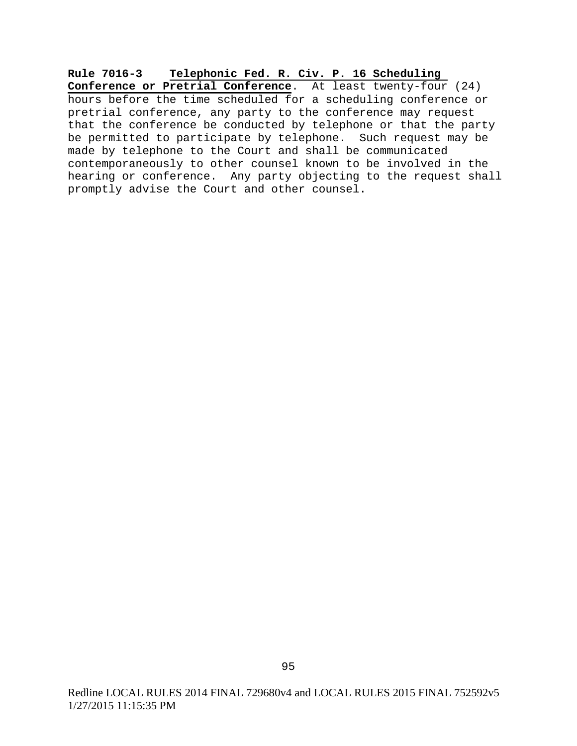**Rule 7016-3 Telephonic Fed. R. Civ. P. 16 Scheduling Conference or Pretrial Conference**. At least twenty-four (24) hours before the time scheduled for a scheduling conference or pretrial conference, any party to the conference may request that the conference be conducted by telephone or that the party be permitted to participate by telephone. Such request may be made by telephone to the Court and shall be communicated contemporaneously to other counsel known to be involved in the hearing or conference. Any party objecting to the request shall promptly advise the Court and other counsel.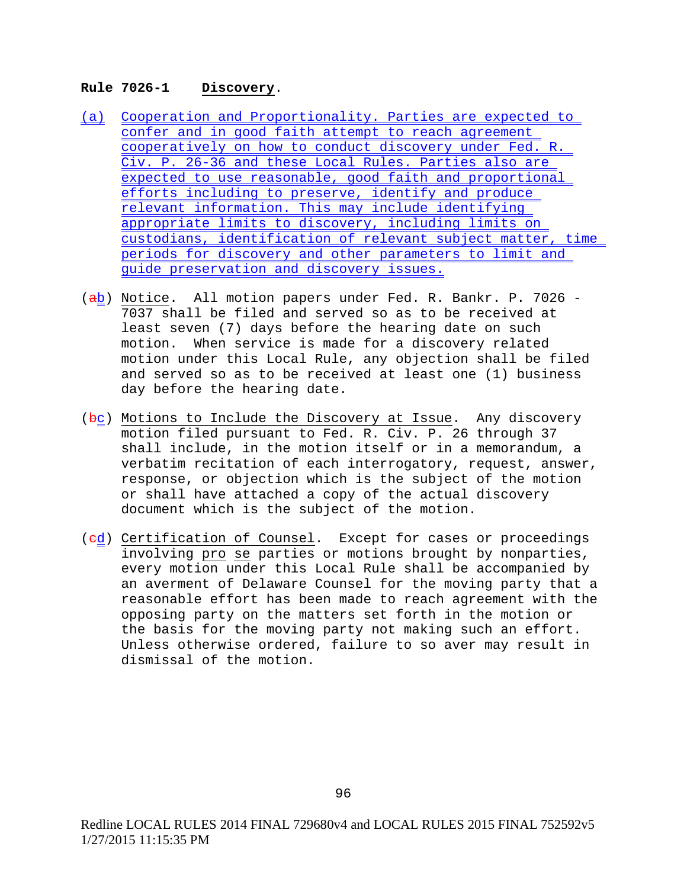**Rule 7026-1 Discovery.**

(a) Cooperation and Proportionality. Parties are expected to confer and in good faith attempt to reach agreement cooperatively on how to conduct discovery under Fed. R. Civ. P. 26-36 and these Local Rules. Parties also are expected to use reasonable, good faith and proportional efforts including to preserve, identify and produce relevant information. This may include identifying appropriate limits to discovery, including limits on custodians, identification of relevant subject matter, time periods for discovery and other parameters to limit and guide preservation and discovery issues.

(~~a~~b) Notice. All motion papers under Fed. R. Bankr. P. 7026 - 7037 shall be filed and served so as to be received at least seven (7) days before the hearing date on such motion. When service is made for a discovery related motion under this Local Rule, any objection shall be filed and served so as to be received at least one (1) business day before the hearing date.

(~~b~~c) Motions to Include the Discovery at Issue. Any discovery motion filed pursuant to Fed. R. Civ. P. 26 through 37 shall include, in the motion itself or in a memorandum, a verbatim recitation of each interrogatory, request, answer, response, or objection which is the subject of the motion or shall have attached a copy of the actual discovery document which is the subject of the motion.

(~~c~~d) Certification of Counsel. Except for cases or proceedings involving pro se parties or motions brought by nonparties, every motion under this Local Rule shall be accompanied by an averment of Delaware Counsel for the moving party that a reasonable effort has been made to reach agreement with the opposing party on the matters set forth in the motion or the basis for the moving party not making such an effort. Unless otherwise ordered, failure to so aver may result in dismissal of the motion.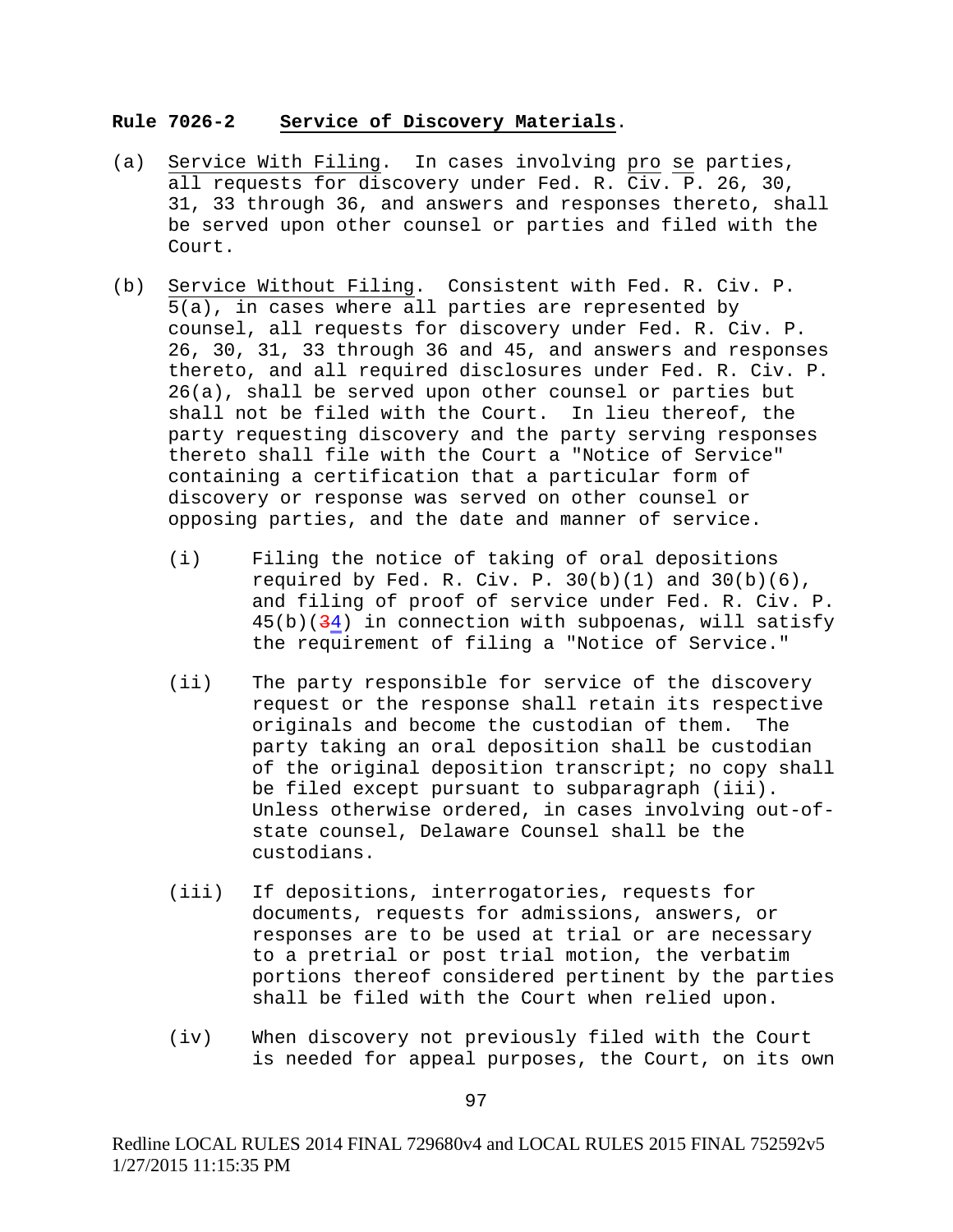**Rule 7026-2 Service of Discovery Materials.**

(a) Service With Filing. In cases involving pro se parties, all requests for discovery under Fed. R. Civ. P. 26, 30, 31, 33 through 36, and answers and responses thereto, shall be served upon other counsel or parties and filed with the Court.

(b) Service Without Filing. Consistent with Fed. R. Civ. P. 5(a), in cases where all parties are represented by counsel, all requests for discovery under Fed. R. Civ. P. 26, 30, 31, 33 through 36 and 45, and answers and responses thereto, and all required disclosures under Fed. R. Civ. P. 26(a), shall be served upon other counsel or parties but shall not be filed with the Court. In lieu thereof, the party requesting discovery and the party serving responses thereto shall file with the Court a "Notice of Service" containing a certification that a particular form of discovery or response was served on other counsel or opposing parties, and the date and manner of service.

   (i) Filing the notice of taking of oral depositions required by Fed. R. Civ. P. 30(b)(1) and 30(b)(6), and filing of proof of service under Fed. R. Civ. P. 45(b)(~~3~~4) in connection with subpoenas, will satisfy the requirement of filing a "Notice of Service."

   (ii) The party responsible for service of the discovery request or the response shall retain its respective originals and become the custodian of them. The party taking an oral deposition shall be custodian of the original deposition transcript; no copy shall be filed except pursuant to subparagraph (iii). Unless otherwise ordered, in cases involving out-of-state counsel, Delaware Counsel shall be the custodians.

   (iii) If depositions, interrogatories, requests for documents, requests for admissions, answers, or responses are to be used at trial or are necessary to a pretrial or post trial motion, the verbatim portions thereof considered pertinent by the parties shall be filed with the Court when relied upon.

   (iv) When discovery not previously filed with the Court is needed for appeal purposes, the Court, on its own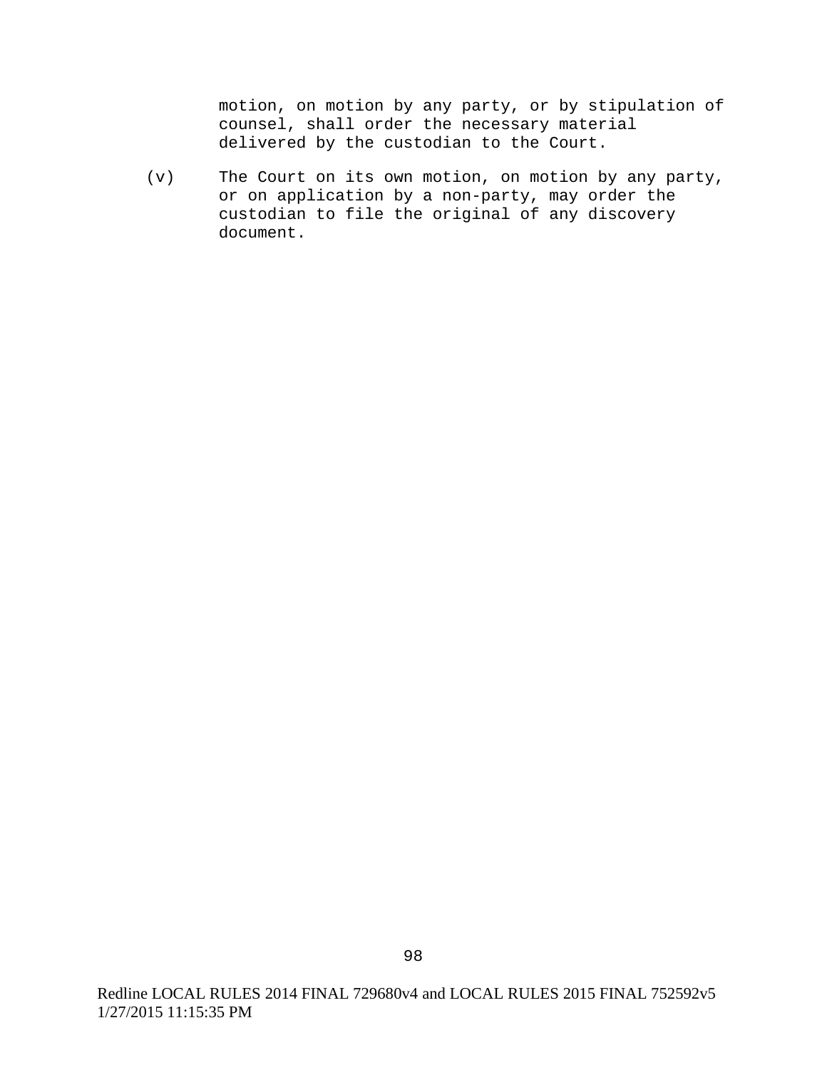motion, on motion by any party, or by stipulation of counsel, shall order the necessary material delivered by the custodian to the Court.

(v) The Court on its own motion, on motion by any party, or on application by a non-party, may order the custodian to file the original of any discovery document.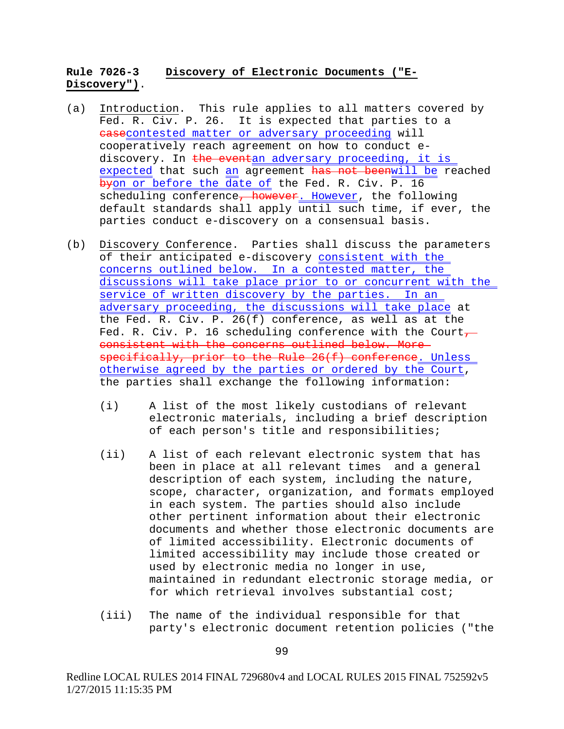**Rule 7026-3 Discovery of Electronic Documents ("E-Discovery").**

(a) Introduction. This rule applies to all matters covered by Fed. R. Civ. P. 26. It is expected that parties to a ~~case~~contested matter or adversary proceeding will cooperatively reach agreement on how to conduct e-discovery. In ~~the event~~an adversary proceeding, it is expected that such an agreement ~~has not been~~will be reached ~~by~~on or before the date of the Fed. R. Civ. P. 16 scheduling conference~~, however~~. However, the following default standards shall apply until such time, if ever, the parties conduct e-discovery on a consensual basis.

(b) Discovery Conference. Parties shall discuss the parameters of their anticipated e-discovery consistent with the concerns outlined below. In a contested matter, the discussions will take place prior to or concurrent with the service of written discovery by the parties. In an adversary proceeding, the discussions will take place at the Fed. R. Civ. P. 26(f) conference, as well as at the Fed. R. Civ. P. 16 scheduling conference with the Court~~, consistent with the concerns outlined below. More specifically, prior to the Rule 26(f) conference~~. Unless otherwise agreed by the parties or ordered by the Court, the parties shall exchange the following information:

(i) A list of the most likely custodians of relevant electronic materials, including a brief description of each person's title and responsibilities;

(ii) A list of each relevant electronic system that has been in place at all relevant times and a general description of each system, including the nature, scope, character, organization, and formats employed in each system. The parties should also include other pertinent information about their electronic documents and whether those electronic documents are of limited accessibility. Electronic documents of limited accessibility may include those created or used by electronic media no longer in use, maintained in redundant electronic storage media, or for which retrieval involves substantial cost;

(iii) The name of the individual responsible for that party's electronic document retention policies ("the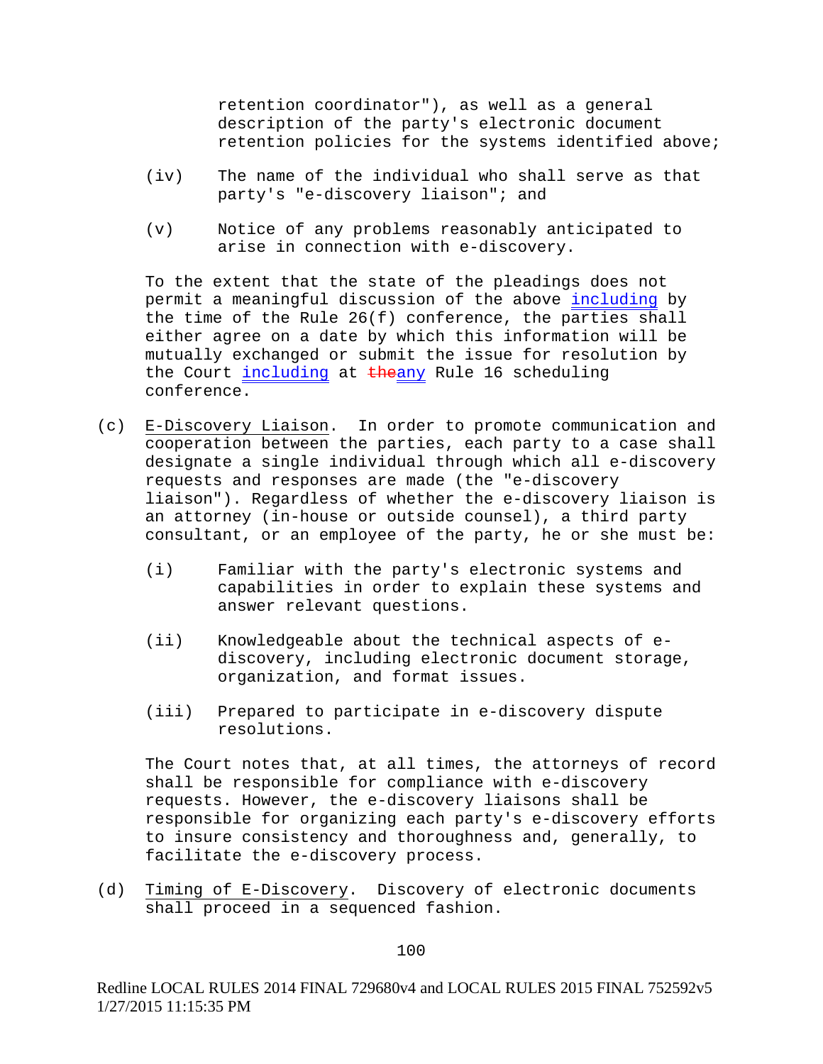retention coordinator"), as well as a general description of the party's electronic document retention policies for the systems identified above;

(iv) The name of the individual who shall serve as that party's "e-discovery liaison"; and

(v) Notice of any problems reasonably anticipated to arise in connection with e-discovery.

To the extent that the state of the pleadings does not permit a meaningful discussion of the above including by the time of the Rule 26(f) conference, the parties shall either agree on a date by which this information will be mutually exchanged or submit the issue for resolution by the Court including at ~~the~~any Rule 16 scheduling conference.

(c) E-Discovery Liaison. In order to promote communication and cooperation between the parties, each party to a case shall designate a single individual through which all e-discovery requests and responses are made (the "e-discovery liaison"). Regardless of whether the e-discovery liaison is an attorney (in-house or outside counsel), a third party consultant, or an employee of the party, he or she must be:

(i) Familiar with the party's electronic systems and capabilities in order to explain these systems and answer relevant questions.

(ii) Knowledgeable about the technical aspects of e-discovery, including electronic document storage, organization, and format issues.

(iii) Prepared to participate in e-discovery dispute resolutions.

The Court notes that, at all times, the attorneys of record shall be responsible for compliance with e-discovery requests. However, the e-discovery liaisons shall be responsible for organizing each party's e-discovery efforts to insure consistency and thoroughness and, generally, to facilitate the e-discovery process.

(d) Timing of E-Discovery. Discovery of electronic documents shall proceed in a sequenced fashion.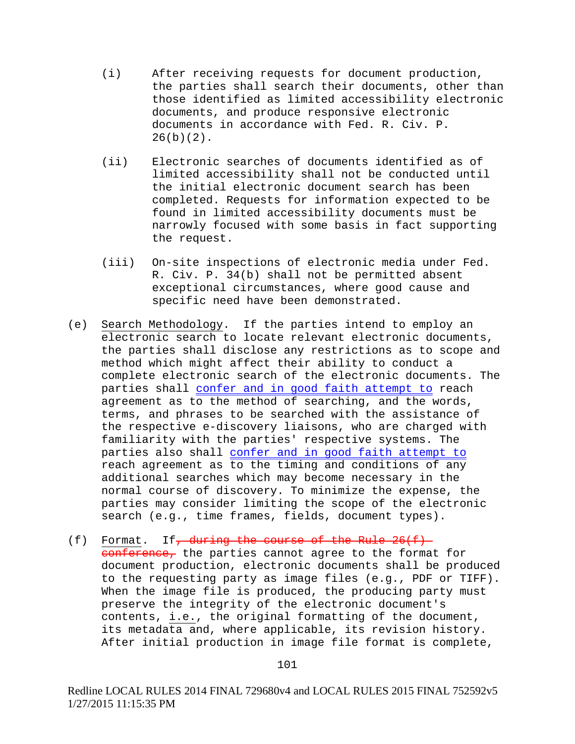(i) After receiving requests for document production, the parties shall search their documents, other than those identified as limited accessibility electronic documents, and produce responsive electronic documents in accordance with Fed. R. Civ. P. 26(b)(2).

(ii) Electronic searches of documents identified as of limited accessibility shall not be conducted until the initial electronic document search has been completed. Requests for information expected to be found in limited accessibility documents must be narrowly focused with some basis in fact supporting the request.

(iii) On-site inspections of electronic media under Fed. R. Civ. P. 34(b) shall not be permitted absent exceptional circumstances, where good cause and specific need have been demonstrated.

(e) Search Methodology. If the parties intend to employ an electronic search to locate relevant electronic documents, the parties shall disclose any restrictions as to scope and method which might affect their ability to conduct a complete electronic search of the electronic documents. The parties shall confer and in good faith attempt to reach agreement as to the method of searching, and the words, terms, and phrases to be searched with the assistance of the respective e-discovery liaisons, who are charged with familiarity with the parties' respective systems. The parties also shall confer and in good faith attempt to reach agreement as to the timing and conditions of any additional searches which may become necessary in the normal course of discovery. To minimize the expense, the parties may consider limiting the scope of the electronic search (e.g., time frames, fields, document types).

(f) Format. If~~, during the course of the Rule 26(f) conference,~~ the parties cannot agree to the format for document production, electronic documents shall be produced to the requesting party as image files (e.g., PDF or TIFF). When the image file is produced, the producing party must preserve the integrity of the electronic document's contents, i.e., the original formatting of the document, its metadata and, where applicable, its revision history. After initial production in image file format is complete,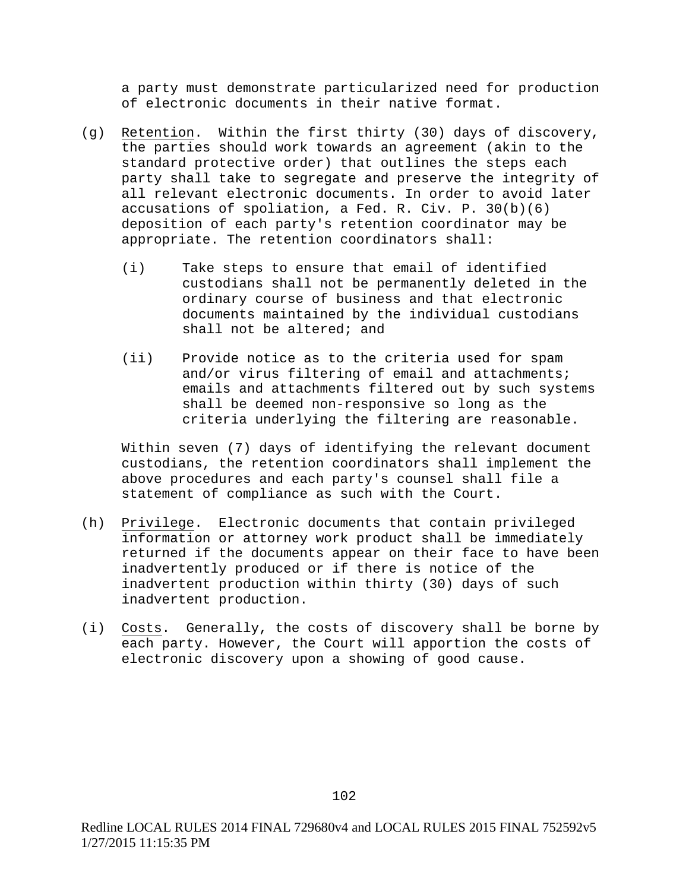a party must demonstrate particularized need for production of electronic documents in their native format.

(g) Retention. Within the first thirty (30) days of discovery, the parties should work towards an agreement (akin to the standard protective order) that outlines the steps each party shall take to segregate and preserve the integrity of all relevant electronic documents. In order to avoid later accusations of spoliation, a Fed. R. Civ. P. 30(b)(6) deposition of each party's retention coordinator may be appropriate. The retention coordinators shall:

   (i) Take steps to ensure that email of identified custodians shall not be permanently deleted in the ordinary course of business and that electronic documents maintained by the individual custodians shall not be altered; and

   (ii) Provide notice as to the criteria used for spam and/or virus filtering of email and attachments; emails and attachments filtered out by such systems shall be deemed non-responsive so long as the criteria underlying the filtering are reasonable.

   Within seven (7) days of identifying the relevant document custodians, the retention coordinators shall implement the above procedures and each party's counsel shall file a statement of compliance as such with the Court.

(h) Privilege. Electronic documents that contain privileged information or attorney work product shall be immediately returned if the documents appear on their face to have been inadvertently produced or if there is notice of the inadvertent production within thirty (30) days of such inadvertent production.

(i) Costs. Generally, the costs of discovery shall be borne by each party. However, the Court will apportion the costs of electronic discovery upon a showing of good cause.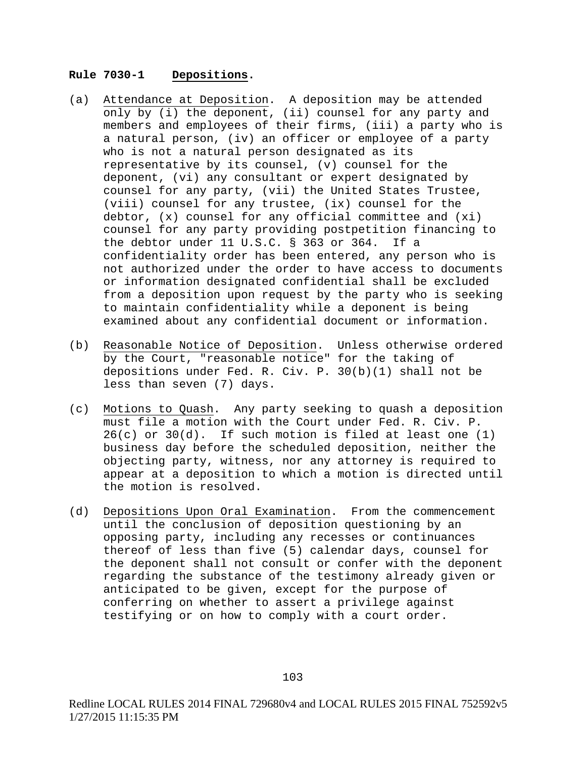**Rule 7030-1 Depositions.**

(a) Attendance at Deposition. A deposition may be attended only by (i) the deponent, (ii) counsel for any party and members and employees of their firms, (iii) a party who is a natural person, (iv) an officer or employee of a party who is not a natural person designated as its representative by its counsel, (v) counsel for the deponent, (vi) any consultant or expert designated by counsel for any party, (vii) the United States Trustee, (viii) counsel for any trustee, (ix) counsel for the debtor, (x) counsel for any official committee and (xi) counsel for any party providing postpetition financing to the debtor under 11 U.S.C. § 363 or 364. If a confidentiality order has been entered, any person who is not authorized under the order to have access to documents or information designated confidential shall be excluded from a deposition upon request by the party who is seeking to maintain confidentiality while a deponent is being examined about any confidential document or information.

(b) Reasonable Notice of Deposition. Unless otherwise ordered by the Court, "reasonable notice" for the taking of depositions under Fed. R. Civ. P. 30(b)(1) shall not be less than seven (7) days.

(c) Motions to Quash. Any party seeking to quash a deposition must file a motion with the Court under Fed. R. Civ. P. 26(c) or 30(d). If such motion is filed at least one (1) business day before the scheduled deposition, neither the objecting party, witness, nor any attorney is required to appear at a deposition to which a motion is directed until the motion is resolved.

(d) Depositions Upon Oral Examination. From the commencement until the conclusion of deposition questioning by an opposing party, including any recesses or continuances thereof of less than five (5) calendar days, counsel for the deponent shall not consult or confer with the deponent regarding the substance of the testimony already given or anticipated to be given, except for the purpose of conferring on whether to assert a privilege against testifying or on how to comply with a court order.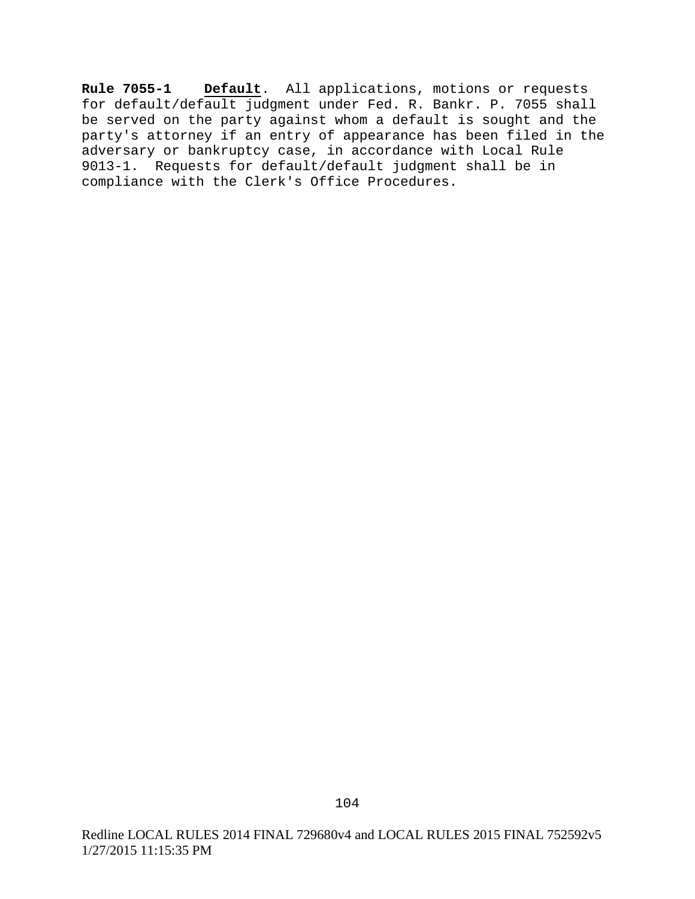**Rule 7055-1** **Default**. All applications, motions or requests for default/default judgment under Fed. R. Bankr. P. 7055 shall be served on the party against whom a default is sought and the party's attorney if an entry of appearance has been filed in the adversary or bankruptcy case, in accordance with Local Rule 9013-1. Requests for default/default judgment shall be in compliance with the Clerk's Office Procedures.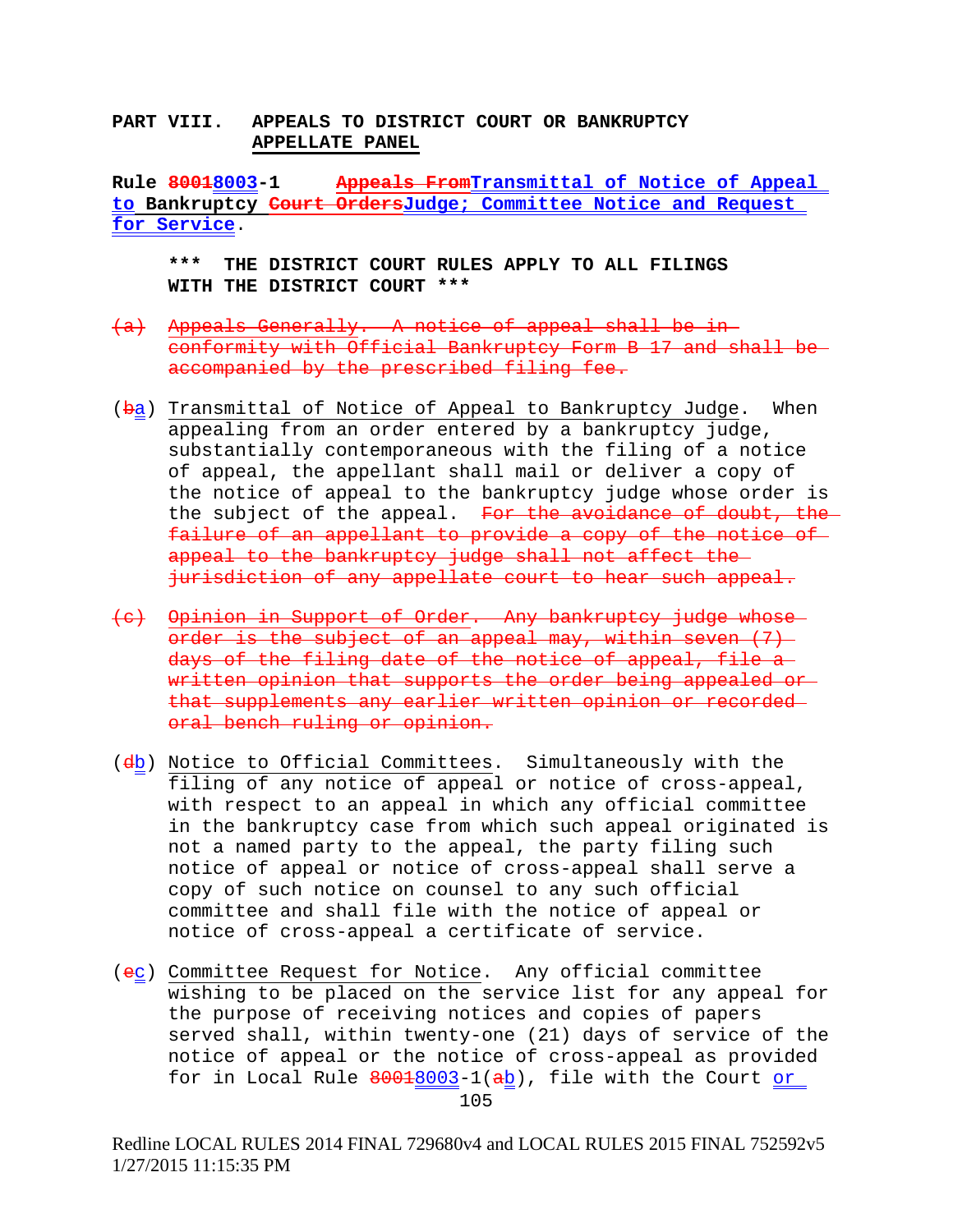**PART VIII. APPEALS TO DISTRICT COURT OR BANKRUPTCY APPELLATE PANEL**

**Rule ~~8001~~8003-1 ~~Appeals From~~Transmittal of Notice of Appeal to Bankruptcy ~~Court Orders~~Judge; Committee Notice and Request for Service.**

**\*\*\* THE DISTRICT COURT RULES APPLY TO ALL FILINGS WITH THE DISTRICT COURT \*\*\***

~~(a) Appeals Generally. A notice of appeal shall be in conformity with Official Bankruptcy Form B 17 and shall be accompanied by the prescribed filing fee.~~

(~~b~~a) Transmittal of Notice of Appeal to Bankruptcy Judge. When appealing from an order entered by a bankruptcy judge, substantially contemporaneous with the filing of a notice of appeal, the appellant shall mail or deliver a copy of the notice of appeal to the bankruptcy judge whose order is the subject of the appeal. ~~For the avoidance of doubt, the failure of an appellant to provide a copy of the notice of appeal to the bankruptcy judge shall not affect the jurisdiction of any appellate court to hear such appeal.~~

~~(c) Opinion in Support of Order. Any bankruptcy judge whose order is the subject of an appeal may, within seven (7) days of the filing date of the notice of appeal, file a written opinion that supports the order being appealed or that supplements any earlier written opinion or recorded oral bench ruling or opinion.~~

(~~d~~b) Notice to Official Committees. Simultaneously with the filing of any notice of appeal or notice of cross-appeal, with respect to an appeal in which any official committee in the bankruptcy case from which such appeal originated is not a named party to the appeal, the party filing such notice of appeal or notice of cross-appeal shall serve a copy of such notice on counsel to any such official committee and shall file with the notice of appeal or notice of cross-appeal a certificate of service.

(~~e~~c) Committee Request for Notice. Any official committee wishing to be placed on the service list for any appeal for the purpose of receiving notices and copies of papers served shall, within twenty-one (21) days of service of the notice of appeal or the notice of cross-appeal as provided for in Local Rule ~~8001~~8003-1(~~a~~b), file with the Court or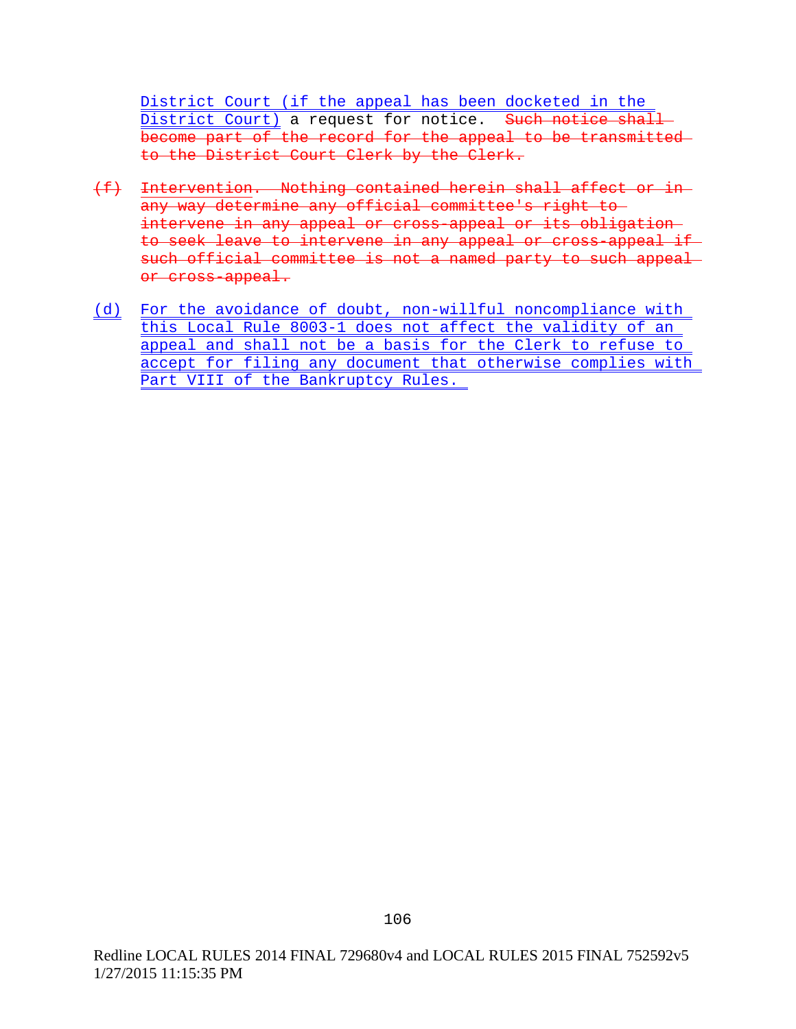District Court (if the appeal has been docketed in the District Court) a request for notice. ~~Such notice shall become part of the record for the appeal to be transmitted to the District Court Clerk by the Clerk.~~

~~(f) Intervention. Nothing contained herein shall affect or in any way determine any official committee's right to intervene in any appeal or cross-appeal or its obligation to seek leave to intervene in any appeal or cross-appeal if such official committee is not a named party to such appeal or cross-appeal.~~

(d) For the avoidance of doubt, non-willful noncompliance with this Local Rule 8003-1 does not affect the validity of an appeal and shall not be a basis for the Clerk to refuse to accept for filing any document that otherwise complies with Part VIII of the Bankruptcy Rules.

Redline LOCAL RULES 2014 FINAL 729680v4 and LOCAL RULES 2015 FINAL 752592v5 1/27/2015 11:15:35 PM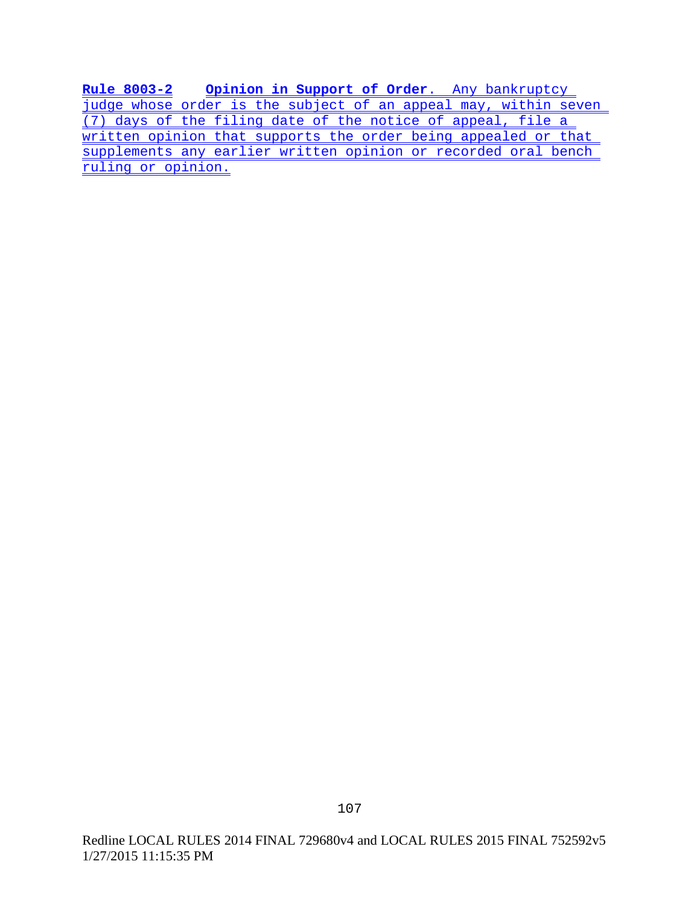**Rule 8003-2 Opinion in Support of Order**. Any bankruptcy judge whose order is the subject of an appeal may, within seven (7) days of the filing date of the notice of appeal, file a written opinion that supports the order being appealed or that supplements any earlier written opinion or recorded oral bench ruling or opinion.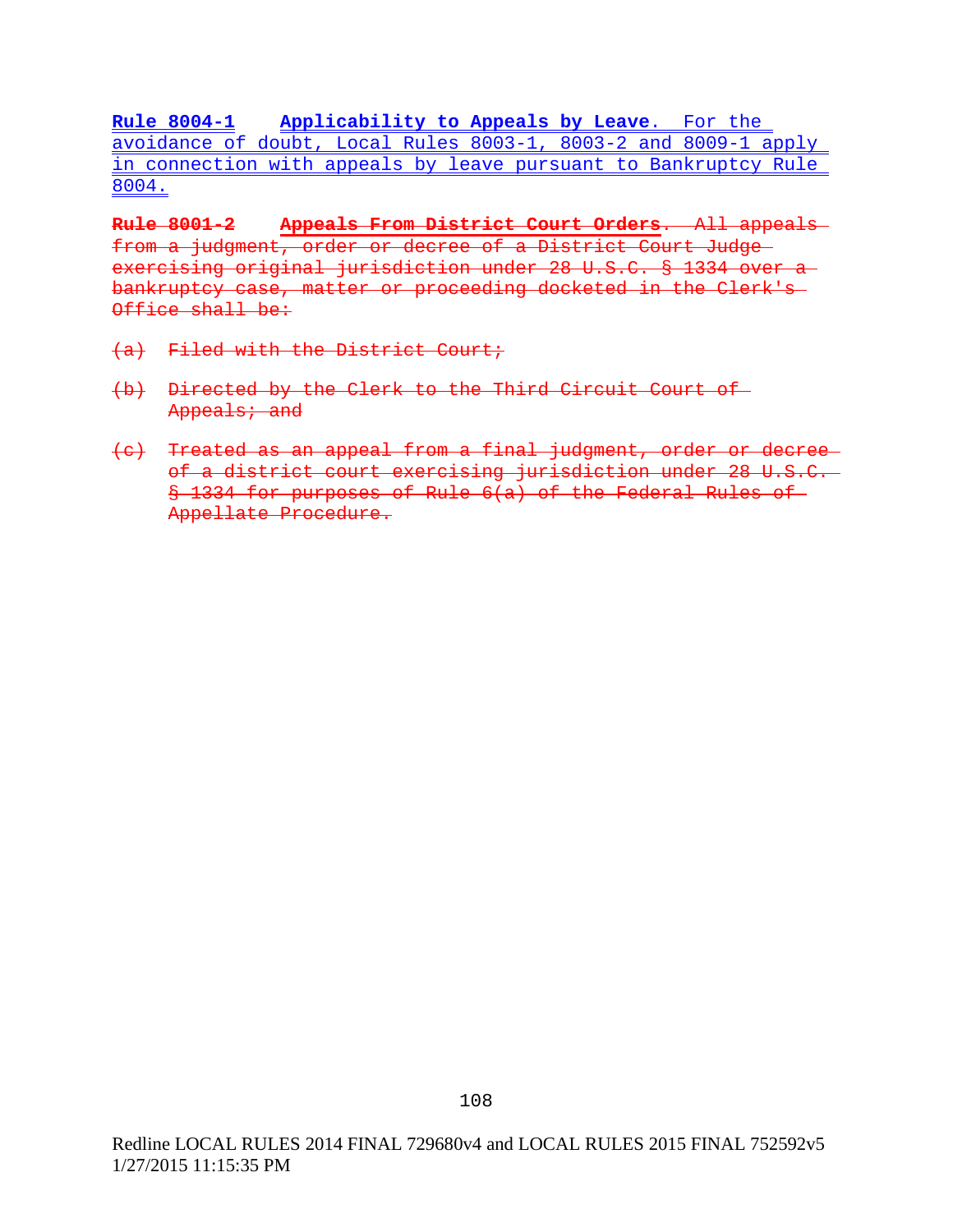**Rule 8004-1** **Applicability to Appeals by Leave**. For the avoidance of doubt, Local Rules 8003-1, 8003-2 and 8009-1 apply in connection with appeals by leave pursuant to Bankruptcy Rule 8004.

~~**Rule 8001-2** **Appeals From District Court Orders**. All appeals from a judgment, order or decree of a District Court Judge exercising original jurisdiction under 28 U.S.C. § 1334 over a bankruptcy case, matter or proceeding docketed in the Clerk's Office shall be:~~

~~(a) Filed with the District Court;~~

~~(b) Directed by the Clerk to the Third Circuit Court of Appeals; and~~

~~(c) Treated as an appeal from a final judgment, order or decree of a district court exercising jurisdiction under 28 U.S.C. § 1334 for purposes of Rule 6(a) of the Federal Rules of Appellate Procedure.~~

Redline LOCAL RULES 2014 FINAL 729680v4 and LOCAL RULES 2015 FINAL 752592v5 1/27/2015 11:15:35 PM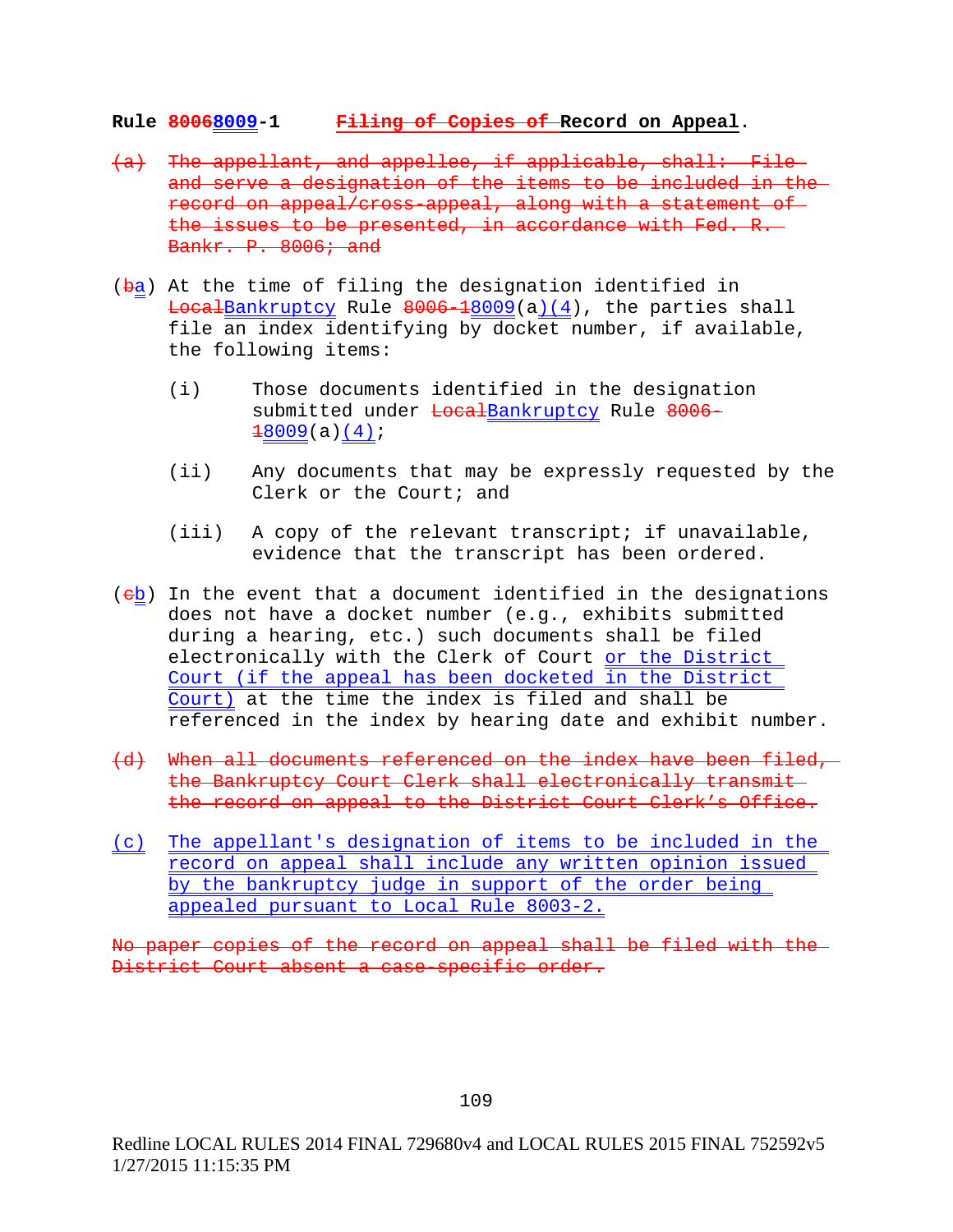**Rule ~~8006~~8009-1 ~~Filing of Copies of~~ Record on Appeal**.

~~(a) The appellant, and appellee, if applicable, shall: File and serve a designation of the items to be included in the record on appeal/cross-appeal, along with a statement of the issues to be presented, in accordance with Fed. R. Bankr. P. 8006; and~~

(~~b~~a) At the time of filing the designation identified in ~~Local~~Bankruptcy Rule ~~8006-1~~8009(a)(4), the parties shall file an index identifying by docket number, if available, the following items:

- (i) Those documents identified in the designation submitted under ~~Local~~Bankruptcy Rule ~~8006-1~~8009(a)(4);
- (ii) Any documents that may be expressly requested by the Clerk or the Court; and
- (iii) A copy of the relevant transcript; if unavailable, evidence that the transcript has been ordered.

(~~c~~b) In the event that a document identified in the designations does not have a docket number (e.g., exhibits submitted during a hearing, etc.) such documents shall be filed electronically with the Clerk of Court or the District Court (if the appeal has been docketed in the District Court) at the time the index is filed and shall be referenced in the index by hearing date and exhibit number.

~~(d) When all documents referenced on the index have been filed, the Bankruptcy Court Clerk shall electronically transmit the record on appeal to the District Court Clerk's Office.~~

(c) The appellant's designation of items to be included in the record on appeal shall include any written opinion issued by the bankruptcy judge in support of the order being appealed pursuant to Local Rule 8003-2.

~~No paper copies of the record on appeal shall be filed with the District Court absent a case-specific order.~~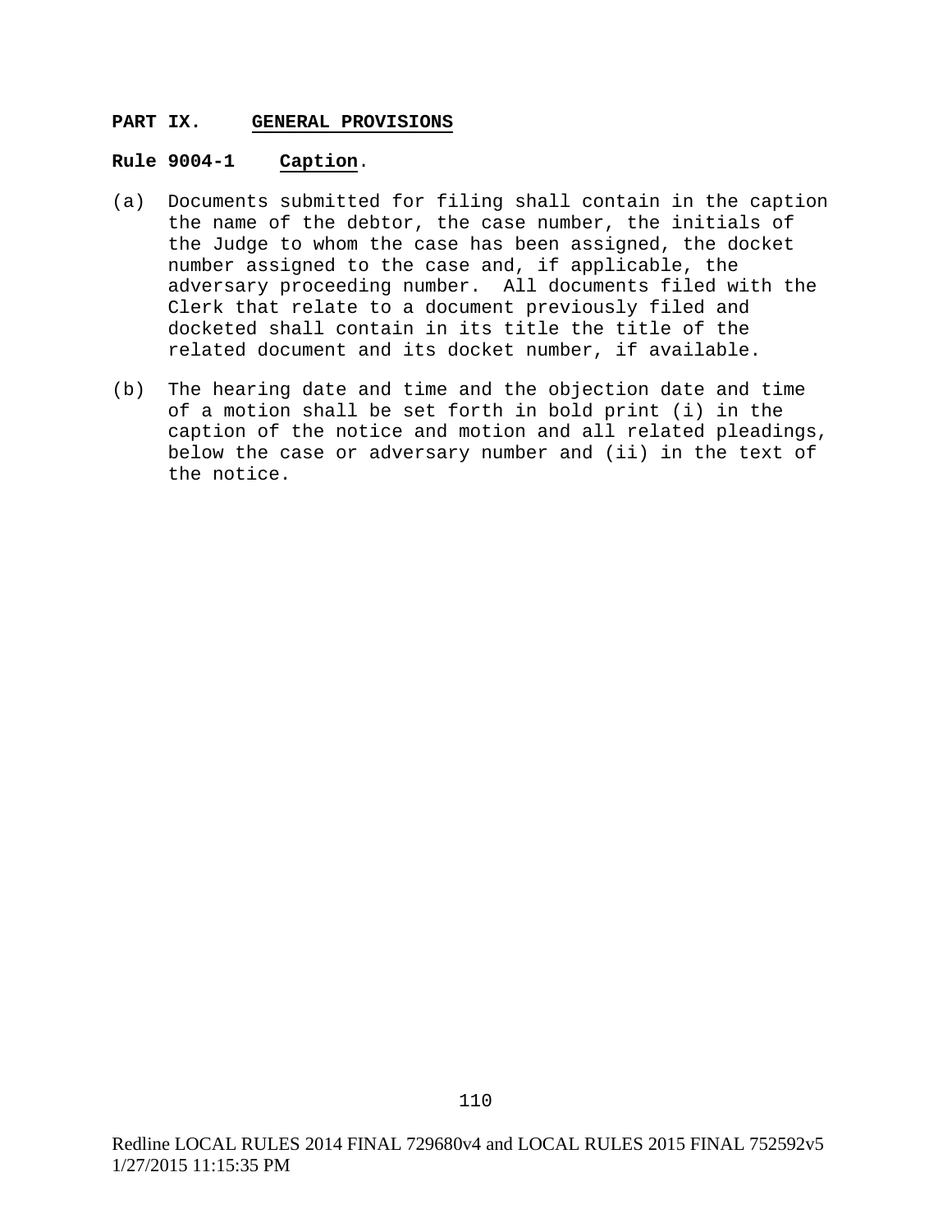## PART IX. GENERAL PROVISIONS

### Rule 9004-1 Caption.

(a) Documents submitted for filing shall contain in the caption the name of the debtor, the case number, the initials of the Judge to whom the case has been assigned, the docket number assigned to the case and, if applicable, the adversary proceeding number. All documents filed with the Clerk that relate to a document previously filed and docketed shall contain in its title the title of the related document and its docket number, if available.

(b) The hearing date and time and the objection date and time of a motion shall be set forth in bold print (i) in the caption of the notice and motion and all related pleadings, below the case or adversary number and (ii) in the text of the notice.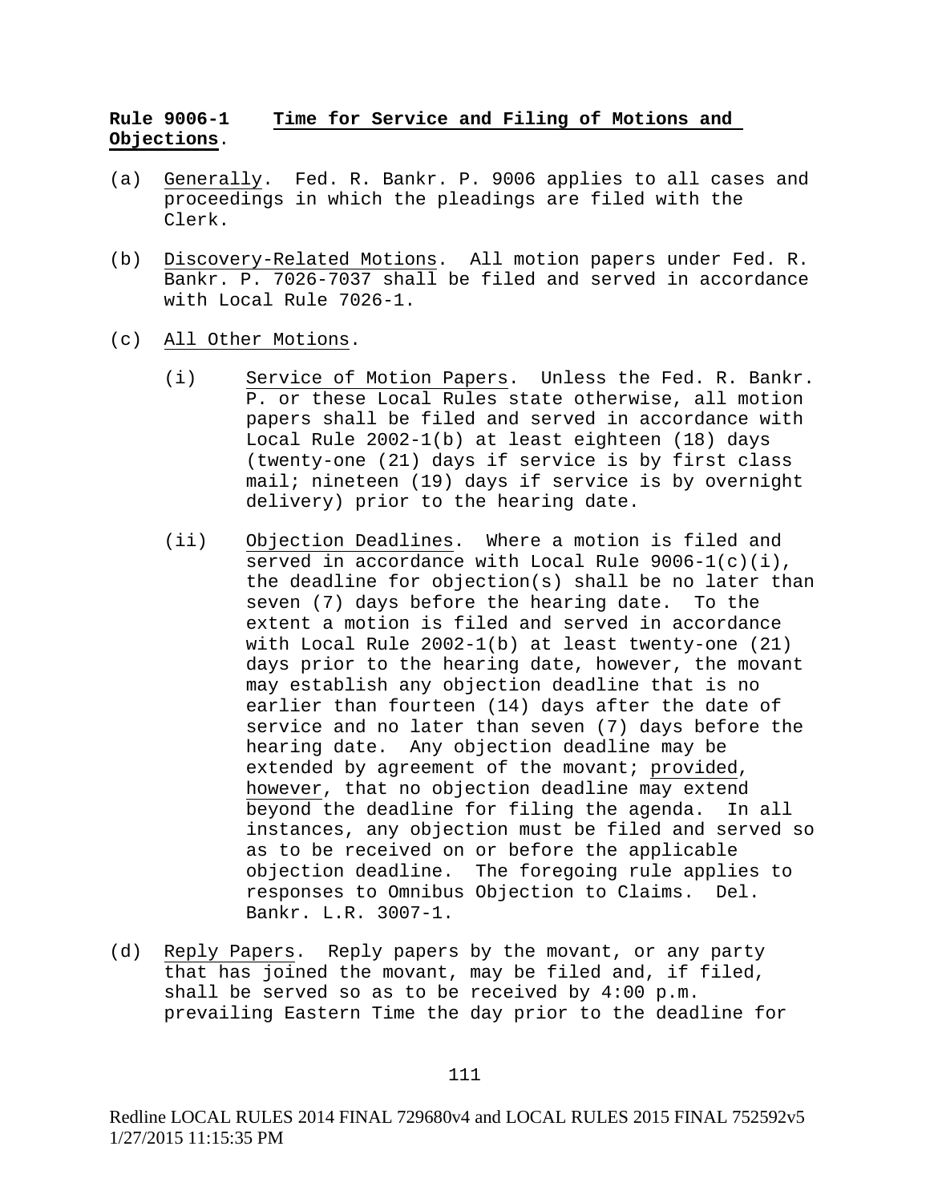**Rule 9006-1 Time for Service and Filing of Motions and Objections.**

(a) Generally. Fed. R. Bankr. P. 9006 applies to all cases and proceedings in which the pleadings are filed with the Clerk.

(b) Discovery-Related Motions. All motion papers under Fed. R. Bankr. P. 7026-7037 shall be filed and served in accordance with Local Rule 7026-1.

(c) All Other Motions.

(i) Service of Motion Papers. Unless the Fed. R. Bankr. P. or these Local Rules state otherwise, all motion papers shall be filed and served in accordance with Local Rule 2002-1(b) at least eighteen (18) days (twenty-one (21) days if service is by first class mail; nineteen (19) days if service is by overnight delivery) prior to the hearing date.

(ii) Objection Deadlines. Where a motion is filed and served in accordance with Local Rule 9006-1(c)(i), the deadline for objection(s) shall be no later than seven (7) days before the hearing date. To the extent a motion is filed and served in accordance with Local Rule 2002-1(b) at least twenty-one (21) days prior to the hearing date, however, the movant may establish any objection deadline that is no earlier than fourteen (14) days after the date of service and no later than seven (7) days before the hearing date. Any objection deadline may be extended by agreement of the movant; provided, however, that no objection deadline may extend beyond the deadline for filing the agenda. In all instances, any objection must be filed and served so as to be received on or before the applicable objection deadline. The foregoing rule applies to responses to Omnibus Objection to Claims. Del. Bankr. L.R. 3007-1.

(d) Reply Papers. Reply papers by the movant, or any party that has joined the movant, may be filed and, if filed, shall be served so as to be received by 4:00 p.m. prevailing Eastern Time the day prior to the deadline for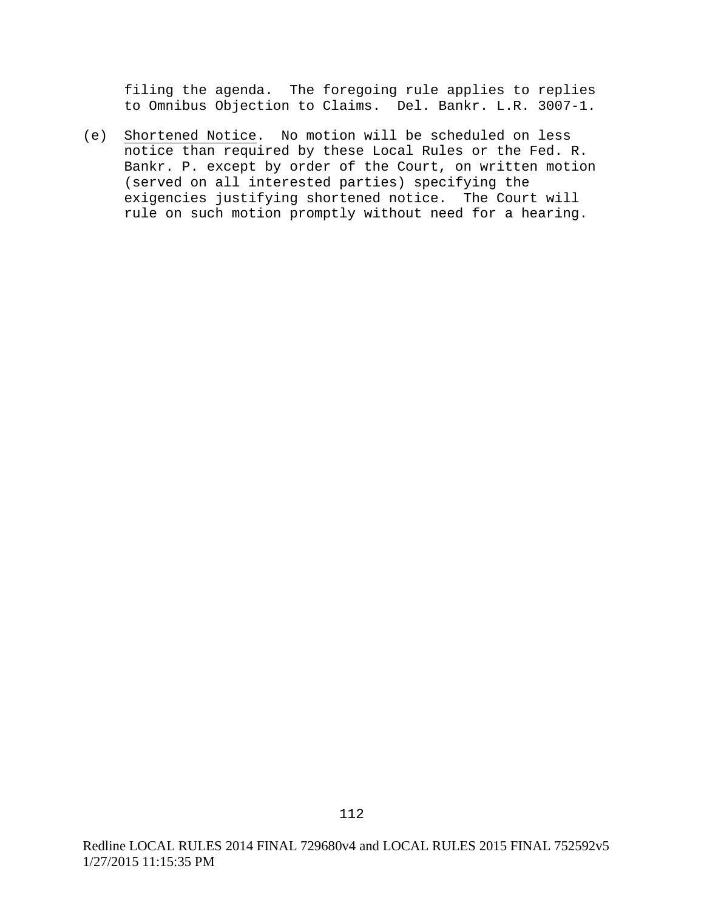filing the agenda. The foregoing rule applies to replies to Omnibus Objection to Claims. Del. Bankr. L.R. 3007-1.

(e) Shortened Notice. No motion will be scheduled on less notice than required by these Local Rules or the Fed. R. Bankr. P. except by order of the Court, on written motion (served on all interested parties) specifying the exigencies justifying shortened notice. The Court will rule on such motion promptly without need for a hearing.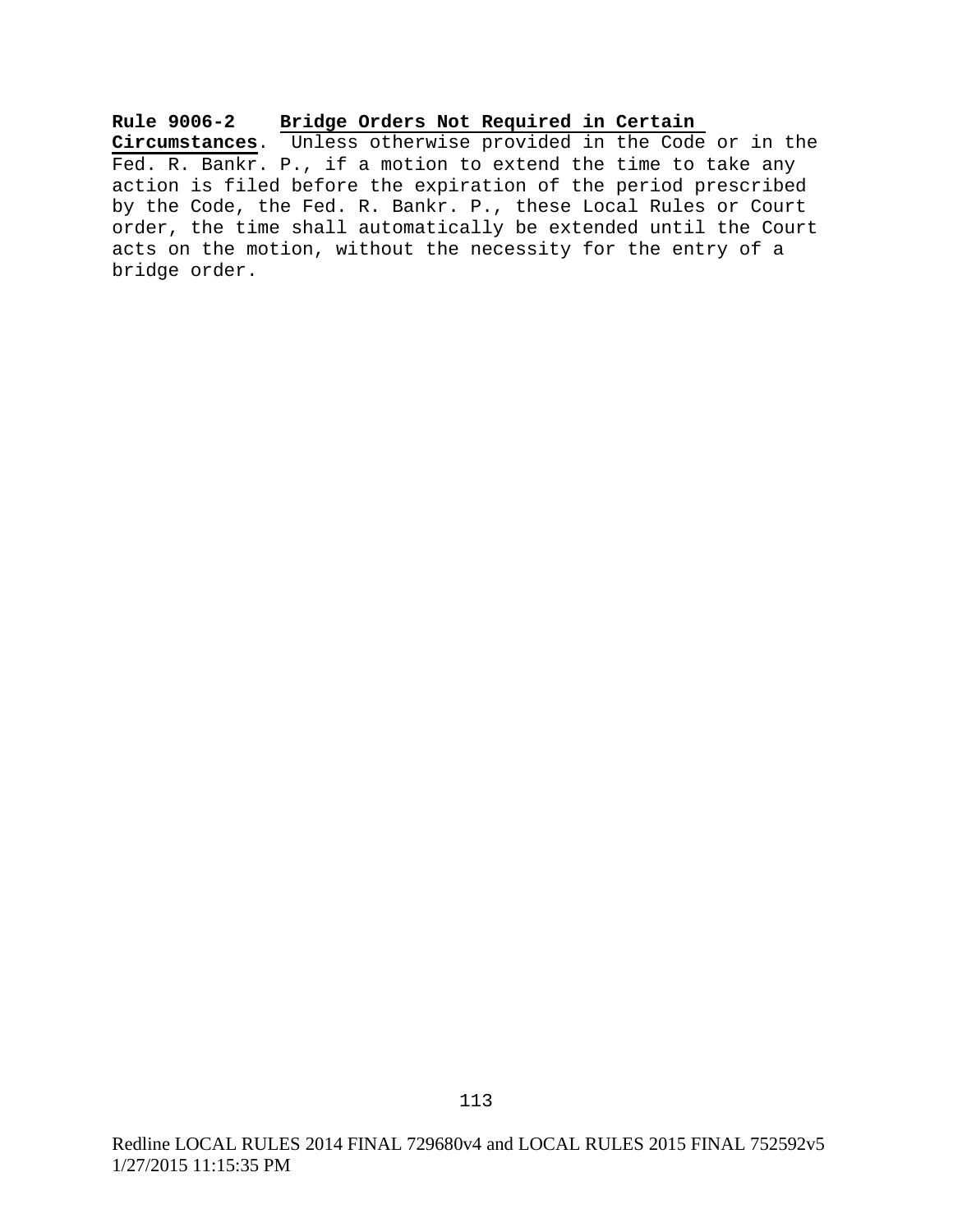**Rule 9006-2** **Bridge Orders Not Required in Certain Circumstances**. Unless otherwise provided in the Code or in the Fed. R. Bankr. P., if a motion to extend the time to take any action is filed before the expiration of the period prescribed by the Code, the Fed. R. Bankr. P., these Local Rules or Court order, the time shall automatically be extended until the Court acts on the motion, without the necessity for the entry of a bridge order.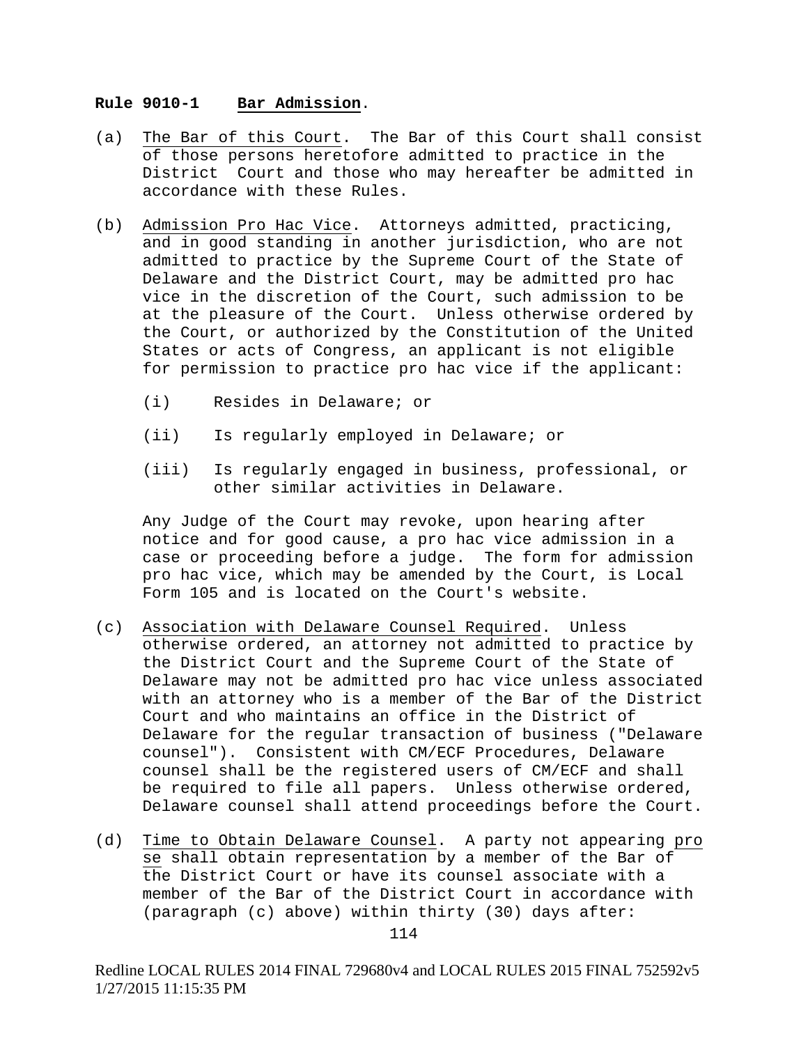**Rule 9010-1 Bar Admission.**

(a) The Bar of this Court. The Bar of this Court shall consist of those persons heretofore admitted to practice in the District Court and those who may hereafter be admitted in accordance with these Rules.

(b) Admission Pro Hac Vice. Attorneys admitted, practicing, and in good standing in another jurisdiction, who are not admitted to practice by the Supreme Court of the State of Delaware and the District Court, may be admitted pro hac vice in the discretion of the Court, such admission to be at the pleasure of the Court. Unless otherwise ordered by the Court, or authorized by the Constitution of the United States or acts of Congress, an applicant is not eligible for permission to practice pro hac vice if the applicant:

   (i) Resides in Delaware; or

   (ii) Is regularly employed in Delaware; or

   (iii) Is regularly engaged in business, professional, or other similar activities in Delaware.

   Any Judge of the Court may revoke, upon hearing after notice and for good cause, a pro hac vice admission in a case or proceeding before a judge. The form for admission pro hac vice, which may be amended by the Court, is Local Form 105 and is located on the Court's website.

(c) Association with Delaware Counsel Required. Unless otherwise ordered, an attorney not admitted to practice by the District Court and the Supreme Court of the State of Delaware may not be admitted pro hac vice unless associated with an attorney who is a member of the Bar of the District Court and who maintains an office in the District of Delaware for the regular transaction of business ("Delaware counsel"). Consistent with CM/ECF Procedures, Delaware counsel shall be the registered users of CM/ECF and shall be required to file all papers. Unless otherwise ordered, Delaware counsel shall attend proceedings before the Court.

(d) Time to Obtain Delaware Counsel. A party not appearing pro se shall obtain representation by a member of the Bar of the District Court or have its counsel associate with a member of the Bar of the District Court in accordance with (paragraph (c) above) within thirty (30) days after: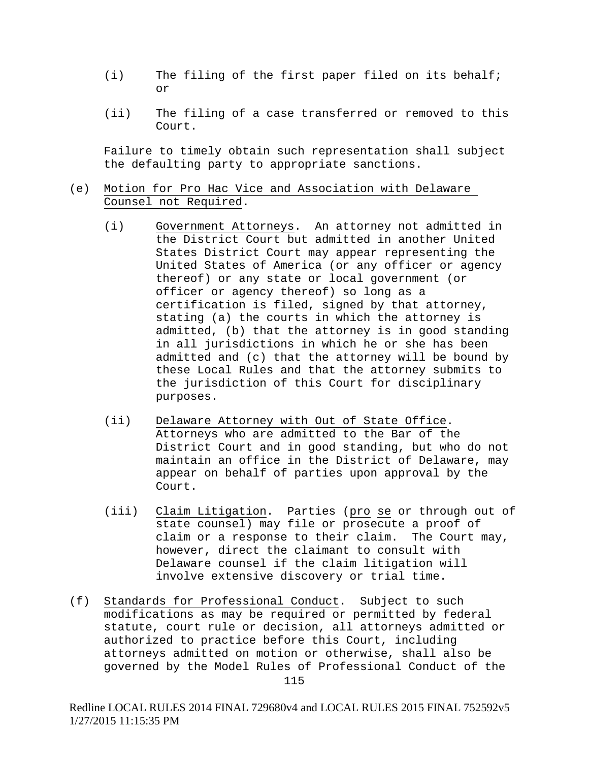(i) The filing of the first paper filed on its behalf; or

(ii) The filing of a case transferred or removed to this Court.

Failure to timely obtain such representation shall subject the defaulting party to appropriate sanctions.

(e) Motion for Pro Hac Vice and Association with Delaware Counsel not Required.

(i) Government Attorneys. An attorney not admitted in the District Court but admitted in another United States District Court may appear representing the United States of America (or any officer or agency thereof) or any state or local government (or officer or agency thereof) so long as a certification is filed, signed by that attorney, stating (a) the courts in which the attorney is admitted, (b) that the attorney is in good standing in all jurisdictions in which he or she has been admitted and (c) that the attorney will be bound by these Local Rules and that the attorney submits to the jurisdiction of this Court for disciplinary purposes.

(ii) Delaware Attorney with Out of State Office. Attorneys who are admitted to the Bar of the District Court and in good standing, but who do not maintain an office in the District of Delaware, may appear on behalf of parties upon approval by the Court.

(iii) Claim Litigation. Parties (pro se or through out of state counsel) may file or prosecute a proof of claim or a response to their claim. The Court may, however, direct the claimant to consult with Delaware counsel if the claim litigation will involve extensive discovery or trial time.

(f) Standards for Professional Conduct. Subject to such modifications as may be required or permitted by federal statute, court rule or decision, all attorneys admitted or authorized to practice before this Court, including attorneys admitted on motion or otherwise, shall also be governed by the Model Rules of Professional Conduct of the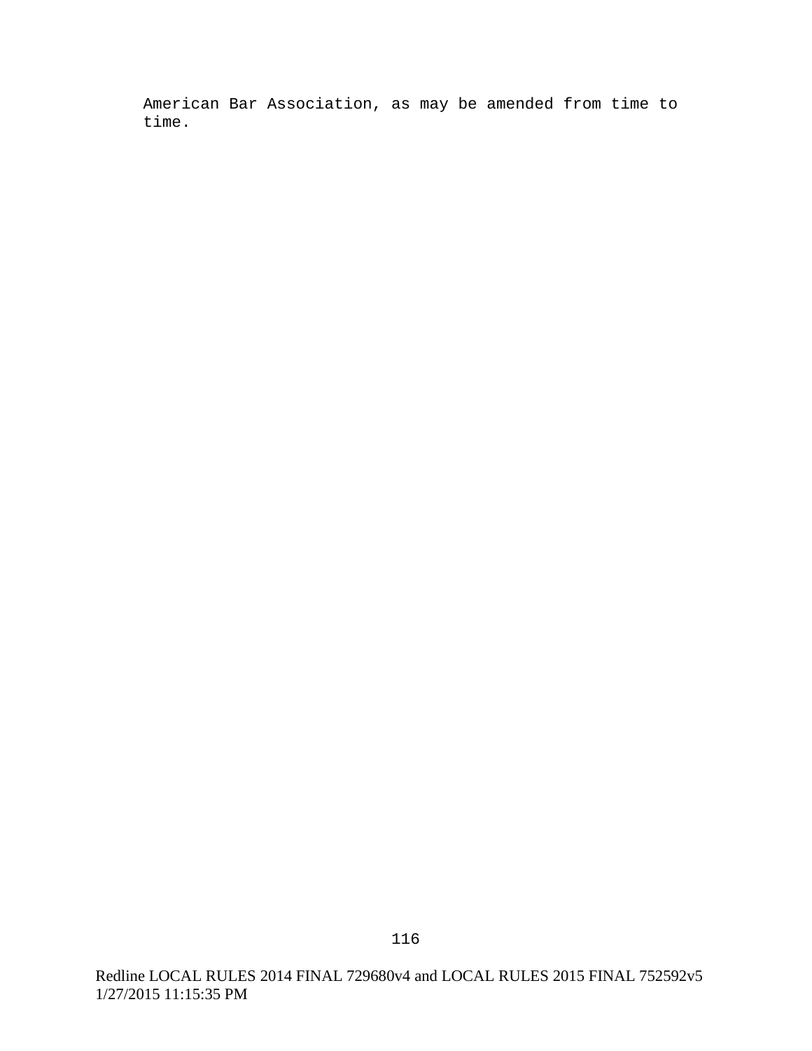American Bar Association, as may be amended from time to time.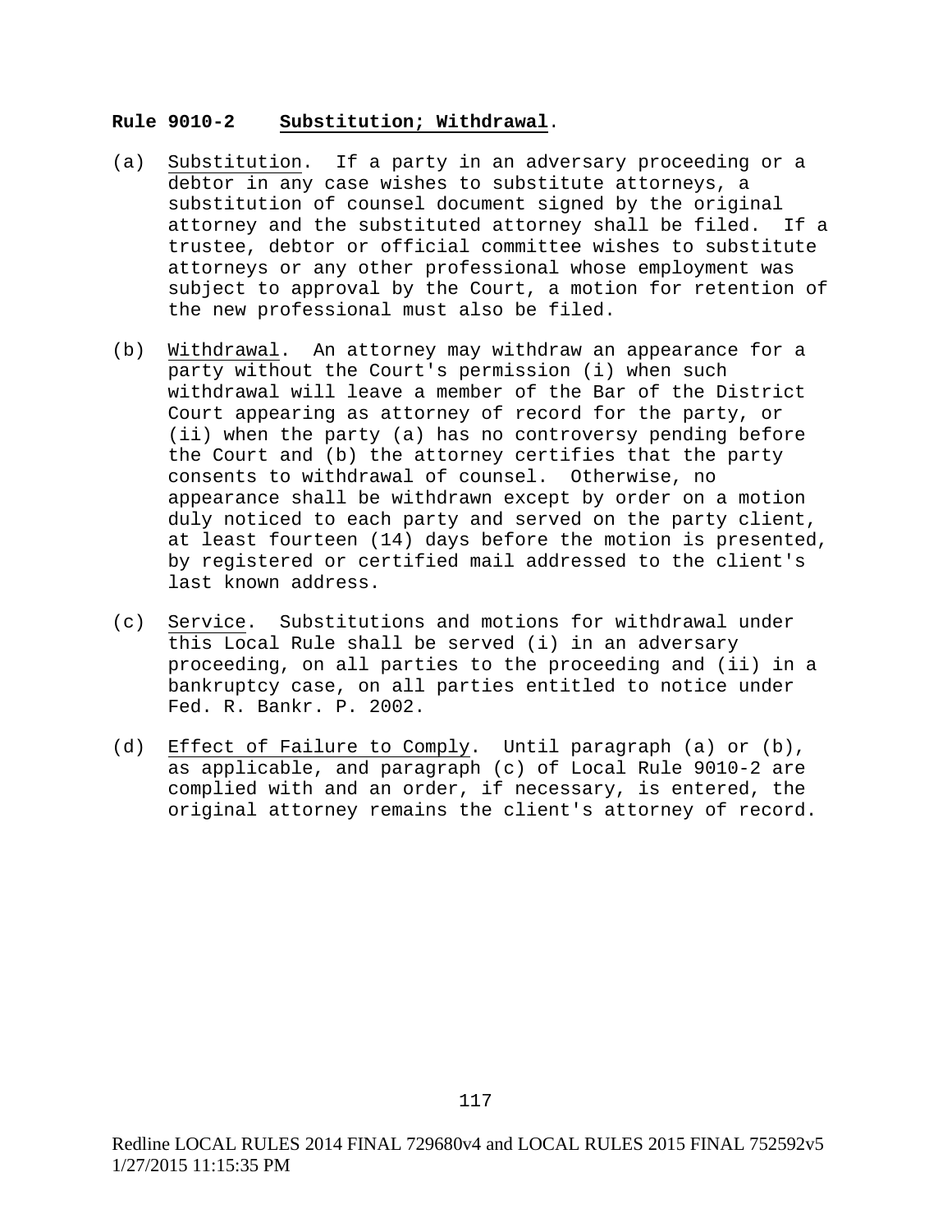**Rule 9010-2 Substitution; Withdrawal.**

(a) Substitution. If a party in an adversary proceeding or a debtor in any case wishes to substitute attorneys, a substitution of counsel document signed by the original attorney and the substituted attorney shall be filed. If a trustee, debtor or official committee wishes to substitute attorneys or any other professional whose employment was subject to approval by the Court, a motion for retention of the new professional must also be filed.

(b) Withdrawal. An attorney may withdraw an appearance for a party without the Court's permission (i) when such withdrawal will leave a member of the Bar of the District Court appearing as attorney of record for the party, or (ii) when the party (a) has no controversy pending before the Court and (b) the attorney certifies that the party consents to withdrawal of counsel. Otherwise, no appearance shall be withdrawn except by order on a motion duly noticed to each party and served on the party client, at least fourteen (14) days before the motion is presented, by registered or certified mail addressed to the client's last known address.

(c) Service. Substitutions and motions for withdrawal under this Local Rule shall be served (i) in an adversary proceeding, on all parties to the proceeding and (ii) in a bankruptcy case, on all parties entitled to notice under Fed. R. Bankr. P. 2002.

(d) Effect of Failure to Comply. Until paragraph (a) or (b), as applicable, and paragraph (c) of Local Rule 9010-2 are complied with and an order, if necessary, is entered, the original attorney remains the client's attorney of record.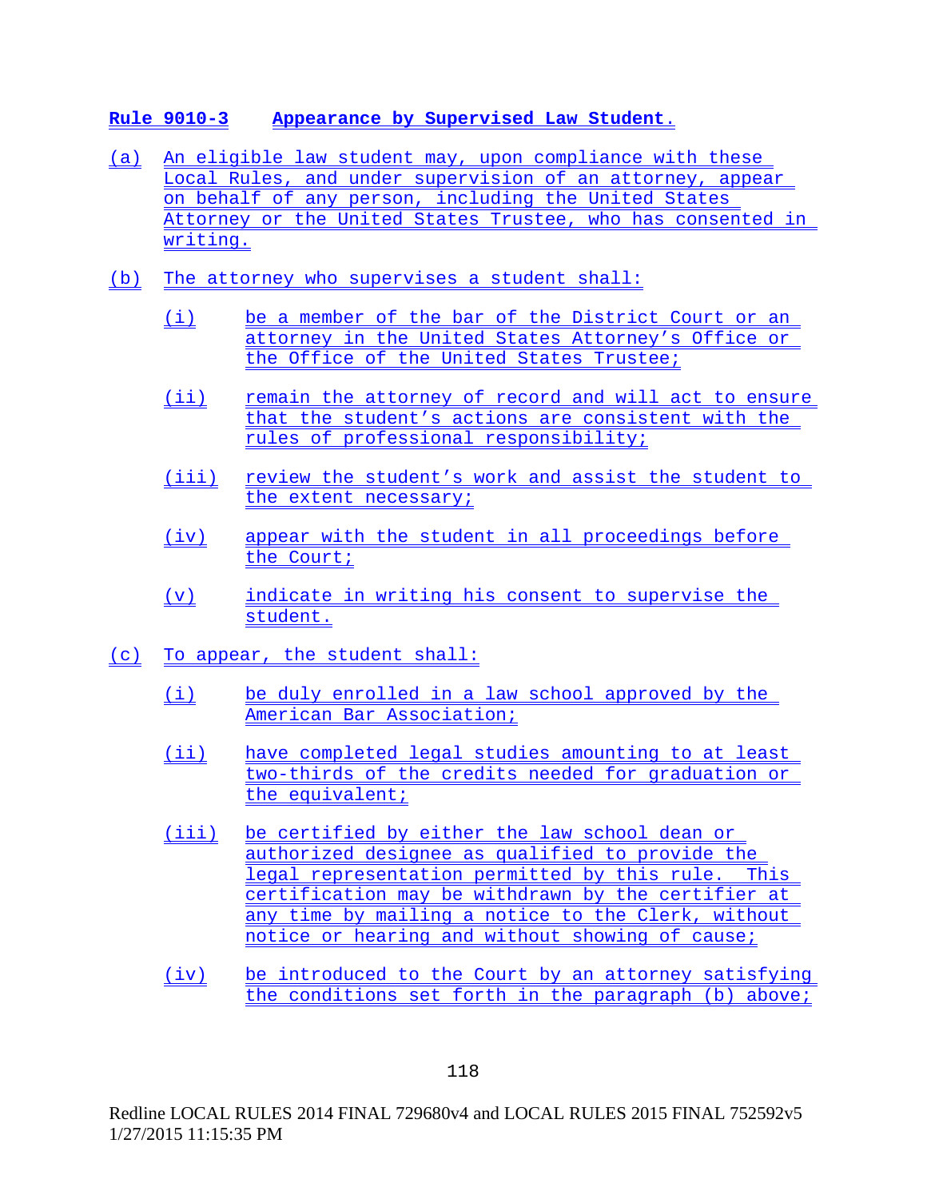**Rule 9010-3 Appearance by Supervised Law Student.**

(a) An eligible law student may, upon compliance with these Local Rules, and under supervision of an attorney, appear on behalf of any person, including the United States Attorney or the United States Trustee, who has consented in writing.

(b) The attorney who supervises a student shall:

- (i) be a member of the bar of the District Court or an attorney in the United States Attorney's Office or the Office of the United States Trustee;
- (ii) remain the attorney of record and will act to ensure that the student's actions are consistent with the rules of professional responsibility;
- (iii) review the student's work and assist the student to the extent necessary;
- (iv) appear with the student in all proceedings before the Court;
- (v) indicate in writing his consent to supervise the student.

(c) To appear, the student shall:

- (i) be duly enrolled in a law school approved by the American Bar Association;
- (ii) have completed legal studies amounting to at least two-thirds of the credits needed for graduation or the equivalent;
- (iii) be certified by either the law school dean or authorized designee as qualified to provide the legal representation permitted by this rule. This certification may be withdrawn by the certifier at any time by mailing a notice to the Clerk, without notice or hearing and without showing of cause;
- (iv) be introduced to the Court by an attorney satisfying the conditions set forth in the paragraph (b) above;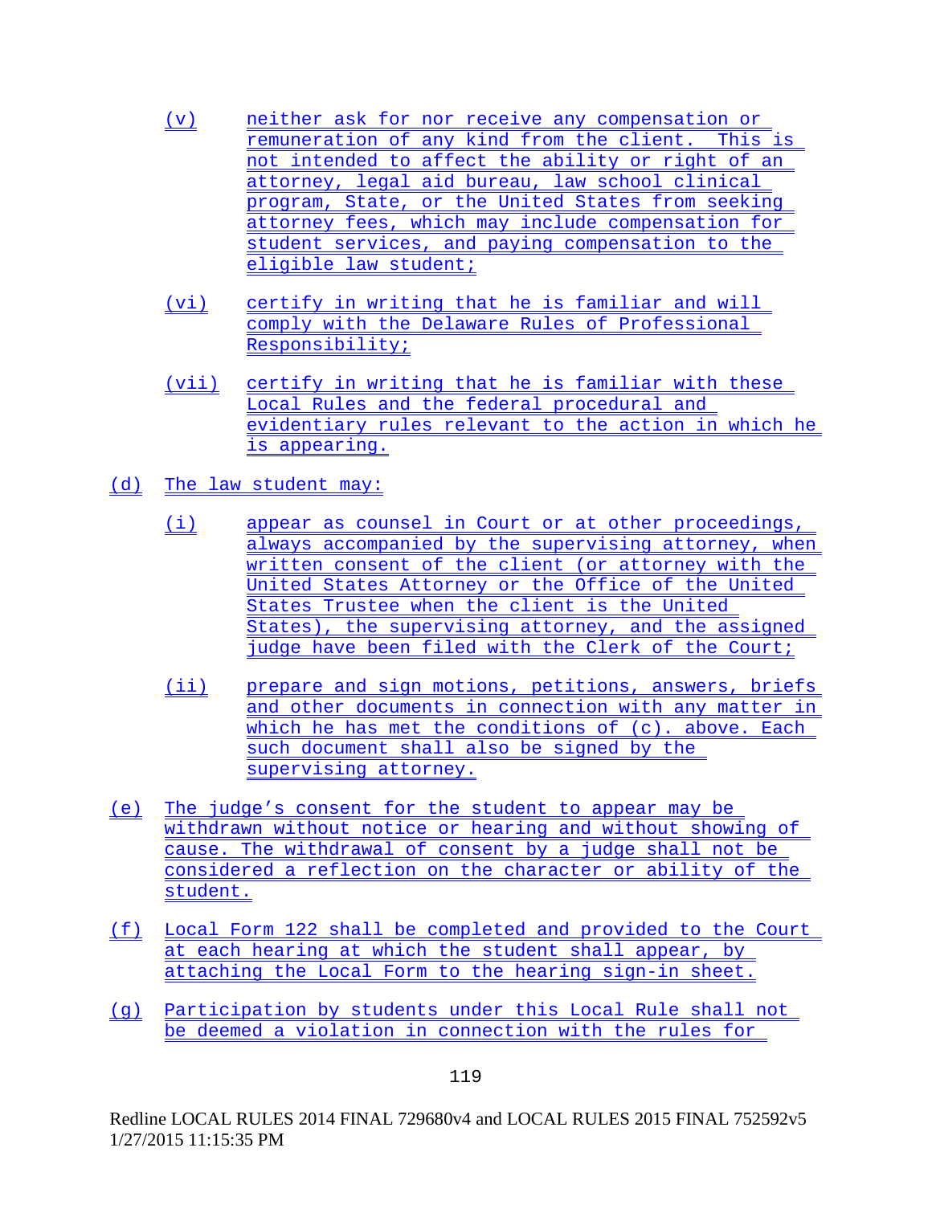(v) neither ask for nor receive any compensation or remuneration of any kind from the client. This is not intended to affect the ability or right of an attorney, legal aid bureau, law school clinical program, State, or the United States from seeking attorney fees, which may include compensation for student services, and paying compensation to the eligible law student;

(vi) certify in writing that he is familiar and will comply with the Delaware Rules of Professional Responsibility;

(vii) certify in writing that he is familiar with these Local Rules and the federal procedural and evidentiary rules relevant to the action in which he is appearing.

(d) The law student may:

(i) appear as counsel in Court or at other proceedings, always accompanied by the supervising attorney, when written consent of the client (or attorney with the United States Attorney or the Office of the United States Trustee when the client is the United States), the supervising attorney, and the assigned judge have been filed with the Clerk of the Court;

(ii) prepare and sign motions, petitions, answers, briefs and other documents in connection with any matter in which he has met the conditions of (c). above. Each such document shall also be signed by the supervising attorney.

(e) The judge's consent for the student to appear may be withdrawn without notice or hearing and without showing of cause. The withdrawal of consent by a judge shall not be considered a reflection on the character or ability of the student.

(f) Local Form 122 shall be completed and provided to the Court at each hearing at which the student shall appear, by attaching the Local Form to the hearing sign-in sheet.

(g) Participation by students under this Local Rule shall not be deemed a violation in connection with the rules for

Redline LOCAL RULES 2014 FINAL 729680v4 and LOCAL RULES 2015 FINAL 752592v5
1/27/2015 11:15:35 PM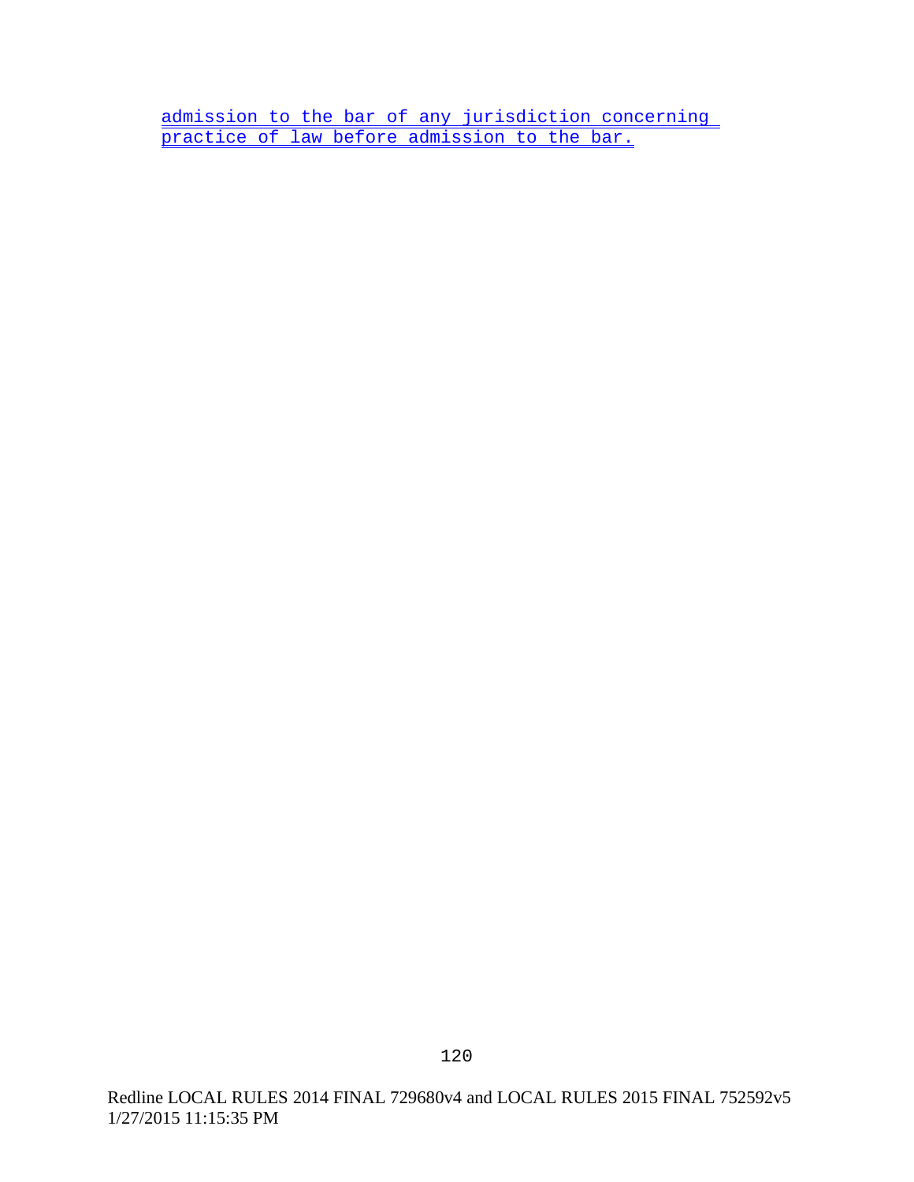admission to the bar of any jurisdiction concerning practice of law before admission to the bar.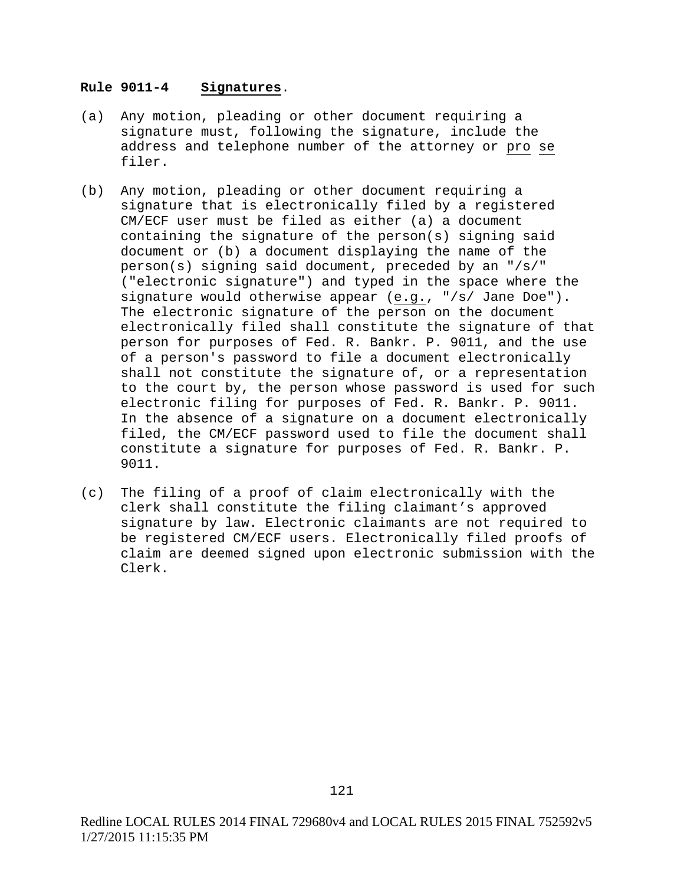**Rule 9011-4 Signatures**.

(a) Any motion, pleading or other document requiring a signature must, following the signature, include the address and telephone number of the attorney or pro se filer.

(b) Any motion, pleading or other document requiring a signature that is electronically filed by a registered CM/ECF user must be filed as either (a) a document containing the signature of the person(s) signing said document or (b) a document displaying the name of the person(s) signing said document, preceded by an "/s/" ("electronic signature") and typed in the space where the signature would otherwise appear (e.g., "/s/ Jane Doe"). The electronic signature of the person on the document electronically filed shall constitute the signature of that person for purposes of Fed. R. Bankr. P. 9011, and the use of a person's password to file a document electronically shall not constitute the signature of, or a representation to the court by, the person whose password is used for such electronic filing for purposes of Fed. R. Bankr. P. 9011. In the absence of a signature on a document electronically filed, the CM/ECF password used to file the document shall constitute a signature for purposes of Fed. R. Bankr. P. 9011.

(c) The filing of a proof of claim electronically with the clerk shall constitute the filing claimant's approved signature by law. Electronic claimants are not required to be registered CM/ECF users. Electronically filed proofs of claim are deemed signed upon electronic submission with the Clerk.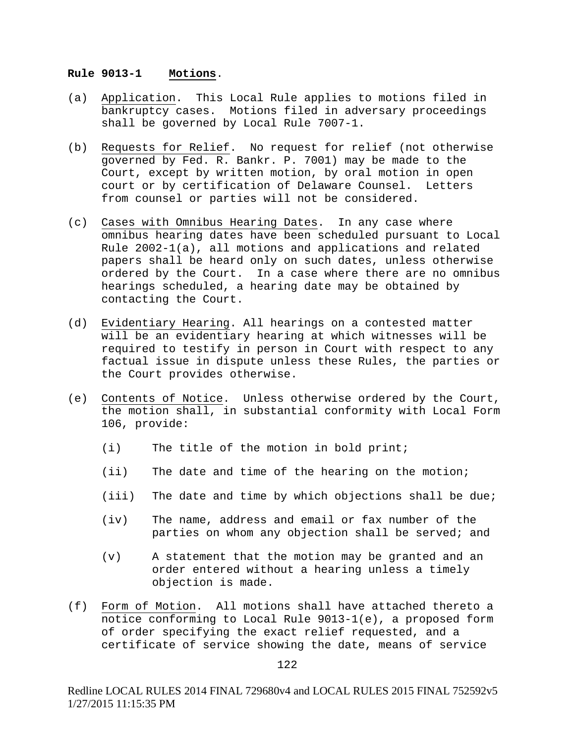**Rule 9013-1 Motions.**

(a) Application. This Local Rule applies to motions filed in bankruptcy cases. Motions filed in adversary proceedings shall be governed by Local Rule 7007-1.

(b) Requests for Relief. No request for relief (not otherwise governed by Fed. R. Bankr. P. 7001) may be made to the Court, except by written motion, by oral motion in open court or by certification of Delaware Counsel. Letters from counsel or parties will not be considered.

(c) Cases with Omnibus Hearing Dates. In any case where omnibus hearing dates have been scheduled pursuant to Local Rule 2002-1(a), all motions and applications and related papers shall be heard only on such dates, unless otherwise ordered by the Court. In a case where there are no omnibus hearings scheduled, a hearing date may be obtained by contacting the Court.

(d) Evidentiary Hearing. All hearings on a contested matter will be an evidentiary hearing at which witnesses will be required to testify in person in Court with respect to any factual issue in dispute unless these Rules, the parties or the Court provides otherwise.

(e) Contents of Notice. Unless otherwise ordered by the Court, the motion shall, in substantial conformity with Local Form 106, provide:

  (i) The title of the motion in bold print;

  (ii) The date and time of the hearing on the motion;

  (iii) The date and time by which objections shall be due;

  (iv) The name, address and email or fax number of the parties on whom any objection shall be served; and

  (v) A statement that the motion may be granted and an order entered without a hearing unless a timely objection is made.

(f) Form of Motion. All motions shall have attached thereto a notice conforming to Local Rule 9013-1(e), a proposed form of order specifying the exact relief requested, and a certificate of service showing the date, means of service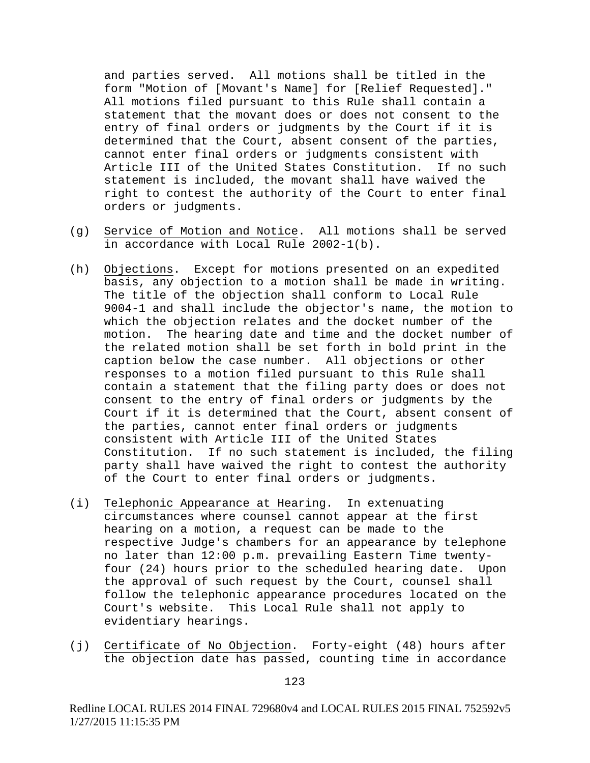and parties served. All motions shall be titled in the form "Motion of [Movant's Name] for [Relief Requested]." All motions filed pursuant to this Rule shall contain a statement that the movant does or does not consent to the entry of final orders or judgments by the Court if it is determined that the Court, absent consent of the parties, cannot enter final orders or judgments consistent with Article III of the United States Constitution. If no such statement is included, the movant shall have waived the right to contest the authority of the Court to enter final orders or judgments.

(g) Service of Motion and Notice. All motions shall be served in accordance with Local Rule 2002-1(b).

(h) Objections. Except for motions presented on an expedited basis, any objection to a motion shall be made in writing. The title of the objection shall conform to Local Rule 9004-1 and shall include the objector's name, the motion to which the objection relates and the docket number of the motion. The hearing date and time and the docket number of the related motion shall be set forth in bold print in the caption below the case number. All objections or other responses to a motion filed pursuant to this Rule shall contain a statement that the filing party does or does not consent to the entry of final orders or judgments by the Court if it is determined that the Court, absent consent of the parties, cannot enter final orders or judgments consistent with Article III of the United States Constitution. If no such statement is included, the filing party shall have waived the right to contest the authority of the Court to enter final orders or judgments.

(i) Telephonic Appearance at Hearing. In extenuating circumstances where counsel cannot appear at the first hearing on a motion, a request can be made to the respective Judge's chambers for an appearance by telephone no later than 12:00 p.m. prevailing Eastern Time twenty-four (24) hours prior to the scheduled hearing date. Upon the approval of such request by the Court, counsel shall follow the telephonic appearance procedures located on the Court's website. This Local Rule shall not apply to evidentiary hearings.

(j) Certificate of No Objection. Forty-eight (48) hours after the objection date has passed, counting time in accordance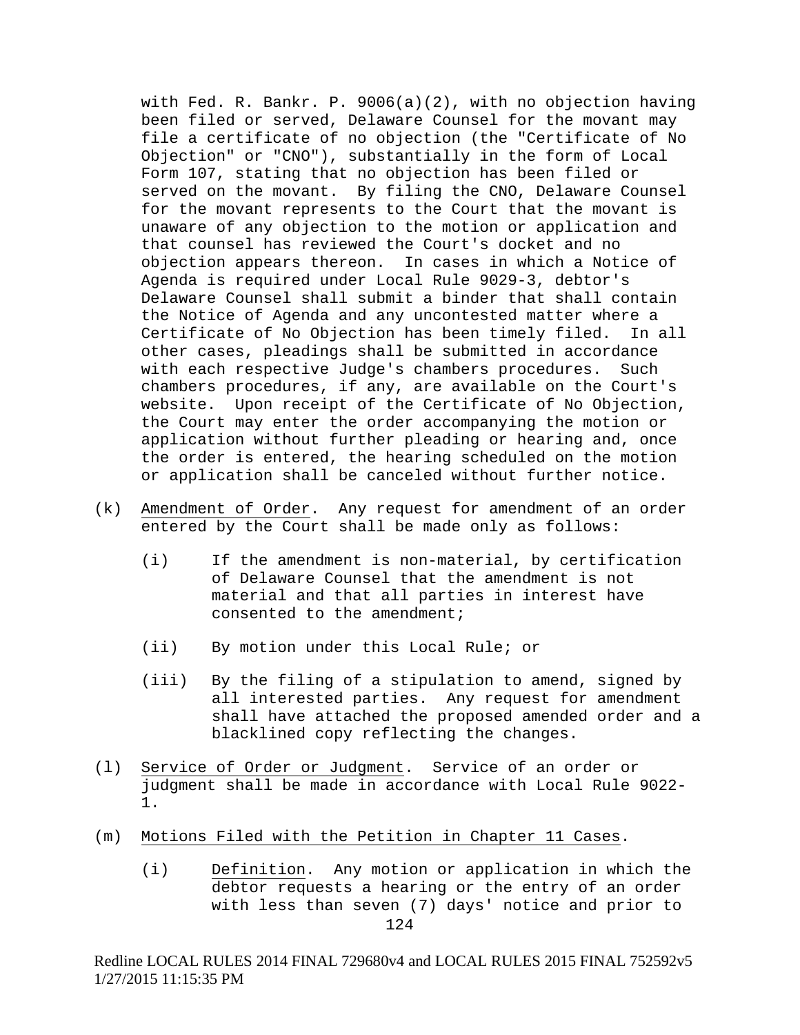with Fed. R. Bankr. P. 9006(a)(2), with no objection having been filed or served, Delaware Counsel for the movant may file a certificate of no objection (the "Certificate of No Objection" or "CNO"), substantially in the form of Local Form 107, stating that no objection has been filed or served on the movant. By filing the CNO, Delaware Counsel for the movant represents to the Court that the movant is unaware of any objection to the motion or application and that counsel has reviewed the Court's docket and no objection appears thereon. In cases in which a Notice of Agenda is required under Local Rule 9029-3, debtor's Delaware Counsel shall submit a binder that shall contain the Notice of Agenda and any uncontested matter where a Certificate of No Objection has been timely filed. In all other cases, pleadings shall be submitted in accordance with each respective Judge's chambers procedures. Such chambers procedures, if any, are available on the Court's website. Upon receipt of the Certificate of No Objection, the Court may enter the order accompanying the motion or application without further pleading or hearing and, once the order is entered, the hearing scheduled on the motion or application shall be canceled without further notice.

(k) Amendment of Order. Any request for amendment of an order entered by the Court shall be made only as follows:

(i) If the amendment is non-material, by certification of Delaware Counsel that the amendment is not material and that all parties in interest have consented to the amendment;

(ii) By motion under this Local Rule; or

(iii) By the filing of a stipulation to amend, signed by all interested parties. Any request for amendment shall have attached the proposed amended order and a blacklined copy reflecting the changes.

(l) Service of Order or Judgment. Service of an order or judgment shall be made in accordance with Local Rule 9022-1.

(m) Motions Filed with the Petition in Chapter 11 Cases.

(i) Definition. Any motion or application in which the debtor requests a hearing or the entry of an order with less than seven (7) days' notice and prior to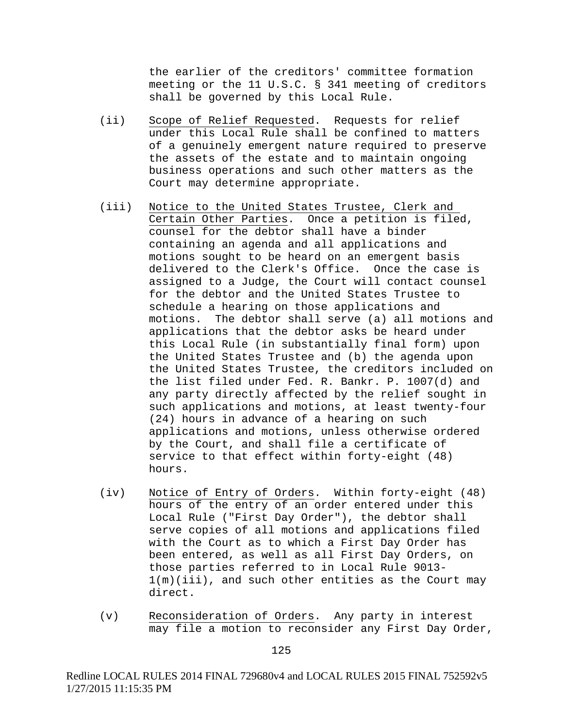the earlier of the creditors' committee formation meeting or the 11 U.S.C. § 341 meeting of creditors shall be governed by this Local Rule.

(ii) Scope of Relief Requested. Requests for relief under this Local Rule shall be confined to matters of a genuinely emergent nature required to preserve the assets of the estate and to maintain ongoing business operations and such other matters as the Court may determine appropriate.

(iii) Notice to the United States Trustee, Clerk and Certain Other Parties. Once a petition is filed, counsel for the debtor shall have a binder containing an agenda and all applications and motions sought to be heard on an emergent basis delivered to the Clerk's Office. Once the case is assigned to a Judge, the Court will contact counsel for the debtor and the United States Trustee to schedule a hearing on those applications and motions. The debtor shall serve (a) all motions and applications that the debtor asks be heard under this Local Rule (in substantially final form) upon the United States Trustee and (b) the agenda upon the United States Trustee, the creditors included on the list filed under Fed. R. Bankr. P. 1007(d) and any party directly affected by the relief sought in such applications and motions, at least twenty-four (24) hours in advance of a hearing on such applications and motions, unless otherwise ordered by the Court, and shall file a certificate of service to that effect within forty-eight (48) hours.

(iv) Notice of Entry of Orders. Within forty-eight (48) hours of the entry of an order entered under this Local Rule ("First Day Order"), the debtor shall serve copies of all motions and applications filed with the Court as to which a First Day Order has been entered, as well as all First Day Orders, on those parties referred to in Local Rule 9013-1(m)(iii), and such other entities as the Court may direct.

(v) Reconsideration of Orders. Any party in interest may file a motion to reconsider any First Day Order,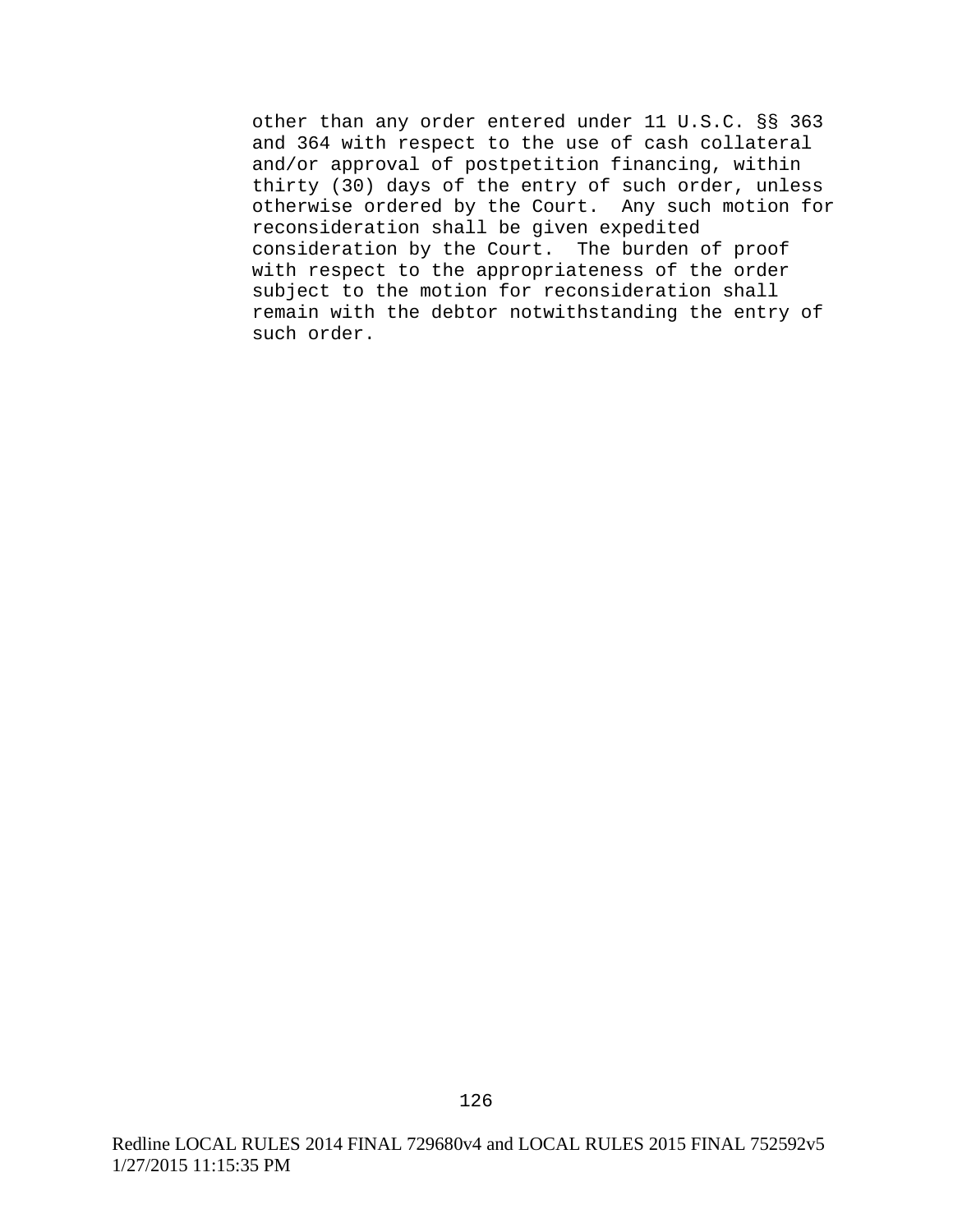other than any order entered under 11 U.S.C. §§ 363 and 364 with respect to the use of cash collateral and/or approval of postpetition financing, within thirty (30) days of the entry of such order, unless otherwise ordered by the Court. Any such motion for reconsideration shall be given expedited consideration by the Court. The burden of proof with respect to the appropriateness of the order subject to the motion for reconsideration shall remain with the debtor notwithstanding the entry of such order.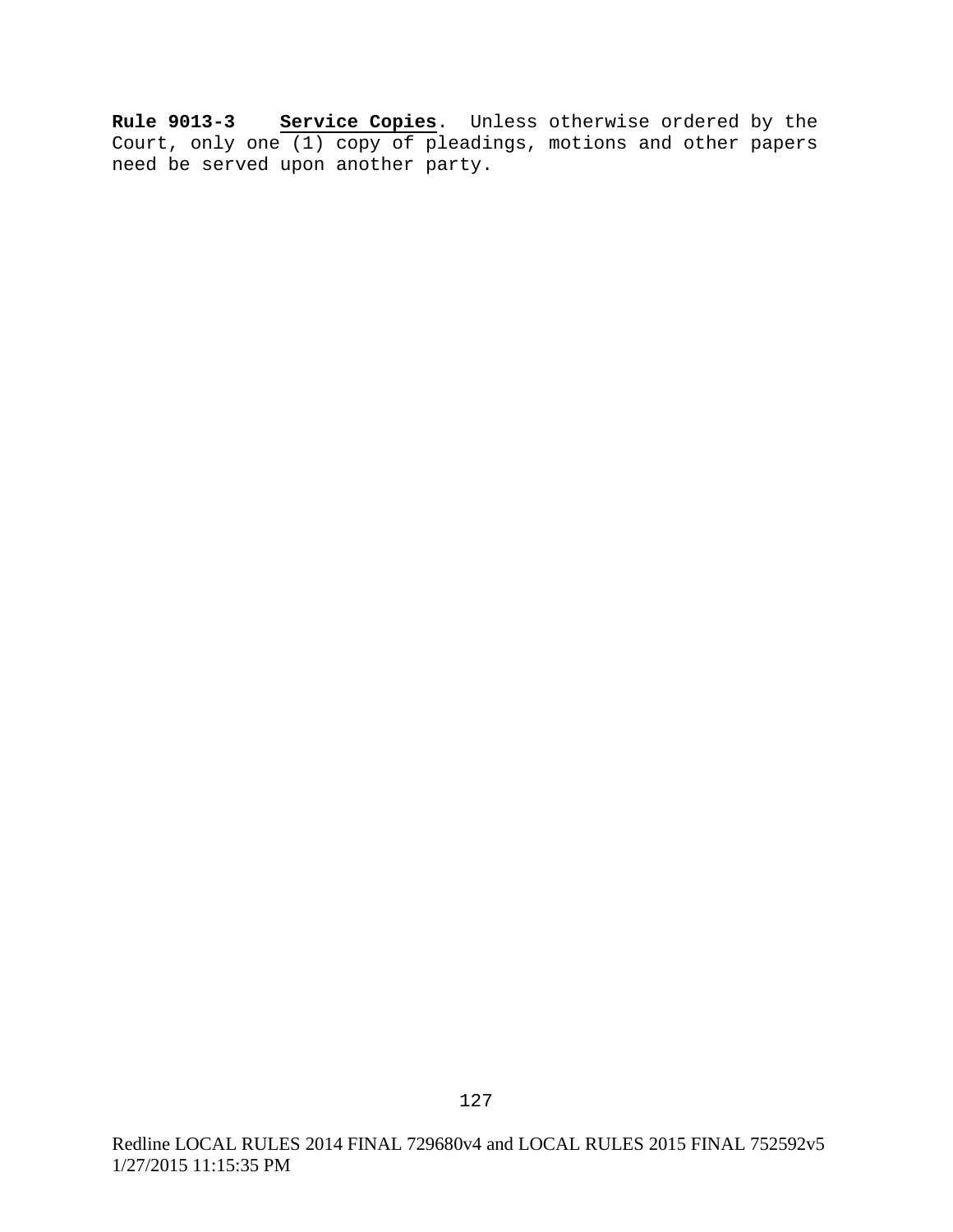**Rule 9013-3** **Service Copies**. Unless otherwise ordered by the Court, only one (1) copy of pleadings, motions and other papers need be served upon another party.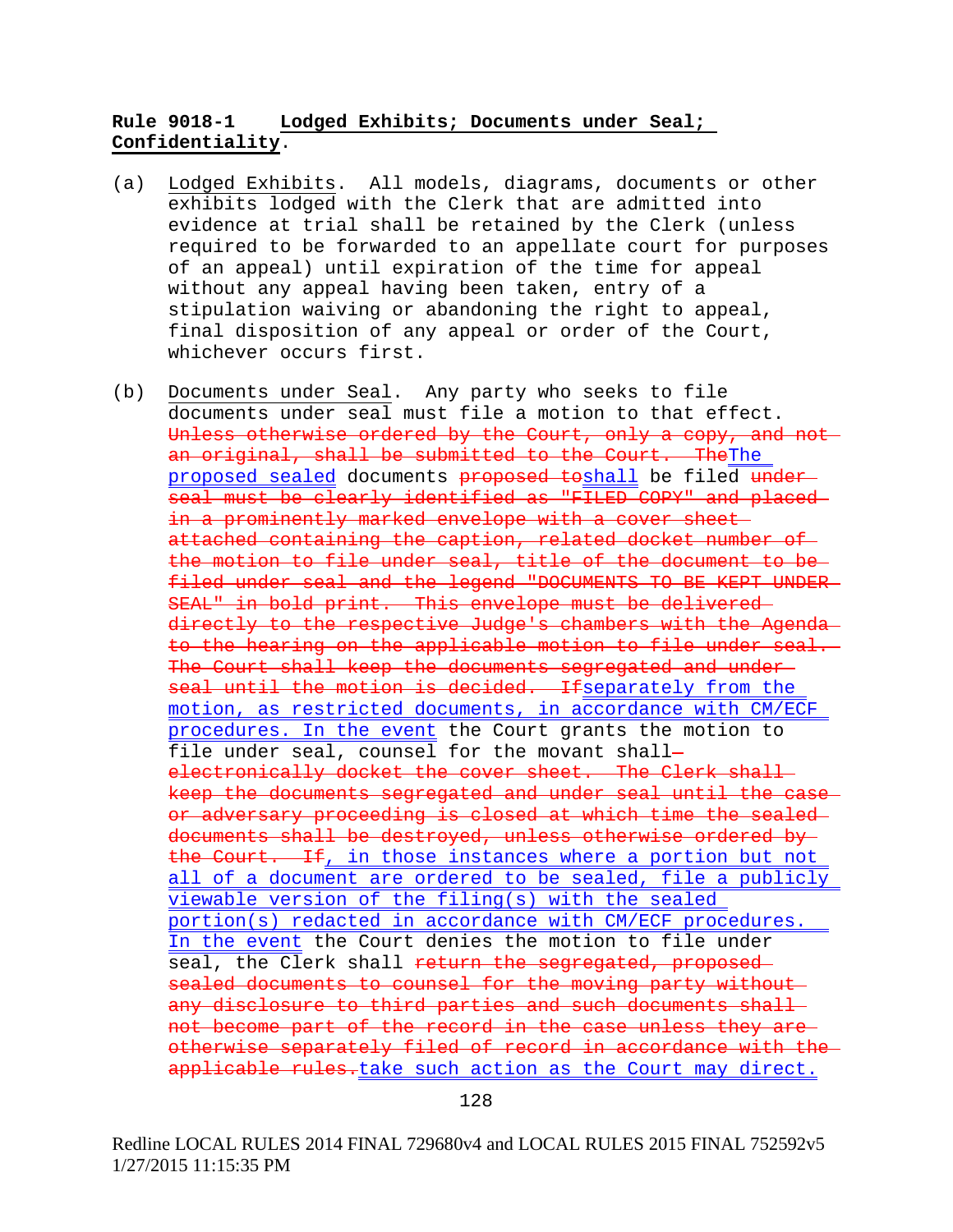**Rule 9018-1 Lodged Exhibits; Documents under Seal; Confidentiality.**

(a) Lodged Exhibits. All models, diagrams, documents or other exhibits lodged with the Clerk that are admitted into evidence at trial shall be retained by the Clerk (unless required to be forwarded to an appellate court for purposes of an appeal) until expiration of the time for appeal without any appeal having been taken, entry of a stipulation waiving or abandoning the right to appeal, final disposition of any appeal or order of the Court, whichever occurs first.

(b) Documents under Seal. Any party who seeks to file documents under seal must file a motion to that effect. ~~Unless otherwise ordered by the Court, only a copy, and not an original, shall be submitted to the Court. The~~<u>The proposed sealed</u> documents ~~proposed to~~<u>shall</u> be filed ~~under seal must be clearly identified as "FILED COPY" and placed in a prominently marked envelope with a cover sheet attached containing the caption, related docket number of the motion to file under seal, title of the document to be filed under seal and the legend "DOCUMENTS TO BE KEPT UNDER SEAL" in bold print. This envelope must be delivered directly to the respective Judge's chambers with the Agenda to the hearing on the applicable motion to file under seal. The Court shall keep the documents segregated and under seal until the motion is decided. If~~<u>separately from the motion, as restricted documents, in accordance with CM/ECF procedures. In the event</u> the Court grants the motion to file under seal, counsel for the movant shall~~– electronically docket the cover sheet. The Clerk shall keep the documents segregated and under seal until the case or adversary proceeding is closed at which time the sealed documents shall be destroyed, unless otherwise ordered by the Court. If~~<u>, in those instances where a portion but not all of a document are ordered to be sealed, file a publicly viewable version of the filing(s) with the sealed portion(s) redacted in accordance with CM/ECF procedures. In the event</u> the Court denies the motion to file under seal, the Clerk shall ~~return the segregated, proposed sealed documents to counsel for the moving party without any disclosure to third parties and such documents shall not become part of the record in the case unless they are otherwise separately filed of record in accordance with the applicable rules.~~<u>take such action as the Court may direct.</u>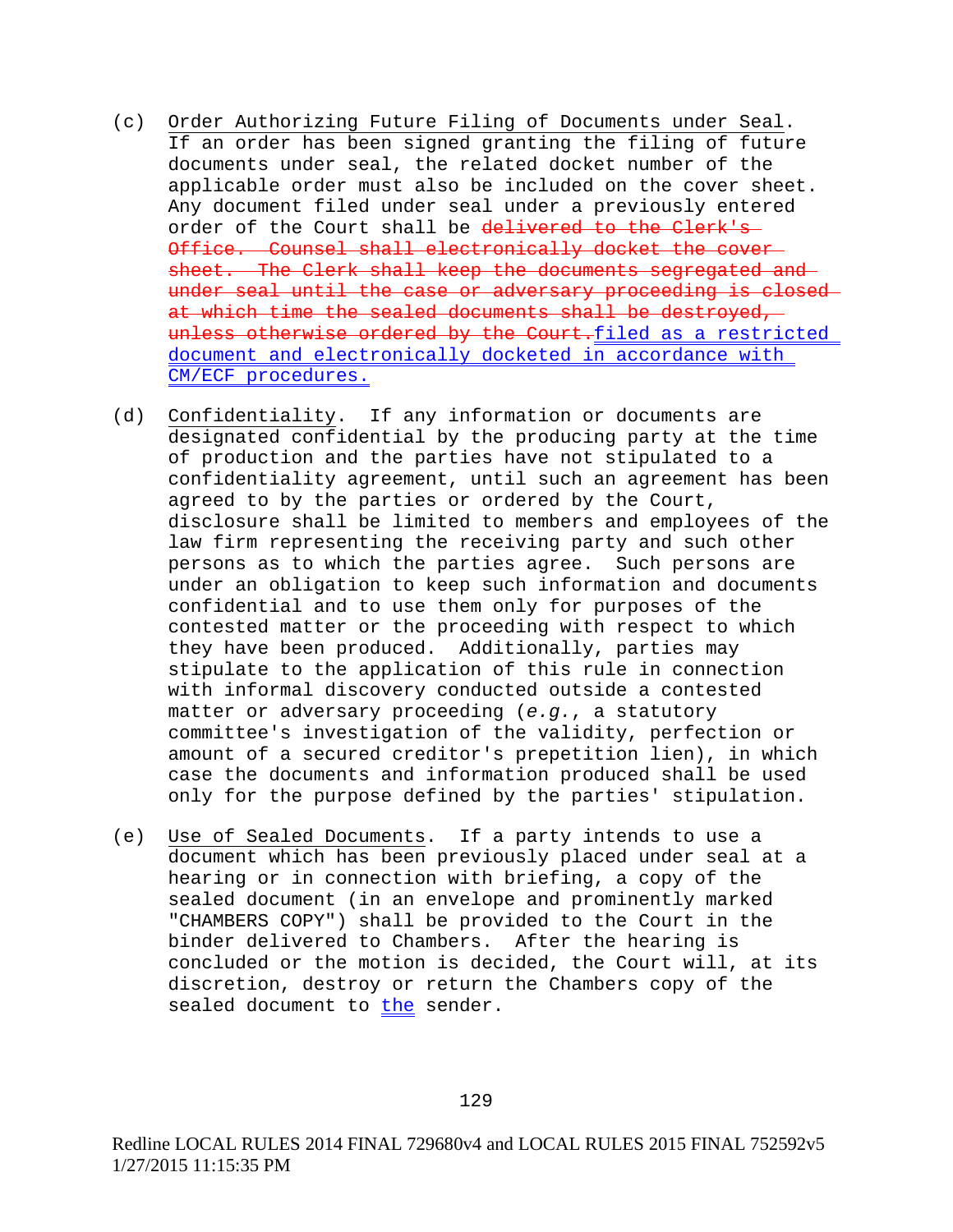(c) Order Authorizing Future Filing of Documents under Seal. If an order has been signed granting the filing of future documents under seal, the related docket number of the applicable order must also be included on the cover sheet. Any document filed under seal under a previously entered order of the Court shall be ~~delivered to the Clerk's Office. Counsel shall electronically docket the cover sheet. The Clerk shall keep the documents segregated and under seal until the case or adversary proceeding is closed at which time the sealed documents shall be destroyed, unless otherwise ordered by the Court.~~filed as a restricted document and electronically docketed in accordance with CM/ECF procedures.

(d) Confidentiality. If any information or documents are designated confidential by the producing party at the time of production and the parties have not stipulated to a confidentiality agreement, until such an agreement has been agreed to by the parties or ordered by the Court, disclosure shall be limited to members and employees of the law firm representing the receiving party and such other persons as to which the parties agree. Such persons are under an obligation to keep such information and documents confidential and to use them only for purposes of the contested matter or the proceeding with respect to which they have been produced. Additionally, parties may stipulate to the application of this rule in connection with informal discovery conducted outside a contested matter or adversary proceeding (*e.g.*, a statutory committee's investigation of the validity, perfection or amount of a secured creditor's prepetition lien), in which case the documents and information produced shall be used only for the purpose defined by the parties' stipulation.

(e) Use of Sealed Documents. If a party intends to use a document which has been previously placed under seal at a hearing or in connection with briefing, a copy of the sealed document (in an envelope and prominently marked "CHAMBERS COPY") shall be provided to the Court in the binder delivered to Chambers. After the hearing is concluded or the motion is decided, the Court will, at its discretion, destroy or return the Chambers copy of the sealed document to the sender.

Redline LOCAL RULES 2014 FINAL 729680v4 and LOCAL RULES 2015 FINAL 752592v5
1/27/2015 11:15:35 PM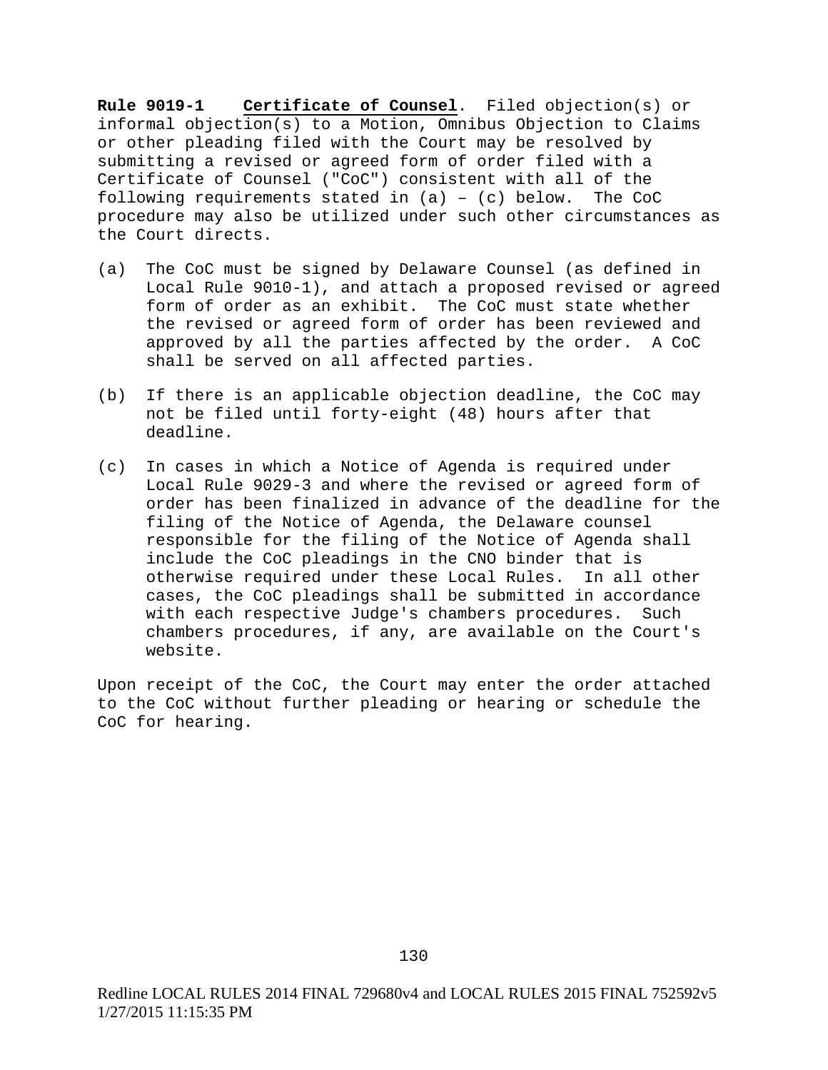**Rule 9019-1** **Certificate of Counsel**. Filed objection(s) or informal objection(s) to a Motion, Omnibus Objection to Claims or other pleading filed with the Court may be resolved by submitting a revised or agreed form of order filed with a Certificate of Counsel ("CoC") consistent with all of the following requirements stated in (a) – (c) below. The CoC procedure may also be utilized under such other circumstances as the Court directs.

(a) The CoC must be signed by Delaware Counsel (as defined in Local Rule 9010-1), and attach a proposed revised or agreed form of order as an exhibit. The CoC must state whether the revised or agreed form of order has been reviewed and approved by all the parties affected by the order. A CoC shall be served on all affected parties.

(b) If there is an applicable objection deadline, the CoC may not be filed until forty-eight (48) hours after that deadline.

(c) In cases in which a Notice of Agenda is required under Local Rule 9029-3 and where the revised or agreed form of order has been finalized in advance of the deadline for the filing of the Notice of Agenda, the Delaware counsel responsible for the filing of the Notice of Agenda shall include the CoC pleadings in the CNO binder that is otherwise required under these Local Rules. In all other cases, the CoC pleadings shall be submitted in accordance with each respective Judge's chambers procedures. Such chambers procedures, if any, are available on the Court's website.

Upon receipt of the CoC, the Court may enter the order attached to the CoC without further pleading or hearing or schedule the CoC for hearing.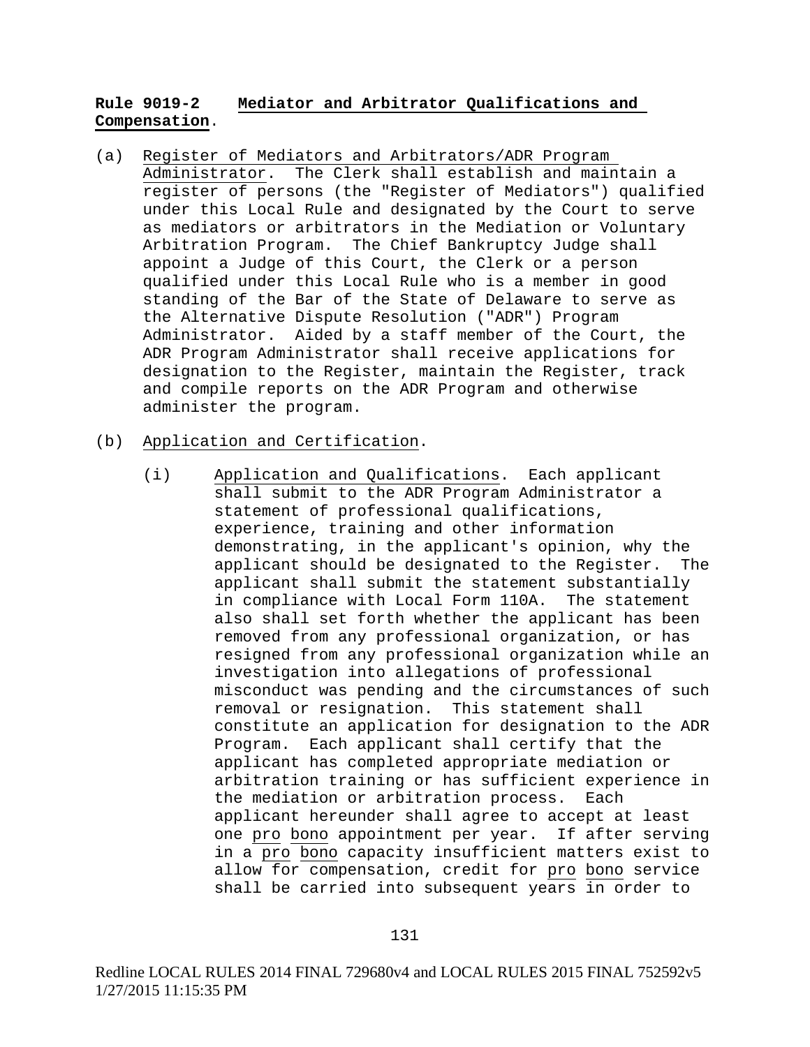**Rule 9019-2 Mediator and Arbitrator Qualifications and Compensation.**

(a) Register of Mediators and Arbitrators/ADR Program Administrator. The Clerk shall establish and maintain a register of persons (the "Register of Mediators") qualified under this Local Rule and designated by the Court to serve as mediators or arbitrators in the Mediation or Voluntary Arbitration Program. The Chief Bankruptcy Judge shall appoint a Judge of this Court, the Clerk or a person qualified under this Local Rule who is a member in good standing of the Bar of the State of Delaware to serve as the Alternative Dispute Resolution ("ADR") Program Administrator. Aided by a staff member of the Court, the ADR Program Administrator shall receive applications for designation to the Register, maintain the Register, track and compile reports on the ADR Program and otherwise administer the program.

(b) Application and Certification.

(i) Application and Qualifications. Each applicant shall submit to the ADR Program Administrator a statement of professional qualifications, experience, training and other information demonstrating, in the applicant's opinion, why the applicant should be designated to the Register. The applicant shall submit the statement substantially in compliance with Local Form 110A. The statement also shall set forth whether the applicant has been removed from any professional organization, or has resigned from any professional organization while an investigation into allegations of professional misconduct was pending and the circumstances of such removal or resignation. This statement shall constitute an application for designation to the ADR Program. Each applicant shall certify that the applicant has completed appropriate mediation or arbitration training or has sufficient experience in the mediation or arbitration process. Each applicant hereunder shall agree to accept at least one pro bono appointment per year. If after serving in a pro bono capacity insufficient matters exist to allow for compensation, credit for pro bono service shall be carried into subsequent years in order to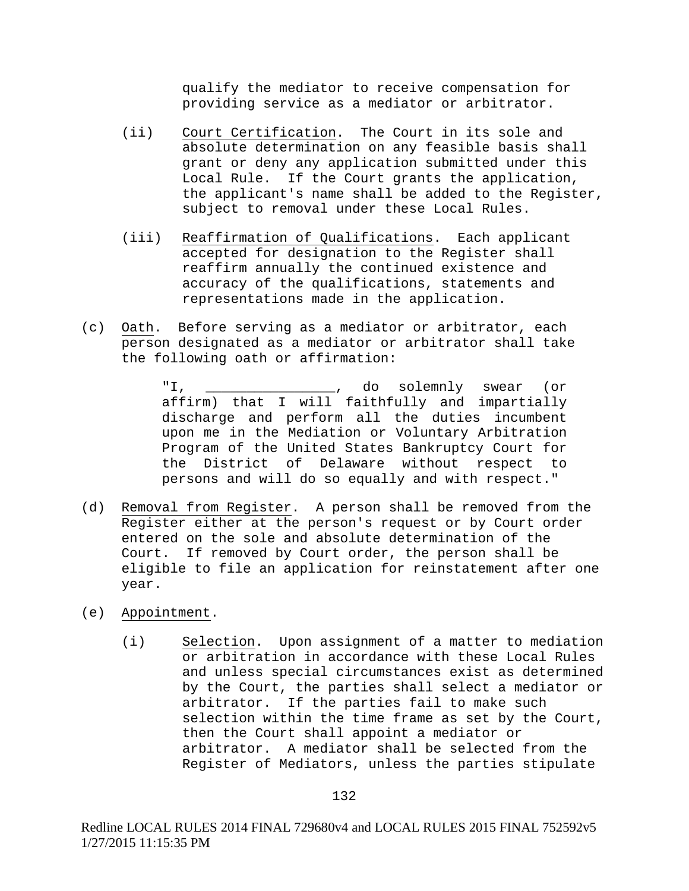qualify the mediator to receive compensation for providing service as a mediator or arbitrator.

(ii) Court Certification. The Court in its sole and absolute determination on any feasible basis shall grant or deny any application submitted under this Local Rule. If the Court grants the application, the applicant's name shall be added to the Register, subject to removal under these Local Rules.

(iii) Reaffirmation of Qualifications. Each applicant accepted for designation to the Register shall reaffirm annually the continued existence and accuracy of the qualifications, statements and representations made in the application.

(c) Oath. Before serving as a mediator or arbitrator, each person designated as a mediator or arbitrator shall take the following oath or affirmation:

> "I, ________________, do solemnly swear (or affirm) that I will faithfully and impartially discharge and perform all the duties incumbent upon me in the Mediation or Voluntary Arbitration Program of the United States Bankruptcy Court for the District of Delaware without respect to persons and will do so equally and with respect."

(d) Removal from Register. A person shall be removed from the Register either at the person's request or by Court order entered on the sole and absolute determination of the Court. If removed by Court order, the person shall be eligible to file an application for reinstatement after one year.

(e) Appointment.

(i) Selection. Upon assignment of a matter to mediation or arbitration in accordance with these Local Rules and unless special circumstances exist as determined by the Court, the parties shall select a mediator or arbitrator. If the parties fail to make such selection within the time frame as set by the Court, then the Court shall appoint a mediator or arbitrator. A mediator shall be selected from the Register of Mediators, unless the parties stipulate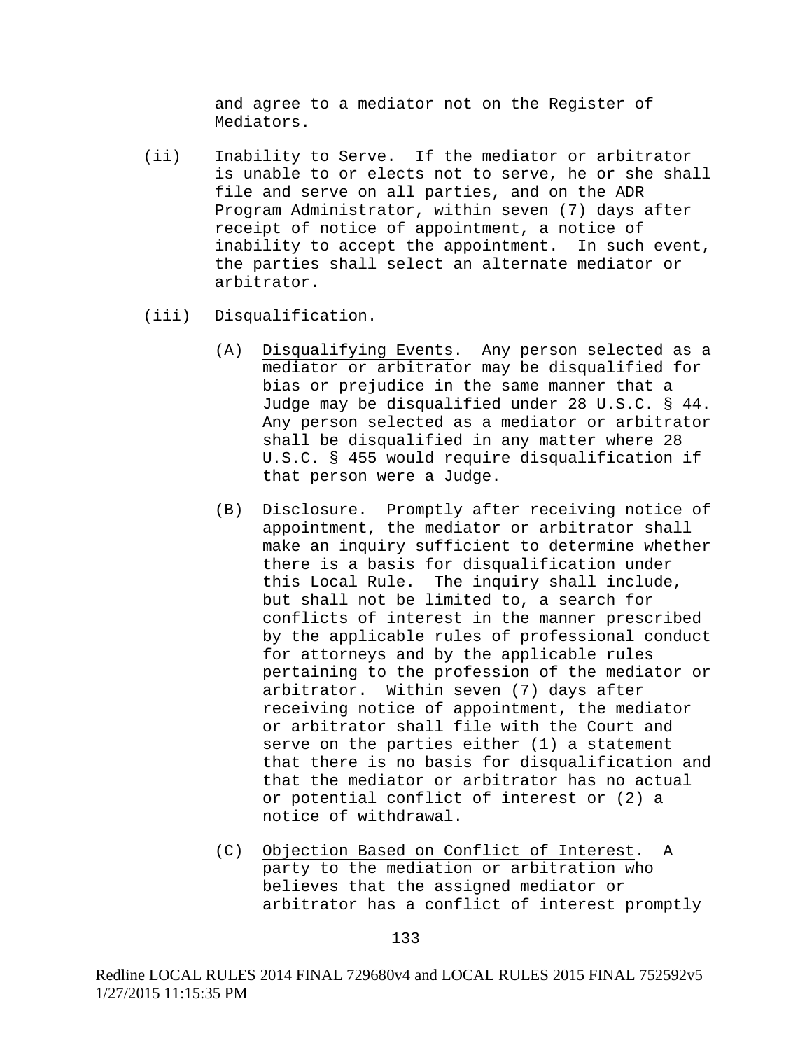and agree to a mediator not on the Register of Mediators.

(ii) Inability to Serve. If the mediator or arbitrator is unable to or elects not to serve, he or she shall file and serve on all parties, and on the ADR Program Administrator, within seven (7) days after receipt of notice of appointment, a notice of inability to accept the appointment. In such event, the parties shall select an alternate mediator or arbitrator.

(iii) Disqualification.

(A) Disqualifying Events. Any person selected as a mediator or arbitrator may be disqualified for bias or prejudice in the same manner that a Judge may be disqualified under 28 U.S.C. § 44. Any person selected as a mediator or arbitrator shall be disqualified in any matter where 28 U.S.C. § 455 would require disqualification if that person were a Judge.

(B) Disclosure. Promptly after receiving notice of appointment, the mediator or arbitrator shall make an inquiry sufficient to determine whether there is a basis for disqualification under this Local Rule. The inquiry shall include, but shall not be limited to, a search for conflicts of interest in the manner prescribed by the applicable rules of professional conduct for attorneys and by the applicable rules pertaining to the profession of the mediator or arbitrator. Within seven (7) days after receiving notice of appointment, the mediator or arbitrator shall file with the Court and serve on the parties either (1) a statement that there is no basis for disqualification and that the mediator or arbitrator has no actual or potential conflict of interest or (2) a notice of withdrawal.

(C) Objection Based on Conflict of Interest. A party to the mediation or arbitration who believes that the assigned mediator or arbitrator has a conflict of interest promptly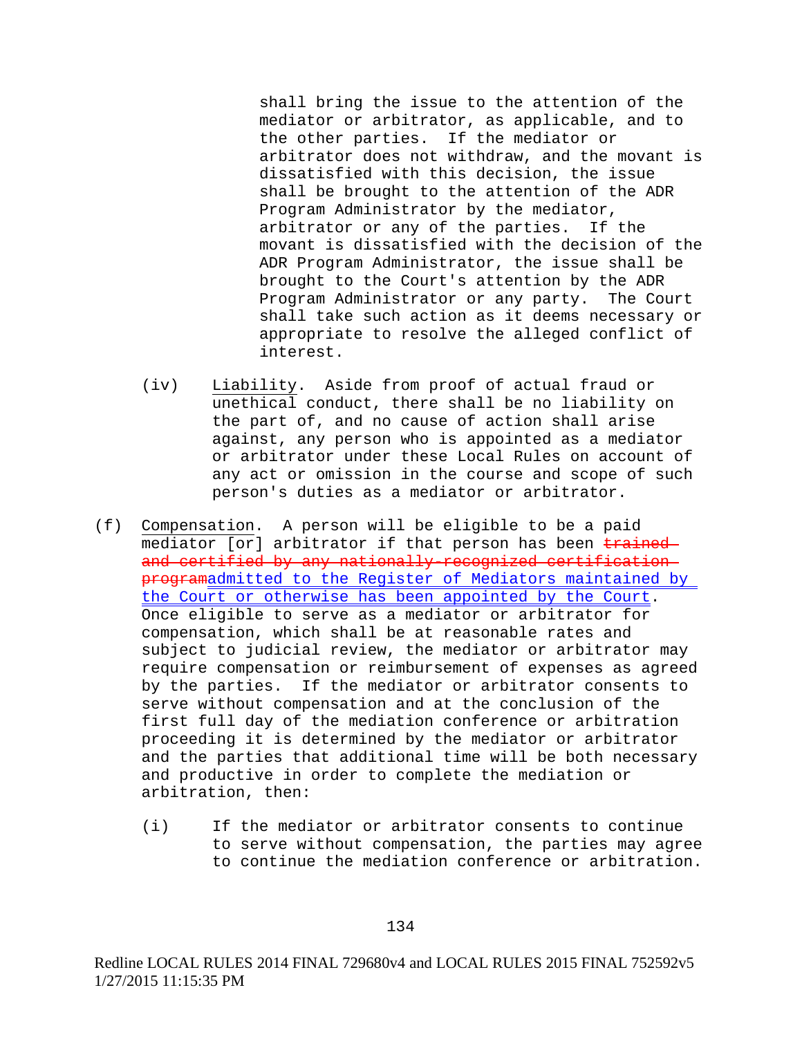shall bring the issue to the attention of the mediator or arbitrator, as applicable, and to the other parties. If the mediator or arbitrator does not withdraw, and the movant is dissatisfied with this decision, the issue shall be brought to the attention of the ADR Program Administrator by the mediator, arbitrator or any of the parties. If the movant is dissatisfied with the decision of the ADR Program Administrator, the issue shall be brought to the Court's attention by the ADR Program Administrator or any party. The Court shall take such action as it deems necessary or appropriate to resolve the alleged conflict of interest.

(iv) Liability. Aside from proof of actual fraud or unethical conduct, there shall be no liability on the part of, and no cause of action shall arise against, any person who is appointed as a mediator or arbitrator under these Local Rules on account of any act or omission in the course and scope of such person's duties as a mediator or arbitrator.

(f) Compensation. A person will be eligible to be a paid mediator [or] arbitrator if that person has been ~~trained and certified by any nationally-recognized certification program~~admitted to the Register of Mediators maintained by the Court or otherwise has been appointed by the Court. Once eligible to serve as a mediator or arbitrator for compensation, which shall be at reasonable rates and subject to judicial review, the mediator or arbitrator may require compensation or reimbursement of expenses as agreed by the parties. If the mediator or arbitrator consents to serve without compensation and at the conclusion of the first full day of the mediation conference or arbitration proceeding it is determined by the mediator or arbitrator and the parties that additional time will be both necessary and productive in order to complete the mediation or arbitration, then:

(i) If the mediator or arbitrator consents to continue to serve without compensation, the parties may agree to continue the mediation conference or arbitration.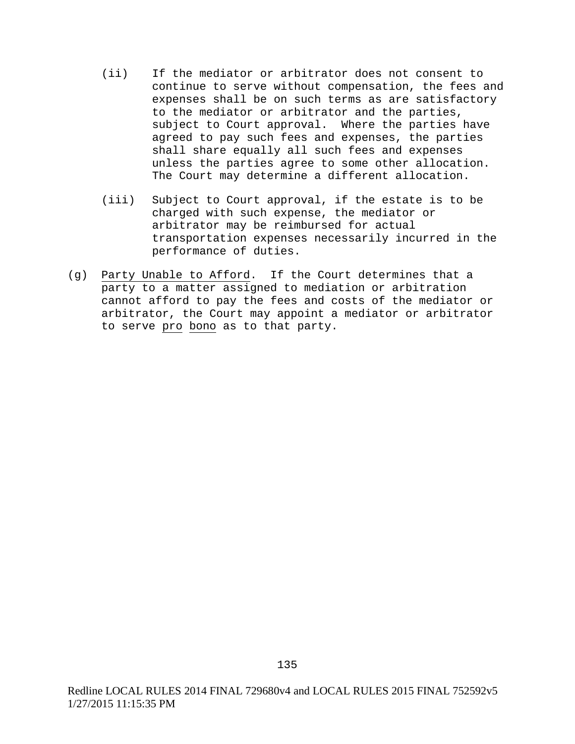(ii) If the mediator or arbitrator does not consent to continue to serve without compensation, the fees and expenses shall be on such terms as are satisfactory to the mediator or arbitrator and the parties, subject to Court approval. Where the parties have agreed to pay such fees and expenses, the parties shall share equally all such fees and expenses unless the parties agree to some other allocation. The Court may determine a different allocation.

(iii) Subject to Court approval, if the estate is to be charged with such expense, the mediator or arbitrator may be reimbursed for actual transportation expenses necessarily incurred in the performance of duties.

(g) Party Unable to Afford. If the Court determines that a party to a matter assigned to mediation or arbitration cannot afford to pay the fees and costs of the mediator or arbitrator, the Court may appoint a mediator or arbitrator to serve *pro bono* as to that party.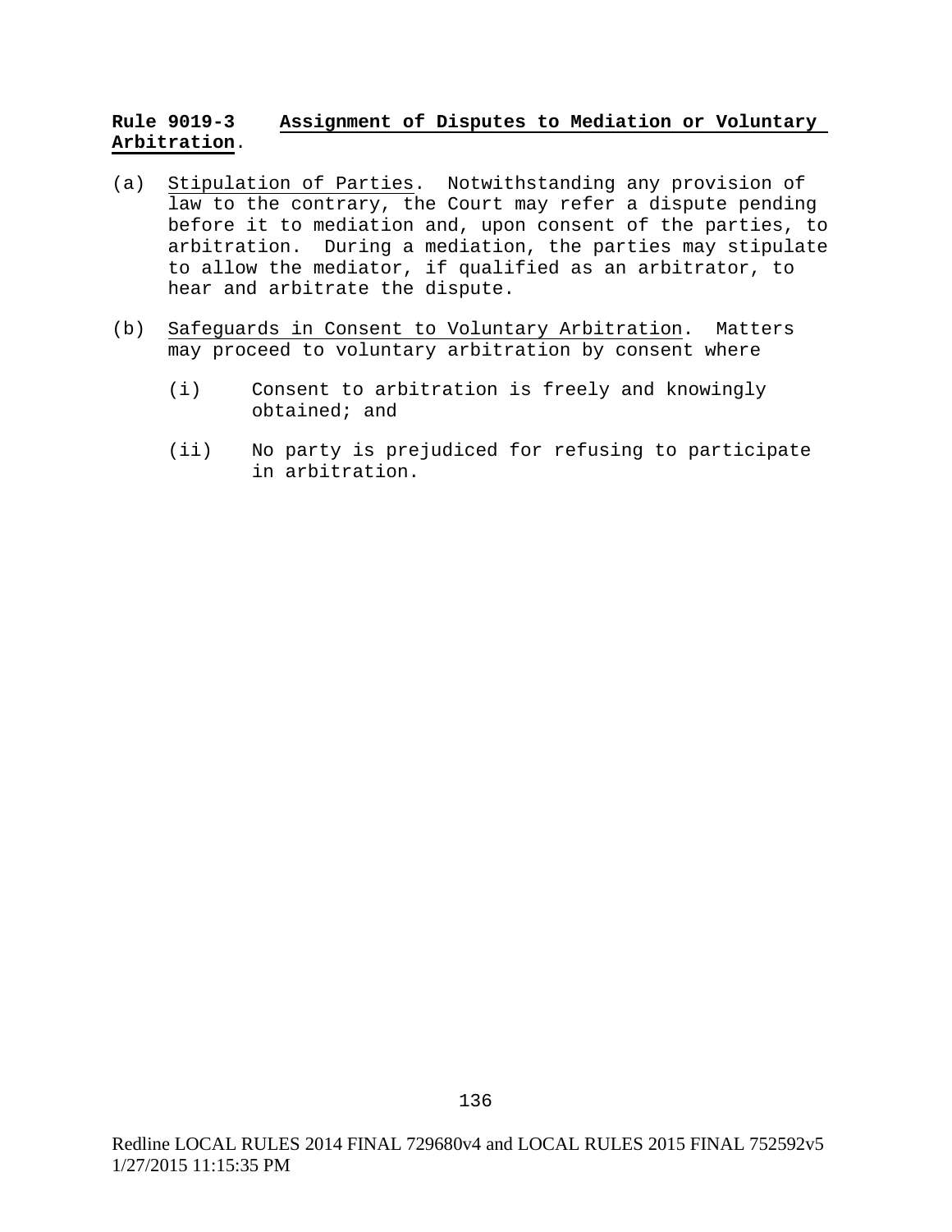**Rule 9019-3 Assignment of Disputes to Mediation or Voluntary Arbitration.**

(a) Stipulation of Parties. Notwithstanding any provision of law to the contrary, the Court may refer a dispute pending before it to mediation and, upon consent of the parties, to arbitration. During a mediation, the parties may stipulate to allow the mediator, if qualified as an arbitrator, to hear and arbitrate the dispute.

(b) Safeguards in Consent to Voluntary Arbitration. Matters may proceed to voluntary arbitration by consent where

(i) Consent to arbitration is freely and knowingly obtained; and

(ii) No party is prejudiced for refusing to participate in arbitration.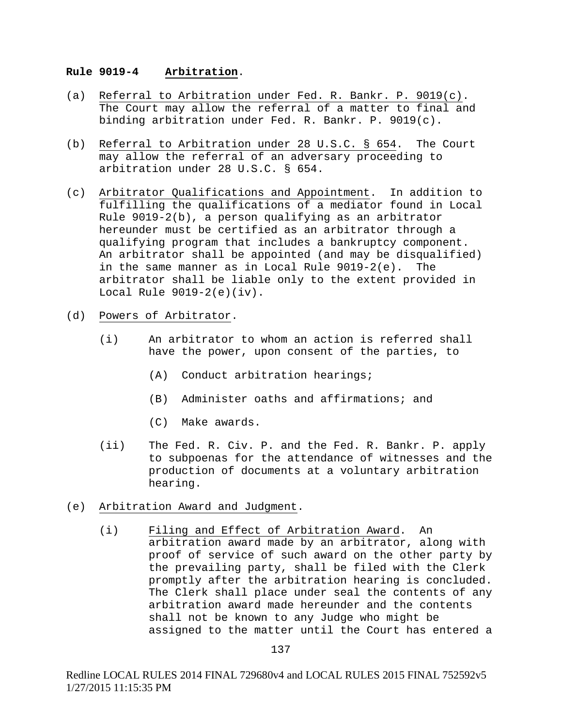### **Rule 9019-4 Arbitration**.

(a) Referral to Arbitration under Fed. R. Bankr. P. 9019(c). The Court may allow the referral of a matter to final and binding arbitration under Fed. R. Bankr. P. 9019(c).

(b) Referral to Arbitration under 28 U.S.C. § 654. The Court may allow the referral of an adversary proceeding to arbitration under 28 U.S.C. § 654.

(c) Arbitrator Qualifications and Appointment. In addition to fulfilling the qualifications of a mediator found in Local Rule 9019-2(b), a person qualifying as an arbitrator hereunder must be certified as an arbitrator through a qualifying program that includes a bankruptcy component. An arbitrator shall be appointed (and may be disqualified) in the same manner as in Local Rule 9019-2(e). The arbitrator shall be liable only to the extent provided in Local Rule 9019-2(e)(iv).

(d) Powers of Arbitrator.

 (i) An arbitrator to whom an action is referred shall have the power, upon consent of the parties, to

  (A) Conduct arbitration hearings;

  (B) Administer oaths and affirmations; and

  (C) Make awards.

 (ii) The Fed. R. Civ. P. and the Fed. R. Bankr. P. apply to subpoenas for the attendance of witnesses and the production of documents at a voluntary arbitration hearing.

(e) Arbitration Award and Judgment.

 (i) Filing and Effect of Arbitration Award. An arbitration award made by an arbitrator, along with proof of service of such award on the other party by the prevailing party, shall be filed with the Clerk promptly after the arbitration hearing is concluded. The Clerk shall place under seal the contents of any arbitration award made hereunder and the contents shall not be known to any Judge who might be assigned to the matter until the Court has entered a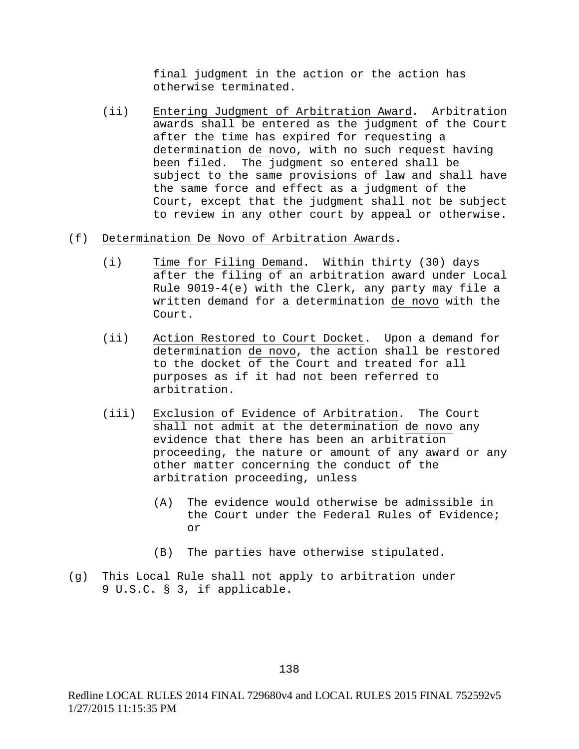final judgment in the action or the action has otherwise terminated.

(ii) Entering Judgment of Arbitration Award. Arbitration awards shall be entered as the judgment of the Court after the time has expired for requesting a determination de novo, with no such request having been filed. The judgment so entered shall be subject to the same provisions of law and shall have the same force and effect as a judgment of the Court, except that the judgment shall not be subject to review in any other court by appeal or otherwise.

(f) Determination De Novo of Arbitration Awards.

(i) Time for Filing Demand. Within thirty (30) days after the filing of an arbitration award under Local Rule 9019-4(e) with the Clerk, any party may file a written demand for a determination de novo with the Court.

(ii) Action Restored to Court Docket. Upon a demand for determination de novo, the action shall be restored to the docket of the Court and treated for all purposes as if it had not been referred to arbitration.

(iii) Exclusion of Evidence of Arbitration. The Court shall not admit at the determination de novo any evidence that there has been an arbitration proceeding, the nature or amount of any award or any other matter concerning the conduct of the arbitration proceeding, unless

(A) The evidence would otherwise be admissible in the Court under the Federal Rules of Evidence; or

(B) The parties have otherwise stipulated.

(g) This Local Rule shall not apply to arbitration under 9 U.S.C. § 3, if applicable.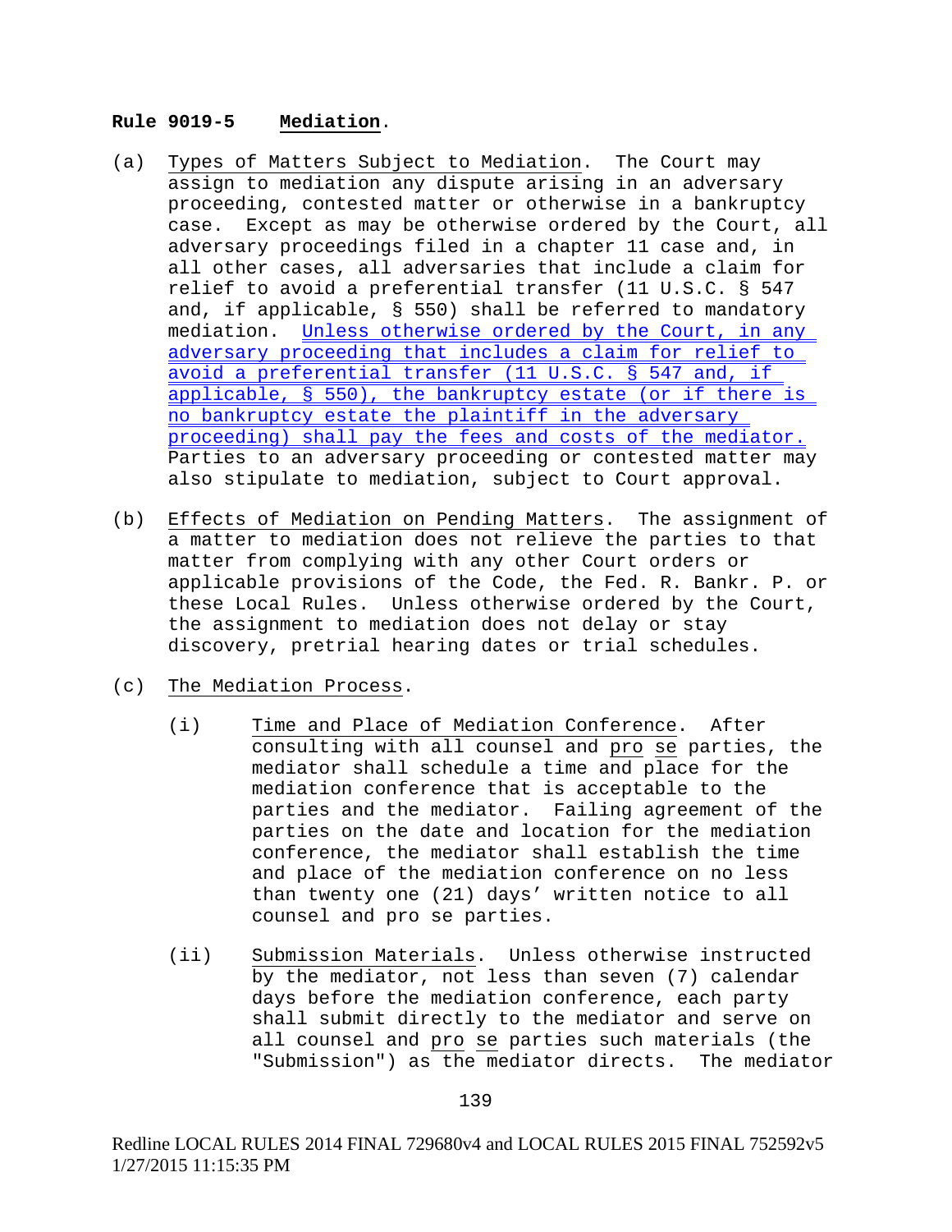**Rule 9019-5 Mediation.**

(a) Types of Matters Subject to Mediation. The Court may assign to mediation any dispute arising in an adversary proceeding, contested matter or otherwise in a bankruptcy case. Except as may be otherwise ordered by the Court, all adversary proceedings filed in a chapter 11 case and, in all other cases, all adversaries that include a claim for relief to avoid a preferential transfer (11 U.S.C. § 547 and, if applicable, § 550) shall be referred to mandatory mediation. Unless otherwise ordered by the Court, in any adversary proceeding that includes a claim for relief to avoid a preferential transfer (11 U.S.C. § 547 and, if applicable, § 550), the bankruptcy estate (or if there is no bankruptcy estate the plaintiff in the adversary proceeding) shall pay the fees and costs of the mediator. Parties to an adversary proceeding or contested matter may also stipulate to mediation, subject to Court approval.

(b) Effects of Mediation on Pending Matters. The assignment of a matter to mediation does not relieve the parties to that matter from complying with any other Court orders or applicable provisions of the Code, the Fed. R. Bankr. P. or these Local Rules. Unless otherwise ordered by the Court, the assignment to mediation does not delay or stay discovery, pretrial hearing dates or trial schedules.

(c) The Mediation Process.

(i) Time and Place of Mediation Conference. After consulting with all counsel and *pro se* parties, the mediator shall schedule a time and place for the mediation conference that is acceptable to the parties and the mediator. Failing agreement of the parties on the date and location for the mediation conference, the mediator shall establish the time and place of the mediation conference on no less than twenty one (21) days' written notice to all counsel and pro se parties.

(ii) Submission Materials. Unless otherwise instructed by the mediator, not less than seven (7) calendar days before the mediation conference, each party shall submit directly to the mediator and serve on all counsel and *pro se* parties such materials (the "Submission") as the mediator directs. The mediator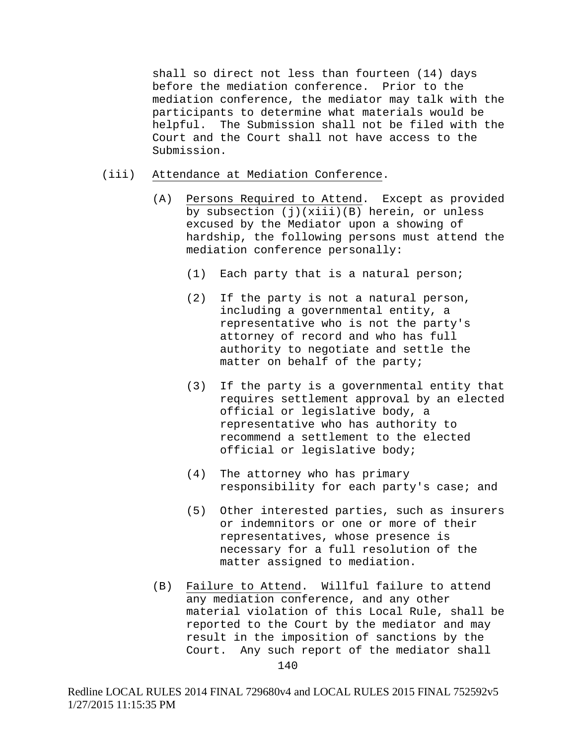shall so direct not less than fourteen (14) days before the mediation conference. Prior to the mediation conference, the mediator may talk with the participants to determine what materials would be helpful. The Submission shall not be filed with the Court and the Court shall not have access to the Submission.

(iii) Attendance at Mediation Conference.

(A) Persons Required to Attend. Except as provided by subsection (j)(xiii)(B) herein, or unless excused by the Mediator upon a showing of hardship, the following persons must attend the mediation conference personally:

(1) Each party that is a natural person;

(2) If the party is not a natural person, including a governmental entity, a representative who is not the party's attorney of record and who has full authority to negotiate and settle the matter on behalf of the party;

(3) If the party is a governmental entity that requires settlement approval by an elected official or legislative body, a representative who has authority to recommend a settlement to the elected official or legislative body;

(4) The attorney who has primary responsibility for each party's case; and

(5) Other interested parties, such as insurers or indemnitors or one or more of their representatives, whose presence is necessary for a full resolution of the matter assigned to mediation.

(B) Failure to Attend. Willful failure to attend any mediation conference, and any other material violation of this Local Rule, shall be reported to the Court by the mediator and may result in the imposition of sanctions by the Court. Any such report of the mediator shall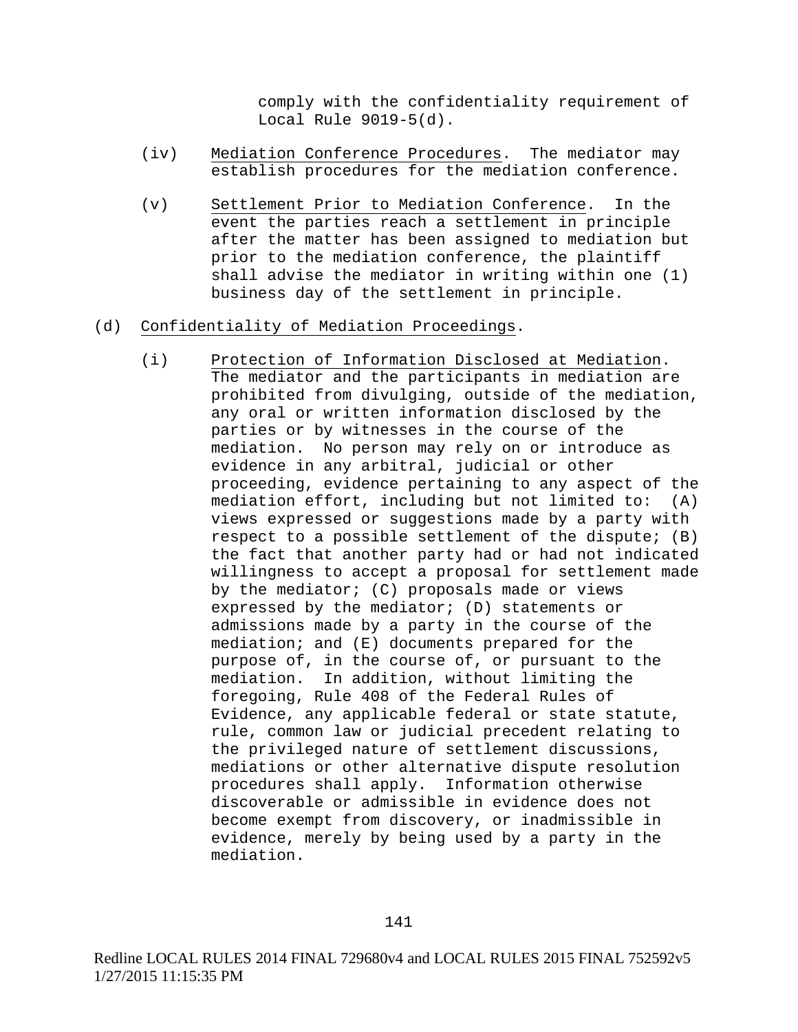comply with the confidentiality requirement of Local Rule 9019-5(d).

(iv) Mediation Conference Procedures. The mediator may establish procedures for the mediation conference.

(v) Settlement Prior to Mediation Conference. In the event the parties reach a settlement in principle after the matter has been assigned to mediation but prior to the mediation conference, the plaintiff shall advise the mediator in writing within one (1) business day of the settlement in principle.

(d) Confidentiality of Mediation Proceedings.

(i) Protection of Information Disclosed at Mediation. The mediator and the participants in mediation are prohibited from divulging, outside of the mediation, any oral or written information disclosed by the parties or by witnesses in the course of the mediation. No person may rely on or introduce as evidence in any arbitral, judicial or other proceeding, evidence pertaining to any aspect of the mediation effort, including but not limited to: (A) views expressed or suggestions made by a party with respect to a possible settlement of the dispute; (B) the fact that another party had or had not indicated willingness to accept a proposal for settlement made by the mediator; (C) proposals made or views expressed by the mediator; (D) statements or admissions made by a party in the course of the mediation; and (E) documents prepared for the purpose of, in the course of, or pursuant to the mediation. In addition, without limiting the foregoing, Rule 408 of the Federal Rules of Evidence, any applicable federal or state statute, rule, common law or judicial precedent relating to the privileged nature of settlement discussions, mediations or other alternative dispute resolution procedures shall apply. Information otherwise discoverable or admissible in evidence does not become exempt from discovery, or inadmissible in evidence, merely by being used by a party in the mediation.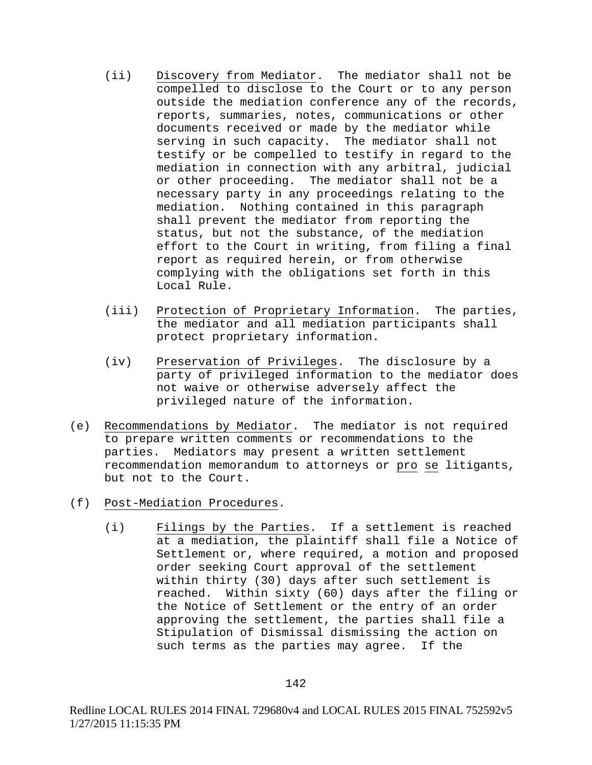(ii) Discovery from Mediator. The mediator shall not be compelled to disclose to the Court or to any person outside the mediation conference any of the records, reports, summaries, notes, communications or other documents received or made by the mediator while serving in such capacity. The mediator shall not testify or be compelled to testify in regard to the mediation in connection with any arbitral, judicial or other proceeding. The mediator shall not be a necessary party in any proceedings relating to the mediation. Nothing contained in this paragraph shall prevent the mediator from reporting the status, but not the substance, of the mediation effort to the Court in writing, from filing a final report as required herein, or from otherwise complying with the obligations set forth in this Local Rule.

(iii) Protection of Proprietary Information. The parties, the mediator and all mediation participants shall protect proprietary information.

(iv) Preservation of Privileges. The disclosure by a party of privileged information to the mediator does not waive or otherwise adversely affect the privileged nature of the information.

(e) Recommendations by Mediator. The mediator is not required to prepare written comments or recommendations to the parties. Mediators may present a written settlement recommendation memorandum to attorneys or pro se litigants, but not to the Court.

(f) Post-Mediation Procedures.

(i) Filings by the Parties. If a settlement is reached at a mediation, the plaintiff shall file a Notice of Settlement or, where required, a motion and proposed order seeking Court approval of the settlement within thirty (30) days after such settlement is reached. Within sixty (60) days after the filing or the Notice of Settlement or the entry of an order approving the settlement, the parties shall file a Stipulation of Dismissal dismissing the action on such terms as the parties may agree. If the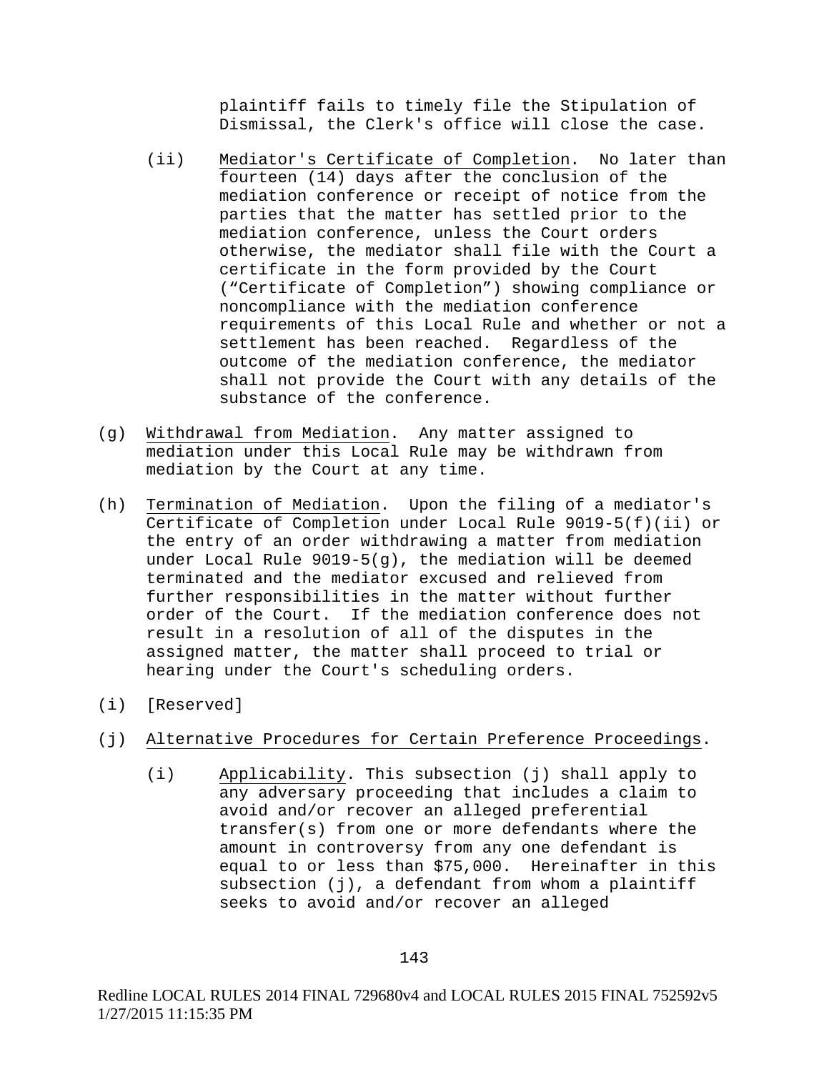plaintiff fails to timely file the Stipulation of Dismissal, the Clerk's office will close the case.

(ii) Mediator's Certificate of Completion. No later than fourteen (14) days after the conclusion of the mediation conference or receipt of notice from the parties that the matter has settled prior to the mediation conference, unless the Court orders otherwise, the mediator shall file with the Court a certificate in the form provided by the Court ("Certificate of Completion") showing compliance or noncompliance with the mediation conference requirements of this Local Rule and whether or not a settlement has been reached. Regardless of the outcome of the mediation conference, the mediator shall not provide the Court with any details of the substance of the conference.

(g) Withdrawal from Mediation. Any matter assigned to mediation under this Local Rule may be withdrawn from mediation by the Court at any time.

(h) Termination of Mediation. Upon the filing of a mediator's Certificate of Completion under Local Rule 9019-5(f)(ii) or the entry of an order withdrawing a matter from mediation under Local Rule 9019-5(g), the mediation will be deemed terminated and the mediator excused and relieved from further responsibilities in the matter without further order of the Court. If the mediation conference does not result in a resolution of all of the disputes in the assigned matter, the matter shall proceed to trial or hearing under the Court's scheduling orders.

(i) [Reserved]

(j) Alternative Procedures for Certain Preference Proceedings.

(i) Applicability. This subsection (j) shall apply to any adversary proceeding that includes a claim to avoid and/or recover an alleged preferential transfer(s) from one or more defendants where the amount in controversy from any one defendant is equal to or less than $75,000. Hereinafter in this subsection (j), a defendant from whom a plaintiff seeks to avoid and/or recover an alleged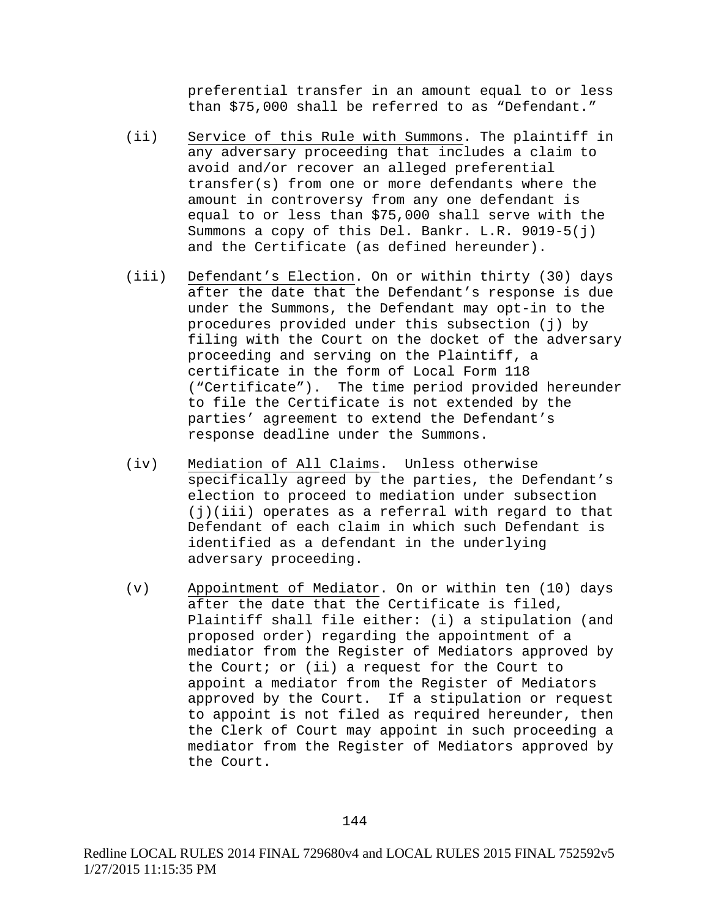preferential transfer in an amount equal to or less than $75,000 shall be referred to as "Defendant."

(ii) <u>Service of this Rule with Summons</u>. The plaintiff in any adversary proceeding that includes a claim to avoid and/or recover an alleged preferential transfer(s) from one or more defendants where the amount in controversy from any one defendant is equal to or less than $75,000 shall serve with the Summons a copy of this Del. Bankr. L.R. 9019-5(j) and the Certificate (as defined hereunder).

(iii) <u>Defendant's Election</u>. On or within thirty (30) days after the date that the Defendant's response is due under the Summons, the Defendant may opt-in to the procedures provided under this subsection (j) by filing with the Court on the docket of the adversary proceeding and serving on the Plaintiff, a certificate in the form of Local Form 118 ("Certificate"). The time period provided hereunder to file the Certificate is not extended by the parties' agreement to extend the Defendant's response deadline under the Summons.

(iv) <u>Mediation of All Claims</u>. Unless otherwise specifically agreed by the parties, the Defendant's election to proceed to mediation under subsection (j)(iii) operates as a referral with regard to that Defendant of each claim in which such Defendant is identified as a defendant in the underlying adversary proceeding.

(v) <u>Appointment of Mediator</u>. On or within ten (10) days after the date that the Certificate is filed, Plaintiff shall file either: (i) a stipulation (and proposed order) regarding the appointment of a mediator from the Register of Mediators approved by the Court; or (ii) a request for the Court to appoint a mediator from the Register of Mediators approved by the Court. If a stipulation or request to appoint is not filed as required hereunder, then the Clerk of Court may appoint in such proceeding a mediator from the Register of Mediators approved by the Court.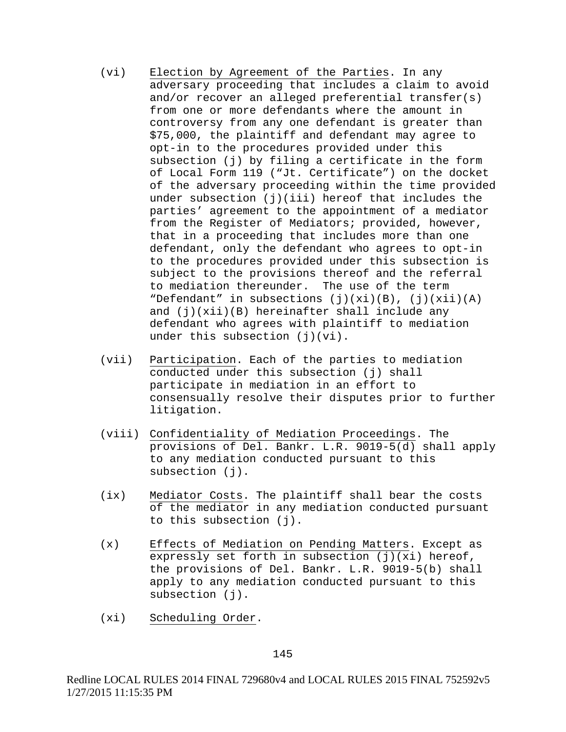(vi) Election by Agreement of the Parties. In any adversary proceeding that includes a claim to avoid and/or recover an alleged preferential transfer(s) from one or more defendants where the amount in controversy from any one defendant is greater than $75,000, the plaintiff and defendant may agree to opt-in to the procedures provided under this subsection (j) by filing a certificate in the form of Local Form 119 ("Jt. Certificate") on the docket of the adversary proceeding within the time provided under subsection (j)(iii) hereof that includes the parties' agreement to the appointment of a mediator from the Register of Mediators; provided, however, that in a proceeding that includes more than one defendant, only the defendant who agrees to opt-in to the procedures provided under this subsection is subject to the provisions thereof and the referral to mediation thereunder. The use of the term "Defendant" in subsections (j)(xi)(B), (j)(xii)(A) and (j)(xii)(B) hereinafter shall include any defendant who agrees with plaintiff to mediation under this subsection (j)(vi).

(vii) Participation. Each of the parties to mediation conducted under this subsection (j) shall participate in mediation in an effort to consensually resolve their disputes prior to further litigation.

(viii) Confidentiality of Mediation Proceedings. The provisions of Del. Bankr. L.R. 9019-5(d) shall apply to any mediation conducted pursuant to this subsection (j).

(ix) Mediator Costs. The plaintiff shall bear the costs of the mediator in any mediation conducted pursuant to this subsection (j).

(x) Effects of Mediation on Pending Matters. Except as expressly set forth in subsection (j)(xi) hereof, the provisions of Del. Bankr. L.R. 9019-5(b) shall apply to any mediation conducted pursuant to this subsection (j).

(xi) Scheduling Order.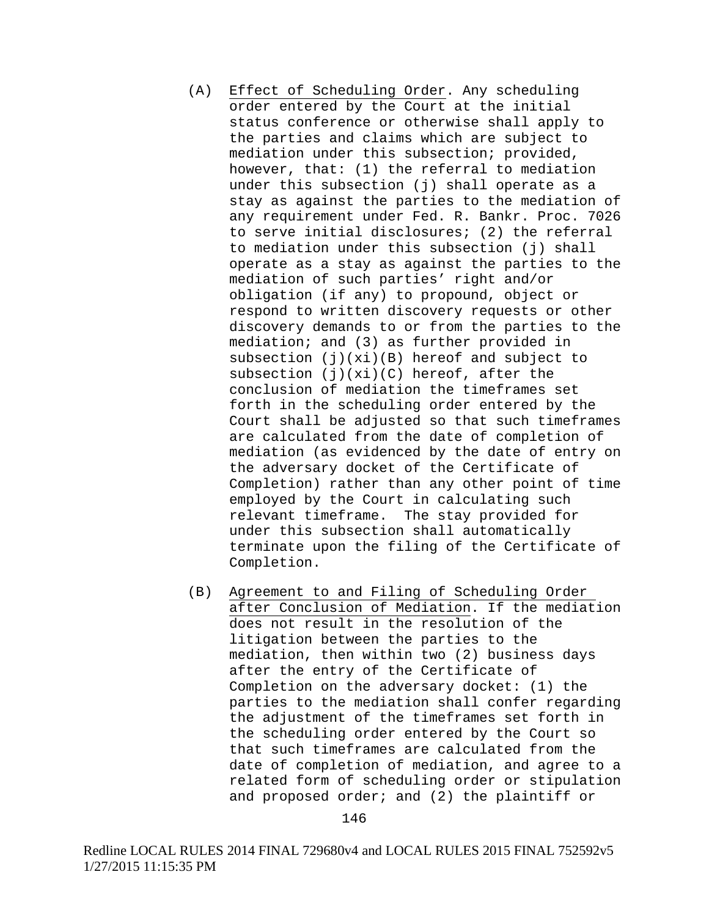(A) Effect of Scheduling Order. Any scheduling order entered by the Court at the initial status conference or otherwise shall apply to the parties and claims which are subject to mediation under this subsection; provided, however, that: (1) the referral to mediation under this subsection (j) shall operate as a stay as against the parties to the mediation of any requirement under Fed. R. Bankr. Proc. 7026 to serve initial disclosures; (2) the referral to mediation under this subsection (j) shall operate as a stay as against the parties to the mediation of such parties' right and/or obligation (if any) to propound, object or respond to written discovery requests or other discovery demands to or from the parties to the mediation; and (3) as further provided in subsection (j)(xi)(B) hereof and subject to subsection (j)(xi)(C) hereof, after the conclusion of mediation the timeframes set forth in the scheduling order entered by the Court shall be adjusted so that such timeframes are calculated from the date of completion of mediation (as evidenced by the date of entry on the adversary docket of the Certificate of Completion) rather than any other point of time employed by the Court in calculating such relevant timeframe. The stay provided for under this subsection shall automatically terminate upon the filing of the Certificate of Completion.

(B) Agreement to and Filing of Scheduling Order after Conclusion of Mediation. If the mediation does not result in the resolution of the litigation between the parties to the mediation, then within two (2) business days after the entry of the Certificate of Completion on the adversary docket: (1) the parties to the mediation shall confer regarding the adjustment of the timeframes set forth in the scheduling order entered by the Court so that such timeframes are calculated from the date of completion of mediation, and agree to a related form of scheduling order or stipulation and proposed order; and (2) the plaintiff or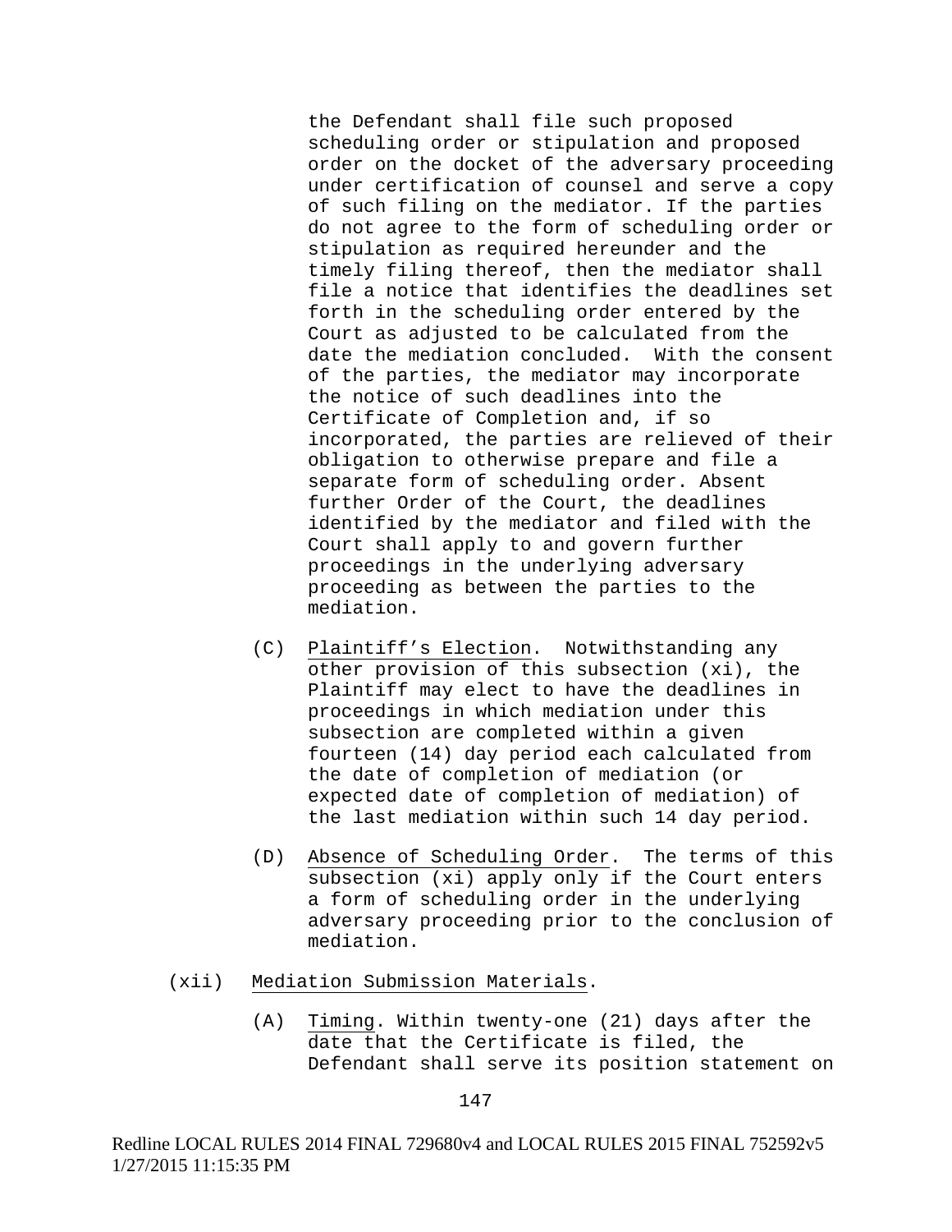the Defendant shall file such proposed scheduling order or stipulation and proposed order on the docket of the adversary proceeding under certification of counsel and serve a copy of such filing on the mediator. If the parties do not agree to the form of scheduling order or stipulation as required hereunder and the timely filing thereof, then the mediator shall file a notice that identifies the deadlines set forth in the scheduling order entered by the Court as adjusted to be calculated from the date the mediation concluded. With the consent of the parties, the mediator may incorporate the notice of such deadlines into the Certificate of Completion and, if so incorporated, the parties are relieved of their obligation to otherwise prepare and file a separate form of scheduling order. Absent further Order of the Court, the deadlines identified by the mediator and filed with the Court shall apply to and govern further proceedings in the underlying adversary proceeding as between the parties to the mediation.

(C) Plaintiff's Election. Notwithstanding any other provision of this subsection (xi), the Plaintiff may elect to have the deadlines in proceedings in which mediation under this subsection are completed within a given fourteen (14) day period each calculated from the date of completion of mediation (or expected date of completion of mediation) of the last mediation within such 14 day period.

(D) Absence of Scheduling Order. The terms of this subsection (xi) apply only if the Court enters a form of scheduling order in the underlying adversary proceeding prior to the conclusion of mediation.

(xii) Mediation Submission Materials.

(A) Timing. Within twenty-one (21) days after the date that the Certificate is filed, the Defendant shall serve its position statement on

Redline LOCAL RULES 2014 FINAL 729680v4 and LOCAL RULES 2015 FINAL 752592v5
1/27/2015 11:15:35 PM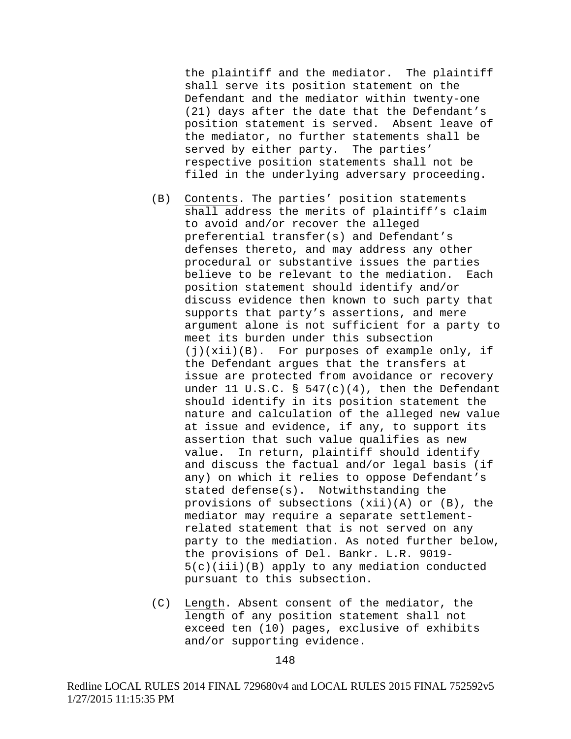the plaintiff and the mediator. The plaintiff shall serve its position statement on the Defendant and the mediator within twenty-one (21) days after the date that the Defendant's position statement is served. Absent leave of the mediator, no further statements shall be served by either party. The parties' respective position statements shall not be filed in the underlying adversary proceeding.

(B) Contents. The parties' position statements shall address the merits of plaintiff's claim to avoid and/or recover the alleged preferential transfer(s) and Defendant's defenses thereto, and may address any other procedural or substantive issues the parties believe to be relevant to the mediation. Each position statement should identify and/or discuss evidence then known to such party that supports that party's assertions, and mere argument alone is not sufficient for a party to meet its burden under this subsection (j)(xii)(B). For purposes of example only, if the Defendant argues that the transfers at issue are protected from avoidance or recovery under 11 U.S.C. § 547(c)(4), then the Defendant should identify in its position statement the nature and calculation of the alleged new value at issue and evidence, if any, to support its assertion that such value qualifies as new value. In return, plaintiff should identify and discuss the factual and/or legal basis (if any) on which it relies to oppose Defendant's stated defense(s). Notwithstanding the provisions of subsections (xii)(A) or (B), the mediator may require a separate settlement-related statement that is not served on any party to the mediation. As noted further below, the provisions of Del. Bankr. L.R. 9019-5(c)(iii)(B) apply to any mediation conducted pursuant to this subsection.

(C) Length. Absent consent of the mediator, the length of any position statement shall not exceed ten (10) pages, exclusive of exhibits and/or supporting evidence.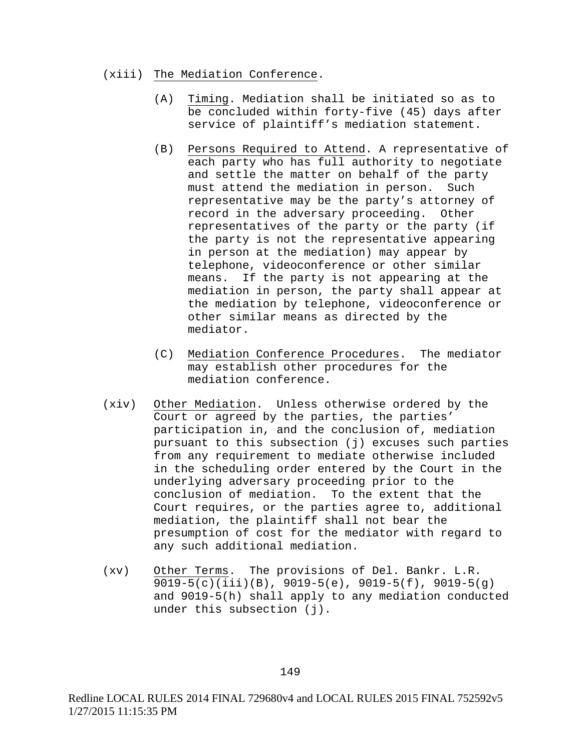(xiii) The Mediation Conference.

(A) Timing. Mediation shall be initiated so as to be concluded within forty-five (45) days after service of plaintiff's mediation statement.

(B) Persons Required to Attend. A representative of each party who has full authority to negotiate and settle the matter on behalf of the party must attend the mediation in person. Such representative may be the party's attorney of record in the adversary proceeding. Other representatives of the party or the party (if the party is not the representative appearing in person at the mediation) may appear by telephone, videoconference or other similar means. If the party is not appearing at the mediation in person, the party shall appear at the mediation by telephone, videoconference or other similar means as directed by the mediator.

(C) Mediation Conference Procedures. The mediator may establish other procedures for the mediation conference.

(xiv) Other Mediation. Unless otherwise ordered by the Court or agreed by the parties, the parties' participation in, and the conclusion of, mediation pursuant to this subsection (j) excuses such parties from any requirement to mediate otherwise included in the scheduling order entered by the Court in the underlying adversary proceeding prior to the conclusion of mediation. To the extent that the Court requires, or the parties agree to, additional mediation, the plaintiff shall not bear the presumption of cost for the mediator with regard to any such additional mediation.

(xv) Other Terms. The provisions of Del. Bankr. L.R. 9019-5(c)(iii)(B), 9019-5(e), 9019-5(f), 9019-5(g) and 9019-5(h) shall apply to any mediation conducted under this subsection (j).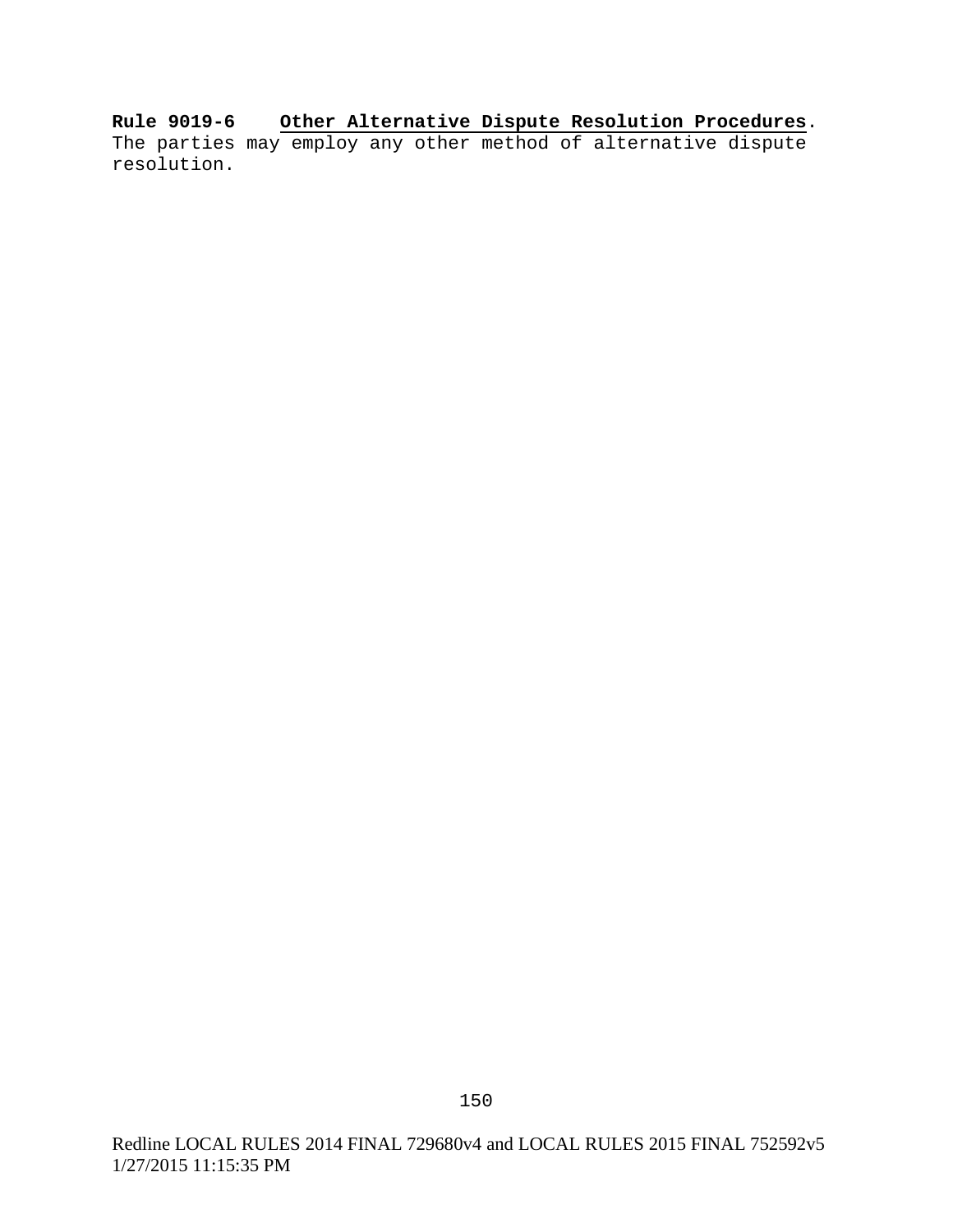**Rule 9019-6 <u>Other Alternative Dispute Resolution Procedures</u>.** The parties may employ any other method of alternative dispute resolution.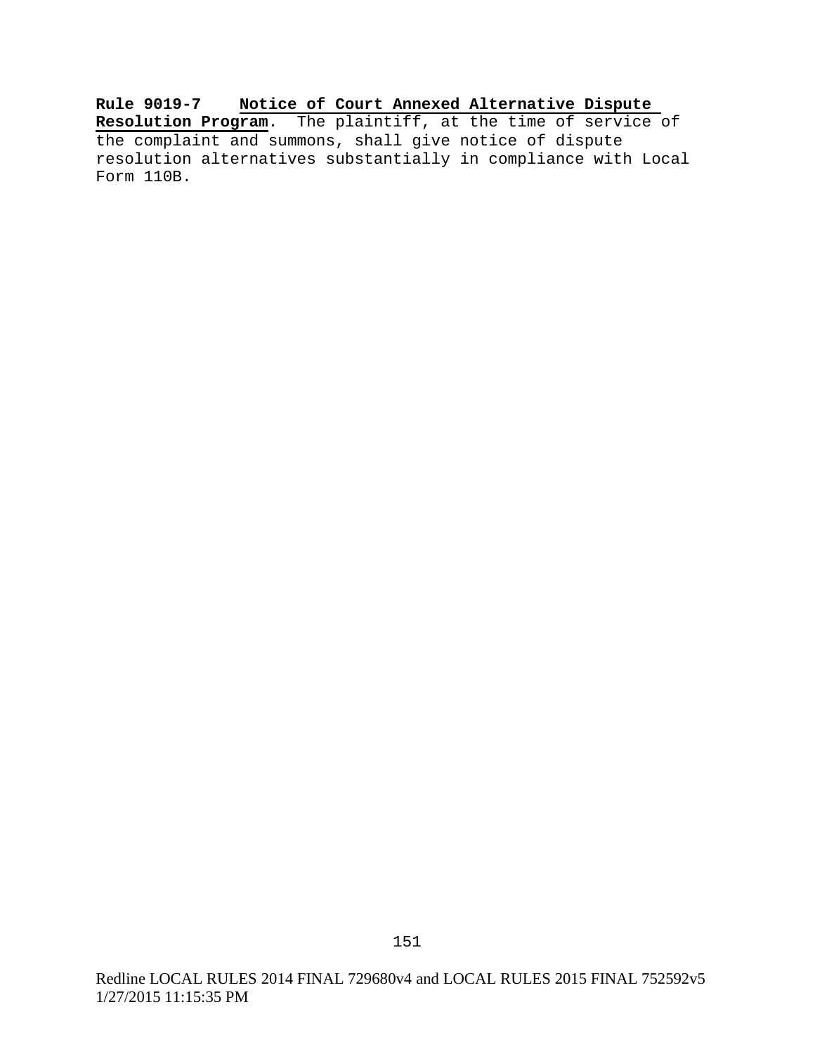**Rule 9019-7** **Notice of Court Annexed Alternative Dispute Resolution Program**. The plaintiff, at the time of service of the complaint and summons, shall give notice of dispute resolution alternatives substantially in compliance with Local Form 110B.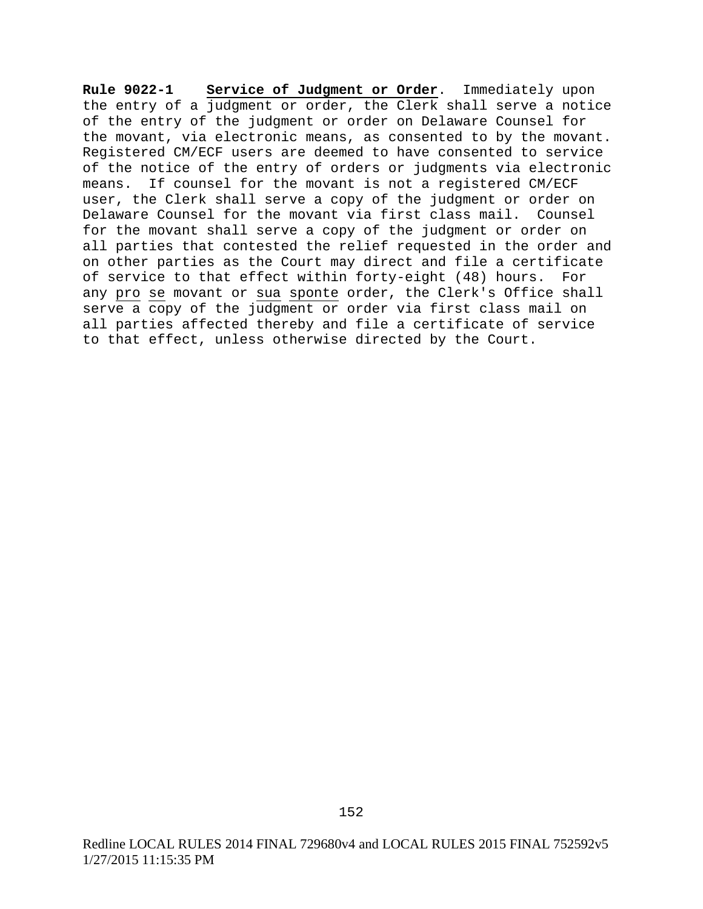**Rule 9022-1** **Service of Judgment or Order**. Immediately upon the entry of a judgment or order, the Clerk shall serve a notice of the entry of the judgment or order on Delaware Counsel for the movant, via electronic means, as consented to by the movant. Registered CM/ECF users are deemed to have consented to service of the notice of the entry of orders or judgments via electronic means. If counsel for the movant is not a registered CM/ECF user, the Clerk shall serve a copy of the judgment or order on Delaware Counsel for the movant via first class mail. Counsel for the movant shall serve a copy of the judgment or order on all parties that contested the relief requested in the order and on other parties as the Court may direct and file a certificate of service to that effect within forty-eight (48) hours. For any pro se movant or sua sponte order, the Clerk's Office shall serve a copy of the judgment or order via first class mail on all parties affected thereby and file a certificate of service to that effect, unless otherwise directed by the Court.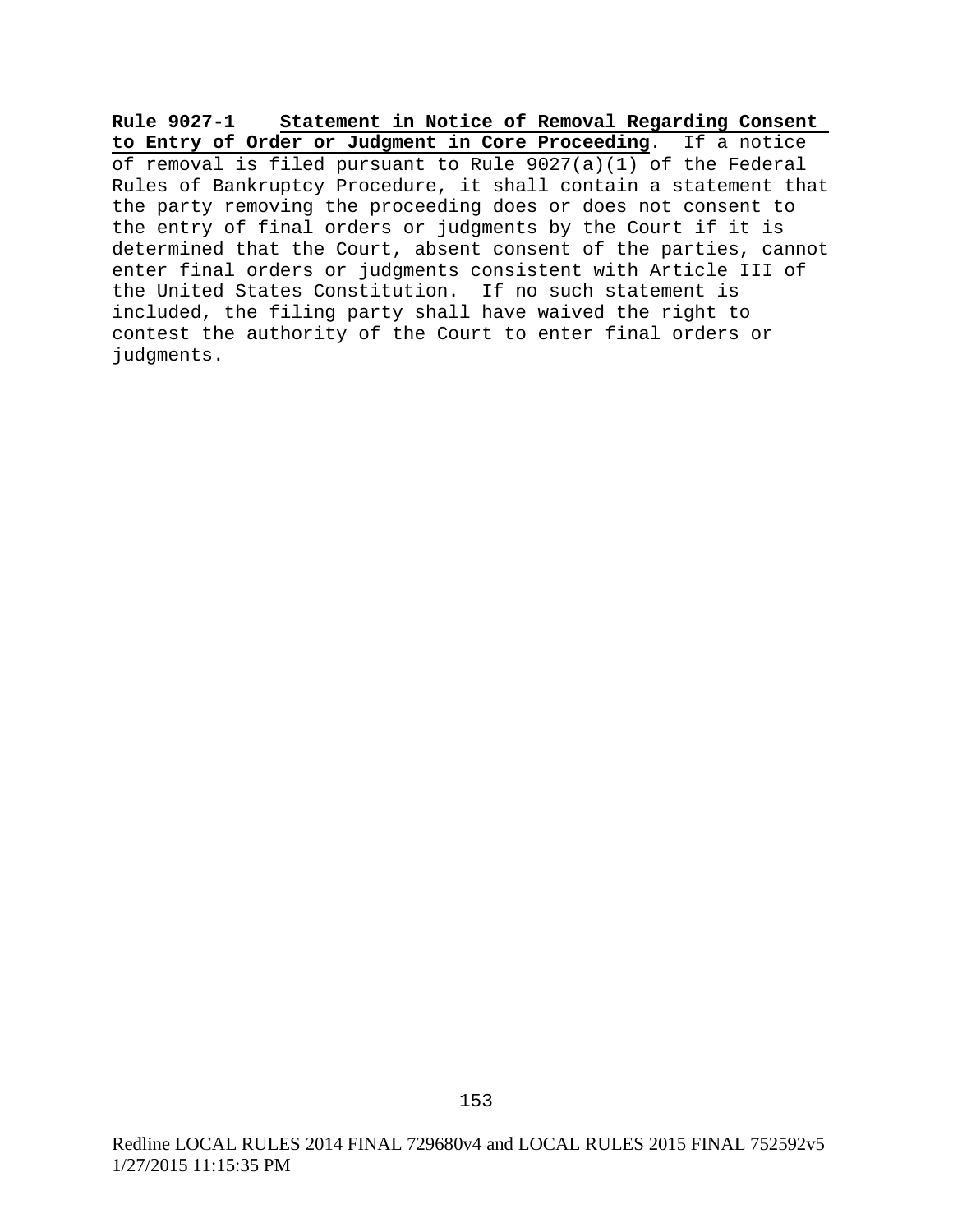**Rule 9027-1** **Statement in Notice of Removal Regarding Consent to Entry of Order or Judgment in Core Proceeding**. If a notice of removal is filed pursuant to Rule 9027(a)(1) of the Federal Rules of Bankruptcy Procedure, it shall contain a statement that the party removing the proceeding does or does not consent to the entry of final orders or judgments by the Court if it is determined that the Court, absent consent of the parties, cannot enter final orders or judgments consistent with Article III of the United States Constitution. If no such statement is included, the filing party shall have waived the right to contest the authority of the Court to enter final orders or judgments.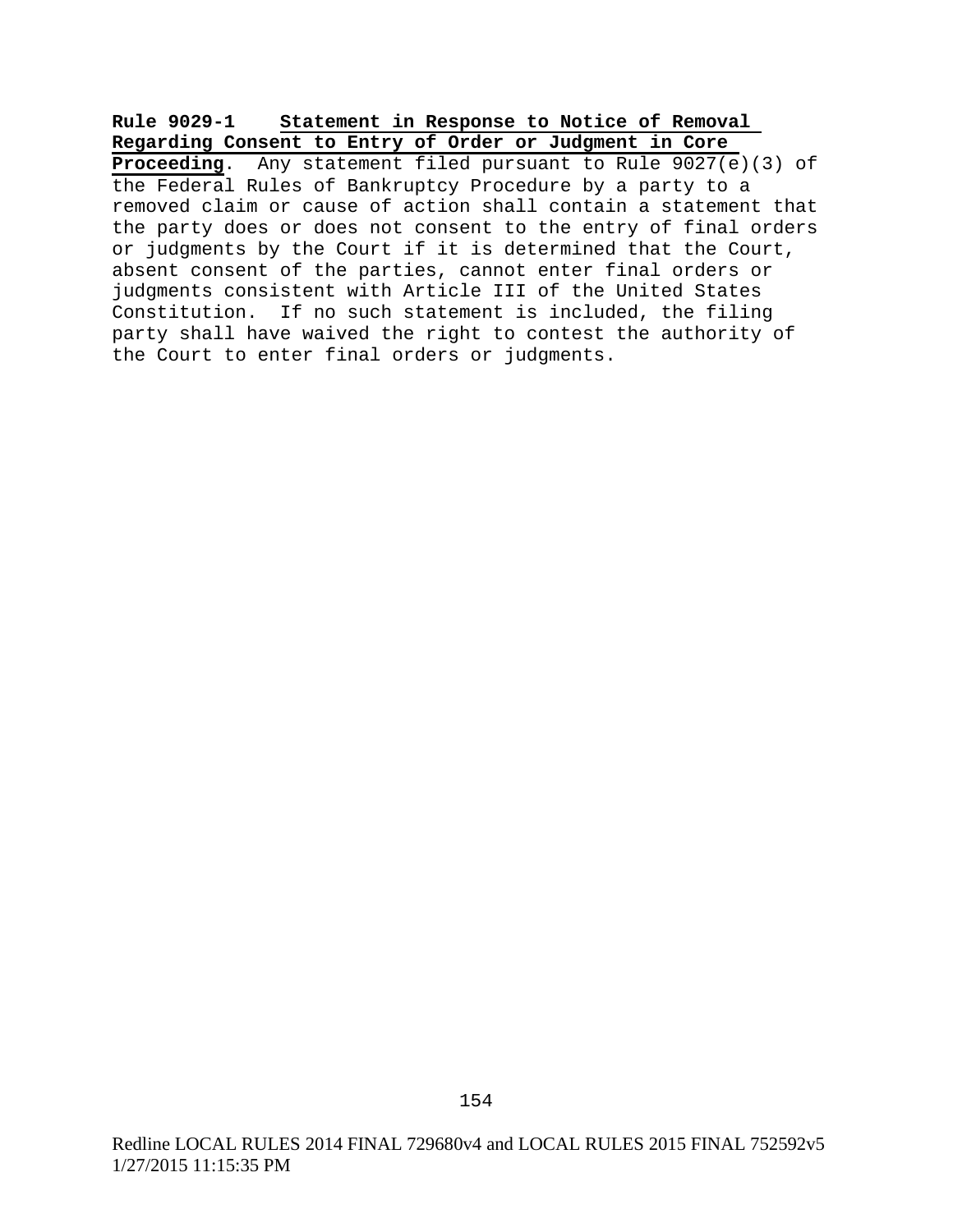**Rule 9029-1 Statement in Response to Notice of Removal Regarding Consent to Entry of Order or Judgment in Core Proceeding**. Any statement filed pursuant to Rule 9027(e)(3) of the Federal Rules of Bankruptcy Procedure by a party to a removed claim or cause of action shall contain a statement that the party does or does not consent to the entry of final orders or judgments by the Court if it is determined that the Court, absent consent of the parties, cannot enter final orders or judgments consistent with Article III of the United States Constitution. If no such statement is included, the filing party shall have waived the right to contest the authority of the Court to enter final orders or judgments.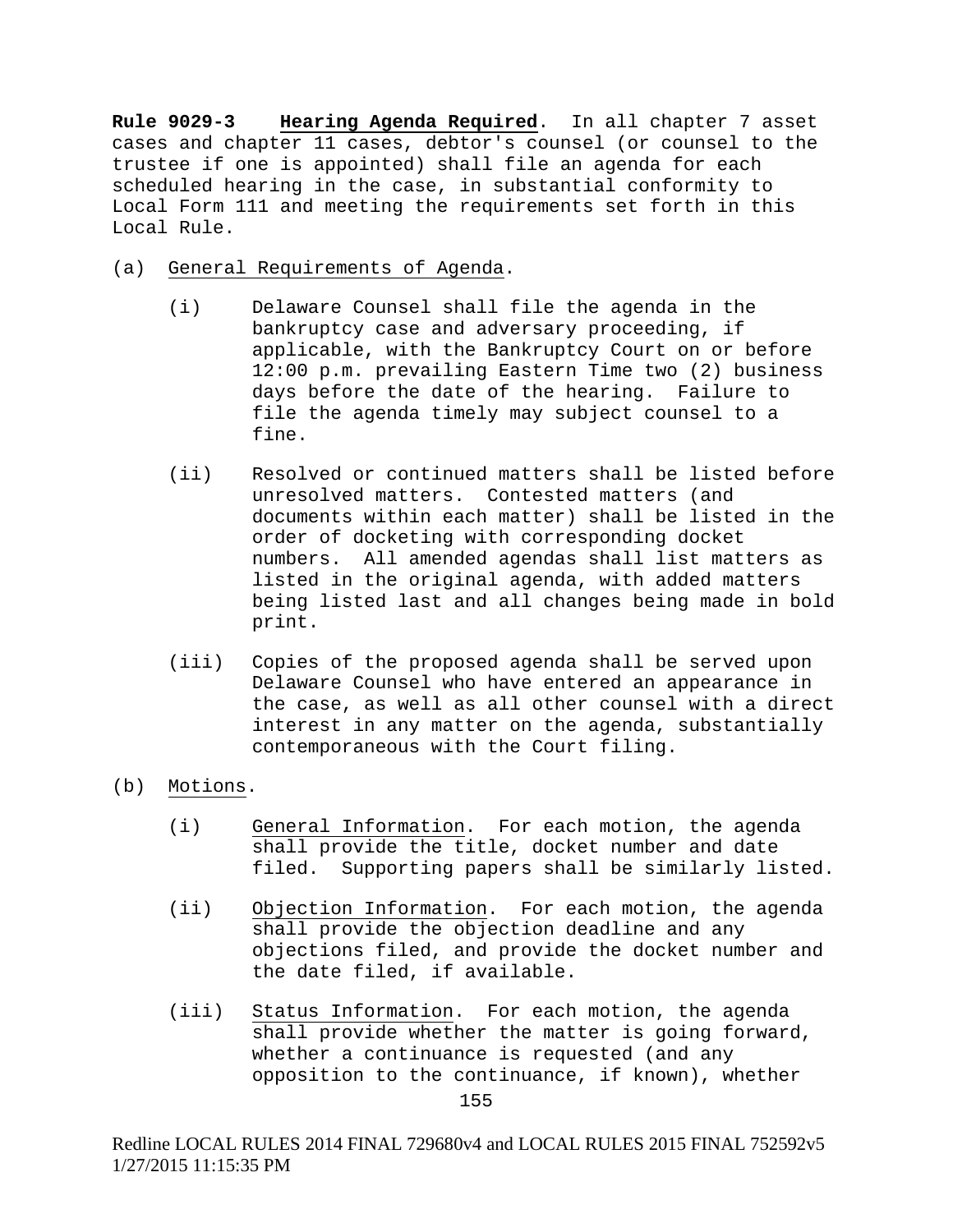**Rule 9029-3** <u>**Hearing Agenda Required**</u>. In all chapter 7 asset cases and chapter 11 cases, debtor's counsel (or counsel to the trustee if one is appointed) shall file an agenda for each scheduled hearing in the case, in substantial conformity to Local Form 111 and meeting the requirements set forth in this Local Rule.

(a) <u>General Requirements of Agenda</u>.

(i) Delaware Counsel shall file the agenda in the bankruptcy case and adversary proceeding, if applicable, with the Bankruptcy Court on or before 12:00 p.m. prevailing Eastern Time two (2) business days before the date of the hearing. Failure to file the agenda timely may subject counsel to a fine.

(ii) Resolved or continued matters shall be listed before unresolved matters. Contested matters (and documents within each matter) shall be listed in the order of docketing with corresponding docket numbers. All amended agendas shall list matters as listed in the original agenda, with added matters being listed last and all changes being made in bold print.

(iii) Copies of the proposed agenda shall be served upon Delaware Counsel who have entered an appearance in the case, as well as all other counsel with a direct interest in any matter on the agenda, substantially contemporaneous with the Court filing.

(b) <u>Motions</u>.

(i) <u>General Information</u>. For each motion, the agenda shall provide the title, docket number and date filed. Supporting papers shall be similarly listed.

(ii) <u>Objection Information</u>. For each motion, the agenda shall provide the objection deadline and any objections filed, and provide the docket number and the date filed, if available.

(iii) <u>Status Information</u>. For each motion, the agenda shall provide whether the matter is going forward, whether a continuance is requested (and any opposition to the continuance, if known), whether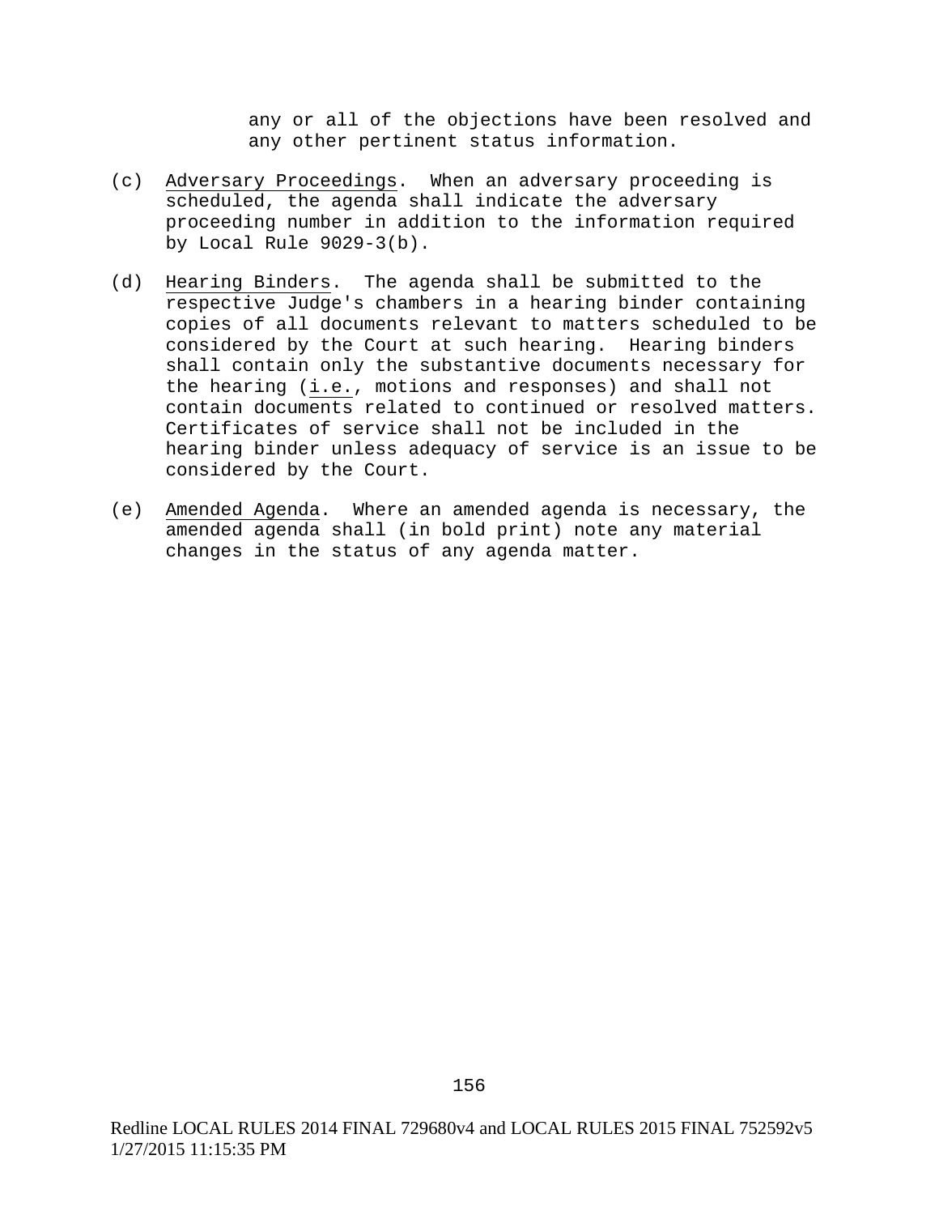any or all of the objections have been resolved and any other pertinent status information.

(c) Adversary Proceedings. When an adversary proceeding is scheduled, the agenda shall indicate the adversary proceeding number in addition to the information required by Local Rule 9029-3(b).

(d) Hearing Binders. The agenda shall be submitted to the respective Judge's chambers in a hearing binder containing copies of all documents relevant to matters scheduled to be considered by the Court at such hearing. Hearing binders shall contain only the substantive documents necessary for the hearing (i.e., motions and responses) and shall not contain documents related to continued or resolved matters. Certificates of service shall not be included in the hearing binder unless adequacy of service is an issue to be considered by the Court.

(e) Amended Agenda. Where an amended agenda is necessary, the amended agenda shall (in bold print) note any material changes in the status of any agenda matter.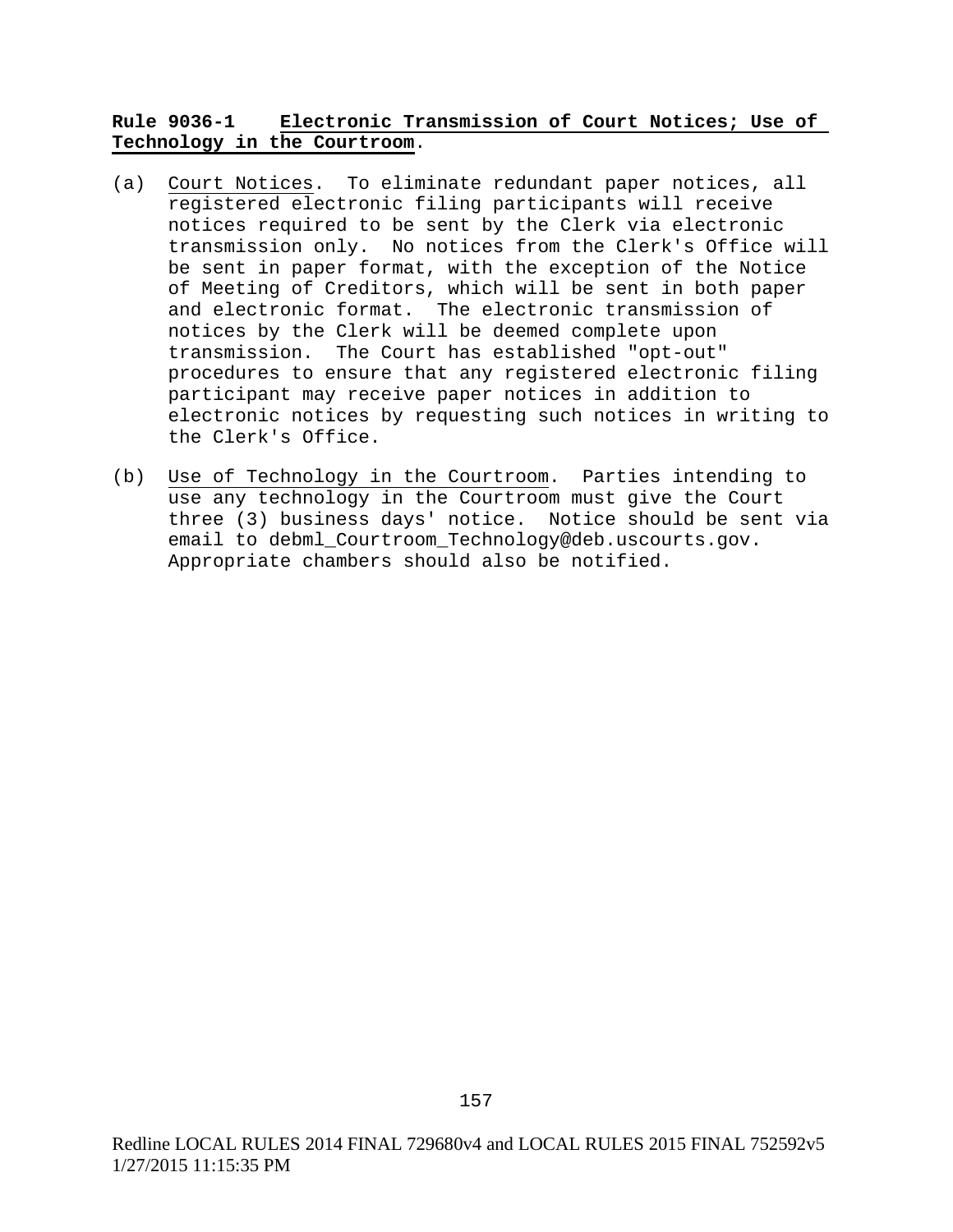**Rule 9036-1 Electronic Transmission of Court Notices; Use of Technology in the Courtroom.**

(a) Court Notices. To eliminate redundant paper notices, all registered electronic filing participants will receive notices required to be sent by the Clerk via electronic transmission only. No notices from the Clerk's Office will be sent in paper format, with the exception of the Notice of Meeting of Creditors, which will be sent in both paper and electronic format. The electronic transmission of notices by the Clerk will be deemed complete upon transmission. The Court has established "opt-out" procedures to ensure that any registered electronic filing participant may receive paper notices in addition to electronic notices by requesting such notices in writing to the Clerk's Office.

(b) Use of Technology in the Courtroom. Parties intending to use any technology in the Courtroom must give the Court three (3) business days' notice. Notice should be sent via email to debml_Courtroom_Technology@deb.uscourts.gov. Appropriate chambers should also be notified.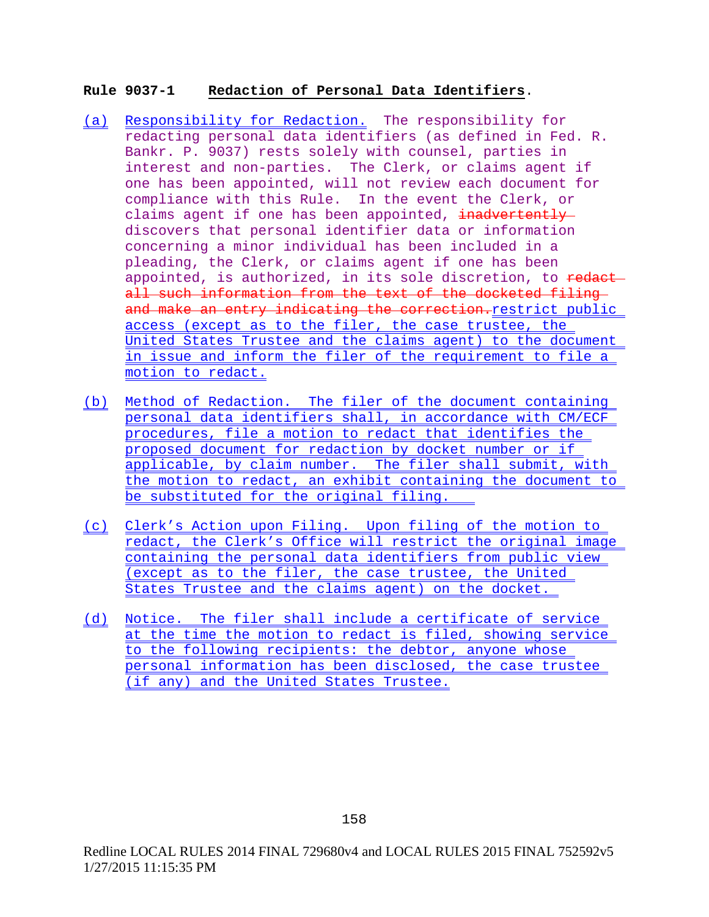**Rule 9037-1 Redaction of Personal Data Identifiers.**

(a) Responsibility for Redaction. The responsibility for redacting personal data identifiers (as defined in Fed. R. Bankr. P. 9037) rests solely with counsel, parties in interest and non-parties. The Clerk, or claims agent if one has been appointed, will not review each document for compliance with this Rule. In the event the Clerk, or claims agent if one has been appointed, ~~inadvertently~~ discovers that personal identifier data or information concerning a minor individual has been included in a pleading, the Clerk, or claims agent if one has been appointed, is authorized, in its sole discretion, to ~~redact all such information from the text of the docketed filing and make an entry indicating the correction.~~restrict public access (except as to the filer, the case trustee, the United States Trustee and the claims agent) to the document in issue and inform the filer of the requirement to file a motion to redact.

(b) Method of Redaction. The filer of the document containing personal data identifiers shall, in accordance with CM/ECF procedures, file a motion to redact that identifies the proposed document for redaction by docket number or if applicable, by claim number. The filer shall submit, with the motion to redact, an exhibit containing the document to be substituted for the original filing.

(c) Clerk's Action upon Filing. Upon filing of the motion to redact, the Clerk's Office will restrict the original image containing the personal data identifiers from public view (except as to the filer, the case trustee, the United States Trustee and the claims agent) on the docket.

(d) Notice. The filer shall include a certificate of service at the time the motion to redact is filed, showing service to the following recipients: the debtor, anyone whose personal information has been disclosed, the case trustee (if any) and the United States Trustee.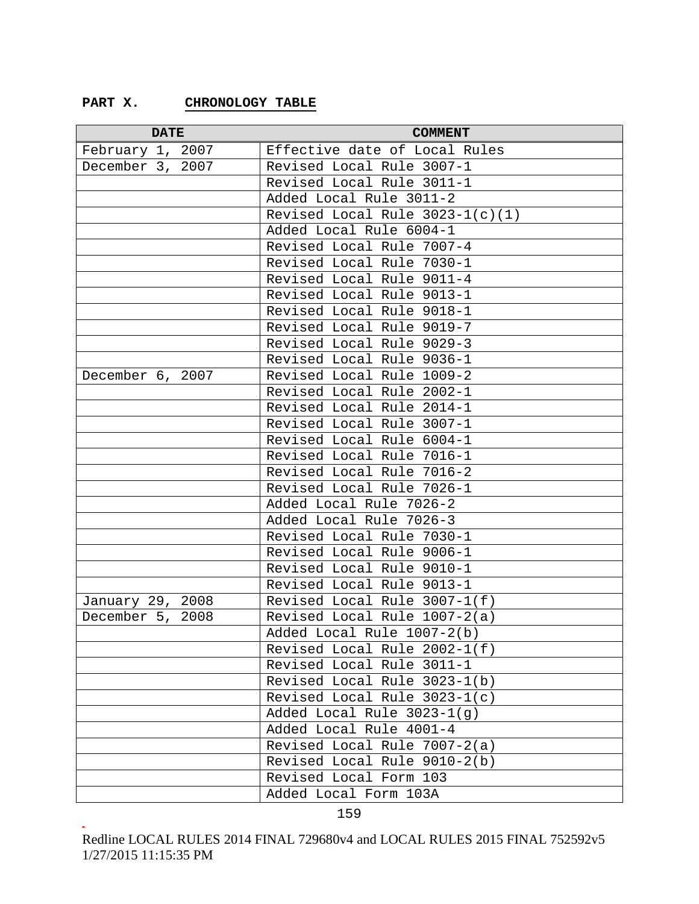## PART X. CHRONOLOGY TABLE

| DATE | COMMENT |
|---|---|
| February 1, 2007 | Effective date of Local Rules |
| December 3, 2007 | Revised Local Rule 3007-1 |
| | Revised Local Rule 3011-1 |
| | Added Local Rule 3011-2 |
| | Revised Local Rule 3023-1(c)(1) |
| | Added Local Rule 6004-1 |
| | Revised Local Rule 7007-4 |
| | Revised Local Rule 7030-1 |
| | Revised Local Rule 9011-4 |
| | Revised Local Rule 9013-1 |
| | Revised Local Rule 9018-1 |
| | Revised Local Rule 9019-7 |
| | Revised Local Rule 9029-3 |
| | Revised Local Rule 9036-1 |
| December 6, 2007 | Revised Local Rule 1009-2 |
| | Revised Local Rule 2002-1 |
| | Revised Local Rule 2014-1 |
| | Revised Local Rule 3007-1 |
| | Revised Local Rule 6004-1 |
| | Revised Local Rule 7016-1 |
| | Revised Local Rule 7016-2 |
| | Revised Local Rule 7026-1 |
| | Added Local Rule 7026-2 |
| | Added Local Rule 7026-3 |
| | Revised Local Rule 7030-1 |
| | Revised Local Rule 9006-1 |
| | Revised Local Rule 9010-1 |
| | Revised Local Rule 9013-1 |
| January 29, 2008 | Revised Local Rule 3007-1(f) |
| December 5, 2008 | Revised Local Rule 1007-2(a) |
| | Added Local Rule 1007-2(b) |
| | Revised Local Rule 2002-1(f) |
| | Revised Local Rule 3011-1 |
| | Revised Local Rule 3023-1(b) |
| | Revised Local Rule 3023-1(c) |
| | Added Local Rule 3023-1(g) |
| | Added Local Rule 4001-4 |
| | Revised Local Rule 7007-2(a) |
| | Revised Local Rule 9010-2(b) |
| | Revised Local Form 103 |
| | Added Local Form 103A |

Redline LOCAL RULES 2014 FINAL 729680v4 and LOCAL RULES 2015 FINAL 752592v5 1/27/2015 11:15:35 PM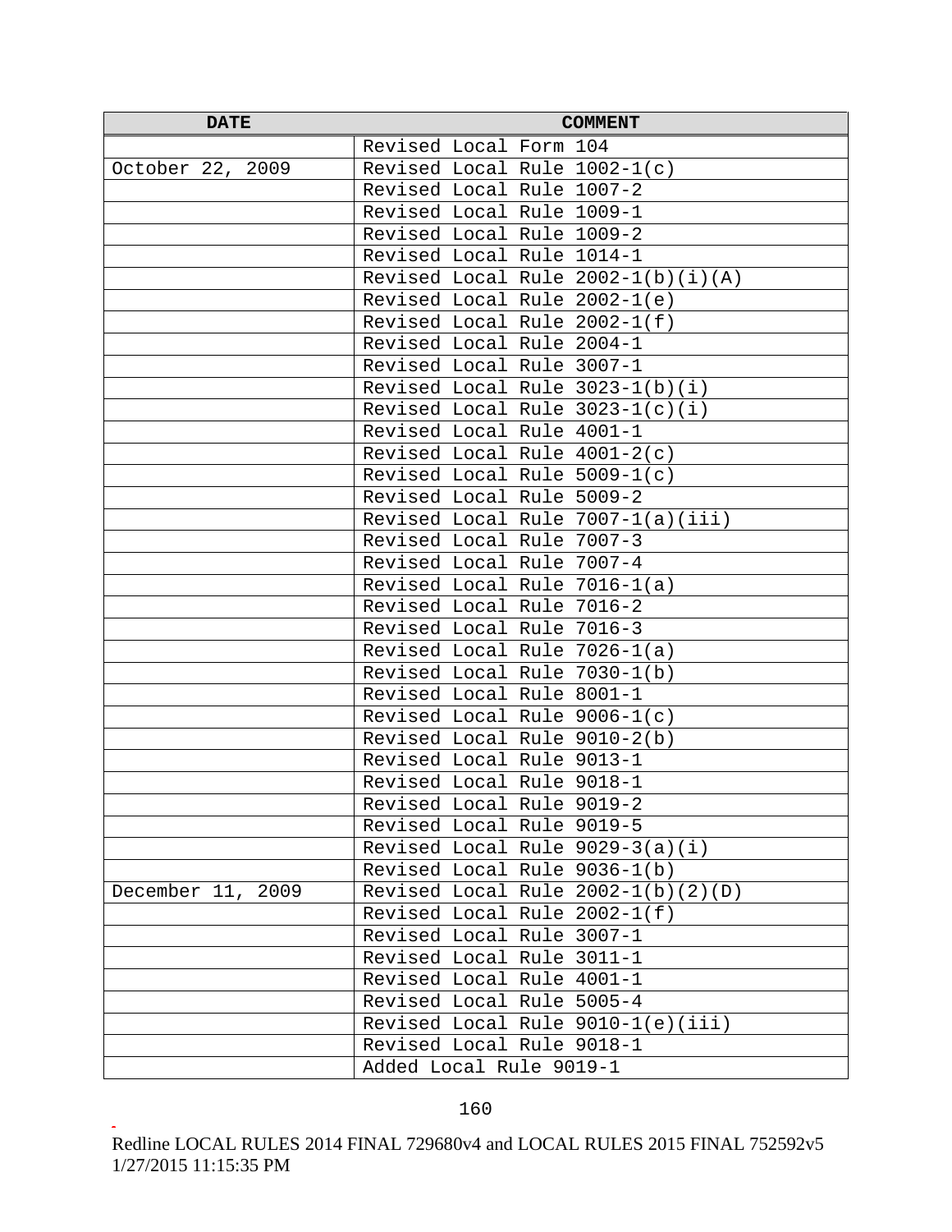| DATE | COMMENT |
|---|---|
| | Revised Local Form 104 |
| October 22, 2009 | Revised Local Rule 1002-1(c) |
| | Revised Local Rule 1007-2 |
| | Revised Local Rule 1009-1 |
| | Revised Local Rule 1009-2 |
| | Revised Local Rule 1014-1 |
| | Revised Local Rule 2002-1(b)(i)(A) |
| | Revised Local Rule 2002-1(e) |
| | Revised Local Rule 2002-1(f) |
| | Revised Local Rule 2004-1 |
| | Revised Local Rule 3007-1 |
| | Revised Local Rule 3023-1(b)(i) |
| | Revised Local Rule 3023-1(c)(i) |
| | Revised Local Rule 4001-1 |
| | Revised Local Rule 4001-2(c) |
| | Revised Local Rule 5009-1(c) |
| | Revised Local Rule 5009-2 |
| | Revised Local Rule 7007-1(a)(iii) |
| | Revised Local Rule 7007-3 |
| | Revised Local Rule 7007-4 |
| | Revised Local Rule 7016-1(a) |
| | Revised Local Rule 7016-2 |
| | Revised Local Rule 7016-3 |
| | Revised Local Rule 7026-1(a) |
| | Revised Local Rule 7030-1(b) |
| | Revised Local Rule 8001-1 |
| | Revised Local Rule 9006-1(c) |
| | Revised Local Rule 9010-2(b) |
| | Revised Local Rule 9013-1 |
| | Revised Local Rule 9018-1 |
| | Revised Local Rule 9019-2 |
| | Revised Local Rule 9019-5 |
| | Revised Local Rule 9029-3(a)(i) |
| | Revised Local Rule 9036-1(b) |
| December 11, 2009 | Revised Local Rule 2002-1(b)(2)(D) |
| | Revised Local Rule 2002-1(f) |
| | Revised Local Rule 3007-1 |
| | Revised Local Rule 3011-1 |
| | Revised Local Rule 4001-1 |
| | Revised Local Rule 5005-4 |
| | Revised Local Rule 9010-1(e)(iii) |
| | Revised Local Rule 9018-1 |
| | Added Local Rule 9019-1 |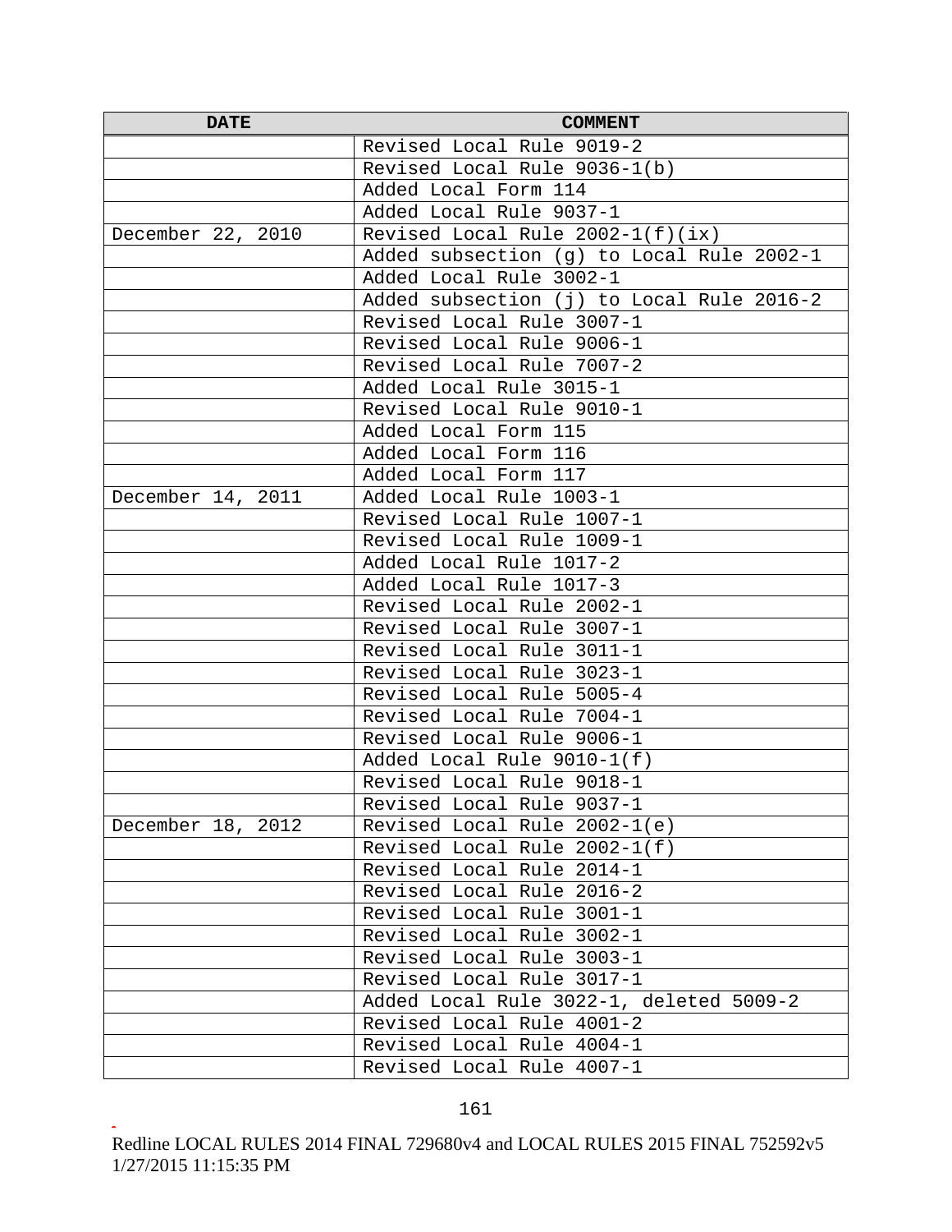| DATE | COMMENT |
|---|---|
| | Revised Local Rule 9019-2 |
| | Revised Local Rule 9036-1(b) |
| | Added Local Form 114 |
| | Added Local Rule 9037-1 |
| December 22, 2010 | Revised Local Rule 2002-1(f)(ix) |
| | Added subsection (g) to Local Rule 2002-1 |
| | Added Local Rule 3002-1 |
| | Added subsection (j) to Local Rule 2016-2 |
| | Revised Local Rule 3007-1 |
| | Revised Local Rule 9006-1 |
| | Revised Local Rule 7007-2 |
| | Added Local Rule 3015-1 |
| | Revised Local Rule 9010-1 |
| | Added Local Form 115 |
| | Added Local Form 116 |
| | Added Local Form 117 |
| December 14, 2011 | Added Local Rule 1003-1 |
| | Revised Local Rule 1007-1 |
| | Revised Local Rule 1009-1 |
| | Added Local Rule 1017-2 |
| | Added Local Rule 1017-3 |
| | Revised Local Rule 2002-1 |
| | Revised Local Rule 3007-1 |
| | Revised Local Rule 3011-1 |
| | Revised Local Rule 3023-1 |
| | Revised Local Rule 5005-4 |
| | Revised Local Rule 7004-1 |
| | Revised Local Rule 9006-1 |
| | Added Local Rule 9010-1(f) |
| | Revised Local Rule 9018-1 |
| | Revised Local Rule 9037-1 |
| December 18, 2012 | Revised Local Rule 2002-1(e) |
| | Revised Local Rule 2002-1(f) |
| | Revised Local Rule 2014-1 |
| | Revised Local Rule 2016-2 |
| | Revised Local Rule 3001-1 |
| | Revised Local Rule 3002-1 |
| | Revised Local Rule 3003-1 |
| | Revised Local Rule 3017-1 |
| | Added Local Rule 3022-1, deleted 5009-2 |
| | Revised Local Rule 4001-2 |
| | Revised Local Rule 4004-1 |
| | Revised Local Rule 4007-1 |

Redline LOCAL RULES 2014 FINAL 729680v4 and LOCAL RULES 2015 FINAL 752592v5 1/27/2015 11:15:35 PM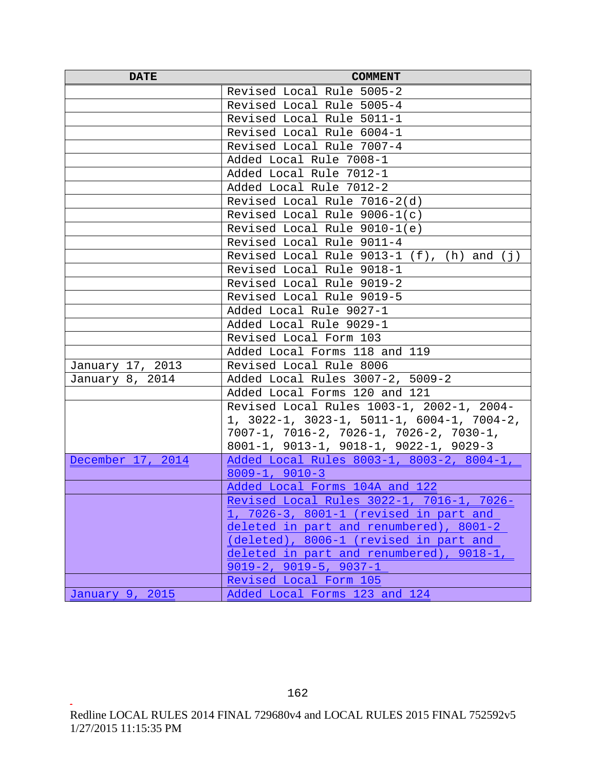| DATE | COMMENT |
|---|---|
| | Revised Local Rule 5005-2 |
| | Revised Local Rule 5005-4 |
| | Revised Local Rule 5011-1 |
| | Revised Local Rule 6004-1 |
| | Revised Local Rule 7007-4 |
| | Added Local Rule 7008-1 |
| | Added Local Rule 7012-1 |
| | Added Local Rule 7012-2 |
| | Revised Local Rule 7016-2(d) |
| | Revised Local Rule 9006-1(c) |
| | Revised Local Rule 9010-1(e) |
| | Revised Local Rule 9011-4 |
| | Revised Local Rule 9013-1 (f), (h) and (j) |
| | Revised Local Rule 9018-1 |
| | Revised Local Rule 9019-2 |
| | Revised Local Rule 9019-5 |
| | Added Local Rule 9027-1 |
| | Added Local Rule 9029-1 |
| | Revised Local Form 103 |
| | Added Local Forms 118 and 119 |
| January 17, 2013 | Revised Local Rule 8006 |
| January 8, 2014 | Added Local Rules 3007-2, 5009-2 |
| | Added Local Forms 120 and 121 |
| | Revised Local Rules 1003-1, 2002-1, 2004-1, 3022-1, 3023-1, 5011-1, 6004-1, 7004-2, 7007-1, 7016-2, 7026-1, 7026-2, 7030-1, 8001-1, 9013-1, 9018-1, 9022-1, 9029-3 |
| December 17, 2014 | Added Local Rules 8003-1, 8003-2, 8004-1, 8009-1, 9010-3 |
| | Added Local Forms 104A and 122 |
| | Revised Local Rules 3022-1, 7016-1, 7026-1, 7026-3, 8001-1 (revised in part and deleted in part and renumbered), 8001-2 (deleted), 8006-1 (revised in part and deleted in part and renumbered), 9018-1, 9019-2, 9019-5, 9037-1 |
| | Revised Local Form 105 |
| January 9, 2015 | Added Local Forms 123 and 124 |

Redline LOCAL RULES 2014 FINAL 729680v4 and LOCAL RULES 2015 FINAL 752592v5
1/27/2015 11:15:35 PM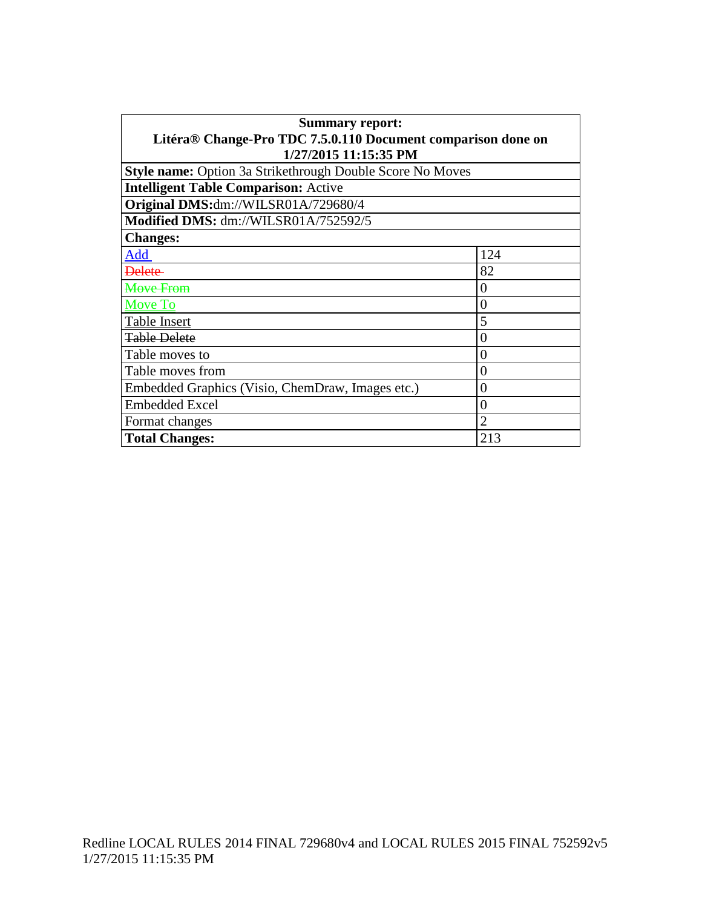| Summary report: Litéra® Change-Pro TDC 7.5.0.110 Document comparison done on 1/27/2015 11:15:35 PM | |
|---|---|
| **Style name:** Option 3a Strikethrough Double Score No Moves | |
| **Intelligent Table Comparison:** Active | |
| **Original DMS:** dm://WILSR01A/729680/4 | |
| **Modified DMS:** dm://WILSR01A/752592/5 | |
| **Changes:** | |
| Add | 124 |
| ~~Delete~~ | 82 |
| ~~Move From~~ | 0 |
| Move To | 0 |
| Table Insert | 5 |
| ~~Table Delete~~ | 0 |
| Table moves to | 0 |
| Table moves from | 0 |
| Embedded Graphics (Visio, ChemDraw, Images etc.) | 0 |
| Embedded Excel | 0 |
| Format changes | 2 |
| **Total Changes:** | 213 |

Redline LOCAL RULES 2014 FINAL 729680v4 and LOCAL RULES 2015 FINAL 752592v5
1/27/2015 11:15:35 PM